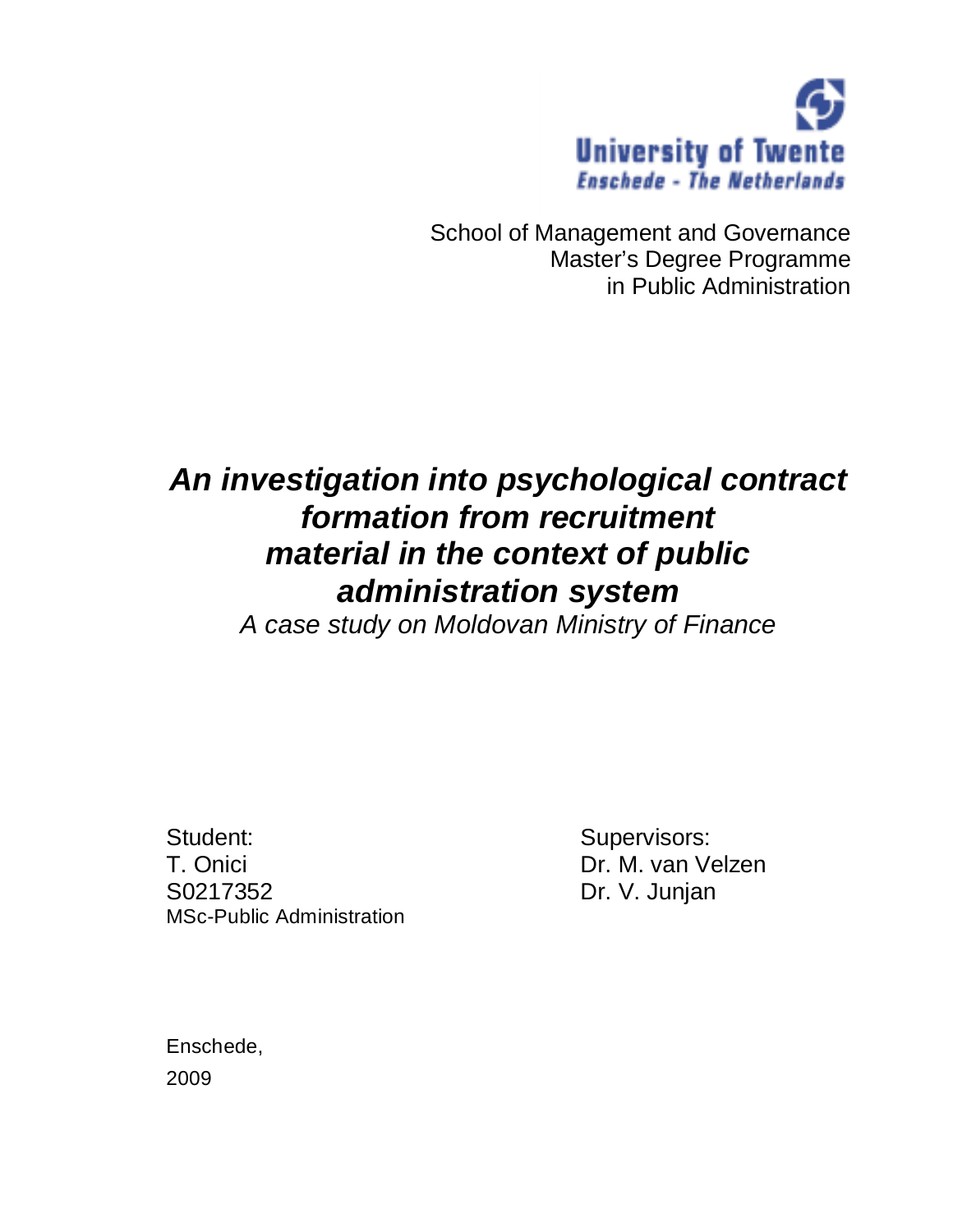University of Twente
Enschede - The Netherlands

School of Management and Governance
Master's Degree Programme
in Public Administration

# *An investigation into psychological contract formation from recruitment material in the context of public administration system*

*A case study on Moldovan Ministry of Finance*

Student:
T. Onici
S0217352
MSc-Public Administration

Supervisors:
Dr. M. van Velzen
Dr. V. Junjan

Enschede,
2009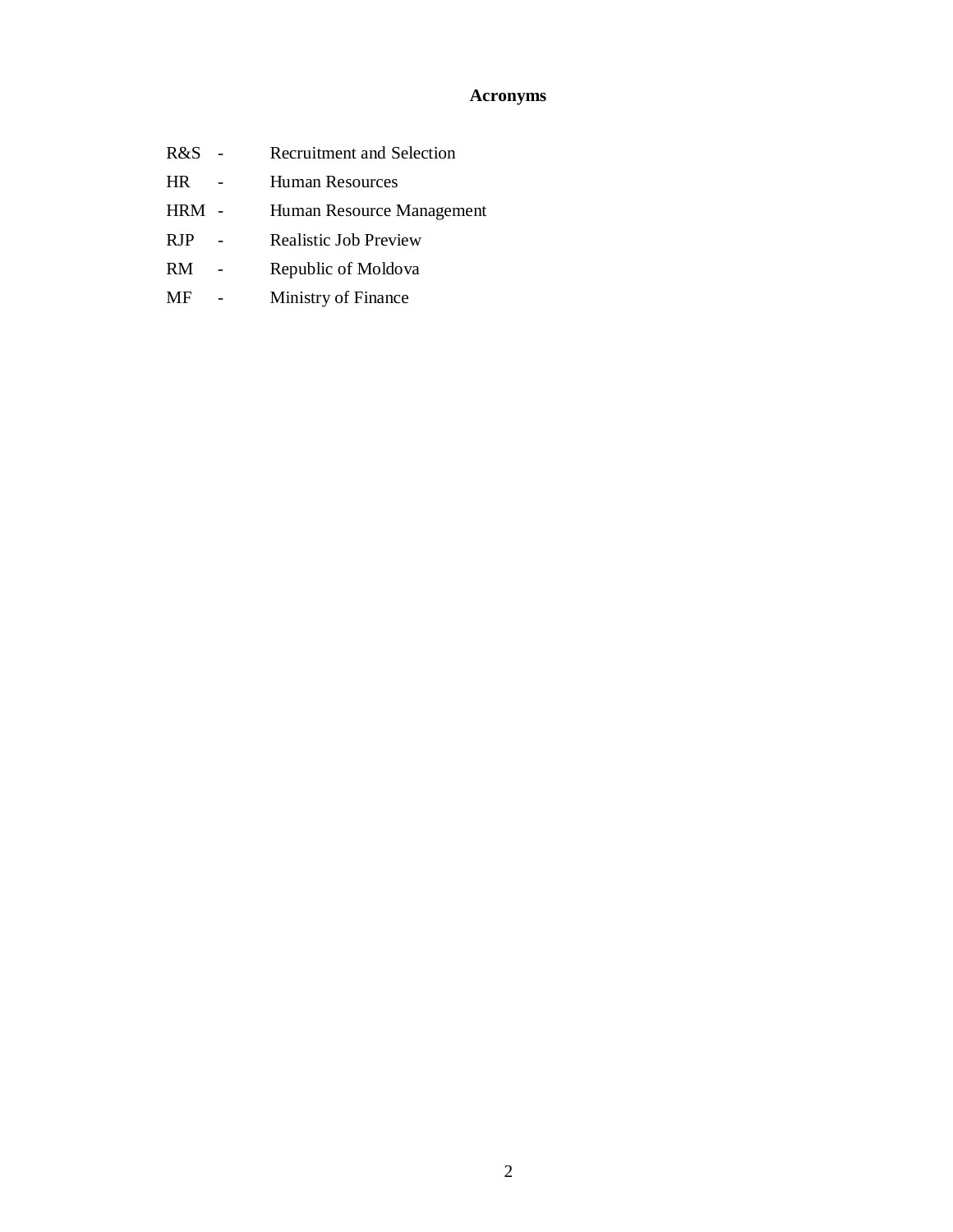# Acronyms

R&S - Recruitment and Selection

HR - Human Resources

HRM - Human Resource Management

RJP - Realistic Job Preview

RM - Republic of Moldova

MF - Ministry of Finance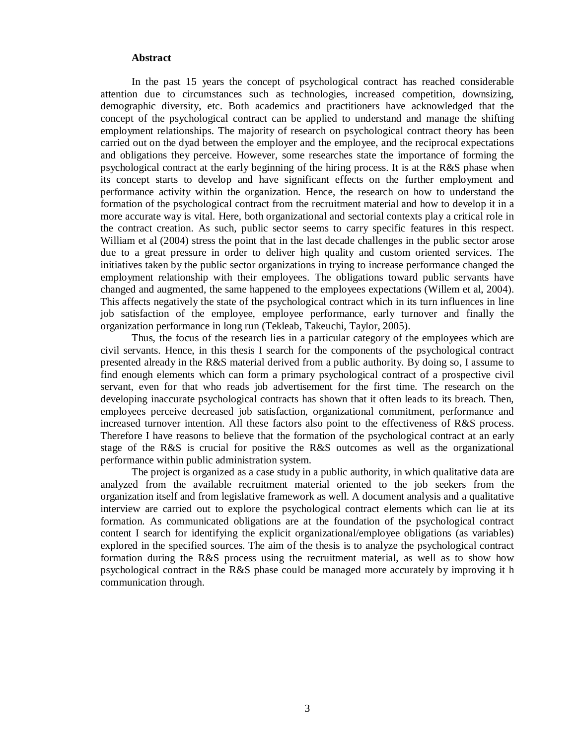## Abstract

In the past 15 years the concept of psychological contract has reached considerable attention due to circumstances such as technologies, increased competition, downsizing, demographic diversity, etc. Both academics and practitioners have acknowledged that the concept of the psychological contract can be applied to understand and manage the shifting employment relationships. The majority of research on psychological contract theory has been carried out on the dyad between the employer and the employee, and the reciprocal expectations and obligations they perceive. However, some researches state the importance of forming the psychological contract at the early beginning of the hiring process. It is at the R&S phase when its concept starts to develop and have significant effects on the further employment and performance activity within the organization. Hence, the research on how to understand the formation of the psychological contract from the recruitment material and how to develop it in a more accurate way is vital. Here, both organizational and sectorial contexts play a critical role in the contract creation. As such, public sector seems to carry specific features in this respect. William et al (2004) stress the point that in the last decade challenges in the public sector arose due to a great pressure in order to deliver high quality and custom oriented services. The initiatives taken by the public sector organizations in trying to increase performance changed the employment relationship with their employees. The obligations toward public servants have changed and augmented, the same happened to the employees expectations (Willem et al, 2004). This affects negatively the state of the psychological contract which in its turn influences in line job satisfaction of the employee, employee performance, early turnover and finally the organization performance in long run (Tekleab, Takeuchi, Taylor, 2005).

Thus, the focus of the research lies in a particular category of the employees which are civil servants. Hence, in this thesis I search for the components of the psychological contract presented already in the R&S material derived from a public authority. By doing so, I assume to find enough elements which can form a primary psychological contract of a prospective civil servant, even for that who reads job advertisement for the first time. The research on the developing inaccurate psychological contracts has shown that it often leads to its breach. Then, employees perceive decreased job satisfaction, organizational commitment, performance and increased turnover intention. All these factors also point to the effectiveness of R&S process. Therefore I have reasons to believe that the formation of the psychological contract at an early stage of the R&S is crucial for positive the R&S outcomes as well as the organizational performance within public administration system.

The project is organized as a case study in a public authority, in which qualitative data are analyzed from the available recruitment material oriented to the job seekers from the organization itself and from legislative framework as well. A document analysis and a qualitative interview are carried out to explore the psychological contract elements which can lie at its formation. As communicated obligations are at the foundation of the psychological contract content I search for identifying the explicit organizational/employee obligations (as variables) explored in the specified sources. The aim of the thesis is to analyze the psychological contract formation during the R&S process using the recruitment material, as well as to show how psychological contract in the R&S phase could be managed more accurately by improving it h communication through.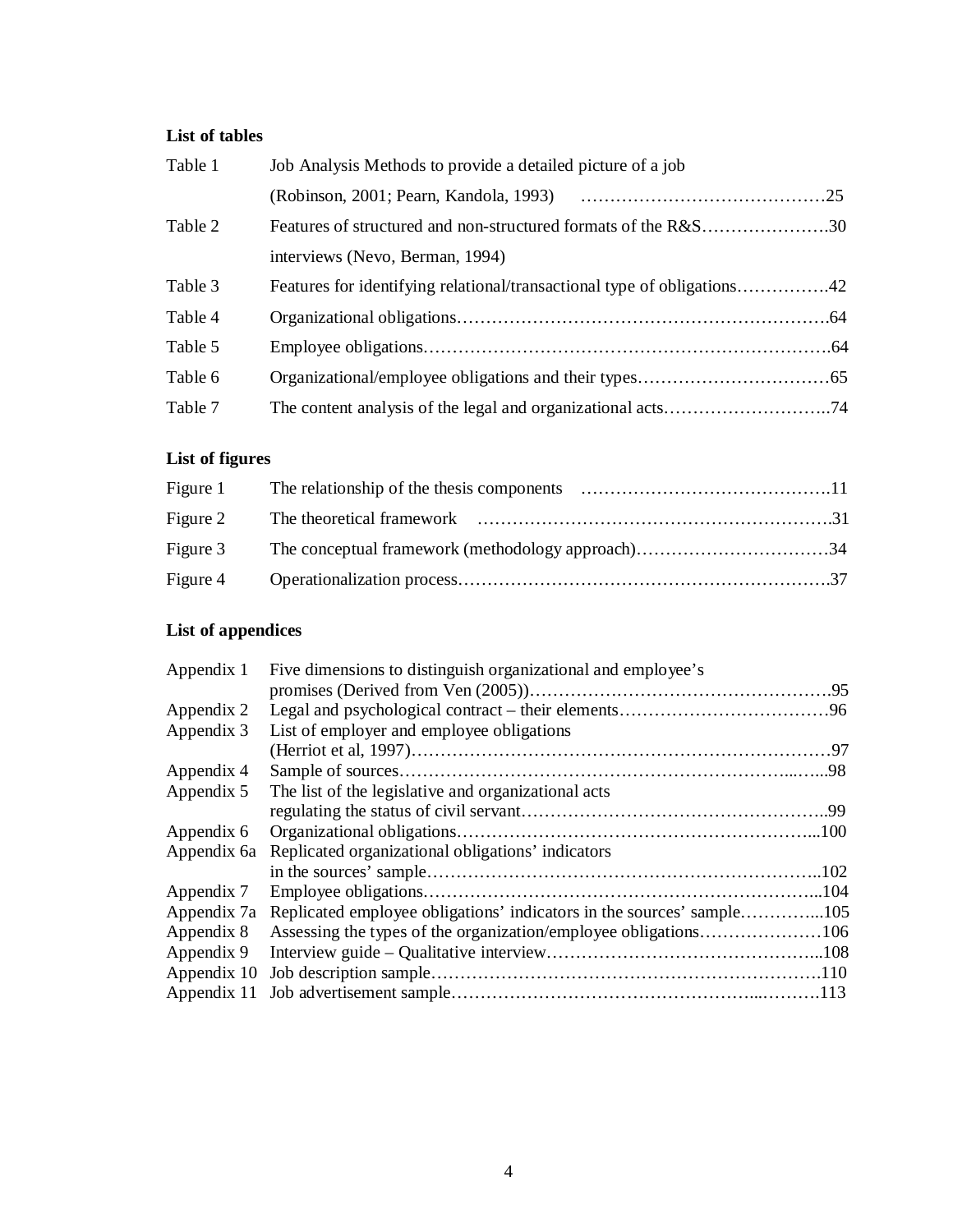## List of tables

| | | |
|---|---|---|
| Table 1 | Job Analysis Methods to provide a detailed picture of a job (Robinson, 2001; Pearn, Kandola, 1993) | 25 |
| Table 2 | Features of structured and non-structured formats of the R&S interviews (Nevo, Berman, 1994) | 30 |
| Table 3 | Features for identifying relational/transactional type of obligations | 42 |
| Table 4 | Organizational obligations | 64 |
| Table 5 | Employee obligations | 64 |
| Table 6 | Organizational/employee obligations and their types | 65 |
| Table 7 | The content analysis of the legal and organizational acts | 74 |

## List of figures

| | | |
|---|---|---|
| Figure 1 | The relationship of the thesis components | 11 |
| Figure 2 | The theoretical framework | 31 |
| Figure 3 | The conceptual framework (methodology approach) | 34 |
| Figure 4 | Operationalization process | 37 |

## List of appendices

| | | |
|---|---|---|
| Appendix 1 | Five dimensions to distinguish organizational and employee's promises (Derived from Ven (2005)) | 95 |
| Appendix 2 | Legal and psychological contract – their elements | 96 |
| Appendix 3 | List of employer and employee obligations (Herriot et al, 1997) | 97 |
| Appendix 4 | Sample of sources | 98 |
| Appendix 5 | The list of the legislative and organizational acts regulating the status of civil servant | 99 |
| Appendix 6 | Organizational obligations | 100 |
| Appendix 6a | Replicated organizational obligations' indicators in the sources' sample | 102 |
| Appendix 7 | Employee obligations | 104 |
| Appendix 7a | Replicated employee obligations' indicators in the sources' sample | 105 |
| Appendix 8 | Assessing the types of the organization/employee obligations | 106 |
| Appendix 9 | Interview guide – Qualitative interview | 108 |
| Appendix 10 | Job description sample | 110 |
| Appendix 11 | Job advertisement sample | 113 |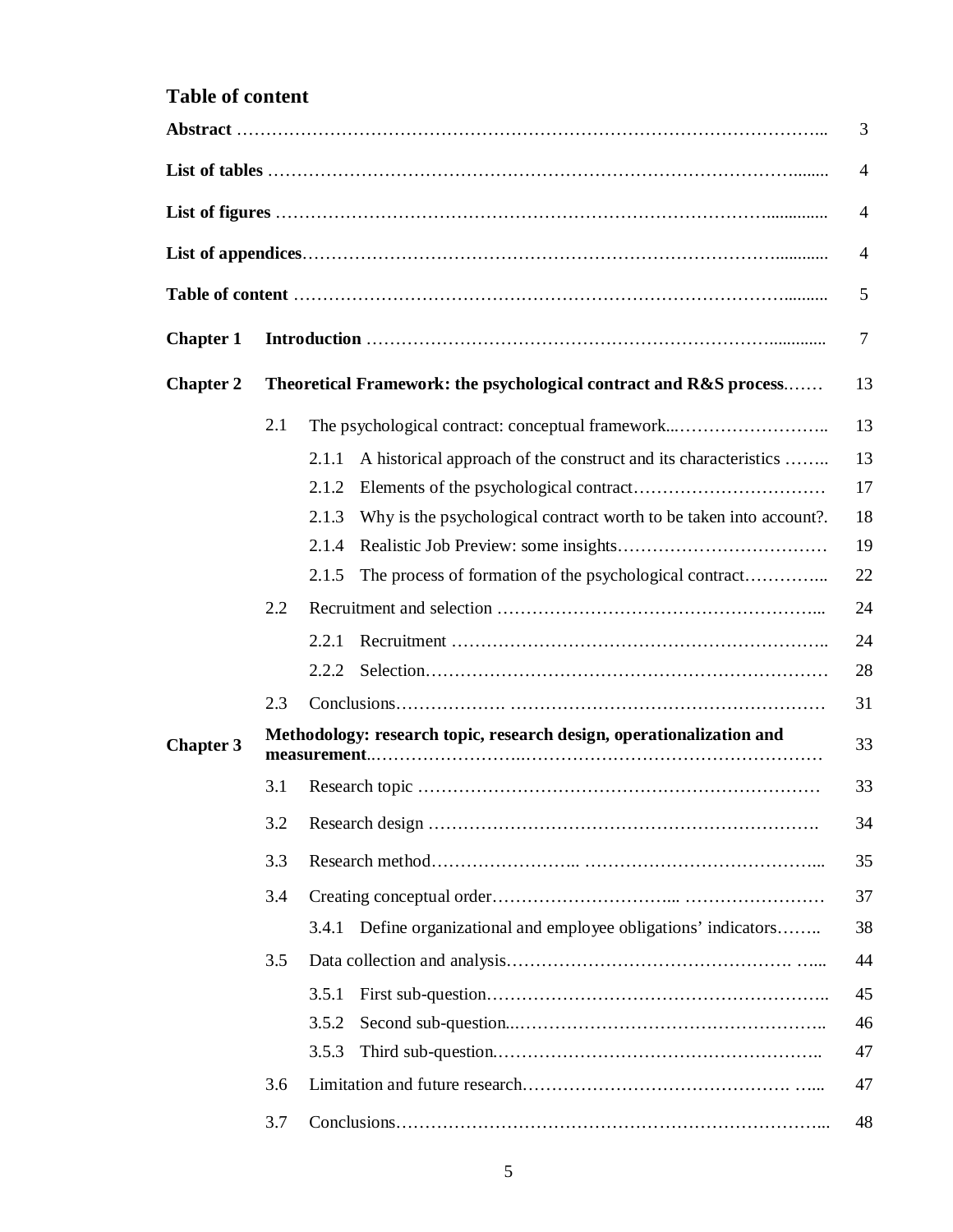## Table of content

| | | | |
|---|---|---|---|
| **Abstract** | | | 3 |
| **List of tables** | | | 4 |
| **List of figures** | | | 4 |
| **List of appendices** | | | 4 |
| **Table of content** | | | 5 |
| **Chapter 1** | **Introduction** | | 7 |
| **Chapter 2** | **Theoretical Framework: the psychological contract and R&S process** | | 13 |
| | 2.1 | The psychological contract: conceptual framework | 13 |
| | | 2.1.1 A historical approach of the construct and its characteristics | 13 |
| | | 2.1.2 Elements of the psychological contract | 17 |
| | | 2.1.3 Why is the psychological contract worth to be taken into account? | 18 |
| | | 2.1.4 Realistic Job Preview: some insights | 19 |
| | | 2.1.5 The process of formation of the psychological contract | 22 |
| | 2.2 | Recruitment and selection | 24 |
| | | 2.2.1 Recruitment | 24 |
| | | 2.2.2 Selection | 28 |
| | 2.3 | Conclusions | 31 |
| **Chapter 3** | **Methodology: research topic, research design, operationalization and measurement** | | 33 |
| | 3.1 | Research topic | 33 |
| | 3.2 | Research design | 34 |
| | 3.3 | Research method | 35 |
| | 3.4 | Creating conceptual order | 37 |
| | | 3.4.1 Define organizational and employee obligations' indicators | 38 |
| | 3.5 | Data collection and analysis | 44 |
| | | 3.5.1 First sub-question | 45 |
| | | 3.5.2 Second sub-question | 46 |
| | | 3.5.3 Third sub-question | 47 |
| | 3.6 | Limitation and future research | 47 |
| | 3.7 | Conclusions | 48 |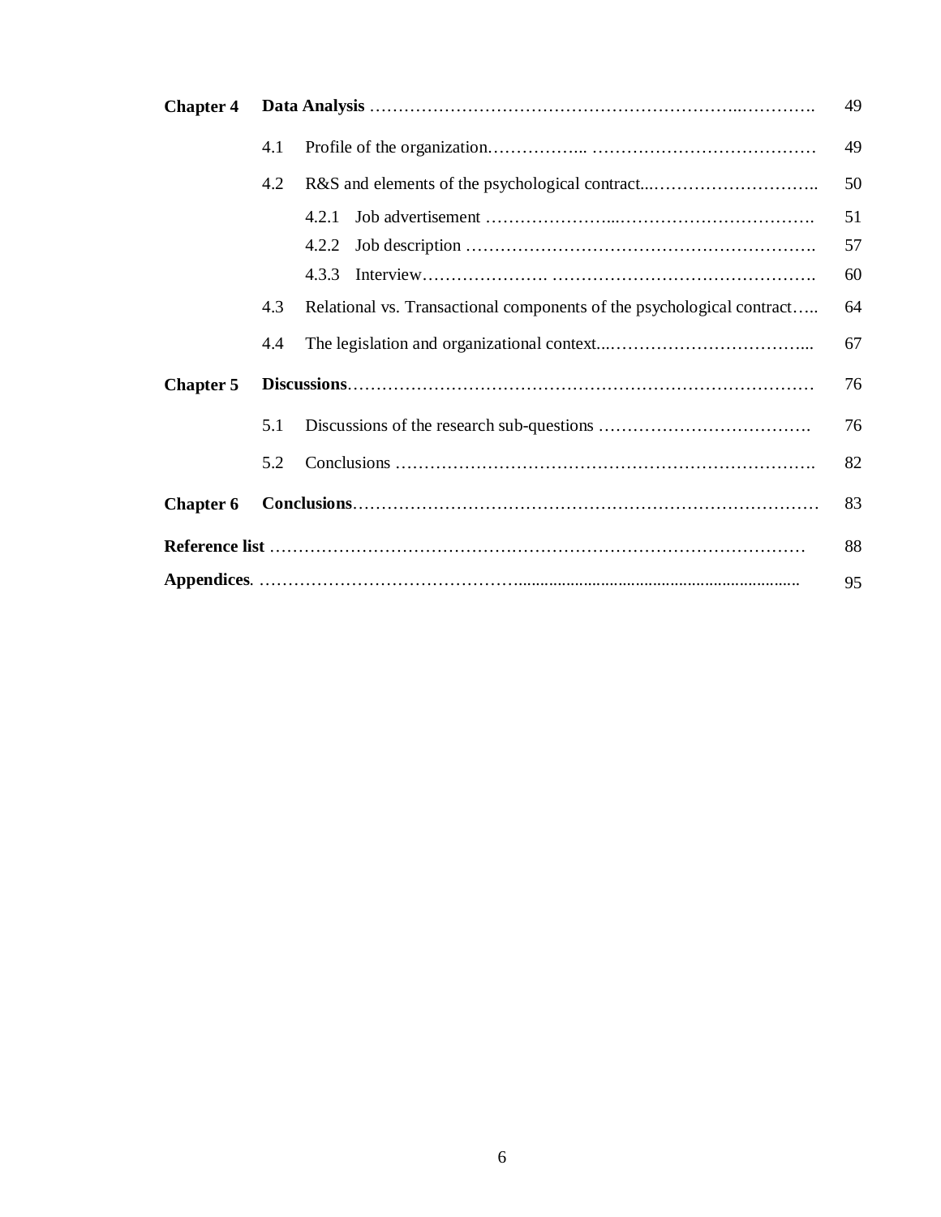| | | | |
|---|---|---|---|
| **Chapter 4** | **Data Analysis** | | 49 |
| | 4.1 | Profile of the organization | 49 |
| | 4.2 | R&S and elements of the psychological contract | 50 |
| | | 4.2.1 Job advertisement | 51 |
| | | 4.2.2 Job description | 57 |
| | | 4.3.3 Interview | 60 |
| | 4.3 | Relational vs. Transactional components of the psychological contract | 64 |
| | 4.4 | The legislation and organizational context | 67 |
| **Chapter 5** | **Discussions** | | 76 |
| | 5.1 | Discussions of the research sub-questions | 76 |
| | 5.2 | Conclusions | 82 |
| **Chapter 6** | **Conclusions** | | 83 |
| **Reference list** | | | 88 |
| **Appendices** | | | 95 |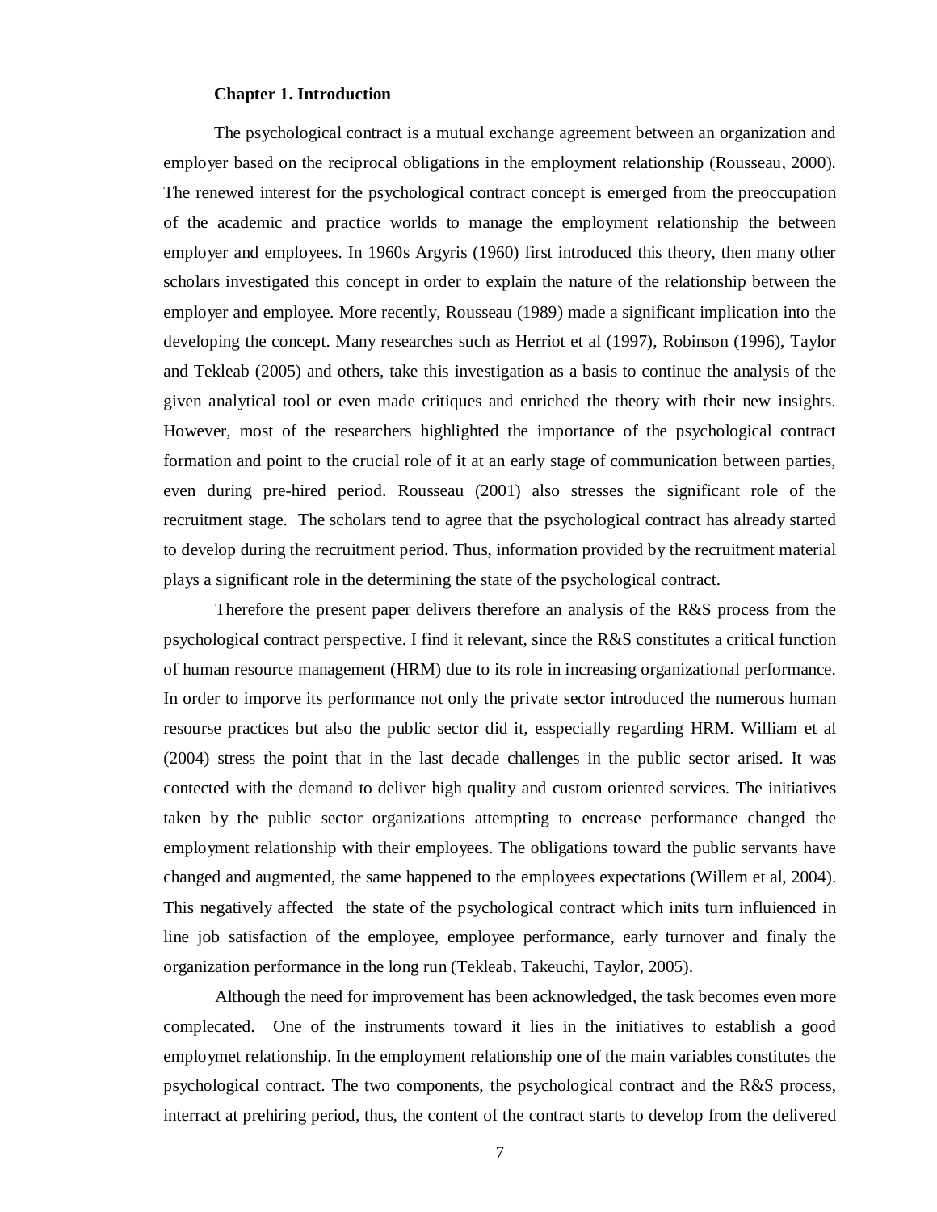### Chapter 1. Introduction

The psychological contract is a mutual exchange agreement between an organization and employer based on the reciprocal obligations in the employment relationship (Rousseau, 2000). The renewed interest for the psychological contract concept is emerged from the preoccupation of the academic and practice worlds to manage the employment relationship the between employer and employees. In 1960s Argyris (1960) first introduced this theory, then many other scholars investigated this concept in order to explain the nature of the relationship between the employer and employee. More recently, Rousseau (1989) made a significant implication into the developing the concept. Many researches such as Herriot et al (1997), Robinson (1996), Taylor and Tekleab (2005) and others, take this investigation as a basis to continue the analysis of the given analytical tool or even made critiques and enriched the theory with their new insights. However, most of the researchers highlighted the importance of the psychological contract formation and point to the crucial role of it at an early stage of communication between parties, even during pre-hired period. Rousseau (2001) also stresses the significant role of the recruitment stage. The scholars tend to agree that the psychological contract has already started to develop during the recruitment period. Thus, information provided by the recruitment material plays a significant role in the determining the state of the psychological contract.

Therefore the present paper delivers therefore an analysis of the R&S process from the psychological contract perspective. I find it relevant, since the R&S constitutes a critical function of human resource management (HRM) due to its role in increasing organizational performance. In order to imporve its performance not only the private sector introduced the numerous human resourse practices but also the public sector did it, esspecially regarding HRM. William et al (2004) stress the point that in the last decade challenges in the public sector arised. It was contected with the demand to deliver high quality and custom oriented services. The initiatives taken by the public sector organizations attempting to encrease performance changed the employment relationship with their employees. The obligations toward the public servants have changed and augmented, the same happened to the employees expectations (Willem et al, 2004). This negatively affected the state of the psychological contract which inits turn influienced in line job satisfaction of the employee, employee performance, early turnover and finaly the organization performance in the long run (Tekleab, Takeuchi, Taylor, 2005).

Although the need for improvement has been acknowledged, the task becomes even more complecated. One of the instruments toward it lies in the initiatives to establish a good employmet relationship. In the employment relationship one of the main variables constitutes the psychological contract. The two components, the psychological contract and the R&S process, interract at prehiring period, thus, the content of the contract starts to develop from the delivered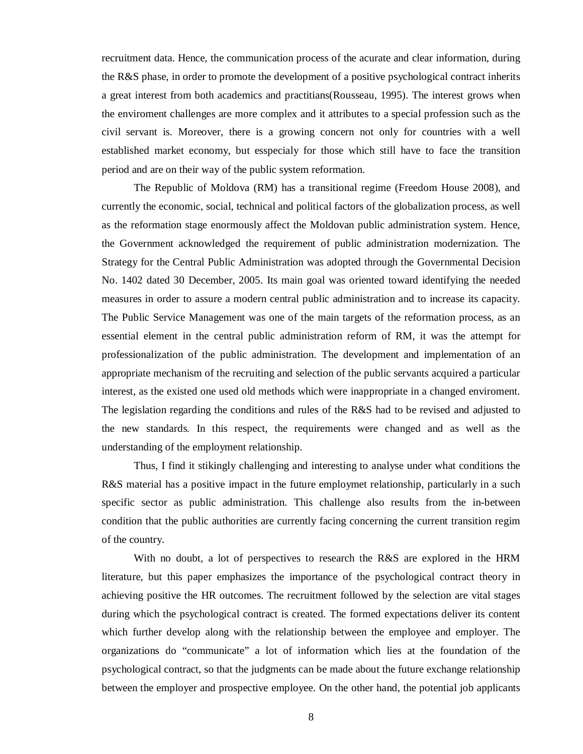recruitment data. Hence, the communication process of the acurate and clear information, during the R&S phase, in order to promote the development of a positive psychological contract inherits a great interest from both academics and practitians(Rousseau, 1995). The interest grows when the enviroment challenges are more complex and it attributes to a special profession such as the civil servant is. Moreover, there is a growing concern not only for countries with a well established market economy, but esspecialy for those which still have to face the transition period and are on their way of the public system reformation.

The Republic of Moldova (RM) has a transitional regime (Freedom House 2008), and currently the economic, social, technical and political factors of the globalization process, as well as the reformation stage enormously affect the Moldovan public administration system. Hence, the Government acknowledged the requirement of public administration modernization. The Strategy for the Central Public Administration was adopted through the Governmental Decision No. 1402 dated 30 December, 2005. Its main goal was oriented toward identifying the needed measures in order to assure a modern central public administration and to increase its capacity. The Public Service Management was one of the main targets of the reformation process, as an essential element in the central public administration reform of RM, it was the attempt for professionalization of the public administration. The development and implementation of an appropriate mechanism of the recruiting and selection of the public servants acquired a particular interest, as the existed one used old methods which were inappropriate in a changed enviroment. The legislation regarding the conditions and rules of the R&S had to be revised and adjusted to the new standards. In this respect, the requirements were changed and as well as the understanding of the employment relationship.

Thus, I find it stikingly challenging and interesting to analyse under what conditions the R&S material has a positive impact in the future employmet relationship, particularly in a such specific sector as public administration. This challenge also results from the in-between condition that the public authorities are currently facing concerning the current transition regim of the country.

With no doubt, a lot of perspectives to research the R&S are explored in the HRM literature, but this paper emphasizes the importance of the psychological contract theory in achieving positive the HR outcomes. The recruitment followed by the selection are vital stages during which the psychological contract is created. The formed expectations deliver its content which further develop along with the relationship between the employee and employer. The organizations do "communicate" a lot of information which lies at the foundation of the psychological contract, so that the judgments can be made about the future exchange relationship between the employer and prospective employee. On the other hand, the potential job applicants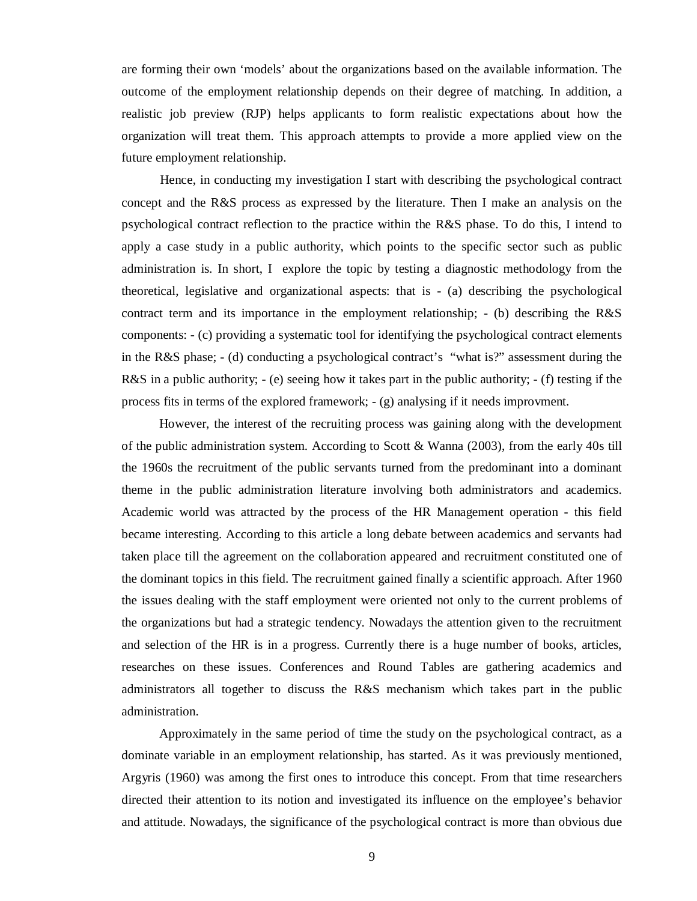are forming their own 'models' about the organizations based on the available information. The outcome of the employment relationship depends on their degree of matching. In addition, a realistic job preview (RJP) helps applicants to form realistic expectations about how the organization will treat them. This approach attempts to provide a more applied view on the future employment relationship.

Hence, in conducting my investigation I start with describing the psychological contract concept and the R&S process as expressed by the literature. Then I make an analysis on the psychological contract reflection to the practice within the R&S phase. To do this, I intend to apply a case study in a public authority, which points to the specific sector such as public administration is. In short, I explore the topic by testing a diagnostic methodology from the theoretical, legislative and organizational aspects: that is - (a) describing the psychological contract term and its importance in the employment relationship; - (b) describing the R&S components: - (c) providing a systematic tool for identifying the psychological contract elements in the R&S phase; - (d) conducting a psychological contract's "what is?" assessment during the R&S in a public authority; - (e) seeing how it takes part in the public authority; - (f) testing if the process fits in terms of the explored framework; - (g) analysing if it needs improvment.

However, the interest of the recruiting process was gaining along with the development of the public administration system. According to Scott & Wanna (2003), from the early 40s till the 1960s the recruitment of the public servants turned from the predominant into a dominant theme in the public administration literature involving both administrators and academics. Academic world was attracted by the process of the HR Management operation - this field became interesting. According to this article a long debate between academics and servants had taken place till the agreement on the collaboration appeared and recruitment constituted one of the dominant topics in this field. The recruitment gained finally a scientific approach. After 1960 the issues dealing with the staff employment were oriented not only to the current problems of the organizations but had a strategic tendency. Nowadays the attention given to the recruitment and selection of the HR is in a progress. Currently there is a huge number of books, articles, researches on these issues. Conferences and Round Tables are gathering academics and administrators all together to discuss the R&S mechanism which takes part in the public administration.

Approximately in the same period of time the study on the psychological contract, as a dominate variable in an employment relationship, has started. As it was previously mentioned, Argyris (1960) was among the first ones to introduce this concept. From that time researchers directed their attention to its notion and investigated its influence on the employee's behavior and attitude. Nowadays, the significance of the psychological contract is more than obvious due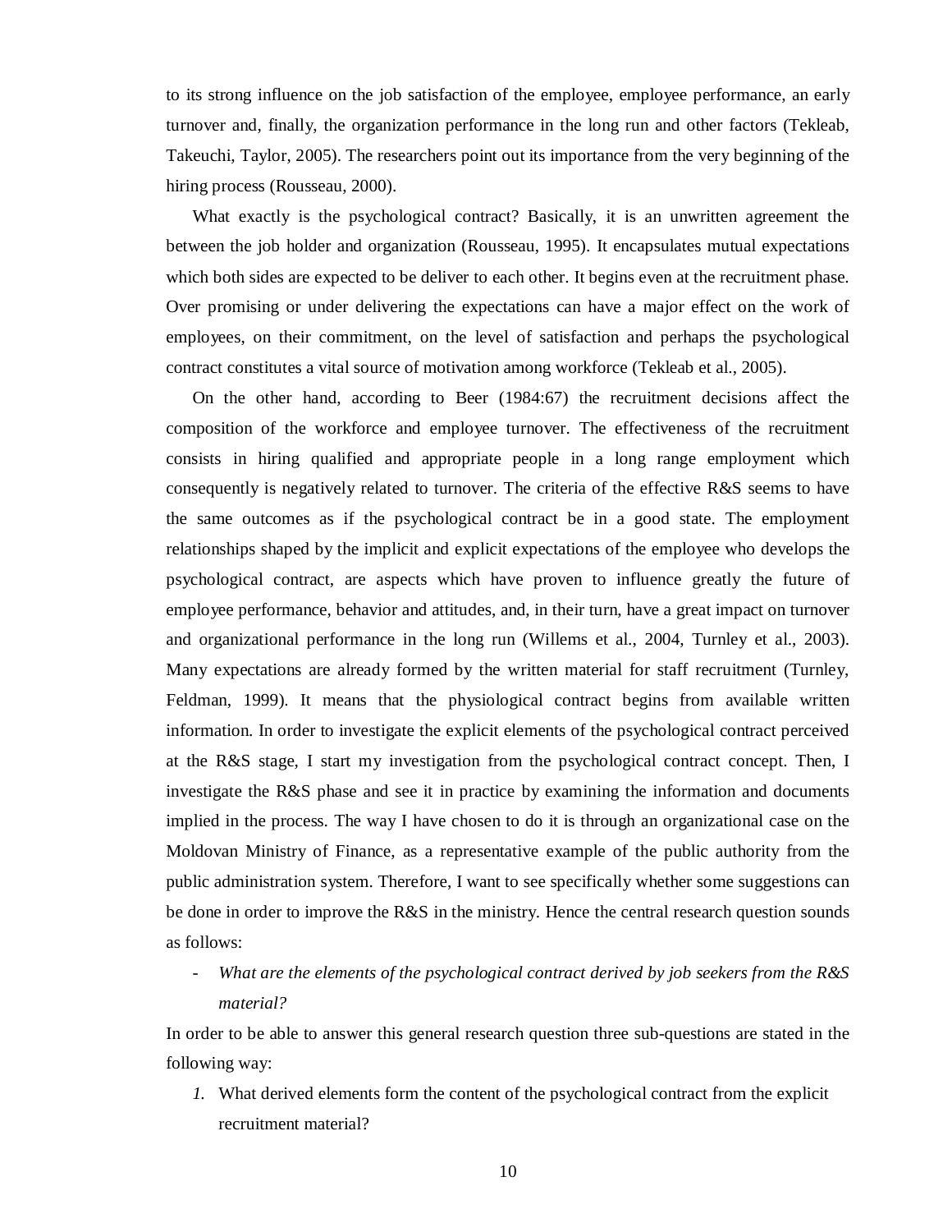to its strong influence on the job satisfaction of the employee, employee performance, an early turnover and, finally, the organization performance in the long run and other factors (Tekleab, Takeuchi, Taylor, 2005). The researchers point out its importance from the very beginning of the hiring process (Rousseau, 2000).

What exactly is the psychological contract? Basically, it is an unwritten agreement the between the job holder and organization (Rousseau, 1995). It encapsulates mutual expectations which both sides are expected to be deliver to each other. It begins even at the recruitment phase. Over promising or under delivering the expectations can have a major effect on the work of employees, on their commitment, on the level of satisfaction and perhaps the psychological contract constitutes a vital source of motivation among workforce (Tekleab et al., 2005).

On the other hand, according to Beer (1984:67) the recruitment decisions affect the composition of the workforce and employee turnover. The effectiveness of the recruitment consists in hiring qualified and appropriate people in a long range employment which consequently is negatively related to turnover. The criteria of the effective R&S seems to have the same outcomes as if the psychological contract be in a good state. The employment relationships shaped by the implicit and explicit expectations of the employee who develops the psychological contract, are aspects which have proven to influence greatly the future of employee performance, behavior and attitudes, and, in their turn, have a great impact on turnover and organizational performance in the long run (Willems et al., 2004, Turnley et al., 2003). Many expectations are already formed by the written material for staff recruitment (Turnley, Feldman, 1999). It means that the physiological contract begins from available written information. In order to investigate the explicit elements of the psychological contract perceived at the R&S stage, I start my investigation from the psychological contract concept. Then, I investigate the R&S phase and see it in practice by examining the information and documents implied in the process. The way I have chosen to do it is through an organizational case on the Moldovan Ministry of Finance, as a representative example of the public authority from the public administration system. Therefore, I want to see specifically whether some suggestions can be done in order to improve the R&S in the ministry. Hence the central research question sounds as follows:

- *What are the elements of the psychological contract derived by job seekers from the R&S material?*

In order to be able to answer this general research question three sub-questions are stated in the following way:

1. What derived elements form the content of the psychological contract from the explicit recruitment material?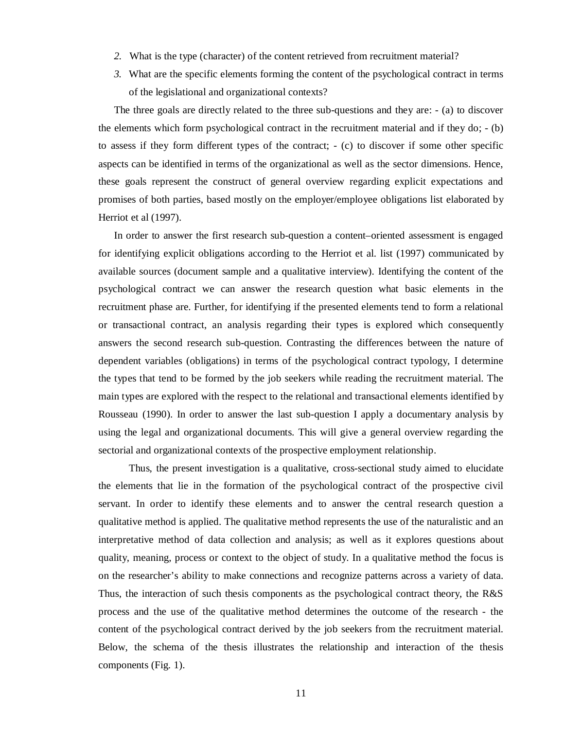2. What is the type (character) of the content retrieved from recruitment material?
3. What are the specific elements forming the content of the psychological contract in terms of the legislational and organizational contexts?

The three goals are directly related to the three sub-questions and they are: - (a) to discover the elements which form psychological contract in the recruitment material and if they do; - (b) to assess if they form different types of the contract; - (c) to discover if some other specific aspects can be identified in terms of the organizational as well as the sector dimensions. Hence, these goals represent the construct of general overview regarding explicit expectations and promises of both parties, based mostly on the employer/employee obligations list elaborated by Herriot et al (1997).

In order to answer the first research sub-question a content–oriented assessment is engaged for identifying explicit obligations according to the Herriot et al. list (1997) communicated by available sources (document sample and a qualitative interview). Identifying the content of the psychological contract we can answer the research question what basic elements in the recruitment phase are. Further, for identifying if the presented elements tend to form a relational or transactional contract, an analysis regarding their types is explored which consequently answers the second research sub-question. Contrasting the differences between the nature of dependent variables (obligations) in terms of the psychological contract typology, I determine the types that tend to be formed by the job seekers while reading the recruitment material. The main types are explored with the respect to the relational and transactional elements identified by Rousseau (1990). In order to answer the last sub-question I apply a documentary analysis by using the legal and organizational documents. This will give a general overview regarding the sectorial and organizational contexts of the prospective employment relationship.

Thus, the present investigation is a qualitative, cross-sectional study aimed to elucidate the elements that lie in the formation of the psychological contract of the prospective civil servant. In order to identify these elements and to answer the central research question a qualitative method is applied. The qualitative method represents the use of the naturalistic and an interpretative method of data collection and analysis; as well as it explores questions about quality, meaning, process or context to the object of study. In a qualitative method the focus is on the researcher's ability to make connections and recognize patterns across a variety of data. Thus, the interaction of such thesis components as the psychological contract theory, the R&S process and the use of the qualitative method determines the outcome of the research - the content of the psychological contract derived by the job seekers from the recruitment material. Below, the schema of the thesis illustrates the relationship and interaction of the thesis components (Fig. 1).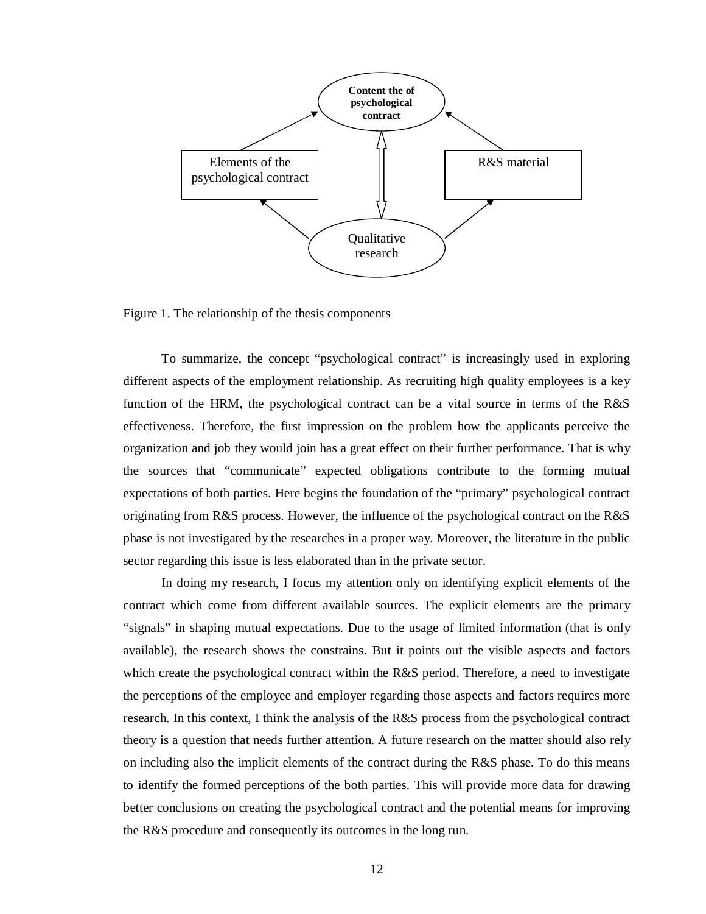Content the of psychological contract

Elements of the psychological contract

R&S material

Qualitative research

Figure 1. The relationship of the thesis components

To summarize, the concept "psychological contract" is increasingly used in exploring different aspects of the employment relationship. As recruiting high quality employees is a key function of the HRM, the psychological contract can be a vital source in terms of the R&S effectiveness. Therefore, the first impression on the problem how the applicants perceive the organization and job they would join has a great effect on their further performance. That is why the sources that "communicate" expected obligations contribute to the forming mutual expectations of both parties. Here begins the foundation of the "primary" psychological contract originating from R&S process. However, the influence of the psychological contract on the R&S phase is not investigated by the researches in a proper way. Moreover, the literature in the public sector regarding this issue is less elaborated than in the private sector.

In doing my research, I focus my attention only on identifying explicit elements of the contract which come from different available sources. The explicit elements are the primary "signals" in shaping mutual expectations. Due to the usage of limited information (that is only available), the research shows the constrains. But it points out the visible aspects and factors which create the psychological contract within the R&S period. Therefore, a need to investigate the perceptions of the employee and employer regarding those aspects and factors requires more research. In this context, I think the analysis of the R&S process from the psychological contract theory is a question that needs further attention. A future research on the matter should also rely on including also the implicit elements of the contract during the R&S phase. To do this means to identify the formed perceptions of the both parties. This will provide more data for drawing better conclusions on creating the psychological contract and the potential means for improving the R&S procedure and consequently its outcomes in the long run.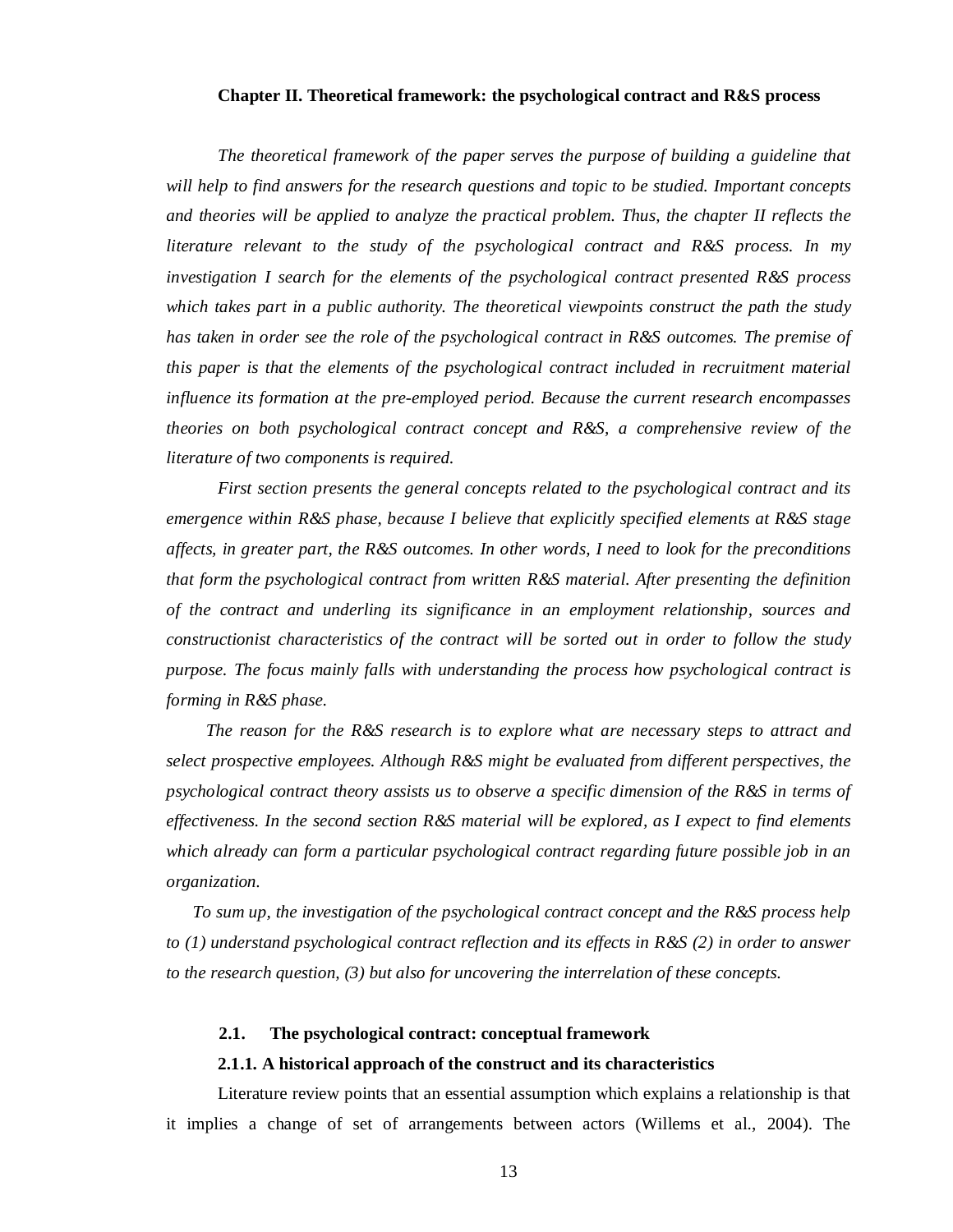## Chapter II. Theoretical framework: the psychological contract and R&S process

*The theoretical framework of the paper serves the purpose of building a guideline that will help to find answers for the research questions and topic to be studied. Important concepts and theories will be applied to analyze the practical problem. Thus, the chapter II reflects the literature relevant to the study of the psychological contract and R&S process. In my investigation I search for the elements of the psychological contract presented R&S process which takes part in a public authority. The theoretical viewpoints construct the path the study has taken in order see the role of the psychological contract in R&S outcomes. The premise of this paper is that the elements of the psychological contract included in recruitment material influence its formation at the pre-employed period. Because the current research encompasses theories on both psychological contract concept and R&S, a comprehensive review of the literature of two components is required.*

*First section presents the general concepts related to the psychological contract and its emergence within R&S phase, because I believe that explicitly specified elements at R&S stage affects, in greater part, the R&S outcomes. In other words, I need to look for the preconditions that form the psychological contract from written R&S material. After presenting the definition of the contract and underling its significance in an employment relationship, sources and constructionist characteristics of the contract will be sorted out in order to follow the study purpose. The focus mainly falls with understanding the process how psychological contract is forming in R&S phase.*

*The reason for the R&S research is to explore what are necessary steps to attract and select prospective employees. Although R&S might be evaluated from different perspectives, the psychological contract theory assists us to observe a specific dimension of the R&S in terms of effectiveness. In the second section R&S material will be explored, as I expect to find elements which already can form a particular psychological contract regarding future possible job in an organization.*

*To sum up, the investigation of the psychological contract concept and the R&S process help to (1) understand psychological contract reflection and its effects in R&S (2) in order to answer to the research question, (3) but also for uncovering the interrelation of these concepts.*

### 2.1. The psychological contract: conceptual framework

#### 2.1.1. A historical approach of the construct and its characteristics

Literature review points that an essential assumption which explains a relationship is that it implies a change of set of arrangements between actors (Willems et al., 2004). The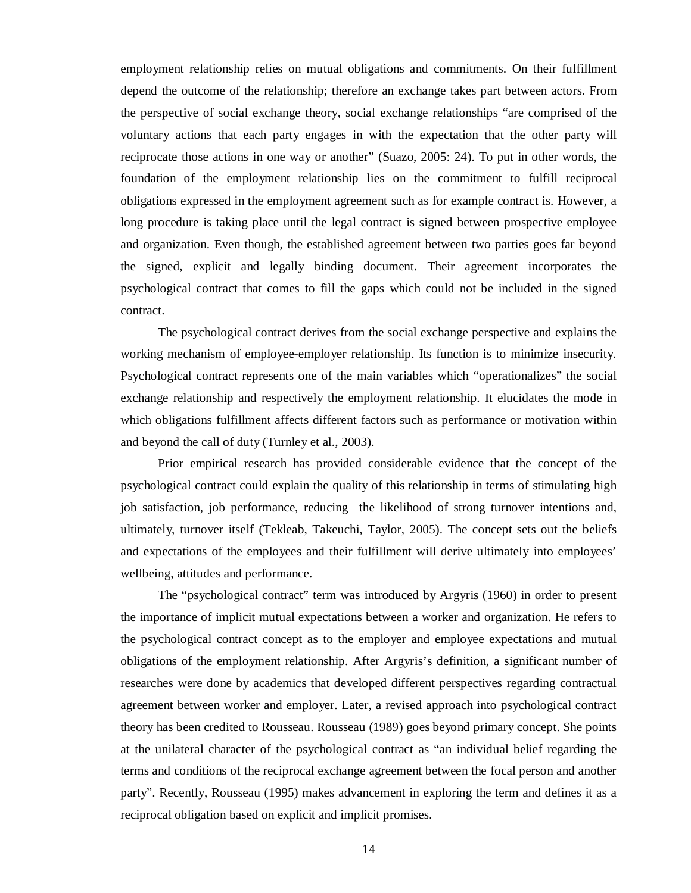employment relationship relies on mutual obligations and commitments. On their fulfillment depend the outcome of the relationship; therefore an exchange takes part between actors. From the perspective of social exchange theory, social exchange relationships "are comprised of the voluntary actions that each party engages in with the expectation that the other party will reciprocate those actions in one way or another" (Suazo, 2005: 24). To put in other words, the foundation of the employment relationship lies on the commitment to fulfill reciprocal obligations expressed in the employment agreement such as for example contract is. However, a long procedure is taking place until the legal contract is signed between prospective employee and organization. Even though, the established agreement between two parties goes far beyond the signed, explicit and legally binding document. Their agreement incorporates the psychological contract that comes to fill the gaps which could not be included in the signed contract.

The psychological contract derives from the social exchange perspective and explains the working mechanism of employee-employer relationship. Its function is to minimize insecurity. Psychological contract represents one of the main variables which "operationalizes" the social exchange relationship and respectively the employment relationship. It elucidates the mode in which obligations fulfillment affects different factors such as performance or motivation within and beyond the call of duty (Turnley et al., 2003).

Prior empirical research has provided considerable evidence that the concept of the psychological contract could explain the quality of this relationship in terms of stimulating high job satisfaction, job performance, reducing the likelihood of strong turnover intentions and, ultimately, turnover itself (Tekleab, Takeuchi, Taylor, 2005). The concept sets out the beliefs and expectations of the employees and their fulfillment will derive ultimately into employees' wellbeing, attitudes and performance.

The "psychological contract" term was introduced by Argyris (1960) in order to present the importance of implicit mutual expectations between a worker and organization. He refers to the psychological contract concept as to the employer and employee expectations and mutual obligations of the employment relationship. After Argyris's definition, a significant number of researches were done by academics that developed different perspectives regarding contractual agreement between worker and employer. Later, a revised approach into psychological contract theory has been credited to Rousseau. Rousseau (1989) goes beyond primary concept. She points at the unilateral character of the psychological contract as "an individual belief regarding the terms and conditions of the reciprocal exchange agreement between the focal person and another party". Recently, Rousseau (1995) makes advancement in exploring the term and defines it as a reciprocal obligation based on explicit and implicit promises.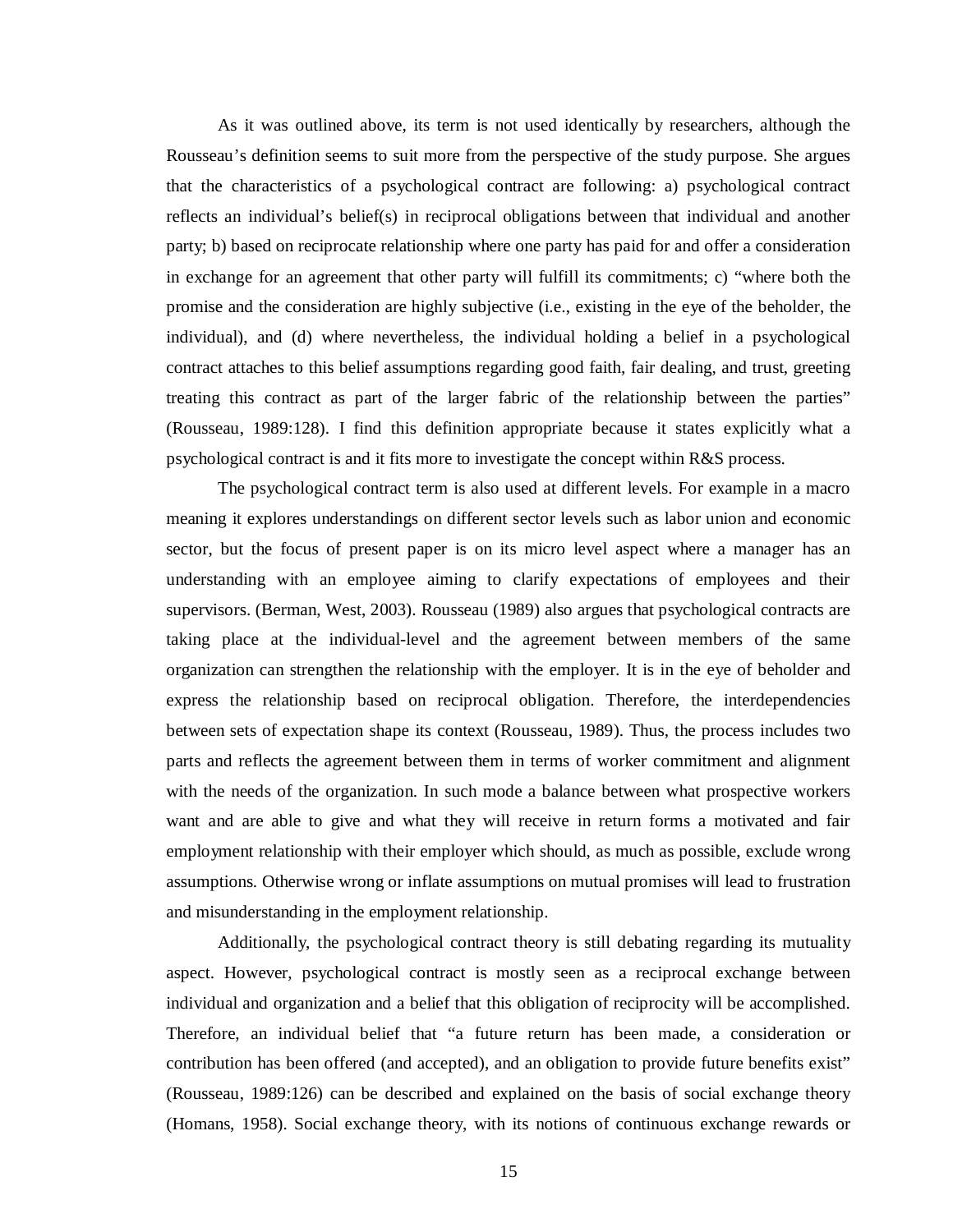As it was outlined above, its term is not used identically by researchers, although the Rousseau's definition seems to suit more from the perspective of the study purpose. She argues that the characteristics of a psychological contract are following: a) psychological contract reflects an individual's belief(s) in reciprocal obligations between that individual and another party; b) based on reciprocate relationship where one party has paid for and offer a consideration in exchange for an agreement that other party will fulfill its commitments; c) "where both the promise and the consideration are highly subjective (i.e., existing in the eye of the beholder, the individual), and (d) where nevertheless, the individual holding a belief in a psychological contract attaches to this belief assumptions regarding good faith, fair dealing, and trust, greeting treating this contract as part of the larger fabric of the relationship between the parties" (Rousseau, 1989:128). I find this definition appropriate because it states explicitly what a psychological contract is and it fits more to investigate the concept within R&S process.

The psychological contract term is also used at different levels. For example in a macro meaning it explores understandings on different sector levels such as labor union and economic sector, but the focus of present paper is on its micro level aspect where a manager has an understanding with an employee aiming to clarify expectations of employees and their supervisors. (Berman, West, 2003). Rousseau (1989) also argues that psychological contracts are taking place at the individual-level and the agreement between members of the same organization can strengthen the relationship with the employer. It is in the eye of beholder and express the relationship based on reciprocal obligation. Therefore, the interdependencies between sets of expectation shape its context (Rousseau, 1989). Thus, the process includes two parts and reflects the agreement between them in terms of worker commitment and alignment with the needs of the organization. In such mode a balance between what prospective workers want and are able to give and what they will receive in return forms a motivated and fair employment relationship with their employer which should, as much as possible, exclude wrong assumptions. Otherwise wrong or inflate assumptions on mutual promises will lead to frustration and misunderstanding in the employment relationship.

Additionally, the psychological contract theory is still debating regarding its mutuality aspect. However, psychological contract is mostly seen as a reciprocal exchange between individual and organization and a belief that this obligation of reciprocity will be accomplished. Therefore, an individual belief that "a future return has been made, a consideration or contribution has been offered (and accepted), and an obligation to provide future benefits exist" (Rousseau, 1989:126) can be described and explained on the basis of social exchange theory (Homans, 1958). Social exchange theory, with its notions of continuous exchange rewards or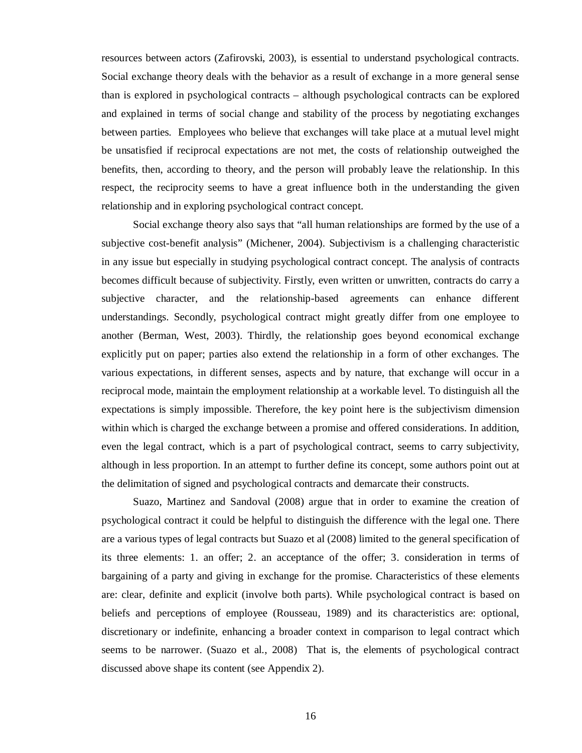resources between actors (Zafirovski, 2003), is essential to understand psychological contracts. Social exchange theory deals with the behavior as a result of exchange in a more general sense than is explored in psychological contracts – although psychological contracts can be explored and explained in terms of social change and stability of the process by negotiating exchanges between parties. Employees who believe that exchanges will take place at a mutual level might be unsatisfied if reciprocal expectations are not met, the costs of relationship outweighed the benefits, then, according to theory, and the person will probably leave the relationship. In this respect, the reciprocity seems to have a great influence both in the understanding the given relationship and in exploring psychological contract concept.

Social exchange theory also says that "all human relationships are formed by the use of a subjective cost-benefit analysis" (Michener, 2004). Subjectivism is a challenging characteristic in any issue but especially in studying psychological contract concept. The analysis of contracts becomes difficult because of subjectivity. Firstly, even written or unwritten, contracts do carry a subjective character, and the relationship-based agreements can enhance different understandings. Secondly, psychological contract might greatly differ from one employee to another (Berman, West, 2003). Thirdly, the relationship goes beyond economical exchange explicitly put on paper; parties also extend the relationship in a form of other exchanges. The various expectations, in different senses, aspects and by nature, that exchange will occur in a reciprocal mode, maintain the employment relationship at a workable level. To distinguish all the expectations is simply impossible. Therefore, the key point here is the subjectivism dimension within which is charged the exchange between a promise and offered considerations. In addition, even the legal contract, which is a part of psychological contract, seems to carry subjectivity, although in less proportion. In an attempt to further define its concept, some authors point out at the delimitation of signed and psychological contracts and demarcate their constructs.

Suazo, Martinez and Sandoval (2008) argue that in order to examine the creation of psychological contract it could be helpful to distinguish the difference with the legal one. There are a various types of legal contracts but Suazo et al (2008) limited to the general specification of its three elements: 1. an offer; 2. an acceptance of the offer; 3. consideration in terms of bargaining of a party and giving in exchange for the promise. Characteristics of these elements are: clear, definite and explicit (involve both parts). While psychological contract is based on beliefs and perceptions of employee (Rousseau, 1989) and its characteristics are: optional, discretionary or indefinite, enhancing a broader context in comparison to legal contract which seems to be narrower. (Suazo et al., 2008) That is, the elements of psychological contract discussed above shape its content (see Appendix 2).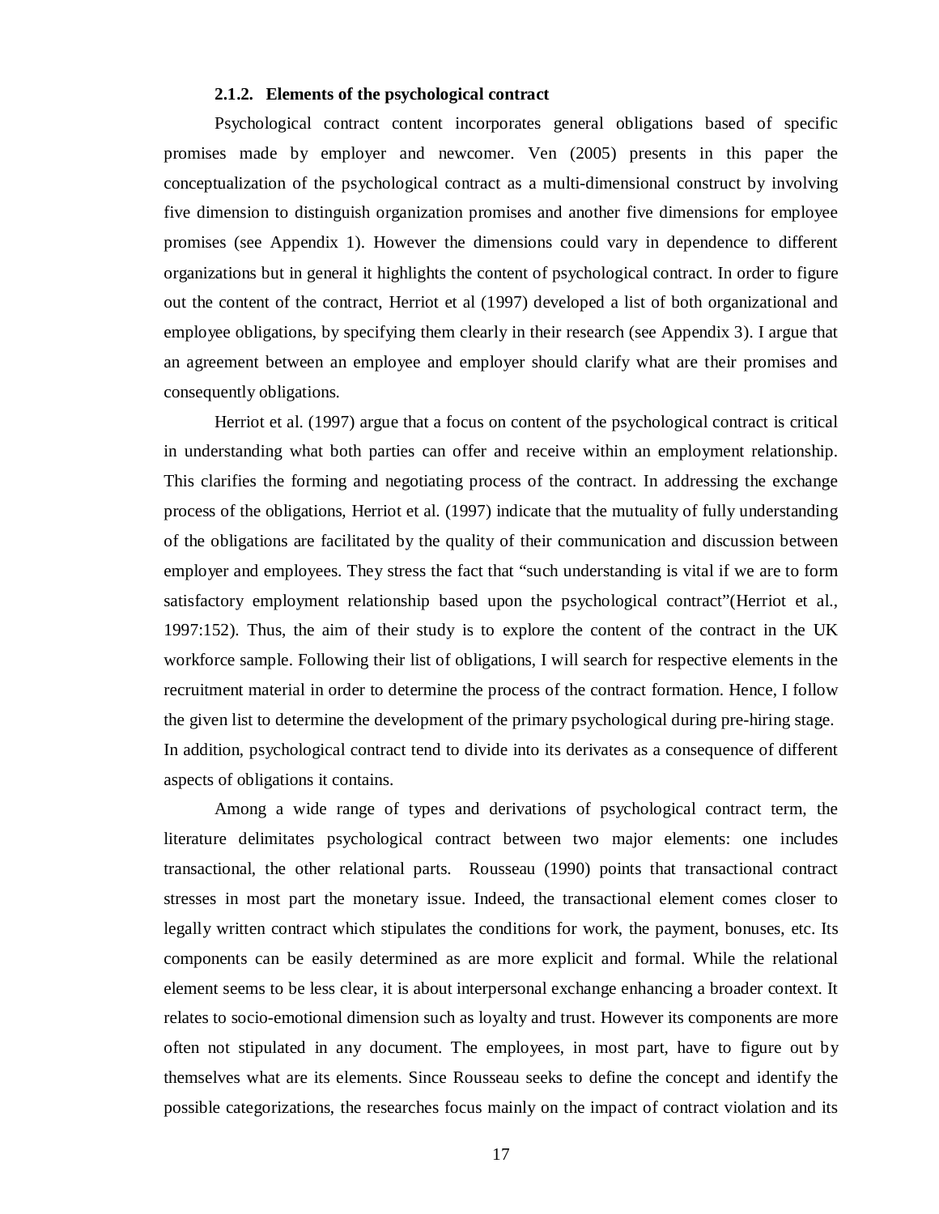### 2.1.2. Elements of the psychological contract

Psychological contract content incorporates general obligations based of specific promises made by employer and newcomer. Ven (2005) presents in this paper the conceptualization of the psychological contract as a multi-dimensional construct by involving five dimension to distinguish organization promises and another five dimensions for employee promises (see Appendix 1). However the dimensions could vary in dependence to different organizations but in general it highlights the content of psychological contract. In order to figure out the content of the contract, Herriot et al (1997) developed a list of both organizational and employee obligations, by specifying them clearly in their research (see Appendix 3). I argue that an agreement between an employee and employer should clarify what are their promises and consequently obligations.

Herriot et al. (1997) argue that a focus on content of the psychological contract is critical in understanding what both parties can offer and receive within an employment relationship. This clarifies the forming and negotiating process of the contract. In addressing the exchange process of the obligations, Herriot et al. (1997) indicate that the mutuality of fully understanding of the obligations are facilitated by the quality of their communication and discussion between employer and employees. They stress the fact that "such understanding is vital if we are to form satisfactory employment relationship based upon the psychological contract"(Herriot et al., 1997:152). Thus, the aim of their study is to explore the content of the contract in the UK workforce sample. Following their list of obligations, I will search for respective elements in the recruitment material in order to determine the process of the contract formation. Hence, I follow the given list to determine the development of the primary psychological during pre-hiring stage. In addition, psychological contract tend to divide into its derivates as a consequence of different aspects of obligations it contains.

Among a wide range of types and derivations of psychological contract term, the literature delimitates psychological contract between two major elements: one includes transactional, the other relational parts. Rousseau (1990) points that transactional contract stresses in most part the monetary issue. Indeed, the transactional element comes closer to legally written contract which stipulates the conditions for work, the payment, bonuses, etc. Its components can be easily determined as are more explicit and formal. While the relational element seems to be less clear, it is about interpersonal exchange enhancing a broader context. It relates to socio-emotional dimension such as loyalty and trust. However its components are more often not stipulated in any document. The employees, in most part, have to figure out by themselves what are its elements. Since Rousseau seeks to define the concept and identify the possible categorizations, the researches focus mainly on the impact of contract violation and its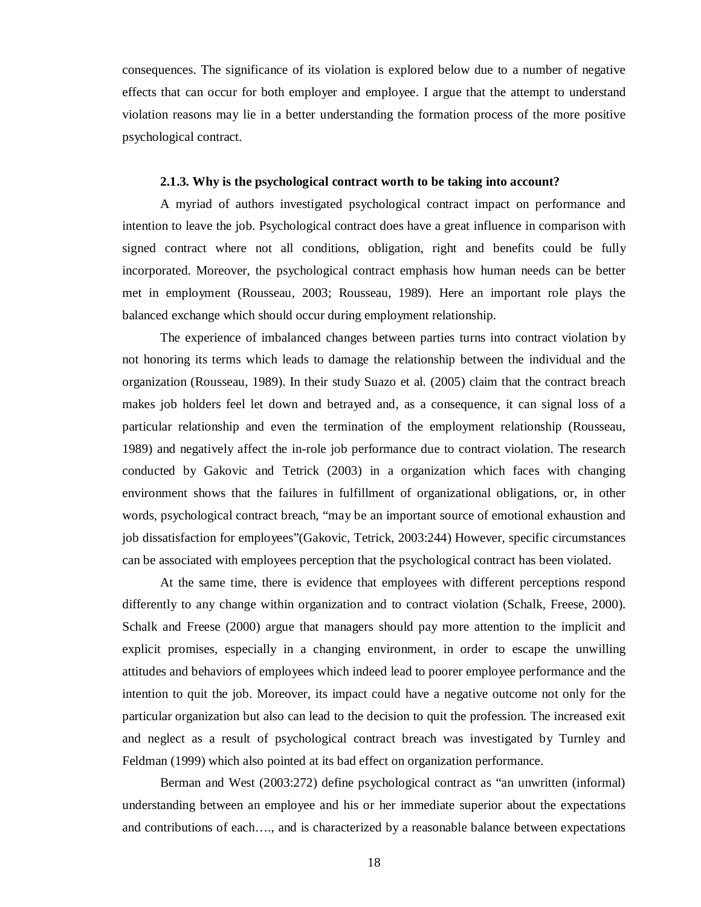consequences. The significance of its violation is explored below due to a number of negative effects that can occur for both employer and employee. I argue that the attempt to understand violation reasons may lie in a better understanding the formation process of the more positive psychological contract.

### 2.1.3. Why is the psychological contract worth to be taking into account?

A myriad of authors investigated psychological contract impact on performance and intention to leave the job. Psychological contract does have a great influence in comparison with signed contract where not all conditions, obligation, right and benefits could be fully incorporated. Moreover, the psychological contract emphasis how human needs can be better met in employment (Rousseau, 2003; Rousseau, 1989). Here an important role plays the balanced exchange which should occur during employment relationship.

The experience of imbalanced changes between parties turns into contract violation by not honoring its terms which leads to damage the relationship between the individual and the organization (Rousseau, 1989). In their study Suazo et al. (2005) claim that the contract breach makes job holders feel let down and betrayed and, as a consequence, it can signal loss of a particular relationship and even the termination of the employment relationship (Rousseau, 1989) and negatively affect the in-role job performance due to contract violation. The research conducted by Gakovic and Tetrick (2003) in a organization which faces with changing environment shows that the failures in fulfillment of organizational obligations, or, in other words, psychological contract breach, "may be an important source of emotional exhaustion and job dissatisfaction for employees"(Gakovic, Tetrick, 2003:244) However, specific circumstances can be associated with employees perception that the psychological contract has been violated.

At the same time, there is evidence that employees with different perceptions respond differently to any change within organization and to contract violation (Schalk, Freese, 2000). Schalk and Freese (2000) argue that managers should pay more attention to the implicit and explicit promises, especially in a changing environment, in order to escape the unwilling attitudes and behaviors of employees which indeed lead to poorer employee performance and the intention to quit the job. Moreover, its impact could have a negative outcome not only for the particular organization but also can lead to the decision to quit the profession. The increased exit and neglect as a result of psychological contract breach was investigated by Turnley and Feldman (1999) which also pointed at its bad effect on organization performance.

Berman and West (2003:272) define psychological contract as "an unwritten (informal) understanding between an employee and his or her immediate superior about the expectations and contributions of each…., and is characterized by a reasonable balance between expectations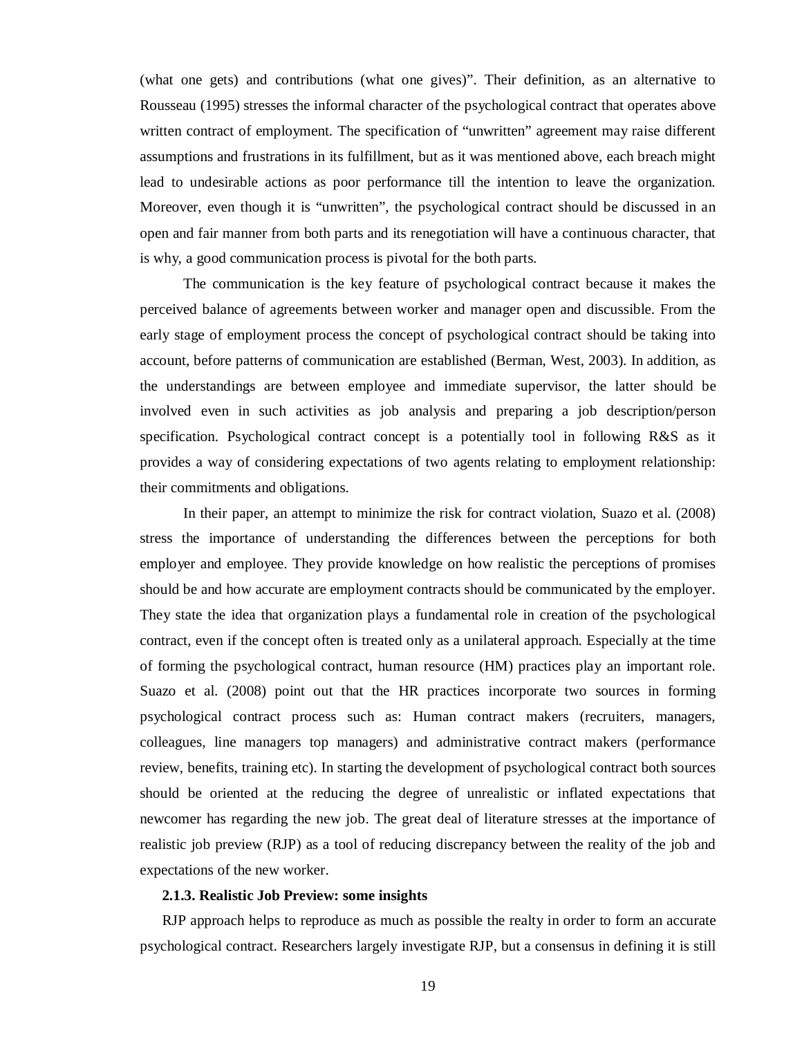(what one gets) and contributions (what one gives)". Their definition, as an alternative to Rousseau (1995) stresses the informal character of the psychological contract that operates above written contract of employment. The specification of "unwritten" agreement may raise different assumptions and frustrations in its fulfillment, but as it was mentioned above, each breach might lead to undesirable actions as poor performance till the intention to leave the organization. Moreover, even though it is "unwritten", the psychological contract should be discussed in an open and fair manner from both parts and its renegotiation will have a continuous character, that is why, a good communication process is pivotal for the both parts.

The communication is the key feature of psychological contract because it makes the perceived balance of agreements between worker and manager open and discussible. From the early stage of employment process the concept of psychological contract should be taking into account, before patterns of communication are established (Berman, West, 2003). In addition, as the understandings are between employee and immediate supervisor, the latter should be involved even in such activities as job analysis and preparing a job description/person specification. Psychological contract concept is a potentially tool in following R&S as it provides a way of considering expectations of two agents relating to employment relationship: their commitments and obligations.

In their paper, an attempt to minimize the risk for contract violation, Suazo et al. (2008) stress the importance of understanding the differences between the perceptions for both employer and employee. They provide knowledge on how realistic the perceptions of promises should be and how accurate are employment contracts should be communicated by the employer. They state the idea that organization plays a fundamental role in creation of the psychological contract, even if the concept often is treated only as a unilateral approach. Especially at the time of forming the psychological contract, human resource (HM) practices play an important role. Suazo et al. (2008) point out that the HR practices incorporate two sources in forming psychological contract process such as: Human contract makers (recruiters, managers, colleagues, line managers top managers) and administrative contract makers (performance review, benefits, training etc). In starting the development of psychological contract both sources should be oriented at the reducing the degree of unrealistic or inflated expectations that newcomer has regarding the new job. The great deal of literature stresses at the importance of realistic job preview (RJP) as a tool of reducing discrepancy between the reality of the job and expectations of the new worker.

### 2.1.3. Realistic Job Preview: some insights

RJP approach helps to reproduce as much as possible the realty in order to form an accurate psychological contract. Researchers largely investigate RJP, but a consensus in defining it is still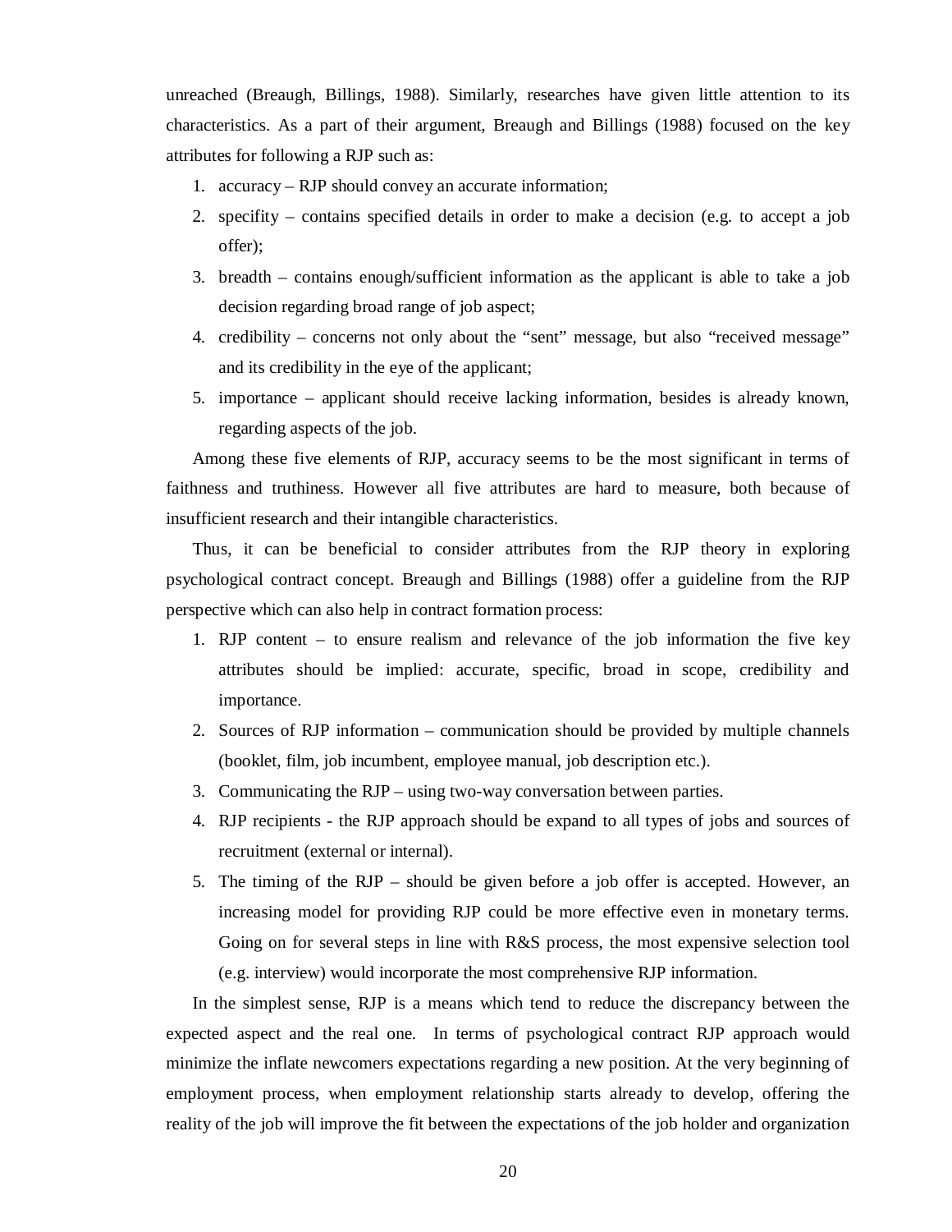unreached (Breaugh, Billings, 1988). Similarly, researches have given little attention to its characteristics. As a part of their argument, Breaugh and Billings (1988) focused on the key attributes for following a RJP such as:

1. accuracy – RJP should convey an accurate information;
2. specifity – contains specified details in order to make a decision (e.g. to accept a job offer);
3. breadth – contains enough/sufficient information as the applicant is able to take a job decision regarding broad range of job aspect;
4. credibility – concerns not only about the "sent" message, but also "received message" and its credibility in the eye of the applicant;
5. importance – applicant should receive lacking information, besides is already known, regarding aspects of the job.

Among these five elements of RJP, accuracy seems to be the most significant in terms of faithness and truthiness. However all five attributes are hard to measure, both because of insufficient research and their intangible characteristics.

Thus, it can be beneficial to consider attributes from the RJP theory in exploring psychological contract concept. Breaugh and Billings (1988) offer a guideline from the RJP perspective which can also help in contract formation process:

1. RJP content – to ensure realism and relevance of the job information the five key attributes should be implied: accurate, specific, broad in scope, credibility and importance.
2. Sources of RJP information – communication should be provided by multiple channels (booklet, film, job incumbent, employee manual, job description etc.).
3. Communicating the RJP – using two-way conversation between parties.
4. RJP recipients - the RJP approach should be expand to all types of jobs and sources of recruitment (external or internal).
5. The timing of the RJP – should be given before a job offer is accepted. However, an increasing model for providing RJP could be more effective even in monetary terms. Going on for several steps in line with R&S process, the most expensive selection tool (e.g. interview) would incorporate the most comprehensive RJP information.

In the simplest sense, RJP is a means which tend to reduce the discrepancy between the expected aspect and the real one. In terms of psychological contract RJP approach would minimize the inflate newcomers expectations regarding a new position. At the very beginning of employment process, when employment relationship starts already to develop, offering the reality of the job will improve the fit between the expectations of the job holder and organization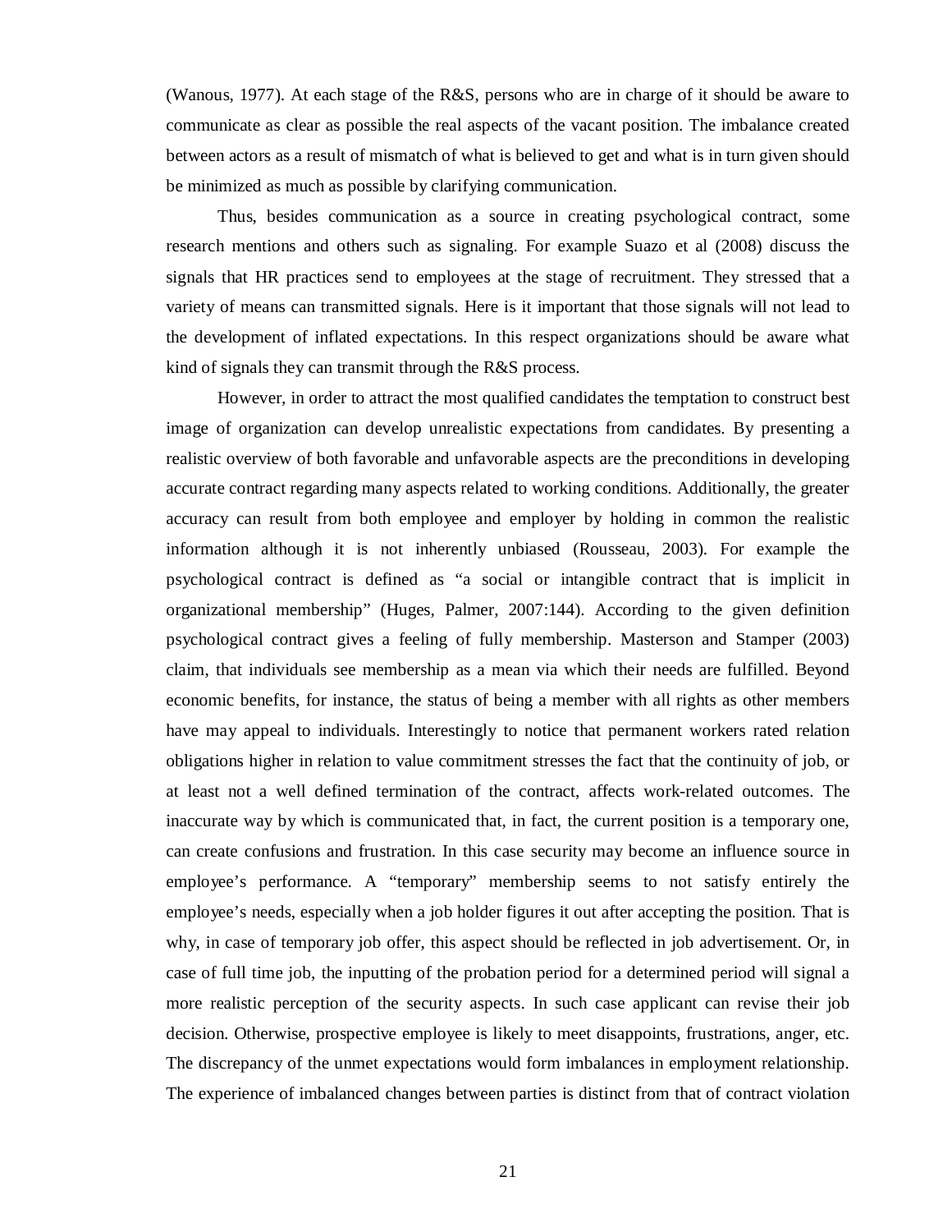(Wanous, 1977). At each stage of the R&S, persons who are in charge of it should be aware to communicate as clear as possible the real aspects of the vacant position. The imbalance created between actors as a result of mismatch of what is believed to get and what is in turn given should be minimized as much as possible by clarifying communication.

Thus, besides communication as a source in creating psychological contract, some research mentions and others such as signaling. For example Suazo et al (2008) discuss the signals that HR practices send to employees at the stage of recruitment. They stressed that a variety of means can transmitted signals. Here is it important that those signals will not lead to the development of inflated expectations. In this respect organizations should be aware what kind of signals they can transmit through the R&S process.

However, in order to attract the most qualified candidates the temptation to construct best image of organization can develop unrealistic expectations from candidates. By presenting a realistic overview of both favorable and unfavorable aspects are the preconditions in developing accurate contract regarding many aspects related to working conditions. Additionally, the greater accuracy can result from both employee and employer by holding in common the realistic information although it is not inherently unbiased (Rousseau, 2003). For example the psychological contract is defined as "a social or intangible contract that is implicit in organizational membership" (Huges, Palmer, 2007:144). According to the given definition psychological contract gives a feeling of fully membership. Masterson and Stamper (2003) claim, that individuals see membership as a mean via which their needs are fulfilled. Beyond economic benefits, for instance, the status of being a member with all rights as other members have may appeal to individuals. Interestingly to notice that permanent workers rated relation obligations higher in relation to value commitment stresses the fact that the continuity of job, or at least not a well defined termination of the contract, affects work-related outcomes. The inaccurate way by which is communicated that, in fact, the current position is a temporary one, can create confusions and frustration. In this case security may become an influence source in employee's performance. A "temporary" membership seems to not satisfy entirely the employee's needs, especially when a job holder figures it out after accepting the position. That is why, in case of temporary job offer, this aspect should be reflected in job advertisement. Or, in case of full time job, the inputting of the probation period for a determined period will signal a more realistic perception of the security aspects. In such case applicant can revise their job decision. Otherwise, prospective employee is likely to meet disappoints, frustrations, anger, etc. The discrepancy of the unmet expectations would form imbalances in employment relationship. The experience of imbalanced changes between parties is distinct from that of contract violation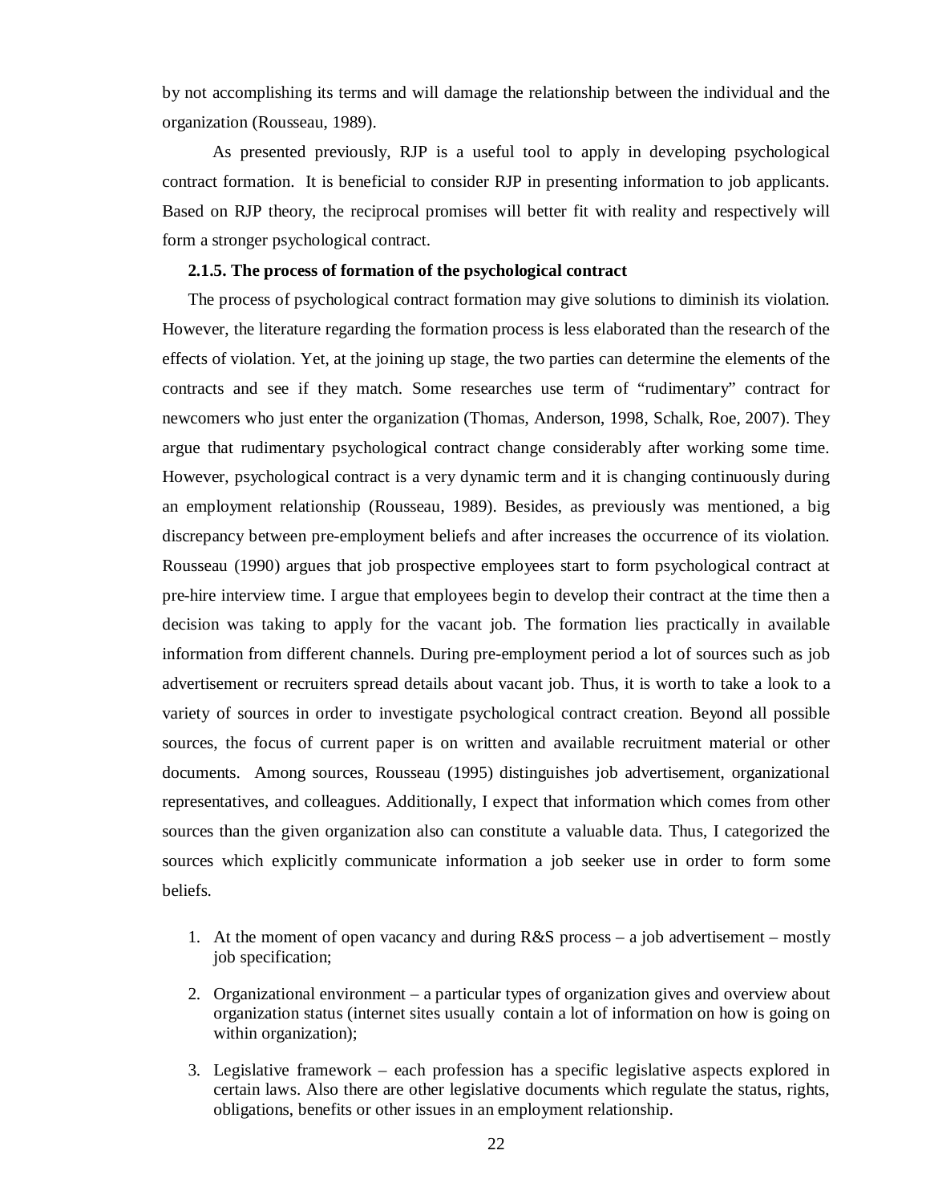by not accomplishing its terms and will damage the relationship between the individual and the organization (Rousseau, 1989).

As presented previously, RJP is a useful tool to apply in developing psychological contract formation. It is beneficial to consider RJP in presenting information to job applicants. Based on RJP theory, the reciprocal promises will better fit with reality and respectively will form a stronger psychological contract.

### 2.1.5. The process of formation of the psychological contract

The process of psychological contract formation may give solutions to diminish its violation. However, the literature regarding the formation process is less elaborated than the research of the effects of violation. Yet, at the joining up stage, the two parties can determine the elements of the contracts and see if they match. Some researches use term of "rudimentary" contract for newcomers who just enter the organization (Thomas, Anderson, 1998, Schalk, Roe, 2007). They argue that rudimentary psychological contract change considerably after working some time. However, psychological contract is a very dynamic term and it is changing continuously during an employment relationship (Rousseau, 1989). Besides, as previously was mentioned, a big discrepancy between pre-employment beliefs and after increases the occurrence of its violation. Rousseau (1990) argues that job prospective employees start to form psychological contract at pre-hire interview time. I argue that employees begin to develop their contract at the time then a decision was taking to apply for the vacant job. The formation lies practically in available information from different channels. During pre-employment period a lot of sources such as job advertisement or recruiters spread details about vacant job. Thus, it is worth to take a look to a variety of sources in order to investigate psychological contract creation. Beyond all possible sources, the focus of current paper is on written and available recruitment material or other documents. Among sources, Rousseau (1995) distinguishes job advertisement, organizational representatives, and colleagues. Additionally, I expect that information which comes from other sources than the given organization also can constitute a valuable data. Thus, I categorized the sources which explicitly communicate information a job seeker use in order to form some beliefs.

1. At the moment of open vacancy and during R&S process – a job advertisement – mostly job specification;
2. Organizational environment – a particular types of organization gives and overview about organization status (internet sites usually contain a lot of information on how is going on within organization);
3. Legislative framework – each profession has a specific legislative aspects explored in certain laws. Also there are other legislative documents which regulate the status, rights, obligations, benefits or other issues in an employment relationship.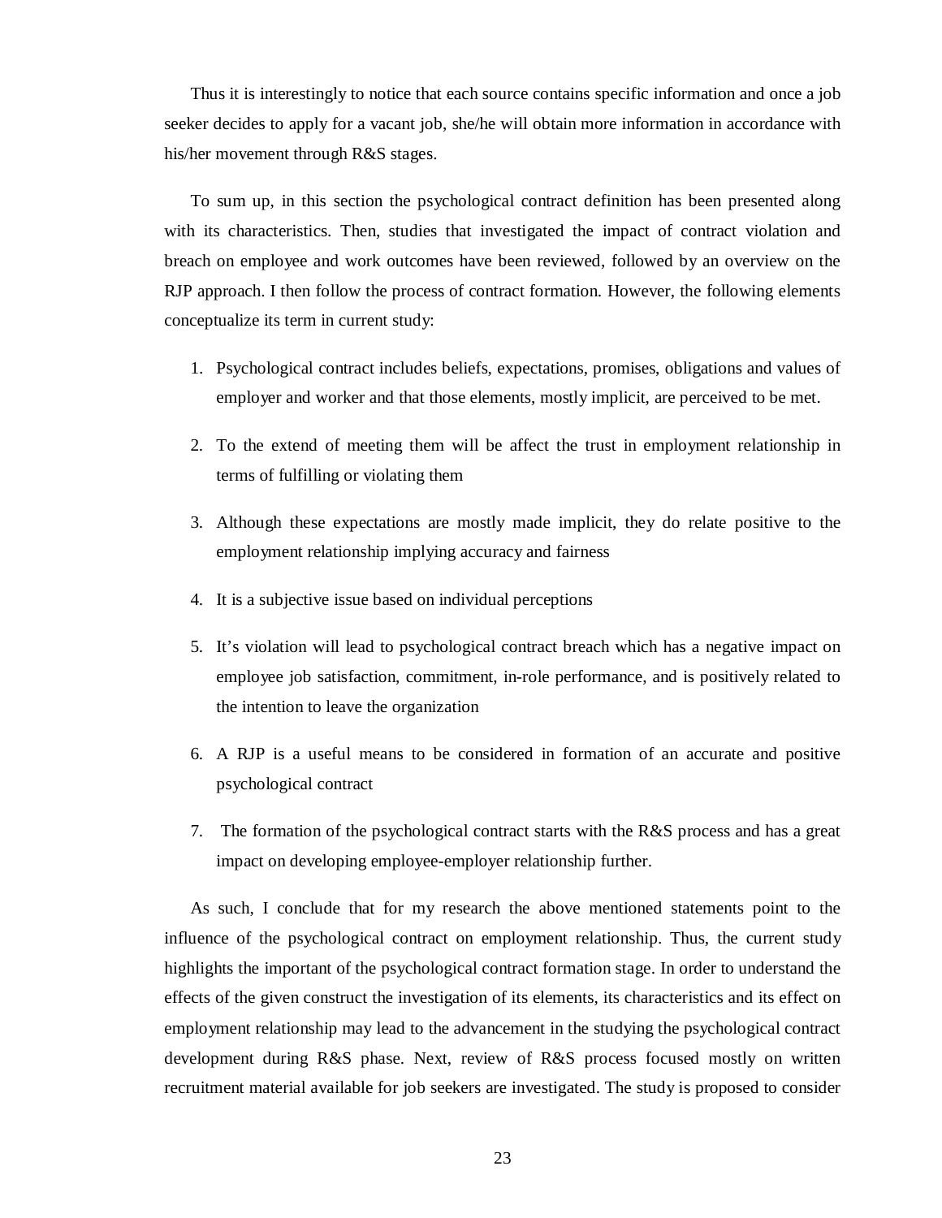Thus it is interestingly to notice that each source contains specific information and once a job seeker decides to apply for a vacant job, she/he will obtain more information in accordance with his/her movement through R&S stages.

To sum up, in this section the psychological contract definition has been presented along with its characteristics. Then, studies that investigated the impact of contract violation and breach on employee and work outcomes have been reviewed, followed by an overview on the RJP approach. I then follow the process of contract formation. However, the following elements conceptualize its term in current study:

1. Psychological contract includes beliefs, expectations, promises, obligations and values of employer and worker and that those elements, mostly implicit, are perceived to be met.
2. To the extend of meeting them will be affect the trust in employment relationship in terms of fulfilling or violating them
3. Although these expectations are mostly made implicit, they do relate positive to the employment relationship implying accuracy and fairness
4. It is a subjective issue based on individual perceptions
5. It's violation will lead to psychological contract breach which has a negative impact on employee job satisfaction, commitment, in-role performance, and is positively related to the intention to leave the organization
6. A RJP is a useful means to be considered in formation of an accurate and positive psychological contract
7. The formation of the psychological contract starts with the R&S process and has a great impact on developing employee-employer relationship further.

As such, I conclude that for my research the above mentioned statements point to the influence of the psychological contract on employment relationship. Thus, the current study highlights the important of the psychological contract formation stage. In order to understand the effects of the given construct the investigation of its elements, its characteristics and its effect on employment relationship may lead to the advancement in the studying the psychological contract development during R&S phase. Next, review of R&S process focused mostly on written recruitment material available for job seekers are investigated. The study is proposed to consider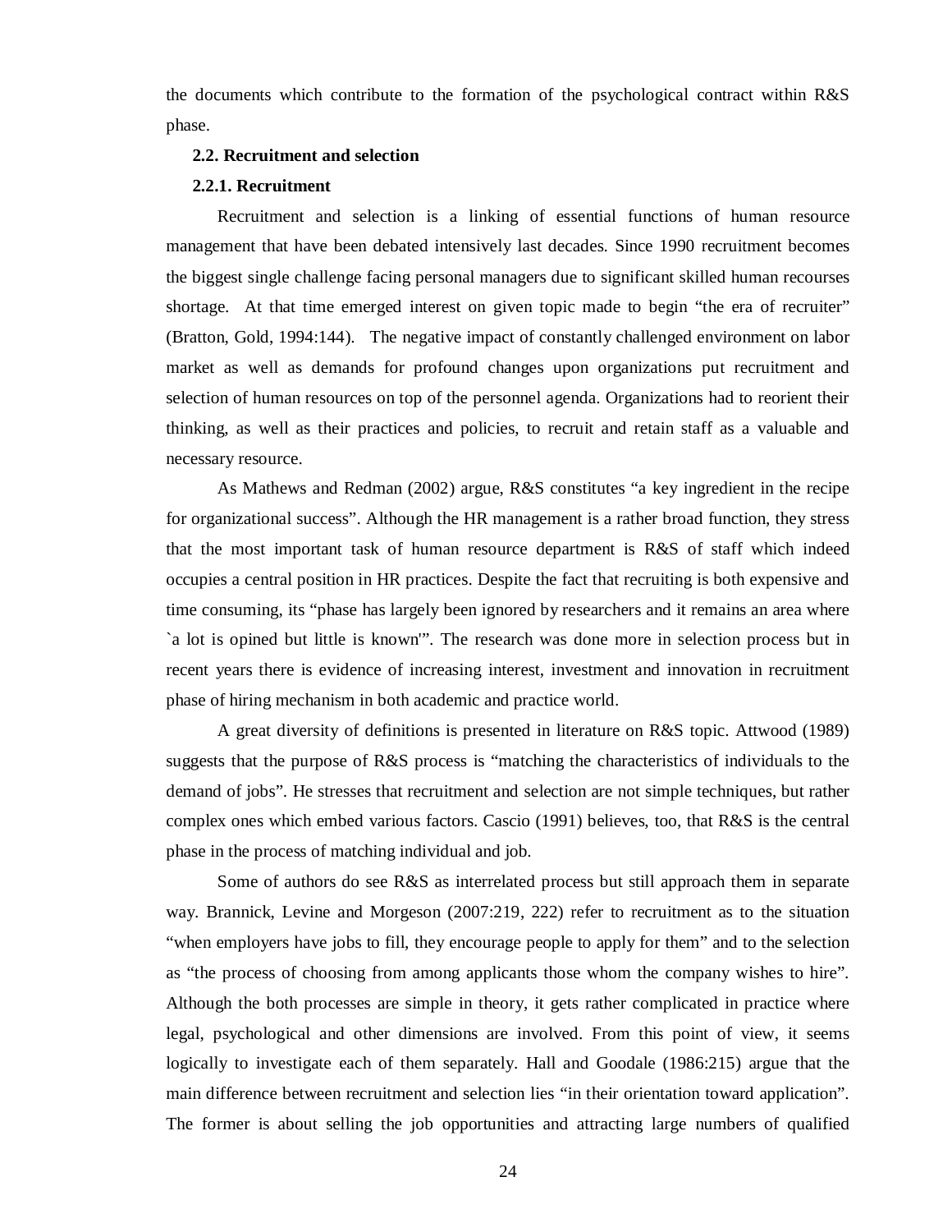the documents which contribute to the formation of the psychological contract within R&S phase.

## 2.2. Recruitment and selection

### 2.2.1. Recruitment

Recruitment and selection is a linking of essential functions of human resource management that have been debated intensively last decades. Since 1990 recruitment becomes the biggest single challenge facing personal managers due to significant skilled human recourses shortage. At that time emerged interest on given topic made to begin "the era of recruiter" (Bratton, Gold, 1994:144). The negative impact of constantly challenged environment on labor market as well as demands for profound changes upon organizations put recruitment and selection of human resources on top of the personnel agenda. Organizations had to reorient their thinking, as well as their practices and policies, to recruit and retain staff as a valuable and necessary resource.

As Mathews and Redman (2002) argue, R&S constitutes "a key ingredient in the recipe for organizational success". Although the HR management is a rather broad function, they stress that the most important task of human resource department is R&S of staff which indeed occupies a central position in HR practices. Despite the fact that recruiting is both expensive and time consuming, its "phase has largely been ignored by researchers and it remains an area where `a lot is opined but little is known'". The research was done more in selection process but in recent years there is evidence of increasing interest, investment and innovation in recruitment phase of hiring mechanism in both academic and practice world.

A great diversity of definitions is presented in literature on R&S topic. Attwood (1989) suggests that the purpose of R&S process is "matching the characteristics of individuals to the demand of jobs". He stresses that recruitment and selection are not simple techniques, but rather complex ones which embed various factors. Cascio (1991) believes, too, that R&S is the central phase in the process of matching individual and job.

Some of authors do see R&S as interrelated process but still approach them in separate way. Brannick, Levine and Morgeson (2007:219, 222) refer to recruitment as to the situation "when employers have jobs to fill, they encourage people to apply for them" and to the selection as "the process of choosing from among applicants those whom the company wishes to hire". Although the both processes are simple in theory, it gets rather complicated in practice where legal, psychological and other dimensions are involved. From this point of view, it seems logically to investigate each of them separately. Hall and Goodale (1986:215) argue that the main difference between recruitment and selection lies "in their orientation toward application". The former is about selling the job opportunities and attracting large numbers of qualified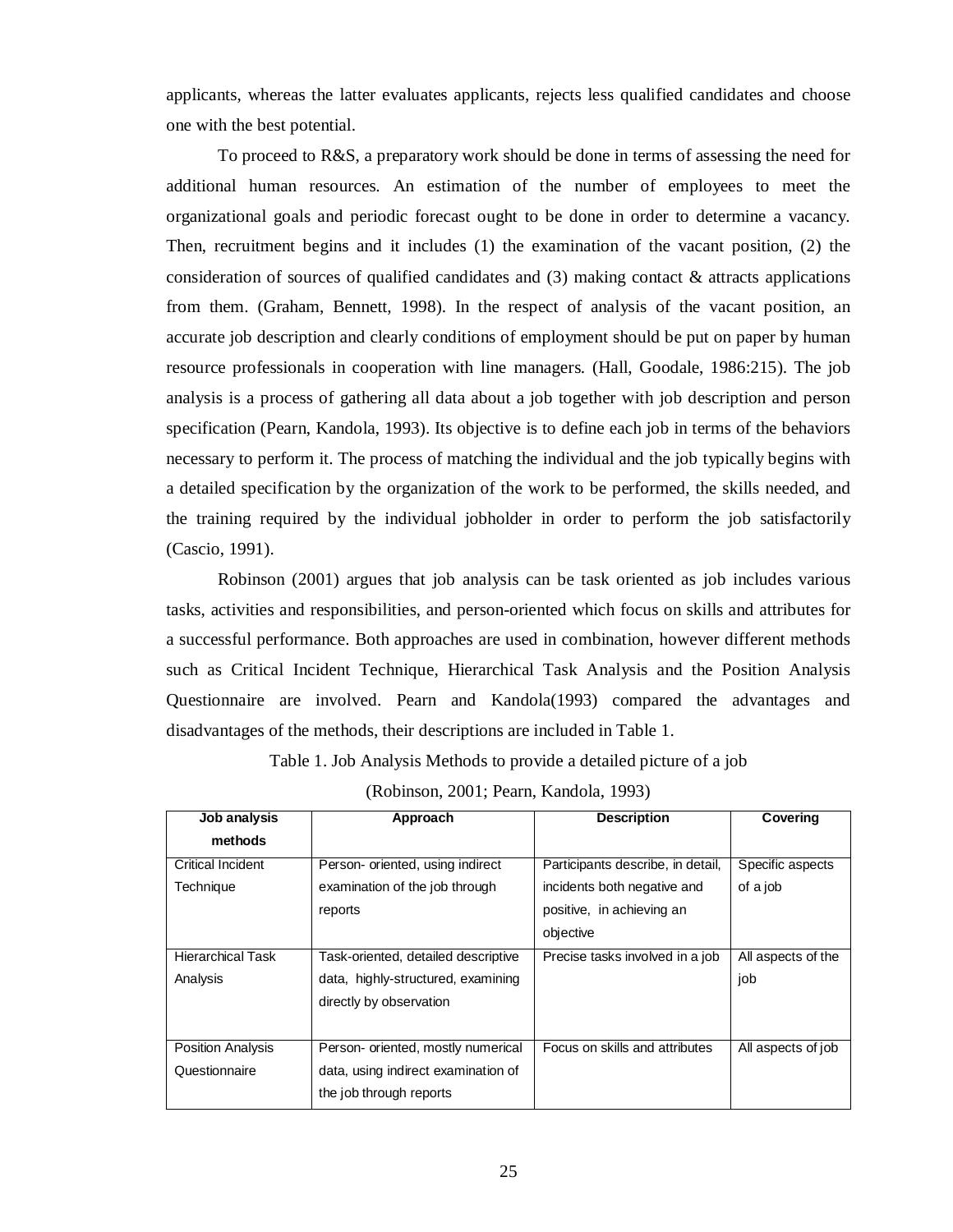applicants, whereas the latter evaluates applicants, rejects less qualified candidates and choose one with the best potential.

To proceed to R&S, a preparatory work should be done in terms of assessing the need for additional human resources. An estimation of the number of employees to meet the organizational goals and periodic forecast ought to be done in order to determine a vacancy. Then, recruitment begins and it includes (1) the examination of the vacant position, (2) the consideration of sources of qualified candidates and (3) making contact & attracts applications from them. (Graham, Bennett, 1998). In the respect of analysis of the vacant position, an accurate job description and clearly conditions of employment should be put on paper by human resource professionals in cooperation with line managers. (Hall, Goodale, 1986:215). The job analysis is a process of gathering all data about a job together with job description and person specification (Pearn, Kandola, 1993). Its objective is to define each job in terms of the behaviors necessary to perform it. The process of matching the individual and the job typically begins with a detailed specification by the organization of the work to be performed, the skills needed, and the training required by the individual jobholder in order to perform the job satisfactorily (Cascio, 1991).

Robinson (2001) argues that job analysis can be task oriented as job includes various tasks, activities and responsibilities, and person-oriented which focus on skills and attributes for a successful performance. Both approaches are used in combination, however different methods such as Critical Incident Technique, Hierarchical Task Analysis and the Position Analysis Questionnaire are involved. Pearn and Kandola(1993) compared the advantages and disadvantages of the methods, their descriptions are included in Table 1.

Table 1. Job Analysis Methods to provide a detailed picture of a job

(Robinson, 2001; Pearn, Kandola, 1993)

| Job analysis methods | Approach | Description | Covering |
|---|---|---|---|
| Critical Incident Technique | Person- oriented, using indirect examination of the job through reports | Participants describe, in detail, incidents both negative and positive, in achieving an objective | Specific aspects of a job |
| Hierarchical Task Analysis | Task-oriented, detailed descriptive data, highly-structured, examining directly by observation | Precise tasks involved in a job | All aspects of the job |
| Position Analysis Questionnaire | Person- oriented, mostly numerical data, using indirect examination of the job through reports | Focus on skills and attributes | All aspects of job |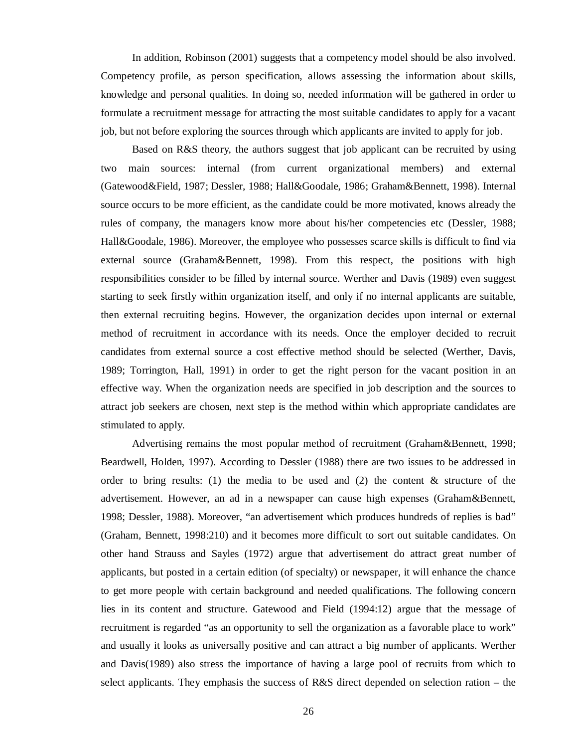In addition, Robinson (2001) suggests that a competency model should be also involved. Competency profile, as person specification, allows assessing the information about skills, knowledge and personal qualities. In doing so, needed information will be gathered in order to formulate a recruitment message for attracting the most suitable candidates to apply for a vacant job, but not before exploring the sources through which applicants are invited to apply for job.

Based on R&S theory, the authors suggest that job applicant can be recruited by using two main sources: internal (from current organizational members) and external (Gatewood&Field, 1987; Dessler, 1988; Hall&Goodale, 1986; Graham&Bennett, 1998). Internal source occurs to be more efficient, as the candidate could be more motivated, knows already the rules of company, the managers know more about his/her competencies etc (Dessler, 1988; Hall&Goodale, 1986). Moreover, the employee who possesses scarce skills is difficult to find via external source (Graham&Bennett, 1998). From this respect, the positions with high responsibilities consider to be filled by internal source. Werther and Davis (1989) even suggest starting to seek firstly within organization itself, and only if no internal applicants are suitable, then external recruiting begins. However, the organization decides upon internal or external method of recruitment in accordance with its needs. Once the employer decided to recruit candidates from external source a cost effective method should be selected (Werther, Davis, 1989; Torrington, Hall, 1991) in order to get the right person for the vacant position in an effective way. When the organization needs are specified in job description and the sources to attract job seekers are chosen, next step is the method within which appropriate candidates are stimulated to apply.

Advertising remains the most popular method of recruitment (Graham&Bennett, 1998; Beardwell, Holden, 1997). According to Dessler (1988) there are two issues to be addressed in order to bring results: (1) the media to be used and (2) the content & structure of the advertisement. However, an ad in a newspaper can cause high expenses (Graham&Bennett, 1998; Dessler, 1988). Moreover, "an advertisement which produces hundreds of replies is bad" (Graham, Bennett, 1998:210) and it becomes more difficult to sort out suitable candidates. On other hand Strauss and Sayles (1972) argue that advertisement do attract great number of applicants, but posted in a certain edition (of specialty) or newspaper, it will enhance the chance to get more people with certain background and needed qualifications. The following concern lies in its content and structure. Gatewood and Field (1994:12) argue that the message of recruitment is regarded "as an opportunity to sell the organization as a favorable place to work" and usually it looks as universally positive and can attract a big number of applicants. Werther and Davis(1989) also stress the importance of having a large pool of recruits from which to select applicants. They emphasis the success of R&S direct depended on selection ration – the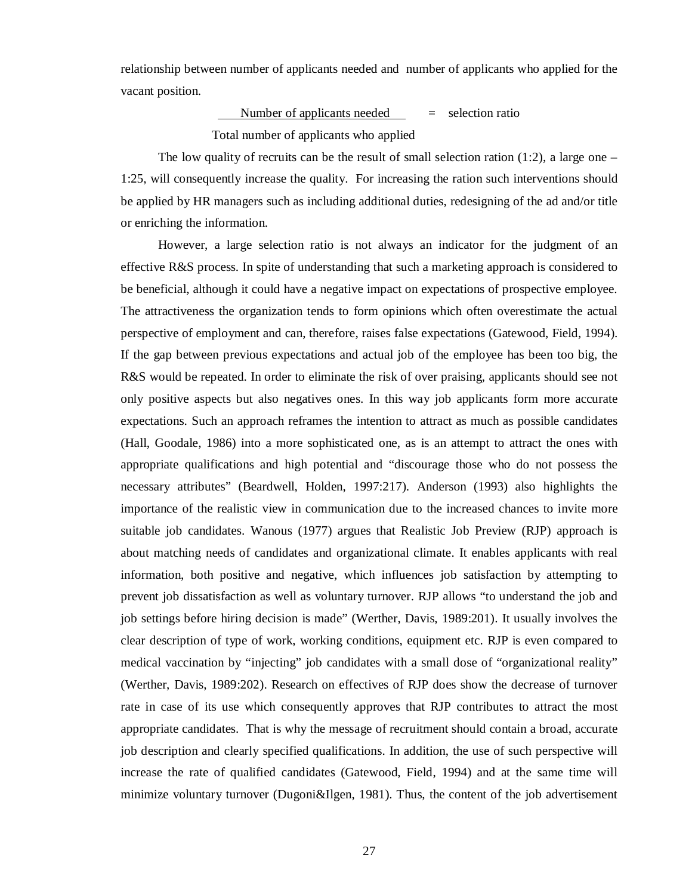relationship between number of applicants needed and number of applicants who applied for the vacant position.

$$\frac{\text{Number of applicants needed}}{\text{Total number of applicants who applied}} = \text{selection ratio}$$

The low quality of recruits can be the result of small selection ration (1:2), a large one – 1:25, will consequently increase the quality. For increasing the ration such interventions should be applied by HR managers such as including additional duties, redesigning of the ad and/or title or enriching the information.

However, a large selection ratio is not always an indicator for the judgment of an effective R&S process. In spite of understanding that such a marketing approach is considered to be beneficial, although it could have a negative impact on expectations of prospective employee. The attractiveness the organization tends to form opinions which often overestimate the actual perspective of employment and can, therefore, raises false expectations (Gatewood, Field, 1994). If the gap between previous expectations and actual job of the employee has been too big, the R&S would be repeated. In order to eliminate the risk of over praising, applicants should see not only positive aspects but also negatives ones. In this way job applicants form more accurate expectations. Such an approach reframes the intention to attract as much as possible candidates (Hall, Goodale, 1986) into a more sophisticated one, as is an attempt to attract the ones with appropriate qualifications and high potential and "discourage those who do not possess the necessary attributes" (Beardwell, Holden, 1997:217). Anderson (1993) also highlights the importance of the realistic view in communication due to the increased chances to invite more suitable job candidates. Wanous (1977) argues that Realistic Job Preview (RJP) approach is about matching needs of candidates and organizational climate. It enables applicants with real information, both positive and negative, which influences job satisfaction by attempting to prevent job dissatisfaction as well as voluntary turnover. RJP allows "to understand the job and job settings before hiring decision is made" (Werther, Davis, 1989:201). It usually involves the clear description of type of work, working conditions, equipment etc. RJP is even compared to medical vaccination by "injecting" job candidates with a small dose of "organizational reality" (Werther, Davis, 1989:202). Research on effectives of RJP does show the decrease of turnover rate in case of its use which consequently approves that RJP contributes to attract the most appropriate candidates. That is why the message of recruitment should contain a broad, accurate job description and clearly specified qualifications. In addition, the use of such perspective will increase the rate of qualified candidates (Gatewood, Field, 1994) and at the same time will minimize voluntary turnover (Dugoni&Ilgen, 1981). Thus, the content of the job advertisement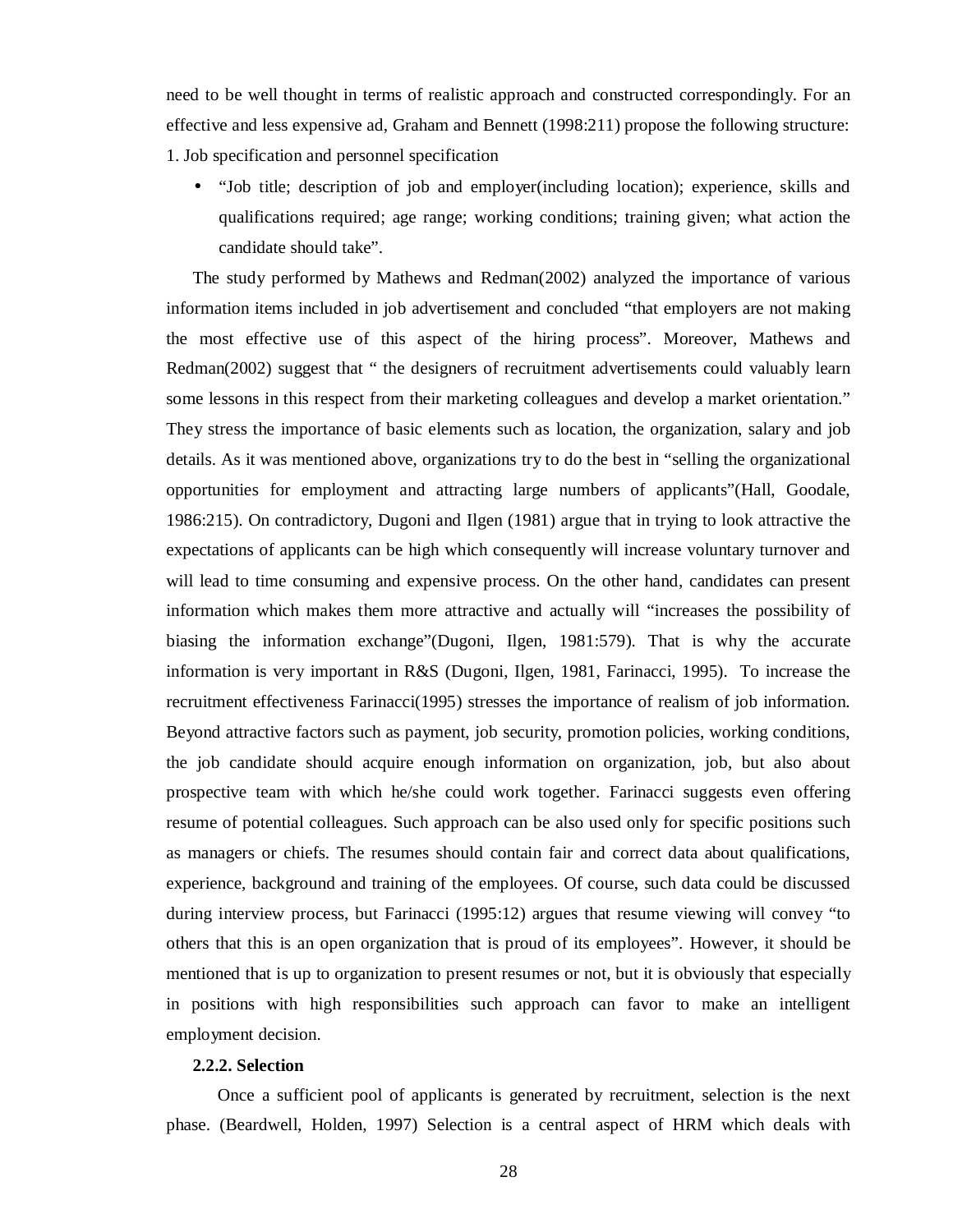need to be well thought in terms of realistic approach and constructed correspondingly. For an effective and less expensive ad, Graham and Bennett (1998:211) propose the following structure:

1. Job specification and personnel specification

- "Job title; description of job and employer(including location); experience, skills and qualifications required; age range; working conditions; training given; what action the candidate should take".

The study performed by Mathews and Redman(2002) analyzed the importance of various information items included in job advertisement and concluded "that employers are not making the most effective use of this aspect of the hiring process". Moreover, Mathews and Redman(2002) suggest that " the designers of recruitment advertisements could valuably learn some lessons in this respect from their marketing colleagues and develop a market orientation." They stress the importance of basic elements such as location, the organization, salary and job details. As it was mentioned above, organizations try to do the best in "selling the organizational opportunities for employment and attracting large numbers of applicants"(Hall, Goodale, 1986:215). On contradictory, Dugoni and Ilgen (1981) argue that in trying to look attractive the expectations of applicants can be high which consequently will increase voluntary turnover and will lead to time consuming and expensive process. On the other hand, candidates can present information which makes them more attractive and actually will "increases the possibility of biasing the information exchange"(Dugoni, Ilgen, 1981:579). That is why the accurate information is very important in R&S (Dugoni, Ilgen, 1981, Farinacci, 1995). To increase the recruitment effectiveness Farinacci(1995) stresses the importance of realism of job information. Beyond attractive factors such as payment, job security, promotion policies, working conditions, the job candidate should acquire enough information on organization, job, but also about prospective team with which he/she could work together. Farinacci suggests even offering resume of potential colleagues. Such approach can be also used only for specific positions such as managers or chiefs. The resumes should contain fair and correct data about qualifications, experience, background and training of the employees. Of course, such data could be discussed during interview process, but Farinacci (1995:12) argues that resume viewing will convey "to others that this is an open organization that is proud of its employees". However, it should be mentioned that is up to organization to present resumes or not, but it is obviously that especially in positions with high responsibilities such approach can favor to make an intelligent employment decision.

### 2.2.2. Selection

Once a sufficient pool of applicants is generated by recruitment, selection is the next phase. (Beardwell, Holden, 1997) Selection is a central aspect of HRM which deals with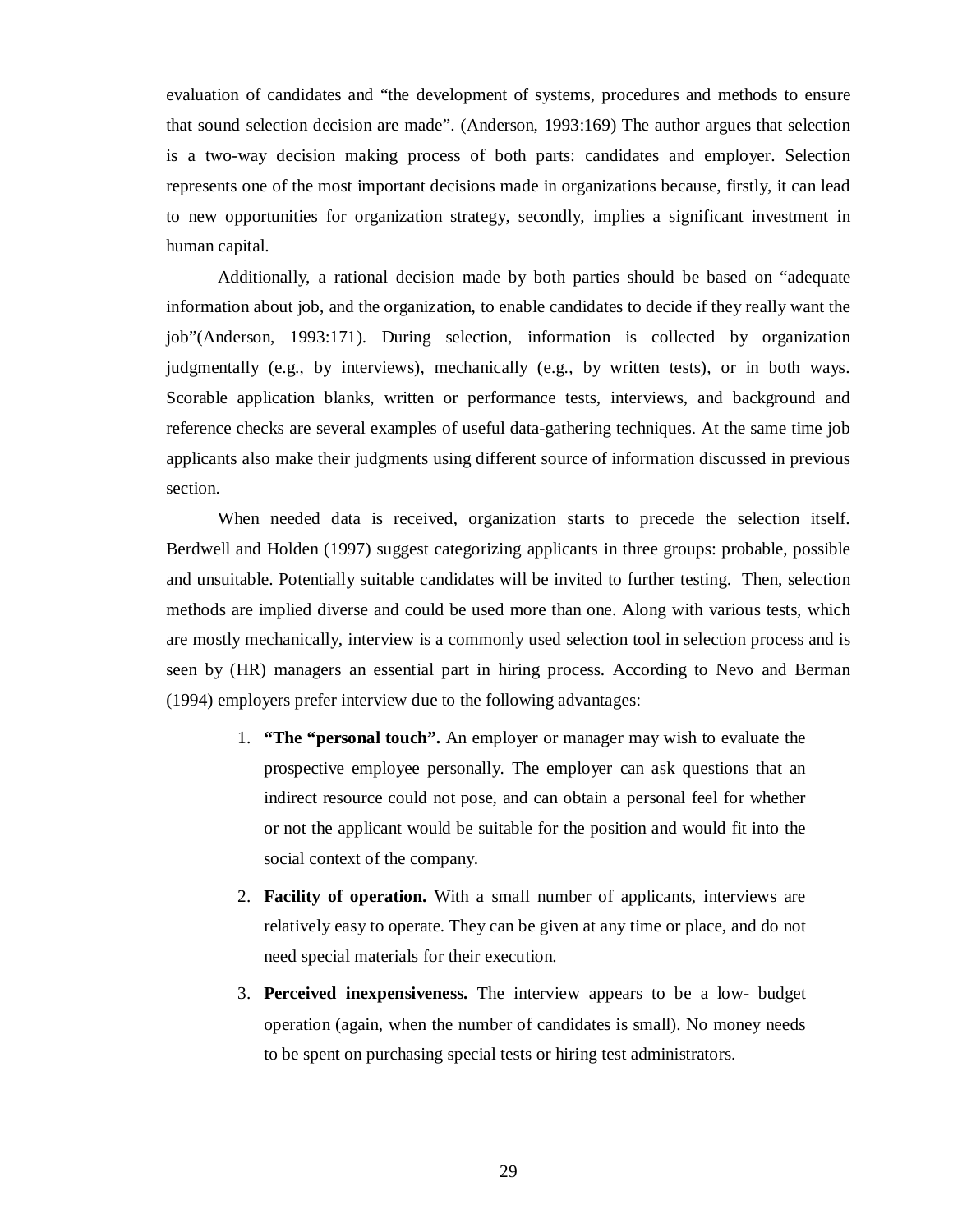evaluation of candidates and "the development of systems, procedures and methods to ensure that sound selection decision are made". (Anderson, 1993:169) The author argues that selection is a two-way decision making process of both parts: candidates and employer. Selection represents one of the most important decisions made in organizations because, firstly, it can lead to new opportunities for organization strategy, secondly, implies a significant investment in human capital.

Additionally, a rational decision made by both parties should be based on "adequate information about job, and the organization, to enable candidates to decide if they really want the job"(Anderson, 1993:171). During selection, information is collected by organization judgmentally (e.g., by interviews), mechanically (e.g., by written tests), or in both ways. Scorable application blanks, written or performance tests, interviews, and background and reference checks are several examples of useful data-gathering techniques. At the same time job applicants also make their judgments using different source of information discussed in previous section.

When needed data is received, organization starts to precede the selection itself. Berdwell and Holden (1997) suggest categorizing applicants in three groups: probable, possible and unsuitable. Potentially suitable candidates will be invited to further testing. Then, selection methods are implied diverse and could be used more than one. Along with various tests, which are mostly mechanically, interview is a commonly used selection tool in selection process and is seen by (HR) managers an essential part in hiring process. According to Nevo and Berman (1994) employers prefer interview due to the following advantages:

1. **"The "personal touch".** An employer or manager may wish to evaluate the prospective employee personally. The employer can ask questions that an indirect resource could not pose, and can obtain a personal feel for whether or not the applicant would be suitable for the position and would fit into the social context of the company.
2. **Facility of operation.** With a small number of applicants, interviews are relatively easy to operate. They can be given at any time or place, and do not need special materials for their execution.
3. **Perceived inexpensiveness.** The interview appears to be a low- budget operation (again, when the number of candidates is small). No money needs to be spent on purchasing special tests or hiring test administrators.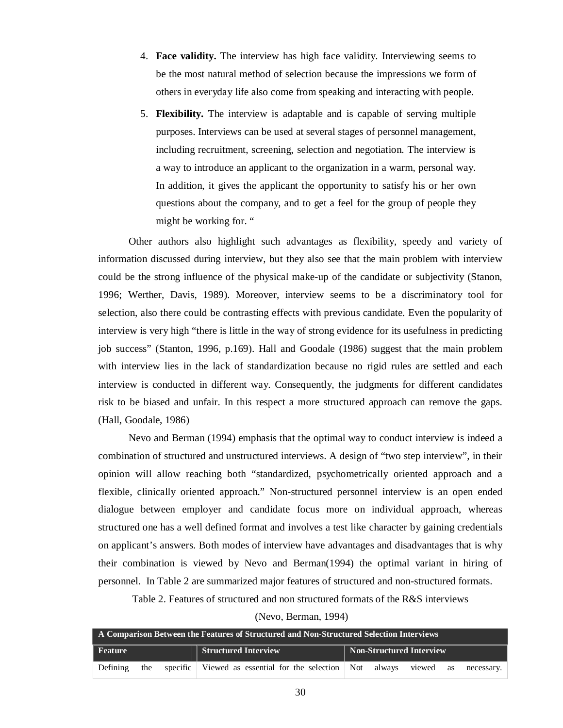4. **Face validity.** The interview has high face validity. Interviewing seems to be the most natural method of selection because the impressions we form of others in everyday life also come from speaking and interacting with people.

5. **Flexibility.** The interview is adaptable and is capable of serving multiple purposes. Interviews can be used at several stages of personnel management, including recruitment, screening, selection and negotiation. The interview is a way to introduce an applicant to the organization in a warm, personal way. In addition, it gives the applicant the opportunity to satisfy his or her own questions about the company, and to get a feel for the group of people they might be working for. "

Other authors also highlight such advantages as flexibility, speedy and variety of information discussed during interview, but they also see that the main problem with interview could be the strong influence of the physical make-up of the candidate or subjectivity (Stanon, 1996; Werther, Davis, 1989). Moreover, interview seems to be a discriminatory tool for selection, also there could be contrasting effects with previous candidate. Even the popularity of interview is very high "there is little in the way of strong evidence for its usefulness in predicting job success" (Stanton, 1996, p.169). Hall and Goodale (1986) suggest that the main problem with interview lies in the lack of standardization because no rigid rules are settled and each interview is conducted in different way. Consequently, the judgments for different candidates risk to be biased and unfair. In this respect a more structured approach can remove the gaps. (Hall, Goodale, 1986)

Nevo and Berman (1994) emphasis that the optimal way to conduct interview is indeed a combination of structured and unstructured interviews. A design of "two step interview", in their opinion will allow reaching both "standardized, psychometrically oriented approach and a flexible, clinically oriented approach." Non-structured personnel interview is an open ended dialogue between employer and candidate focus more on individual approach, whereas structured one has a well defined format and involves a test like character by gaining credentials on applicant's answers. Both modes of interview have advantages and disadvantages that is why their combination is viewed by Nevo and Berman(1994) the optimal variant in hiring of personnel. In Table 2 are summarized major features of structured and non-structured formats.

Table 2. Features of structured and non structured formats of the R&S interviews (Nevo, Berman, 1994)

| **A Comparison Between the Features of Structured and Non-Structured Selection Interviews** | | |
|---|---|---|
| **Feature** | **Structured Interview** | **Non-Structured Interview** |
| Defining the specific | Viewed as essential for the selection | Not always viewed as necessary. |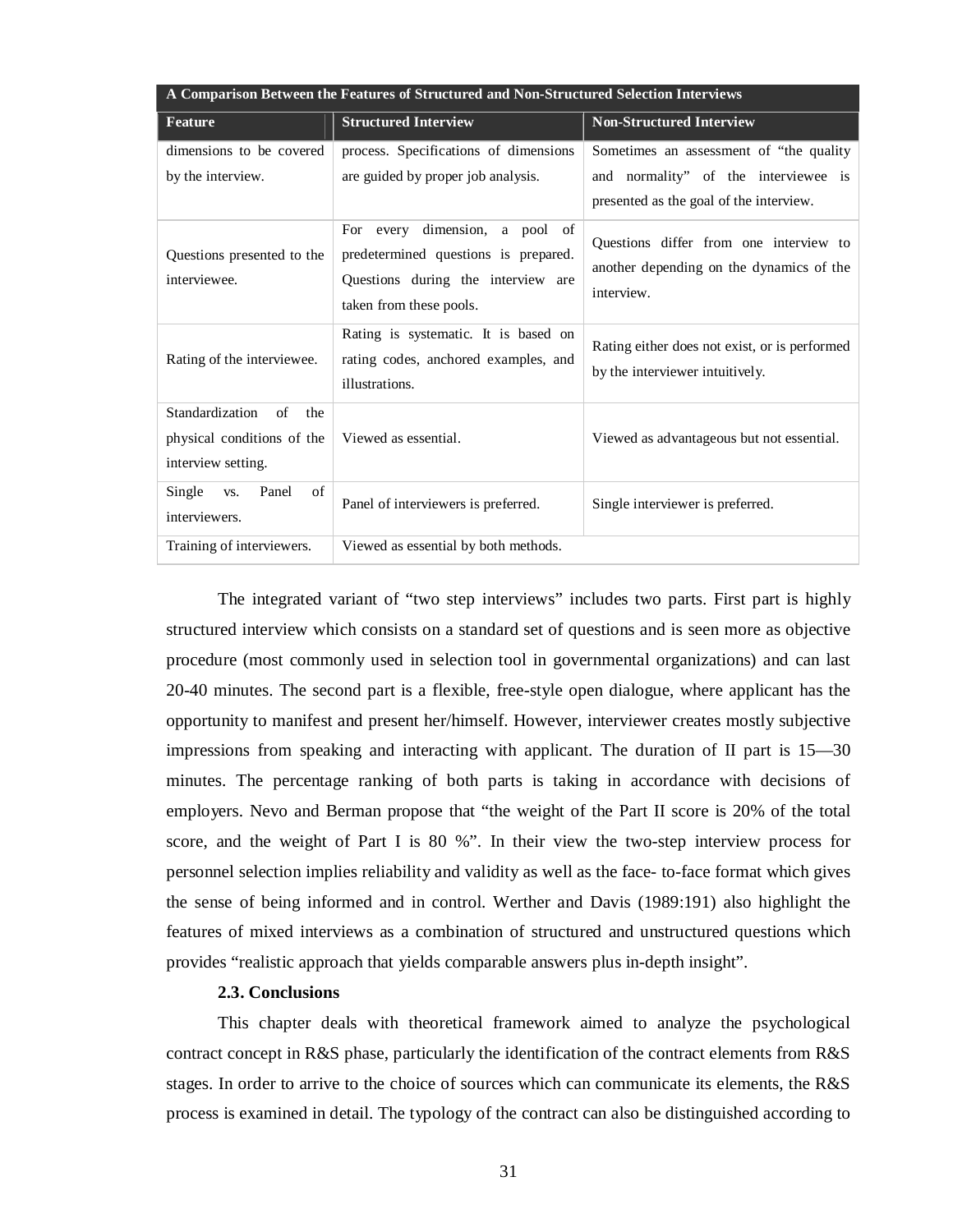| A Comparison Between the Features of Structured and Non-Structured Selection Interviews | | |
|---|---|---|
| **Feature** | **Structured Interview** | **Non-Structured Interview** |
| dimensions to be covered by the interview. | process. Specifications of dimensions are guided by proper job analysis. | Sometimes an assessment of "the quality and normality" of the interviewee is presented as the goal of the interview. |
| Questions presented to the interviewee. | For every dimension, a pool of predetermined questions is prepared. Questions during the interview are taken from these pools. | Questions differ from one interview to another depending on the dynamics of the interview. |
| Rating of the interviewee. | Rating is systematic. It is based on rating codes, anchored examples, and illustrations. | Rating either does not exist, or is performed by the interviewer intuitively. |
| Standardization of the physical conditions of the interview setting. | Viewed as essential. | Viewed as advantageous but not essential. |
| Single vs. Panel of interviewers. | Panel of interviewers is preferred. | Single interviewer is preferred. |
| Training of interviewers. | Viewed as essential by both methods. | |

The integrated variant of "two step interviews" includes two parts. First part is highly structured interview which consists on a standard set of questions and is seen more as objective procedure (most commonly used in selection tool in governmental organizations) and can last 20-40 minutes. The second part is a flexible, free-style open dialogue, where applicant has the opportunity to manifest and present her/himself. However, interviewer creates mostly subjective impressions from speaking and interacting with applicant. The duration of II part is 15—30 minutes. The percentage ranking of both parts is taking in accordance with decisions of employers. Nevo and Berman propose that "the weight of the Part II score is 20% of the total score, and the weight of Part I is 80 %". In their view the two-step interview process for personnel selection implies reliability and validity as well as the face- to-face format which gives the sense of being informed and in control. Werther and Davis (1989:191) also highlight the features of mixed interviews as a combination of structured and unstructured questions which provides "realistic approach that yields comparable answers plus in-depth insight".

### 2.3. Conclusions

This chapter deals with theoretical framework aimed to analyze the psychological contract concept in R&S phase, particularly the identification of the contract elements from R&S stages. In order to arrive to the choice of sources which can communicate its elements, the R&S process is examined in detail. The typology of the contract can also be distinguished according to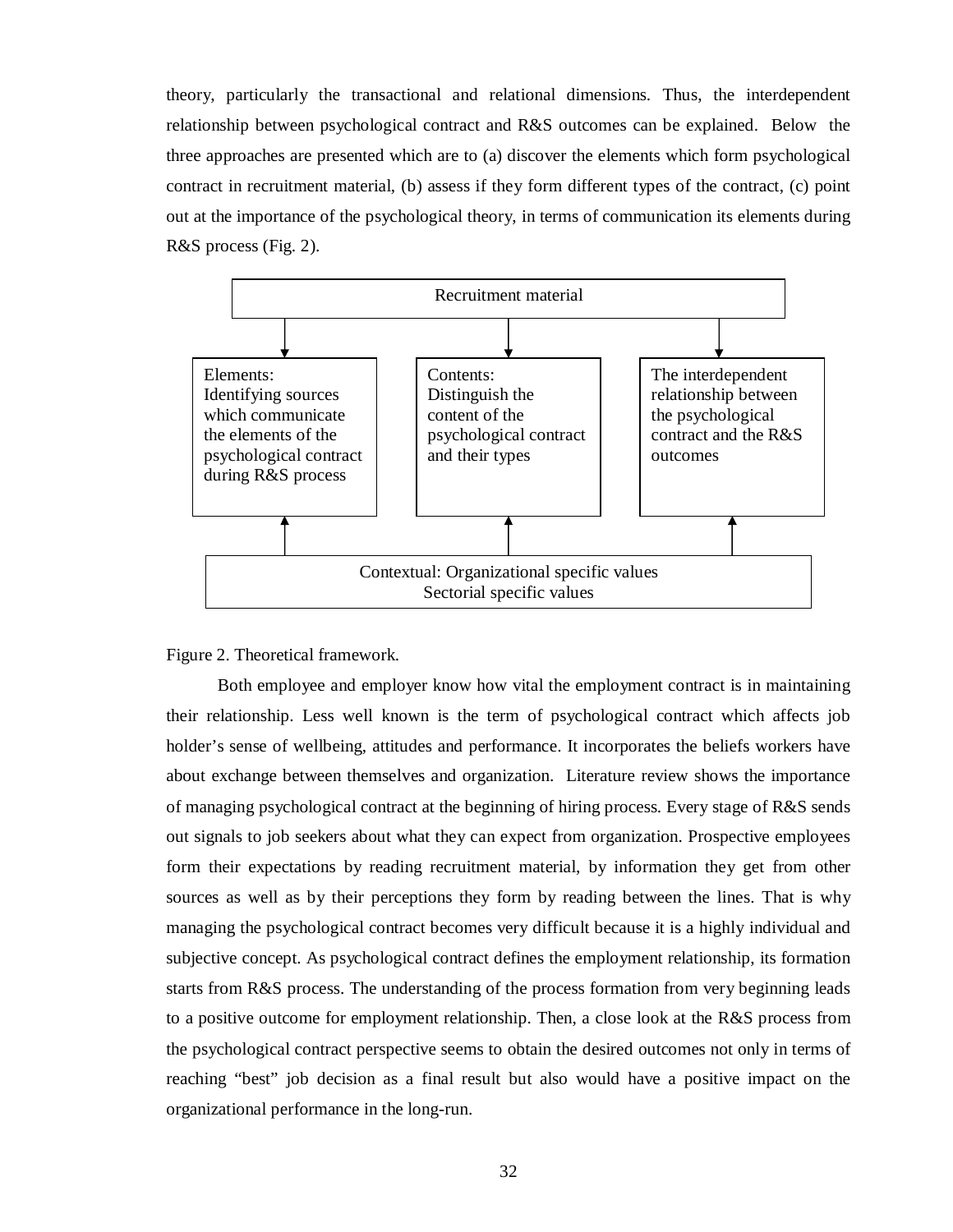theory, particularly the transactional and relational dimensions. Thus, the interdependent relationship between psychological contract and R&S outcomes can be explained. Below the three approaches are presented which are to (a) discover the elements which form psychological contract in recruitment material, (b) assess if they form different types of the contract, (c) point out at the importance of the psychological theory, in terms of communication its elements during R&S process (Fig. 2).

Recruitment material

Elements: Identifying sources which communicate the elements of the psychological contract during R&S process

Contents: Distinguish the content of the psychological contract and their types

The interdependent relationship between the psychological contract and the R&S outcomes

Contextual: Organizational specific values
Sectorial specific values

Figure 2. Theoretical framework.

Both employee and employer know how vital the employment contract is in maintaining their relationship. Less well known is the term of psychological contract which affects job holder's sense of wellbeing, attitudes and performance. It incorporates the beliefs workers have about exchange between themselves and organization. Literature review shows the importance of managing psychological contract at the beginning of hiring process. Every stage of R&S sends out signals to job seekers about what they can expect from organization. Prospective employees form their expectations by reading recruitment material, by information they get from other sources as well as by their perceptions they form by reading between the lines. That is why managing the psychological contract becomes very difficult because it is a highly individual and subjective concept. As psychological contract defines the employment relationship, its formation starts from R&S process. The understanding of the process formation from very beginning leads to a positive outcome for employment relationship. Then, a close look at the R&S process from the psychological contract perspective seems to obtain the desired outcomes not only in terms of reaching "best" job decision as a final result but also would have a positive impact on the organizational performance in the long-run.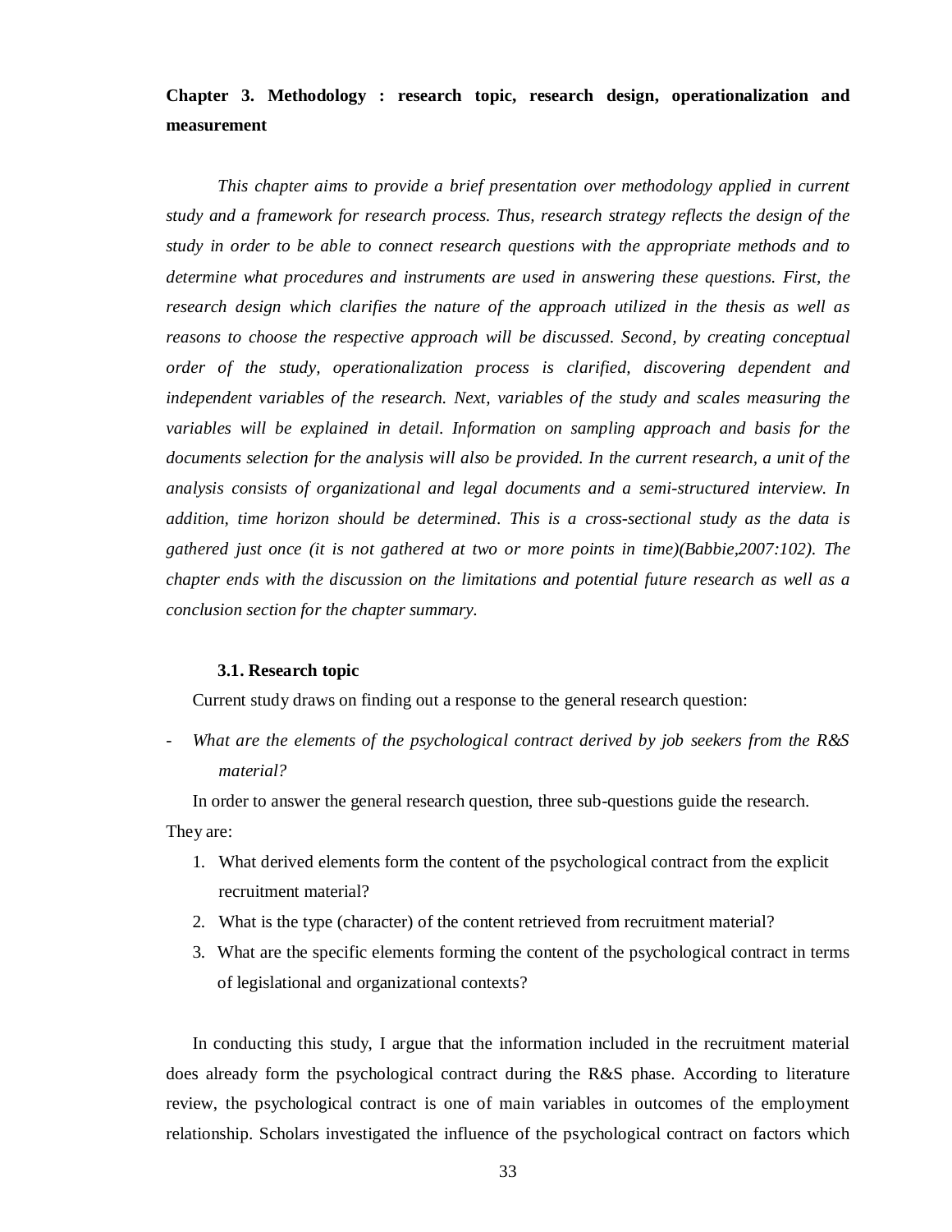## Chapter 3. Methodology : research topic, research design, operationalization and measurement

*This chapter aims to provide a brief presentation over methodology applied in current study and a framework for research process. Thus, research strategy reflects the design of the study in order to be able to connect research questions with the appropriate methods and to determine what procedures and instruments are used in answering these questions. First, the research design which clarifies the nature of the approach utilized in the thesis as well as reasons to choose the respective approach will be discussed. Second, by creating conceptual order of the study, operationalization process is clarified, discovering dependent and independent variables of the research. Next, variables of the study and scales measuring the variables will be explained in detail. Information on sampling approach and basis for the documents selection for the analysis will also be provided. In the current research, a unit of the analysis consists of organizational and legal documents and a semi-structured interview. In addition, time horizon should be determined. This is a cross-sectional study as the data is gathered just once (it is not gathered at two or more points in time)(Babbie,2007:102). The chapter ends with the discussion on the limitations and potential future research as well as a conclusion section for the chapter summary.*

### 3.1. Research topic

Current study draws on finding out a response to the general research question:

- *What are the elements of the psychological contract derived by job seekers from the R&S material?*

In order to answer the general research question, three sub-questions guide the research. They are:

1. What derived elements form the content of the psychological contract from the explicit recruitment material?
2. What is the type (character) of the content retrieved from recruitment material?
3. What are the specific elements forming the content of the psychological contract in terms of legislational and organizational contexts?

In conducting this study, I argue that the information included in the recruitment material does already form the psychological contract during the R&S phase. According to literature review, the psychological contract is one of main variables in outcomes of the employment relationship. Scholars investigated the influence of the psychological contract on factors which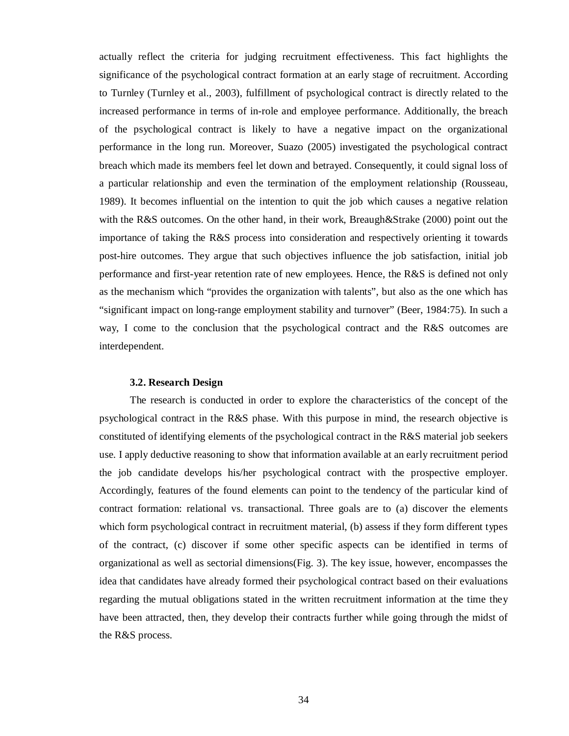actually reflect the criteria for judging recruitment effectiveness. This fact highlights the significance of the psychological contract formation at an early stage of recruitment. According to Turnley (Turnley et al., 2003), fulfillment of psychological contract is directly related to the increased performance in terms of in-role and employee performance. Additionally, the breach of the psychological contract is likely to have a negative impact on the organizational performance in the long run. Moreover, Suazo (2005) investigated the psychological contract breach which made its members feel let down and betrayed. Consequently, it could signal loss of a particular relationship and even the termination of the employment relationship (Rousseau, 1989). It becomes influential on the intention to quit the job which causes a negative relation with the R&S outcomes. On the other hand, in their work, Breaugh&Strake (2000) point out the importance of taking the R&S process into consideration and respectively orienting it towards post-hire outcomes. They argue that such objectives influence the job satisfaction, initial job performance and first-year retention rate of new employees. Hence, the R&S is defined not only as the mechanism which "provides the organization with talents", but also as the one which has "significant impact on long-range employment stability and turnover" (Beer, 1984:75). In such a way, I come to the conclusion that the psychological contract and the R&S outcomes are interdependent.

### 3.2. Research Design

The research is conducted in order to explore the characteristics of the concept of the psychological contract in the R&S phase. With this purpose in mind, the research objective is constituted of identifying elements of the psychological contract in the R&S material job seekers use. I apply deductive reasoning to show that information available at an early recruitment period the job candidate develops his/her psychological contract with the prospective employer. Accordingly, features of the found elements can point to the tendency of the particular kind of contract formation: relational vs. transactional. Three goals are to (a) discover the elements which form psychological contract in recruitment material, (b) assess if they form different types of the contract, (c) discover if some other specific aspects can be identified in terms of organizational as well as sectorial dimensions(Fig. 3). The key issue, however, encompasses the idea that candidates have already formed their psychological contract based on their evaluations regarding the mutual obligations stated in the written recruitment information at the time they have been attracted, then, they develop their contracts further while going through the midst of the R&S process.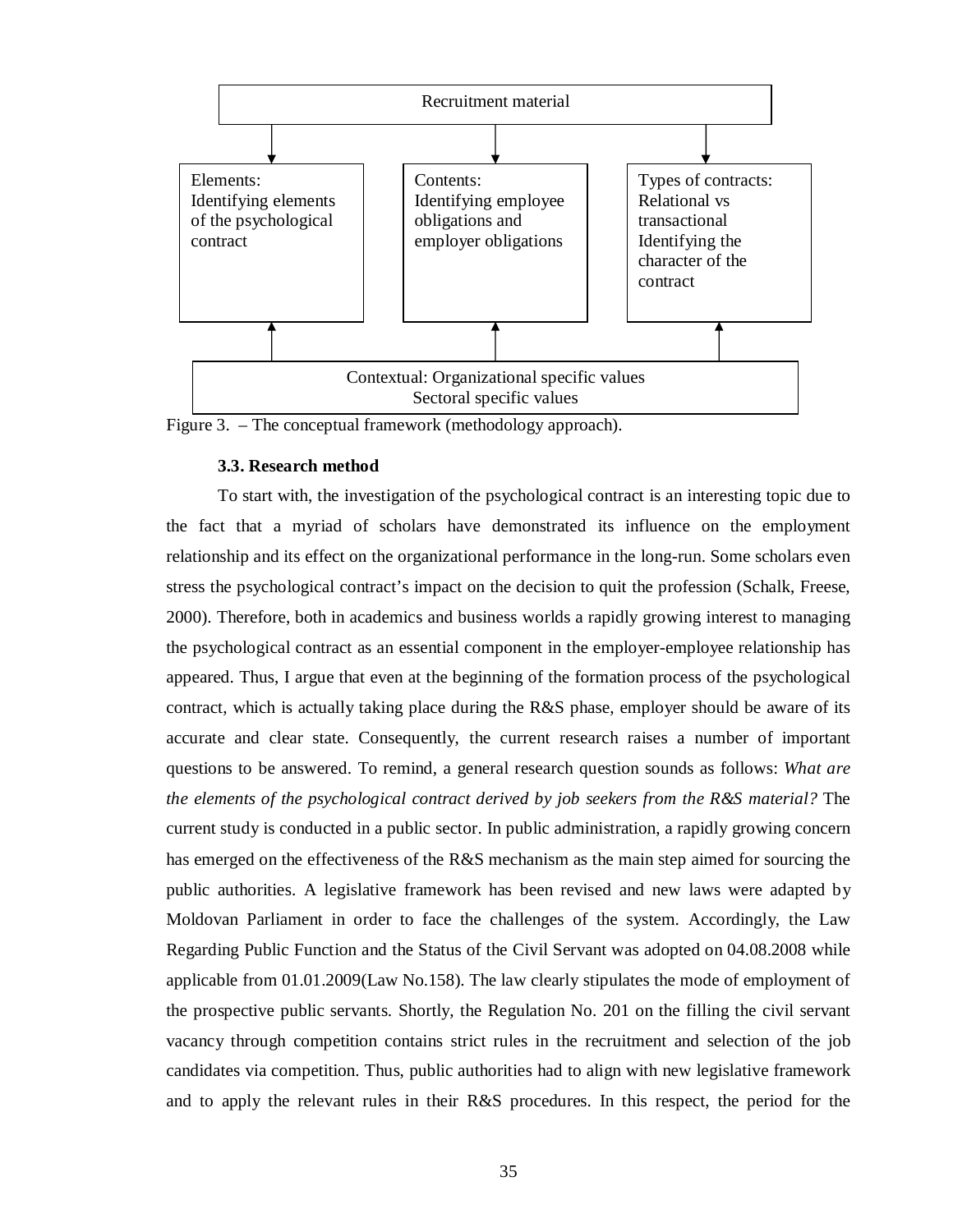Recruitment material

Elements:
Identifying elements of the psychological contract

Contents:
Identifying employee obligations and employer obligations

Types of contracts:
Relational vs transactional
Identifying the character of the contract

Contextual: Organizational specific values
Sectoral specific values

Figure 3. – The conceptual framework (methodology approach).

### 3.3. Research method

To start with, the investigation of the psychological contract is an interesting topic due to the fact that a myriad of scholars have demonstrated its influence on the employment relationship and its effect on the organizational performance in the long-run. Some scholars even stress the psychological contract's impact on the decision to quit the profession (Schalk, Freese, 2000). Therefore, both in academics and business worlds a rapidly growing interest to managing the psychological contract as an essential component in the employer-employee relationship has appeared. Thus, I argue that even at the beginning of the formation process of the psychological contract, which is actually taking place during the R&S phase, employer should be aware of its accurate and clear state. Consequently, the current research raises a number of important questions to be answered. To remind, a general research question sounds as follows: *What are the elements of the psychological contract derived by job seekers from the R&S material?* The current study is conducted in a public sector. In public administration, a rapidly growing concern has emerged on the effectiveness of the R&S mechanism as the main step aimed for sourcing the public authorities. A legislative framework has been revised and new laws were adapted by Moldovan Parliament in order to face the challenges of the system. Accordingly, the Law Regarding Public Function and the Status of the Civil Servant was adopted on 04.08.2008 while applicable from 01.01.2009(Law No.158). The law clearly stipulates the mode of employment of the prospective public servants. Shortly, the Regulation No. 201 on the filling the civil servant vacancy through competition contains strict rules in the recruitment and selection of the job candidates via competition. Thus, public authorities had to align with new legislative framework and to apply the relevant rules in their R&S procedures. In this respect, the period for the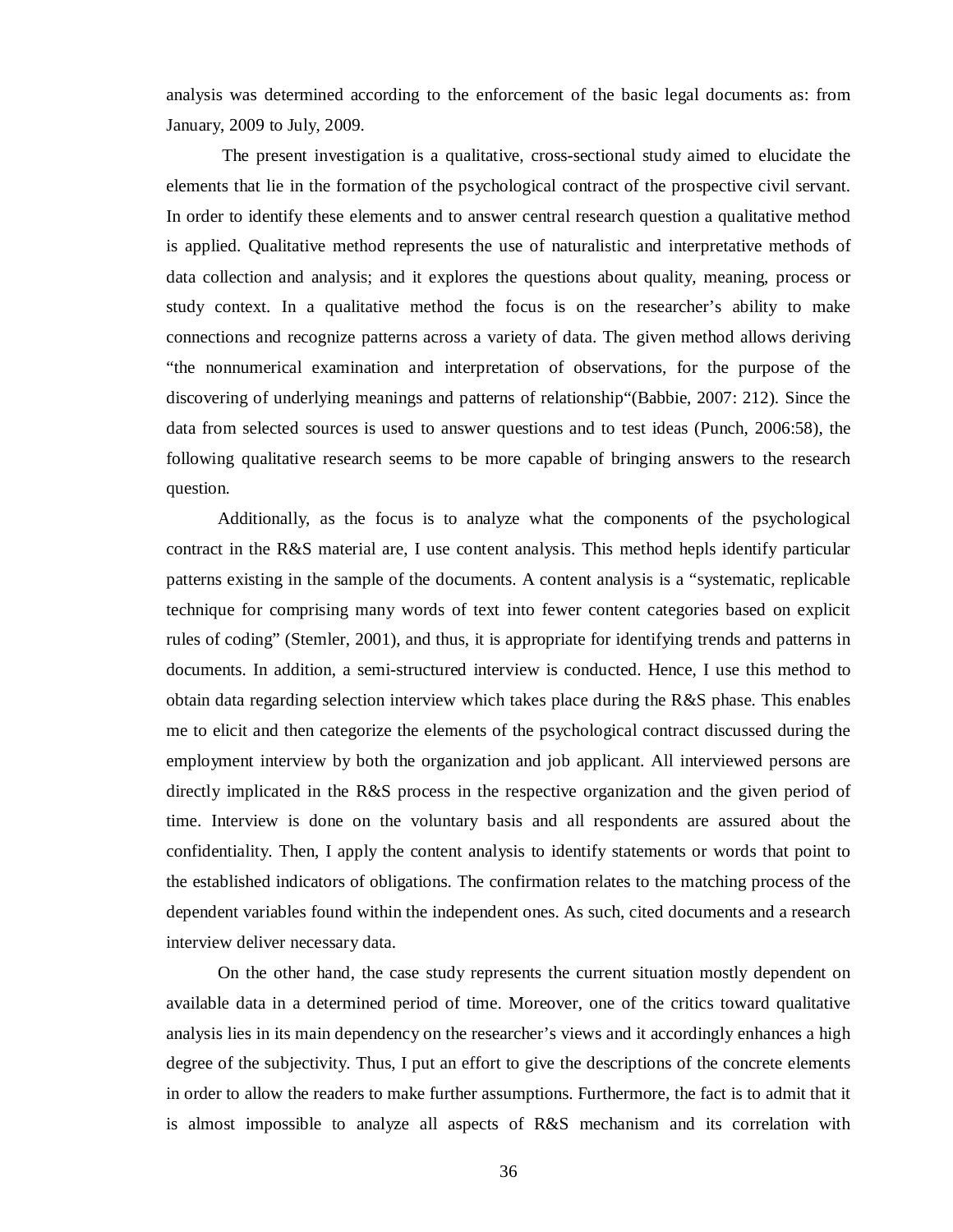analysis was determined according to the enforcement of the basic legal documents as: from January, 2009 to July, 2009.

The present investigation is a qualitative, cross-sectional study aimed to elucidate the elements that lie in the formation of the psychological contract of the prospective civil servant. In order to identify these elements and to answer central research question a qualitative method is applied. Qualitative method represents the use of naturalistic and interpretative methods of data collection and analysis; and it explores the questions about quality, meaning, process or study context. In a qualitative method the focus is on the researcher's ability to make connections and recognize patterns across a variety of data. The given method allows deriving "the nonnumerical examination and interpretation of observations, for the purpose of the discovering of underlying meanings and patterns of relationship"(Babbie, 2007: 212). Since the data from selected sources is used to answer questions and to test ideas (Punch, 2006:58), the following qualitative research seems to be more capable of bringing answers to the research question.

Additionally, as the focus is to analyze what the components of the psychological contract in the R&S material are, I use content analysis. This method hepls identify particular patterns existing in the sample of the documents. A content analysis is a "systematic, replicable technique for comprising many words of text into fewer content categories based on explicit rules of coding" (Stemler, 2001), and thus, it is appropriate for identifying trends and patterns in documents. In addition, a semi-structured interview is conducted. Hence, I use this method to obtain data regarding selection interview which takes place during the R&S phase. This enables me to elicit and then categorize the elements of the psychological contract discussed during the employment interview by both the organization and job applicant. All interviewed persons are directly implicated in the R&S process in the respective organization and the given period of time. Interview is done on the voluntary basis and all respondents are assured about the confidentiality. Then, I apply the content analysis to identify statements or words that point to the established indicators of obligations. The confirmation relates to the matching process of the dependent variables found within the independent ones. As such, cited documents and a research interview deliver necessary data.

On the other hand, the case study represents the current situation mostly dependent on available data in a determined period of time. Moreover, one of the critics toward qualitative analysis lies in its main dependency on the researcher's views and it accordingly enhances a high degree of the subjectivity. Thus, I put an effort to give the descriptions of the concrete elements in order to allow the readers to make further assumptions. Furthermore, the fact is to admit that it is almost impossible to analyze all aspects of R&S mechanism and its correlation with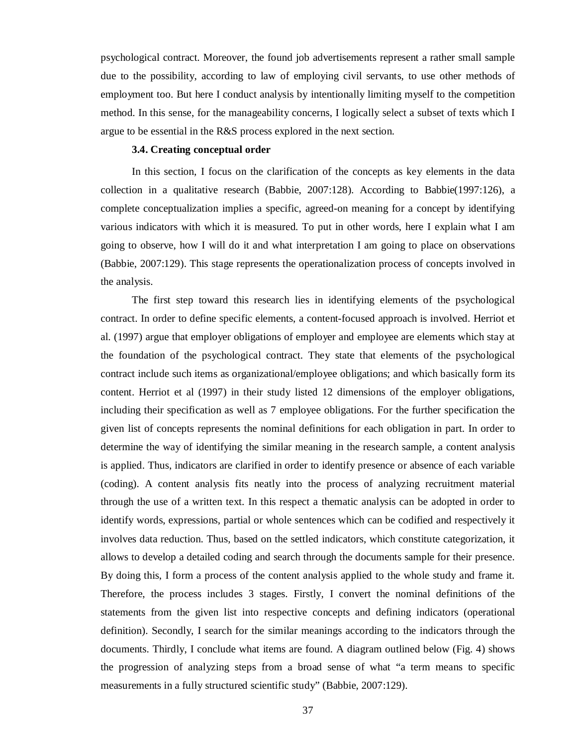psychological contract. Moreover, the found job advertisements represent a rather small sample due to the possibility, according to law of employing civil servants, to use other methods of employment too. But here I conduct analysis by intentionally limiting myself to the competition method. In this sense, for the manageability concerns, I logically select a subset of texts which I argue to be essential in the R&S process explored in the next section.

### 3.4. Creating conceptual order

In this section, I focus on the clarification of the concepts as key elements in the data collection in a qualitative research (Babbie, 2007:128). According to Babbie(1997:126), a complete conceptualization implies a specific, agreed-on meaning for a concept by identifying various indicators with which it is measured. To put in other words, here I explain what I am going to observe, how I will do it and what interpretation I am going to place on observations (Babbie, 2007:129). This stage represents the operationalization process of concepts involved in the analysis.

The first step toward this research lies in identifying elements of the psychological contract. In order to define specific elements, a content-focused approach is involved. Herriot et al. (1997) argue that employer obligations of employer and employee are elements which stay at the foundation of the psychological contract. They state that elements of the psychological contract include such items as organizational/employee obligations; and which basically form its content. Herriot et al (1997) in their study listed 12 dimensions of the employer obligations, including their specification as well as 7 employee obligations. For the further specification the given list of concepts represents the nominal definitions for each obligation in part. In order to determine the way of identifying the similar meaning in the research sample, a content analysis is applied. Thus, indicators are clarified in order to identify presence or absence of each variable (coding). A content analysis fits neatly into the process of analyzing recruitment material through the use of a written text. In this respect a thematic analysis can be adopted in order to identify words, expressions, partial or whole sentences which can be codified and respectively it involves data reduction. Thus, based on the settled indicators, which constitute categorization, it allows to develop a detailed coding and search through the documents sample for their presence. By doing this, I form a process of the content analysis applied to the whole study and frame it. Therefore, the process includes 3 stages. Firstly, I convert the nominal definitions of the statements from the given list into respective concepts and defining indicators (operational definition). Secondly, I search for the similar meanings according to the indicators through the documents. Thirdly, I conclude what items are found. A diagram outlined below (Fig. 4) shows the progression of analyzing steps from a broad sense of what "a term means to specific measurements in a fully structured scientific study" (Babbie, 2007:129).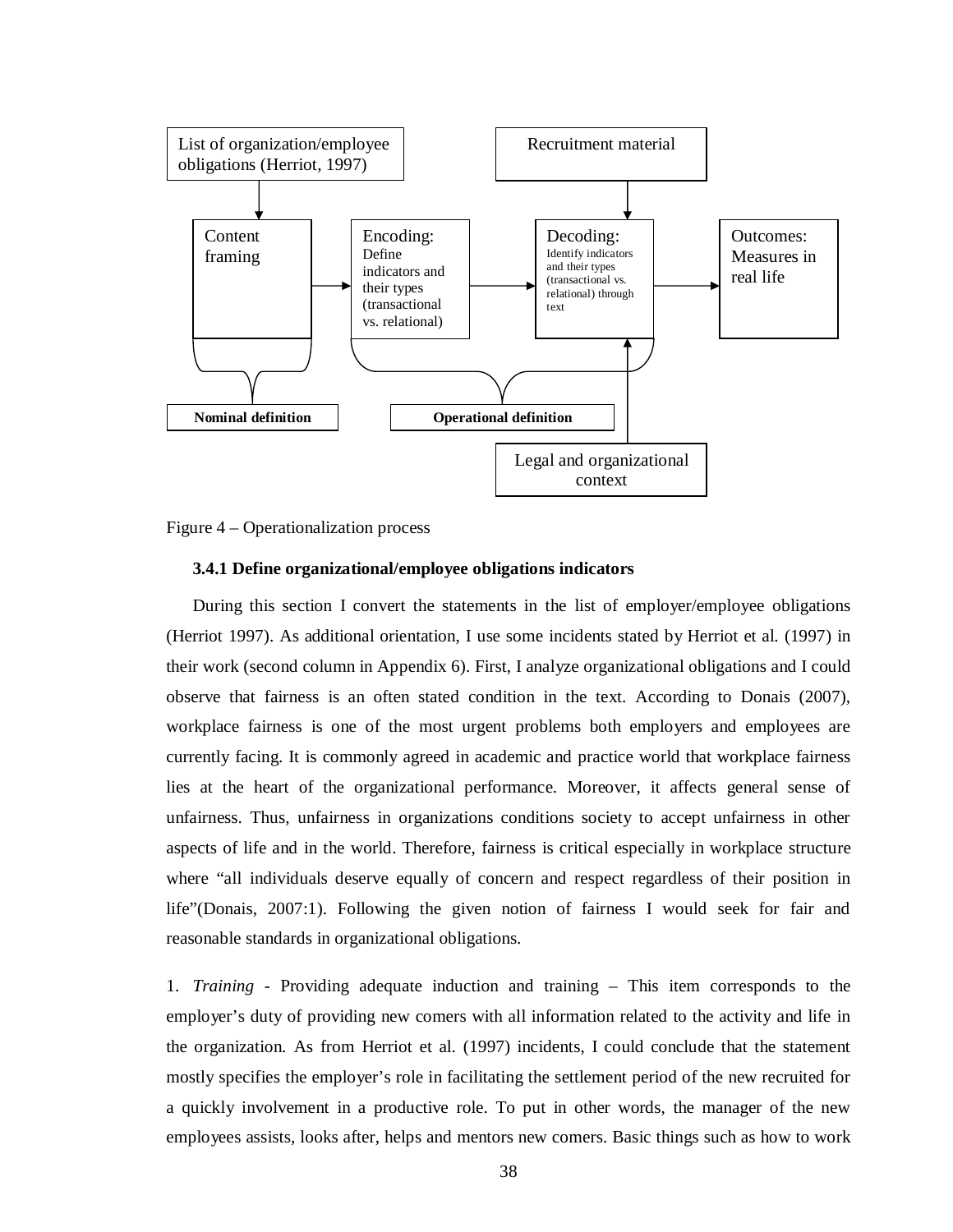List of organization/employee obligations (Herriot, 1997)

Recruitment material

Content framing

Encoding: Define indicators and their types (transactional vs. relational)

Decoding: Identify indicators and their types (transactional vs. relational) through text

Outcomes: Measures in real life

**Nominal definition**

**Operational definition**

Legal and organizational context

Figure 4 – Operationalization process

### 3.4.1 Define organizational/employee obligations indicators

During this section I convert the statements in the list of employer/employee obligations (Herriot 1997). As additional orientation, I use some incidents stated by Herriot et al. (1997) in their work (second column in Appendix 6). First, I analyze organizational obligations and I could observe that fairness is an often stated condition in the text. According to Donais (2007), workplace fairness is one of the most urgent problems both employers and employees are currently facing. It is commonly agreed in academic and practice world that workplace fairness lies at the heart of the organizational performance. Moreover, it affects general sense of unfairness. Thus, unfairness in organizations conditions society to accept unfairness in other aspects of life and in the world. Therefore, fairness is critical especially in workplace structure where "all individuals deserve equally of concern and respect regardless of their position in life"(Donais, 2007:1). Following the given notion of fairness I would seek for fair and reasonable standards in organizational obligations.

1. *Training* - Providing adequate induction and training – This item corresponds to the employer's duty of providing new comers with all information related to the activity and life in the organization. As from Herriot et al. (1997) incidents, I could conclude that the statement mostly specifies the employer's role in facilitating the settlement period of the new recruited for a quickly involvement in a productive role. To put in other words, the manager of the new employees assists, looks after, helps and mentors new comers. Basic things such as how to work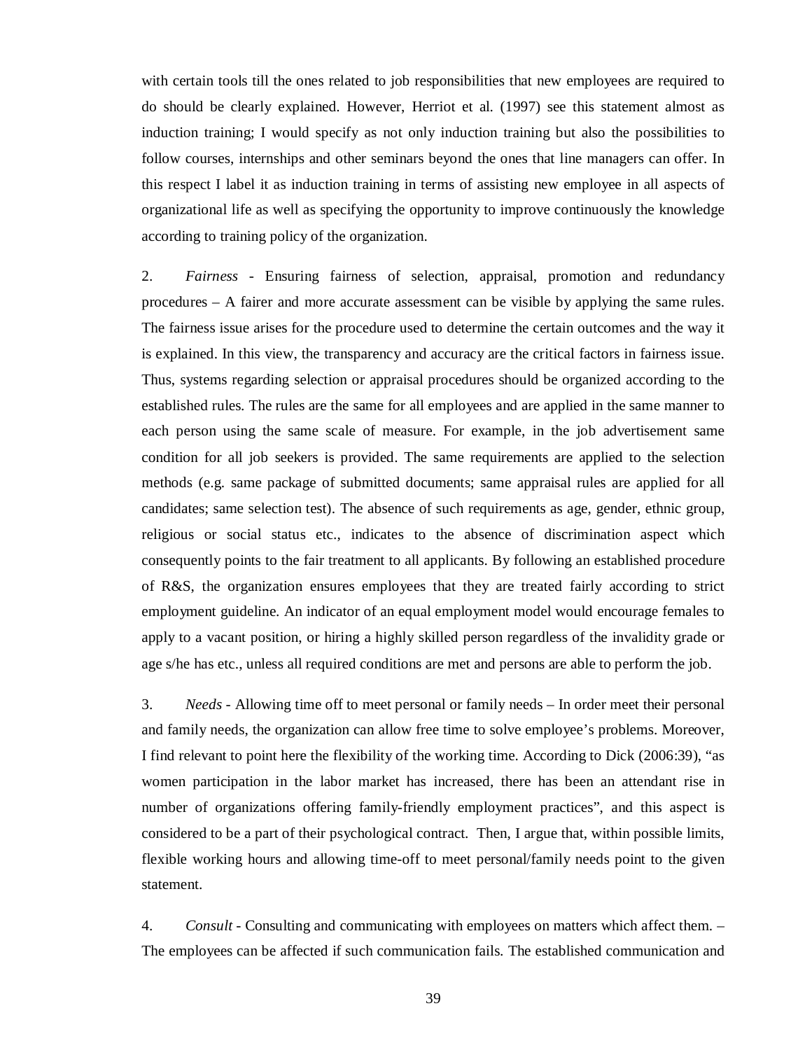with certain tools till the ones related to job responsibilities that new employees are required to do should be clearly explained. However, Herriot et al. (1997) see this statement almost as induction training; I would specify as not only induction training but also the possibilities to follow courses, internships and other seminars beyond the ones that line managers can offer. In this respect I label it as induction training in terms of assisting new employee in all aspects of organizational life as well as specifying the opportunity to improve continuously the knowledge according to training policy of the organization.

2. *Fairness* - Ensuring fairness of selection, appraisal, promotion and redundancy procedures – A fairer and more accurate assessment can be visible by applying the same rules. The fairness issue arises for the procedure used to determine the certain outcomes and the way it is explained. In this view, the transparency and accuracy are the critical factors in fairness issue. Thus, systems regarding selection or appraisal procedures should be organized according to the established rules. The rules are the same for all employees and are applied in the same manner to each person using the same scale of measure. For example, in the job advertisement same condition for all job seekers is provided. The same requirements are applied to the selection methods (e.g. same package of submitted documents; same appraisal rules are applied for all candidates; same selection test). The absence of such requirements as age, gender, ethnic group, religious or social status etc., indicates to the absence of discrimination aspect which consequently points to the fair treatment to all applicants. By following an established procedure of R&S, the organization ensures employees that they are treated fairly according to strict employment guideline. An indicator of an equal employment model would encourage females to apply to a vacant position, or hiring a highly skilled person regardless of the invalidity grade or age s/he has etc., unless all required conditions are met and persons are able to perform the job.

3. *Needs* - Allowing time off to meet personal or family needs – In order meet their personal and family needs, the organization can allow free time to solve employee's problems. Moreover, I find relevant to point here the flexibility of the working time. According to Dick (2006:39), "as women participation in the labor market has increased, there has been an attendant rise in number of organizations offering family-friendly employment practices", and this aspect is considered to be a part of their psychological contract. Then, I argue that, within possible limits, flexible working hours and allowing time-off to meet personal/family needs point to the given statement.

4. *Consult* - Consulting and communicating with employees on matters which affect them. – The employees can be affected if such communication fails. The established communication and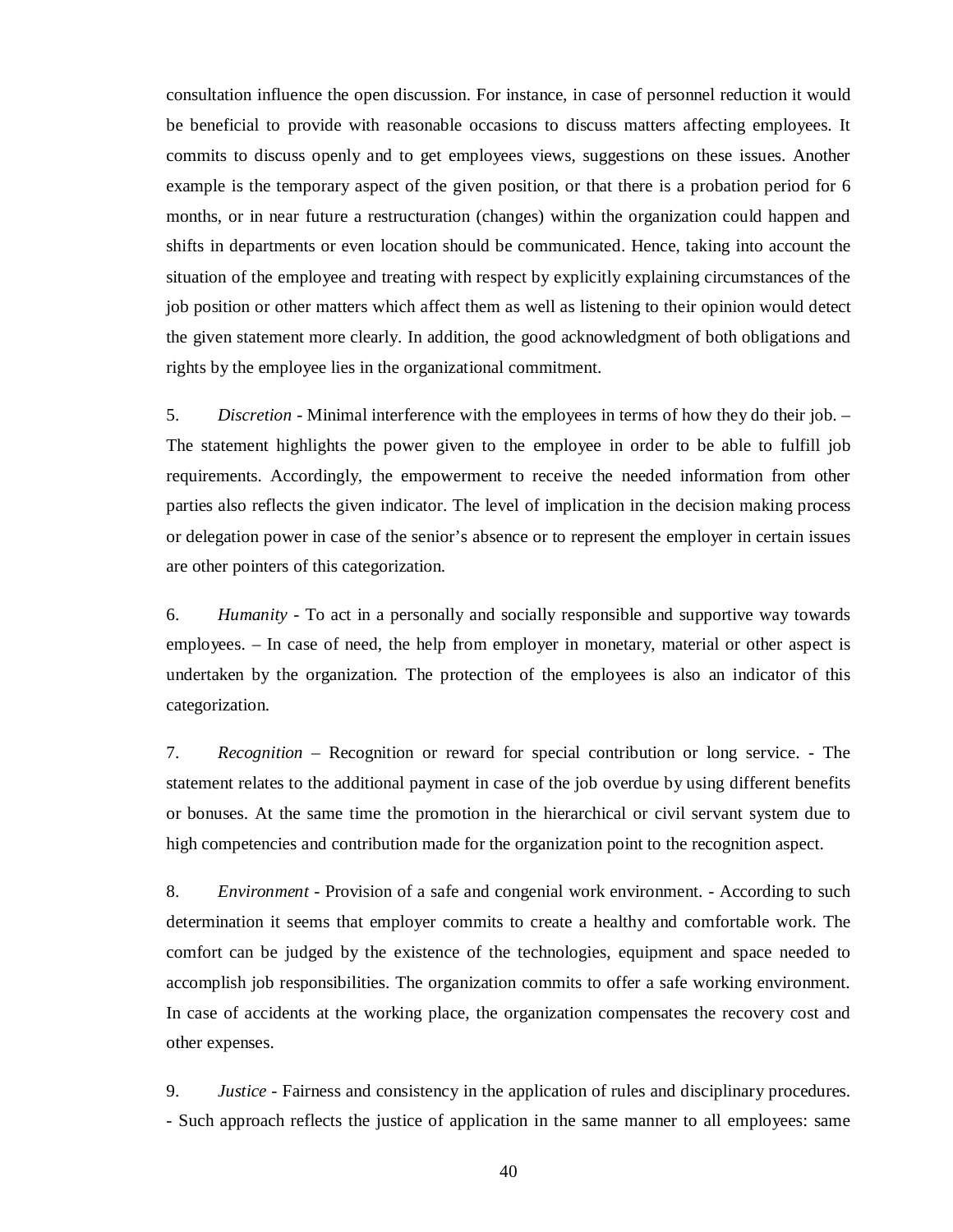consultation influence the open discussion. For instance, in case of personnel reduction it would be beneficial to provide with reasonable occasions to discuss matters affecting employees. It commits to discuss openly and to get employees views, suggestions on these issues. Another example is the temporary aspect of the given position, or that there is a probation period for 6 months, or in near future a restructuration (changes) within the organization could happen and shifts in departments or even location should be communicated. Hence, taking into account the situation of the employee and treating with respect by explicitly explaining circumstances of the job position or other matters which affect them as well as listening to their opinion would detect the given statement more clearly. In addition, the good acknowledgment of both obligations and rights by the employee lies in the organizational commitment.

5. *Discretion* - Minimal interference with the employees in terms of how they do their job. – The statement highlights the power given to the employee in order to be able to fulfill job requirements. Accordingly, the empowerment to receive the needed information from other parties also reflects the given indicator. The level of implication in the decision making process or delegation power in case of the senior's absence or to represent the employer in certain issues are other pointers of this categorization.

6. *Humanity* - To act in a personally and socially responsible and supportive way towards employees. – In case of need, the help from employer in monetary, material or other aspect is undertaken by the organization. The protection of the employees is also an indicator of this categorization.

7. *Recognition* – Recognition or reward for special contribution or long service. - The statement relates to the additional payment in case of the job overdue by using different benefits or bonuses. At the same time the promotion in the hierarchical or civil servant system due to high competencies and contribution made for the organization point to the recognition aspect.

8. *Environment* - Provision of a safe and congenial work environment. - According to such determination it seems that employer commits to create a healthy and comfortable work. The comfort can be judged by the existence of the technologies, equipment and space needed to accomplish job responsibilities. The organization commits to offer a safe working environment. In case of accidents at the working place, the organization compensates the recovery cost and other expenses.

9. *Justice* - Fairness and consistency in the application of rules and disciplinary procedures. - Such approach reflects the justice of application in the same manner to all employees: same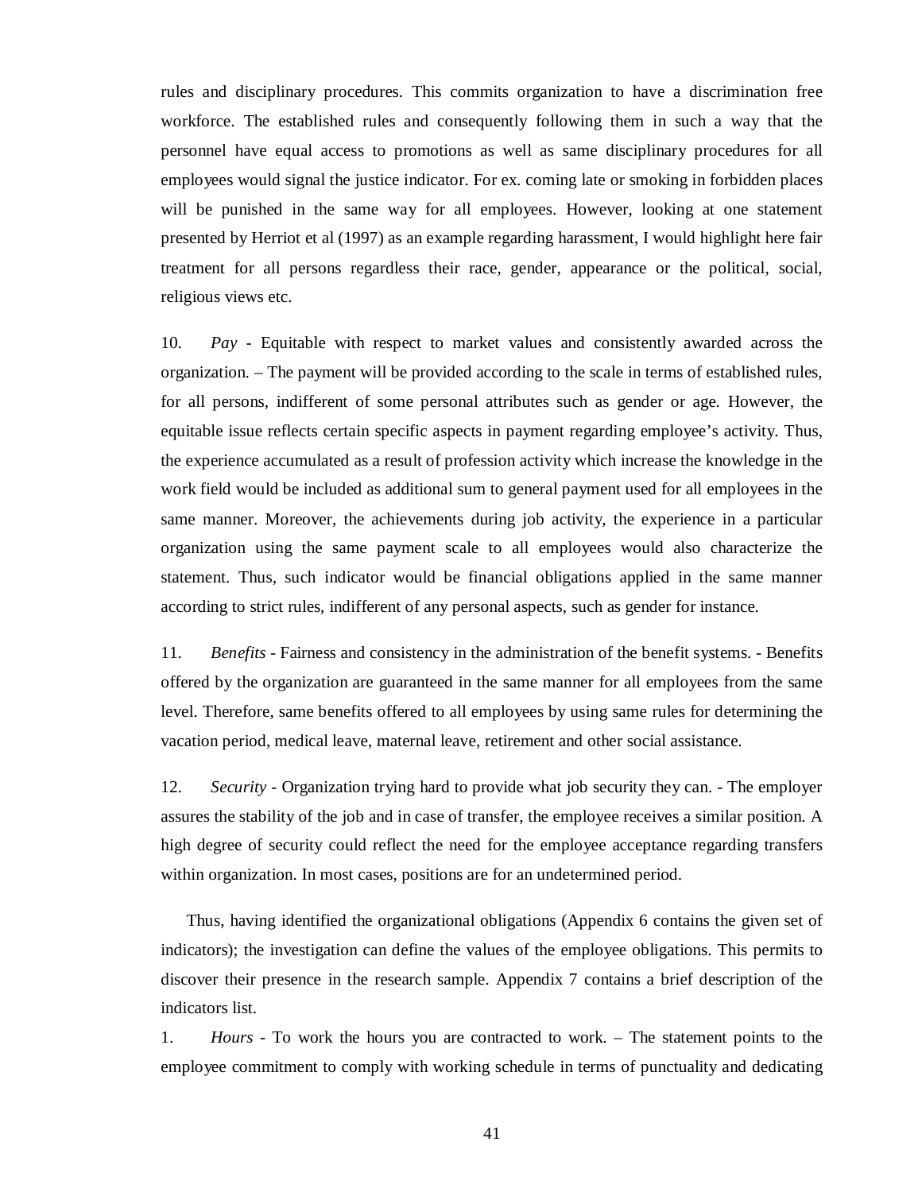rules and disciplinary procedures. This commits organization to have a discrimination free workforce. The established rules and consequently following them in such a way that the personnel have equal access to promotions as well as same disciplinary procedures for all employees would signal the justice indicator. For ex. coming late or smoking in forbidden places will be punished in the same way for all employees. However, looking at one statement presented by Herriot et al (1997) as an example regarding harassment, I would highlight here fair treatment for all persons regardless their race, gender, appearance or the political, social, religious views etc.

10. *Pay* - Equitable with respect to market values and consistently awarded across the organization. – The payment will be provided according to the scale in terms of established rules, for all persons, indifferent of some personal attributes such as gender or age. However, the equitable issue reflects certain specific aspects in payment regarding employee's activity. Thus, the experience accumulated as a result of profession activity which increase the knowledge in the work field would be included as additional sum to general payment used for all employees in the same manner. Moreover, the achievements during job activity, the experience in a particular organization using the same payment scale to all employees would also characterize the statement. Thus, such indicator would be financial obligations applied in the same manner according to strict rules, indifferent of any personal aspects, such as gender for instance.

11. *Benefits* - Fairness and consistency in the administration of the benefit systems. - Benefits offered by the organization are guaranteed in the same manner for all employees from the same level. Therefore, same benefits offered to all employees by using same rules for determining the vacation period, medical leave, maternal leave, retirement and other social assistance.

12. *Security* - Organization trying hard to provide what job security they can. - The employer assures the stability of the job and in case of transfer, the employee receives a similar position. A high degree of security could reflect the need for the employee acceptance regarding transfers within organization. In most cases, positions are for an undetermined period.

Thus, having identified the organizational obligations (Appendix 6 contains the given set of indicators); the investigation can define the values of the employee obligations. This permits to discover their presence in the research sample. Appendix 7 contains a brief description of the indicators list.

1. *Hours* - To work the hours you are contracted to work. – The statement points to the employee commitment to comply with working schedule in terms of punctuality and dedicating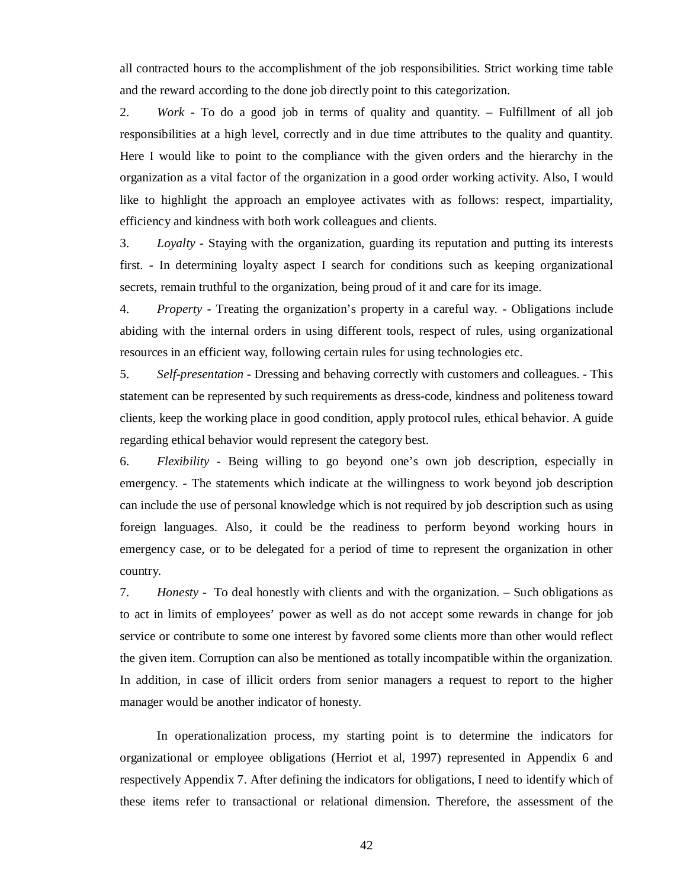all contracted hours to the accomplishment of the job responsibilities. Strict working time table and the reward according to the done job directly point to this categorization.

2. *Work* - To do a good job in terms of quality and quantity. – Fulfillment of all job responsibilities at a high level, correctly and in due time attributes to the quality and quantity. Here I would like to point to the compliance with the given orders and the hierarchy in the organization as a vital factor of the organization in a good order working activity. Also, I would like to highlight the approach an employee activates with as follows: respect, impartiality, efficiency and kindness with both work colleagues and clients.

3. *Loyalty* - Staying with the organization, guarding its reputation and putting its interests first. - In determining loyalty aspect I search for conditions such as keeping organizational secrets, remain truthful to the organization, being proud of it and care for its image.

4. *Property* - Treating the organization's property in a careful way. - Obligations include abiding with the internal orders in using different tools, respect of rules, using organizational resources in an efficient way, following certain rules for using technologies etc.

5. *Self-presentation* - Dressing and behaving correctly with customers and colleagues. - This statement can be represented by such requirements as dress-code, kindness and politeness toward clients, keep the working place in good condition, apply protocol rules, ethical behavior. A guide regarding ethical behavior would represent the category best.

6. *Flexibility* - Being willing to go beyond one's own job description, especially in emergency. - The statements which indicate at the willingness to work beyond job description can include the use of personal knowledge which is not required by job description such as using foreign languages. Also, it could be the readiness to perform beyond working hours in emergency case, or to be delegated for a period of time to represent the organization in other country.

7. *Honesty* - To deal honestly with clients and with the organization. – Such obligations as to act in limits of employees' power as well as do not accept some rewards in change for job service or contribute to some one interest by favored some clients more than other would reflect the given item. Corruption can also be mentioned as totally incompatible within the organization. In addition, in case of illicit orders from senior managers a request to report to the higher manager would be another indicator of honesty.

In operationalization process, my starting point is to determine the indicators for organizational or employee obligations (Herriot et al, 1997) represented in Appendix 6 and respectively Appendix 7. After defining the indicators for obligations, I need to identify which of these items refer to transactional or relational dimension. Therefore, the assessment of the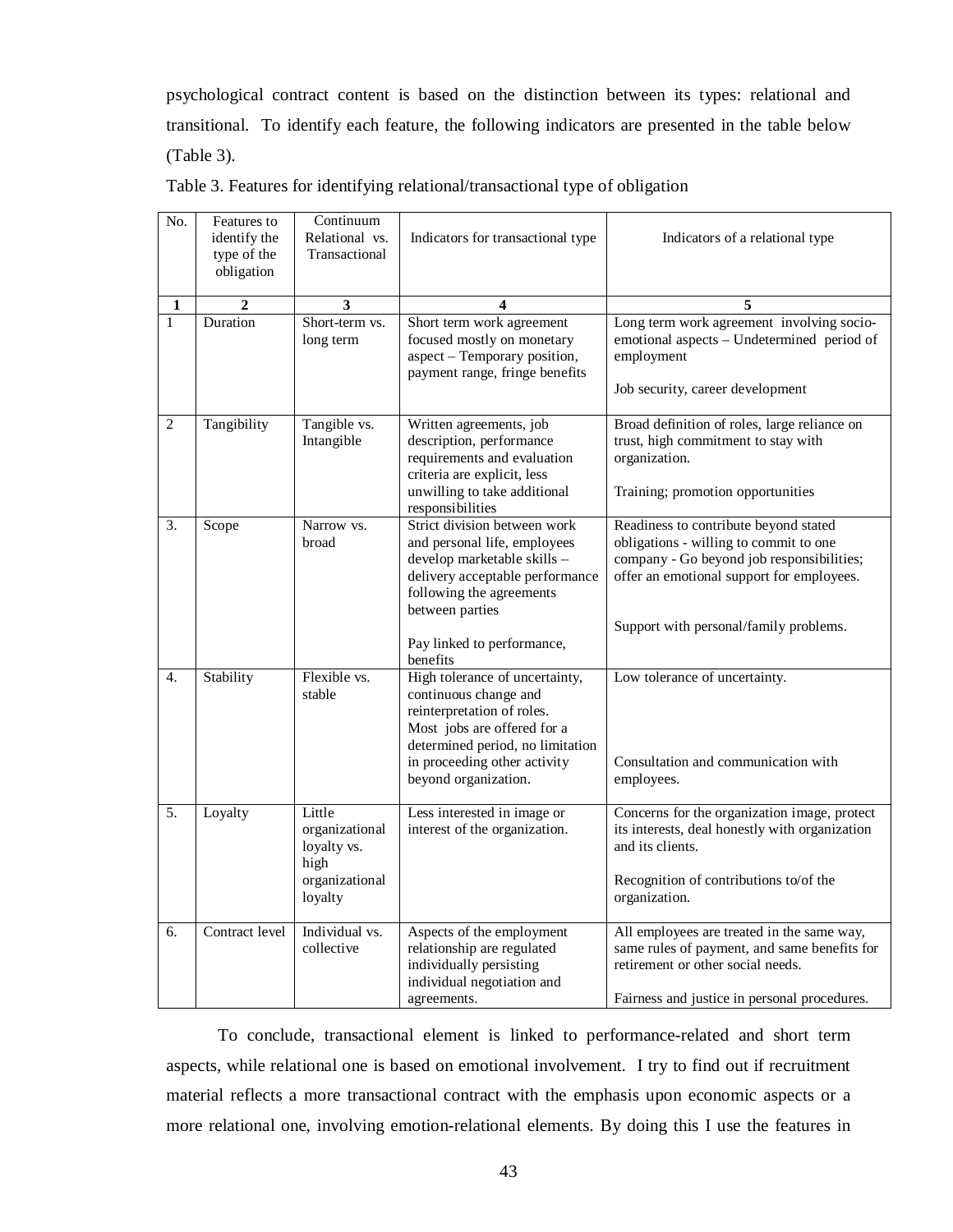psychological contract content is based on the distinction between its types: relational and transitional. To identify each feature, the following indicators are presented in the table below (Table 3).

Table 3. Features for identifying relational/transactional type of obligation

| No. | Features to identify the type of the obligation | Continuum Relational vs. Transactional | Indicators for transactional type | Indicators of a relational type |
|---|---|---|---|---|
| **1** | **2** | **3** | **4** | **5** |
| 1 | Duration | Short-term vs. long term | Short term work agreement focused mostly on monetary aspect – Temporary position, payment range, fringe benefits | Long term work agreement involving socio-emotional aspects – Undetermined period of employment<br><br>Job security, career development |
| 2 | Tangibility | Tangible vs. Intangible | Written agreements, job description, performance requirements and evaluation criteria are explicit, less unwilling to take additional responsibilities | Broad definition of roles, large reliance on trust, high commitment to stay with organization.<br><br>Training; promotion opportunities |
| 3. | Scope | Narrow vs. broad | Strict division between work and personal life, employees develop marketable skills – delivery acceptable performance following the agreements between parties<br><br>Pay linked to performance, benefits | Readiness to contribute beyond stated obligations - willing to commit to one company - Go beyond job responsibilities; offer an emotional support for employees.<br><br>Support with personal/family problems. |
| 4. | Stability | Flexible vs. stable | High tolerance of uncertainty, continuous change and reinterpretation of roles. Most jobs are offered for a determined period, no limitation in proceeding other activity beyond organization. | Low tolerance of uncertainty.<br><br>Consultation and communication with employees. |
| 5. | Loyalty | Little organizational loyalty vs. high organizational loyalty | Less interested in image or interest of the organization. | Concerns for the organization image, protect its interests, deal honestly with organization and its clients.<br><br>Recognition of contributions to/of the organization. |
| 6. | Contract level | Individual vs. collective | Aspects of the employment relationship are regulated individually persisting individual negotiation and agreements. | All employees are treated in the same way, same rules of payment, and same benefits for retirement or other social needs.<br><br>Fairness and justice in personal procedures. |

To conclude, transactional element is linked to performance-related and short term aspects, while relational one is based on emotional involvement. I try to find out if recruitment material reflects a more transactional contract with the emphasis upon economic aspects or a more relational one, involving emotion-relational elements. By doing this I use the features in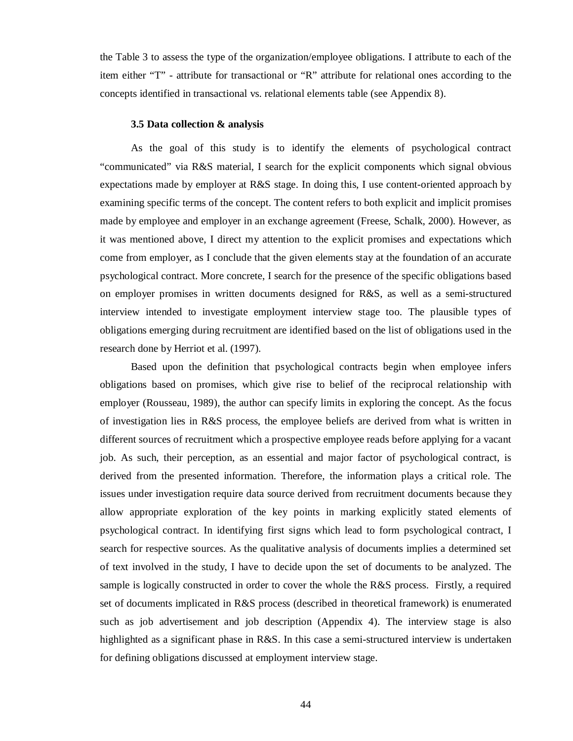the Table 3 to assess the type of the organization/employee obligations. I attribute to each of the item either "T" - attribute for transactional or "R" attribute for relational ones according to the concepts identified in transactional vs. relational elements table (see Appendix 8).

### 3.5 Data collection & analysis

As the goal of this study is to identify the elements of psychological contract "communicated" via R&S material, I search for the explicit components which signal obvious expectations made by employer at R&S stage. In doing this, I use content-oriented approach by examining specific terms of the concept. The content refers to both explicit and implicit promises made by employee and employer in an exchange agreement (Freese, Schalk, 2000). However, as it was mentioned above, I direct my attention to the explicit promises and expectations which come from employer, as I conclude that the given elements stay at the foundation of an accurate psychological contract. More concrete, I search for the presence of the specific obligations based on employer promises in written documents designed for R&S, as well as a semi-structured interview intended to investigate employment interview stage too. The plausible types of obligations emerging during recruitment are identified based on the list of obligations used in the research done by Herriot et al. (1997).

Based upon the definition that psychological contracts begin when employee infers obligations based on promises, which give rise to belief of the reciprocal relationship with employer (Rousseau, 1989), the author can specify limits in exploring the concept. As the focus of investigation lies in R&S process, the employee beliefs are derived from what is written in different sources of recruitment which a prospective employee reads before applying for a vacant job. As such, their perception, as an essential and major factor of psychological contract, is derived from the presented information. Therefore, the information plays a critical role. The issues under investigation require data source derived from recruitment documents because they allow appropriate exploration of the key points in marking explicitly stated elements of psychological contract. In identifying first signs which lead to form psychological contract, I search for respective sources. As the qualitative analysis of documents implies a determined set of text involved in the study, I have to decide upon the set of documents to be analyzed. The sample is logically constructed in order to cover the whole the R&S process. Firstly, a required set of documents implicated in R&S process (described in theoretical framework) is enumerated such as job advertisement and job description (Appendix 4). The interview stage is also highlighted as a significant phase in R&S. In this case a semi-structured interview is undertaken for defining obligations discussed at employment interview stage.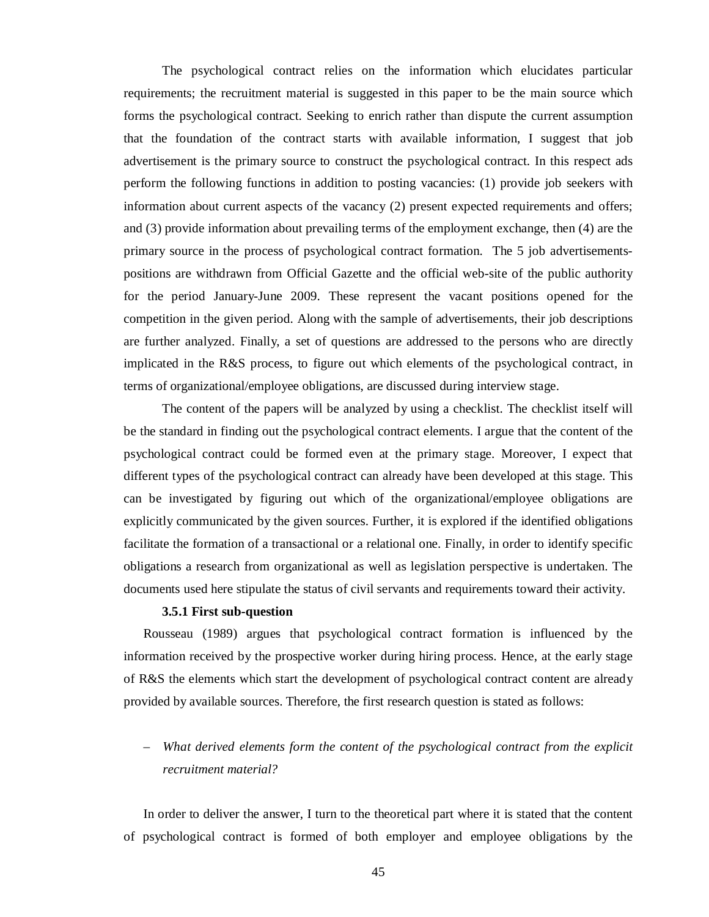The psychological contract relies on the information which elucidates particular requirements; the recruitment material is suggested in this paper to be the main source which forms the psychological contract. Seeking to enrich rather than dispute the current assumption that the foundation of the contract starts with available information, I suggest that job advertisement is the primary source to construct the psychological contract. In this respect ads perform the following functions in addition to posting vacancies: (1) provide job seekers with information about current aspects of the vacancy (2) present expected requirements and offers; and (3) provide information about prevailing terms of the employment exchange, then (4) are the primary source in the process of psychological contract formation. The 5 job advertisements-positions are withdrawn from Official Gazette and the official web-site of the public authority for the period January-June 2009. These represent the vacant positions opened for the competition in the given period. Along with the sample of advertisements, their job descriptions are further analyzed. Finally, a set of questions are addressed to the persons who are directly implicated in the R&S process, to figure out which elements of the psychological contract, in terms of organizational/employee obligations, are discussed during interview stage.

The content of the papers will be analyzed by using a checklist. The checklist itself will be the standard in finding out the psychological contract elements. I argue that the content of the psychological contract could be formed even at the primary stage. Moreover, I expect that different types of the psychological contract can already have been developed at this stage. This can be investigated by figuring out which of the organizational/employee obligations are explicitly communicated by the given sources. Further, it is explored if the identified obligations facilitate the formation of a transactional or a relational one. Finally, in order to identify specific obligations a research from organizational as well as legislation perspective is undertaken. The documents used here stipulate the status of civil servants and requirements toward their activity.

### 3.5.1 First sub-question

Rousseau (1989) argues that psychological contract formation is influenced by the information received by the prospective worker during hiring process. Hence, at the early stage of R&S the elements which start the development of psychological contract content are already provided by available sources. Therefore, the first research question is stated as follows:

– *What derived elements form the content of the psychological contract from the explicit recruitment material?*

In order to deliver the answer, I turn to the theoretical part where it is stated that the content of psychological contract is formed of both employer and employee obligations by the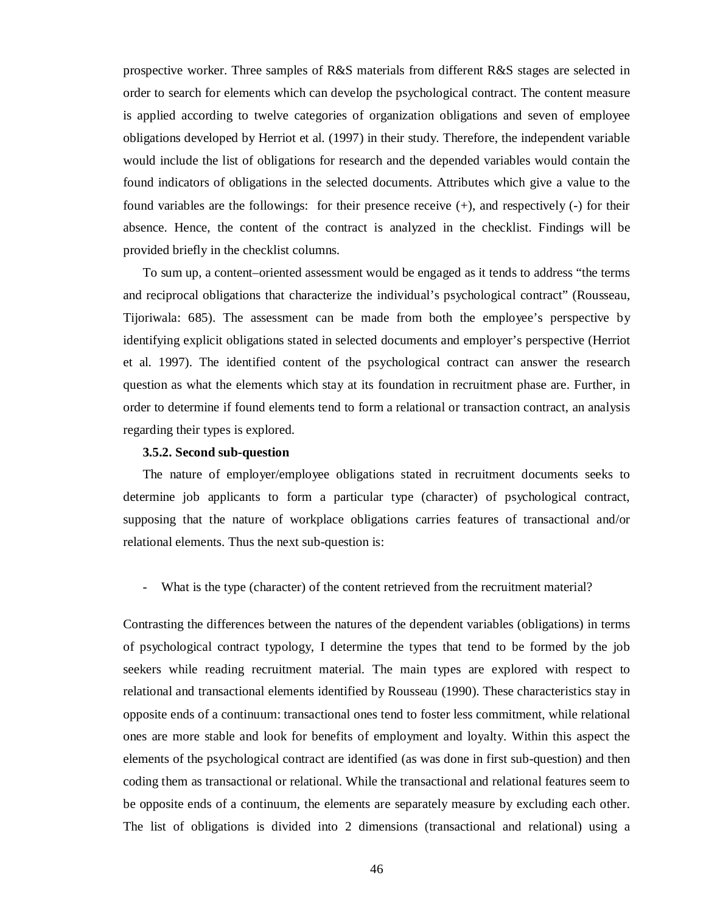prospective worker. Three samples of R&S materials from different R&S stages are selected in order to search for elements which can develop the psychological contract. The content measure is applied according to twelve categories of organization obligations and seven of employee obligations developed by Herriot et al. (1997) in their study. Therefore, the independent variable would include the list of obligations for research and the depended variables would contain the found indicators of obligations in the selected documents. Attributes which give a value to the found variables are the followings: for their presence receive (+), and respectively (-) for their absence. Hence, the content of the contract is analyzed in the checklist. Findings will be provided briefly in the checklist columns.

To sum up, a content–oriented assessment would be engaged as it tends to address "the terms and reciprocal obligations that characterize the individual's psychological contract" (Rousseau, Tijoriwala: 685). The assessment can be made from both the employee's perspective by identifying explicit obligations stated in selected documents and employer's perspective (Herriot et al. 1997). The identified content of the psychological contract can answer the research question as what the elements which stay at its foundation in recruitment phase are. Further, in order to determine if found elements tend to form a relational or transaction contract, an analysis regarding their types is explored.

### 3.5.2. Second sub-question

The nature of employer/employee obligations stated in recruitment documents seeks to determine job applicants to form a particular type (character) of psychological contract, supposing that the nature of workplace obligations carries features of transactional and/or relational elements. Thus the next sub-question is:

- What is the type (character) of the content retrieved from the recruitment material?

Contrasting the differences between the natures of the dependent variables (obligations) in terms of psychological contract typology, I determine the types that tend to be formed by the job seekers while reading recruitment material. The main types are explored with respect to relational and transactional elements identified by Rousseau (1990). These characteristics stay in opposite ends of a continuum: transactional ones tend to foster less commitment, while relational ones are more stable and look for benefits of employment and loyalty. Within this aspect the elements of the psychological contract are identified (as was done in first sub-question) and then coding them as transactional or relational. While the transactional and relational features seem to be opposite ends of a continuum, the elements are separately measure by excluding each other. The list of obligations is divided into 2 dimensions (transactional and relational) using a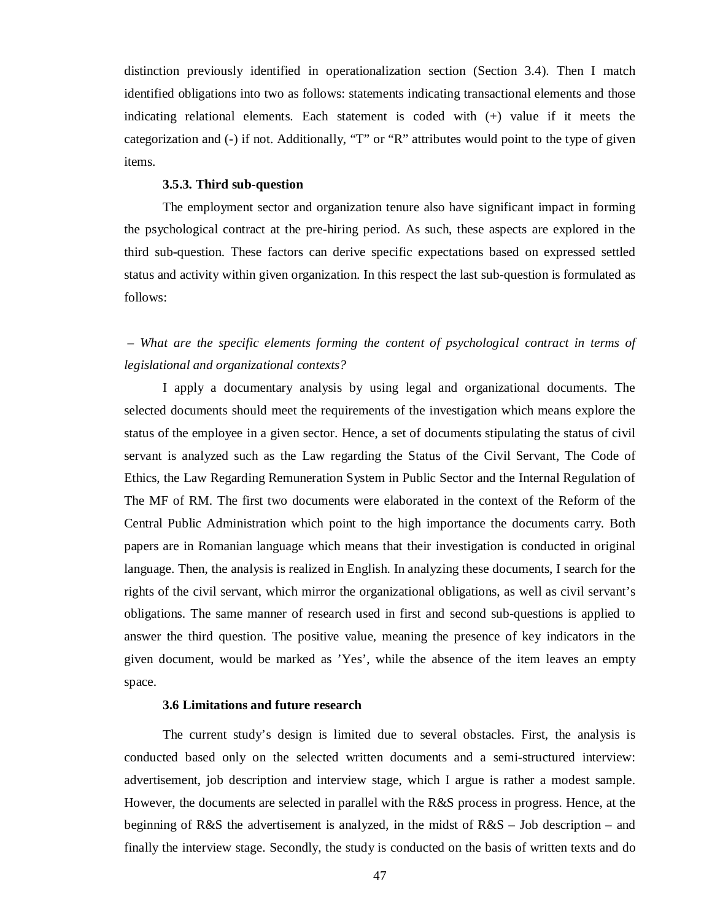distinction previously identified in operationalization section (Section 3.4). Then I match identified obligations into two as follows: statements indicating transactional elements and those indicating relational elements. Each statement is coded with (+) value if it meets the categorization and (-) if not. Additionally, "T" or "R" attributes would point to the type of given items.

### 3.5.3. Third sub-question

The employment sector and organization tenure also have significant impact in forming the psychological contract at the pre-hiring period. As such, these aspects are explored in the third sub-question. These factors can derive specific expectations based on expressed settled status and activity within given organization. In this respect the last sub-question is formulated as follows:

*– What are the specific elements forming the content of psychological contract in terms of legislational and organizational contexts?*

I apply a documentary analysis by using legal and organizational documents. The selected documents should meet the requirements of the investigation which means explore the status of the employee in a given sector. Hence, a set of documents stipulating the status of civil servant is analyzed such as the Law regarding the Status of the Civil Servant, The Code of Ethics, the Law Regarding Remuneration System in Public Sector and the Internal Regulation of The MF of RM. The first two documents were elaborated in the context of the Reform of the Central Public Administration which point to the high importance the documents carry. Both papers are in Romanian language which means that their investigation is conducted in original language. Then, the analysis is realized in English. In analyzing these documents, I search for the rights of the civil servant, which mirror the organizational obligations, as well as civil servant's obligations. The same manner of research used in first and second sub-questions is applied to answer the third question. The positive value, meaning the presence of key indicators in the given document, would be marked as 'Yes', while the absence of the item leaves an empty space.

### 3.6 Limitations and future research

The current study's design is limited due to several obstacles. First, the analysis is conducted based only on the selected written documents and a semi-structured interview: advertisement, job description and interview stage, which I argue is rather a modest sample. However, the documents are selected in parallel with the R&S process in progress. Hence, at the beginning of R&S the advertisement is analyzed, in the midst of R&S – Job description – and finally the interview stage. Secondly, the study is conducted on the basis of written texts and do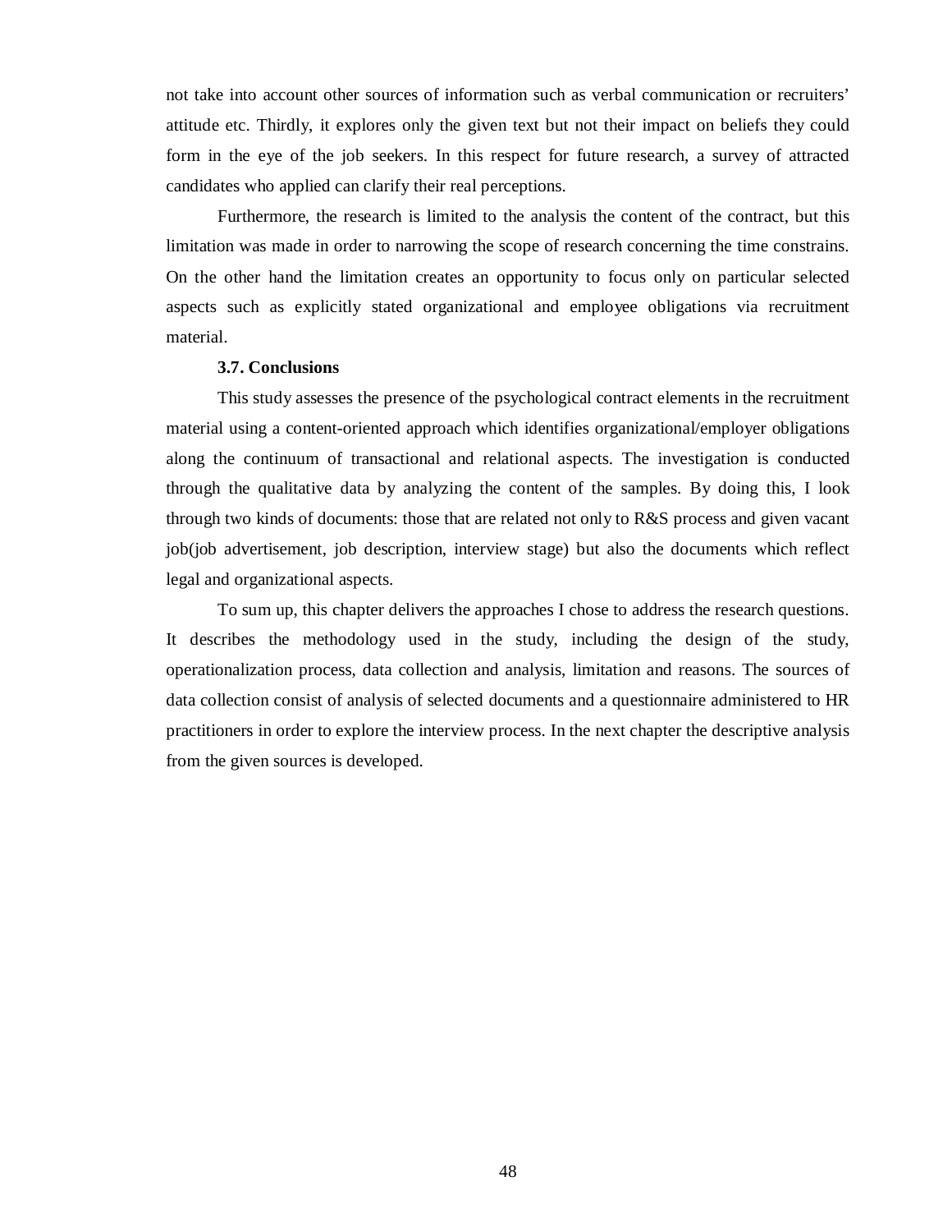not take into account other sources of information such as verbal communication or recruiters' attitude etc. Thirdly, it explores only the given text but not their impact on beliefs they could form in the eye of the job seekers. In this respect for future research, a survey of attracted candidates who applied can clarify their real perceptions.

Furthermore, the research is limited to the analysis the content of the contract, but this limitation was made in order to narrowing the scope of research concerning the time constrains. On the other hand the limitation creates an opportunity to focus only on particular selected aspects such as explicitly stated organizational and employee obligations via recruitment material.

### 3.7. Conclusions

This study assesses the presence of the psychological contract elements in the recruitment material using a content-oriented approach which identifies organizational/employer obligations along the continuum of transactional and relational aspects. The investigation is conducted through the qualitative data by analyzing the content of the samples. By doing this, I look through two kinds of documents: those that are related not only to R&S process and given vacant job(job advertisement, job description, interview stage) but also the documents which reflect legal and organizational aspects.

To sum up, this chapter delivers the approaches I chose to address the research questions. It describes the methodology used in the study, including the design of the study, operationalization process, data collection and analysis, limitation and reasons. The sources of data collection consist of analysis of selected documents and a questionnaire administered to HR practitioners in order to explore the interview process. In the next chapter the descriptive analysis from the given sources is developed.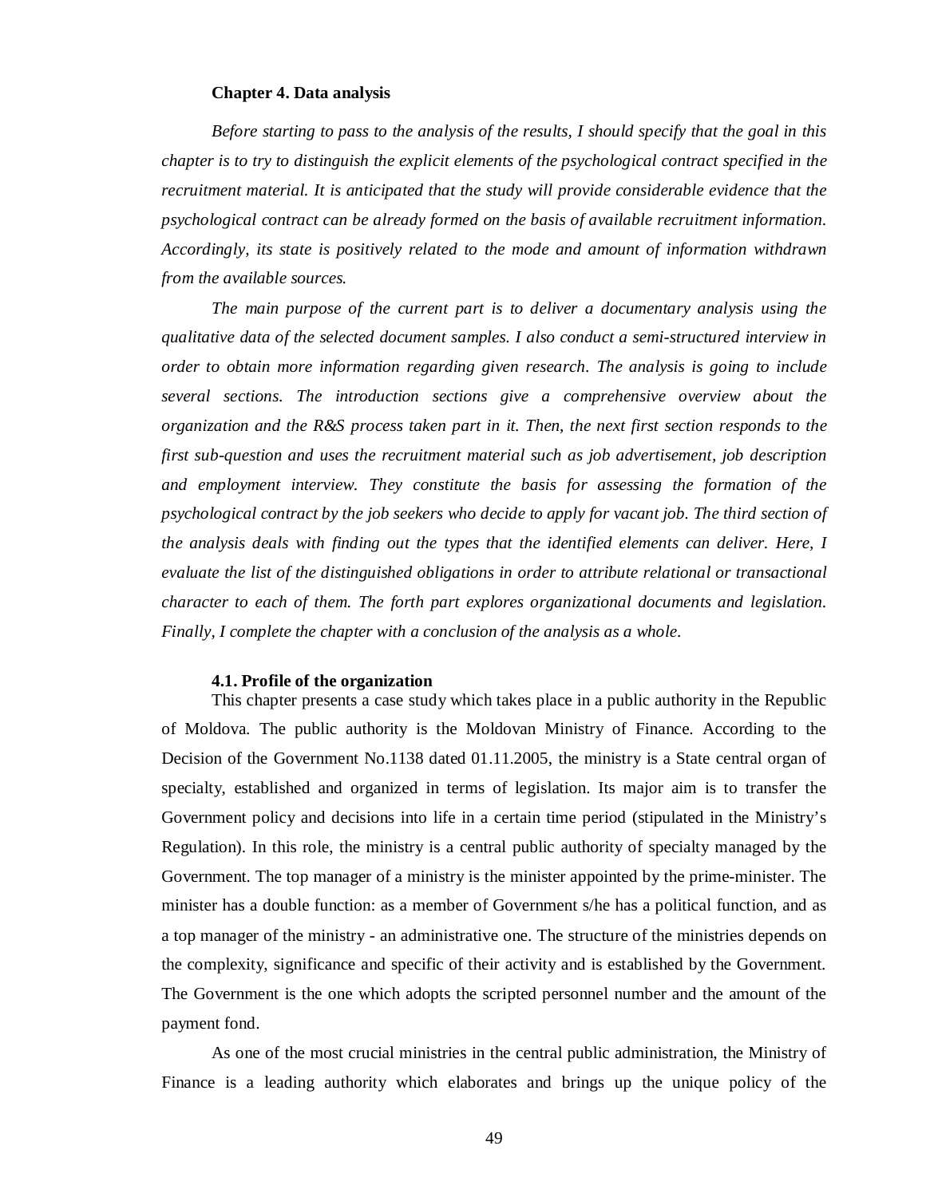# Chapter 4. Data analysis

*Before starting to pass to the analysis of the results, I should specify that the goal in this chapter is to try to distinguish the explicit elements of the psychological contract specified in the recruitment material. It is anticipated that the study will provide considerable evidence that the psychological contract can be already formed on the basis of available recruitment information. Accordingly, its state is positively related to the mode and amount of information withdrawn from the available sources.*

*The main purpose of the current part is to deliver a documentary analysis using the qualitative data of the selected document samples. I also conduct a semi-structured interview in order to obtain more information regarding given research. The analysis is going to include several sections. The introduction sections give a comprehensive overview about the organization and the R&S process taken part in it. Then, the next first section responds to the first sub-question and uses the recruitment material such as job advertisement, job description and employment interview. They constitute the basis for assessing the formation of the psychological contract by the job seekers who decide to apply for vacant job. The third section of the analysis deals with finding out the types that the identified elements can deliver. Here, I evaluate the list of the distinguished obligations in order to attribute relational or transactional character to each of them. The forth part explores organizational documents and legislation. Finally, I complete the chapter with a conclusion of the analysis as a whole.*

## 4.1. Profile of the organization

This chapter presents a case study which takes place in a public authority in the Republic of Moldova. The public authority is the Moldovan Ministry of Finance. According to the Decision of the Government No.1138 dated 01.11.2005, the ministry is a State central organ of specialty, established and organized in terms of legislation. Its major aim is to transfer the Government policy and decisions into life in a certain time period (stipulated in the Ministry's Regulation). In this role, the ministry is a central public authority of specialty managed by the Government. The top manager of a ministry is the minister appointed by the prime-minister. The minister has a double function: as a member of Government s/he has a political function, and as a top manager of the ministry - an administrative one. The structure of the ministries depends on the complexity, significance and specific of their activity and is established by the Government. The Government is the one which adopts the scripted personnel number and the amount of the payment fond.

As one of the most crucial ministries in the central public administration, the Ministry of Finance is a leading authority which elaborates and brings up the unique policy of the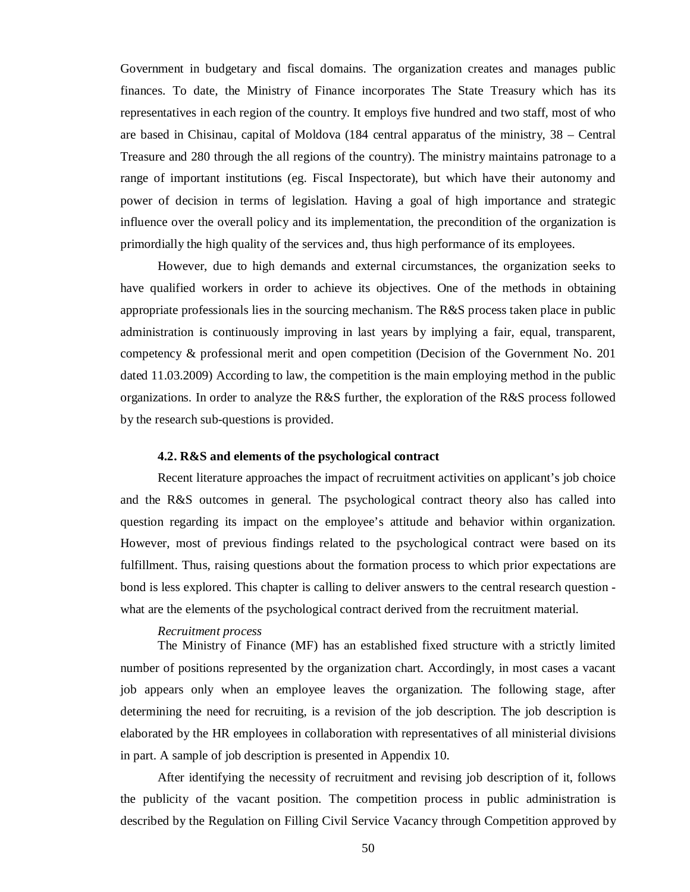Government in budgetary and fiscal domains. The organization creates and manages public finances. To date, the Ministry of Finance incorporates The State Treasury which has its representatives in each region of the country. It employs five hundred and two staff, most of who are based in Chisinau, capital of Moldova (184 central apparatus of the ministry, 38 – Central Treasure and 280 through the all regions of the country). The ministry maintains patronage to a range of important institutions (eg. Fiscal Inspectorate), but which have their autonomy and power of decision in terms of legislation. Having a goal of high importance and strategic influence over the overall policy and its implementation, the precondition of the organization is primordially the high quality of the services and, thus high performance of its employees.

However, due to high demands and external circumstances, the organization seeks to have qualified workers in order to achieve its objectives. One of the methods in obtaining appropriate professionals lies in the sourcing mechanism. The R&S process taken place in public administration is continuously improving in last years by implying a fair, equal, transparent, competency & professional merit and open competition (Decision of the Government No. 201 dated 11.03.2009) According to law, the competition is the main employing method in the public organizations. In order to analyze the R&S further, the exploration of the R&S process followed by the research sub-questions is provided.

### 4.2. R&S and elements of the psychological contract

Recent literature approaches the impact of recruitment activities on applicant's job choice and the R&S outcomes in general. The psychological contract theory also has called into question regarding its impact on the employee's attitude and behavior within organization. However, most of previous findings related to the psychological contract were based on its fulfillment. Thus, raising questions about the formation process to which prior expectations are bond is less explored. This chapter is calling to deliver answers to the central research question - what are the elements of the psychological contract derived from the recruitment material.

*Recruitment process*

The Ministry of Finance (MF) has an established fixed structure with a strictly limited number of positions represented by the organization chart. Accordingly, in most cases a vacant job appears only when an employee leaves the organization. The following stage, after determining the need for recruiting, is a revision of the job description. The job description is elaborated by the HR employees in collaboration with representatives of all ministerial divisions in part. A sample of job description is presented in Appendix 10.

After identifying the necessity of recruitment and revising job description of it, follows the publicity of the vacant position. The competition process in public administration is described by the Regulation on Filling Civil Service Vacancy through Competition approved by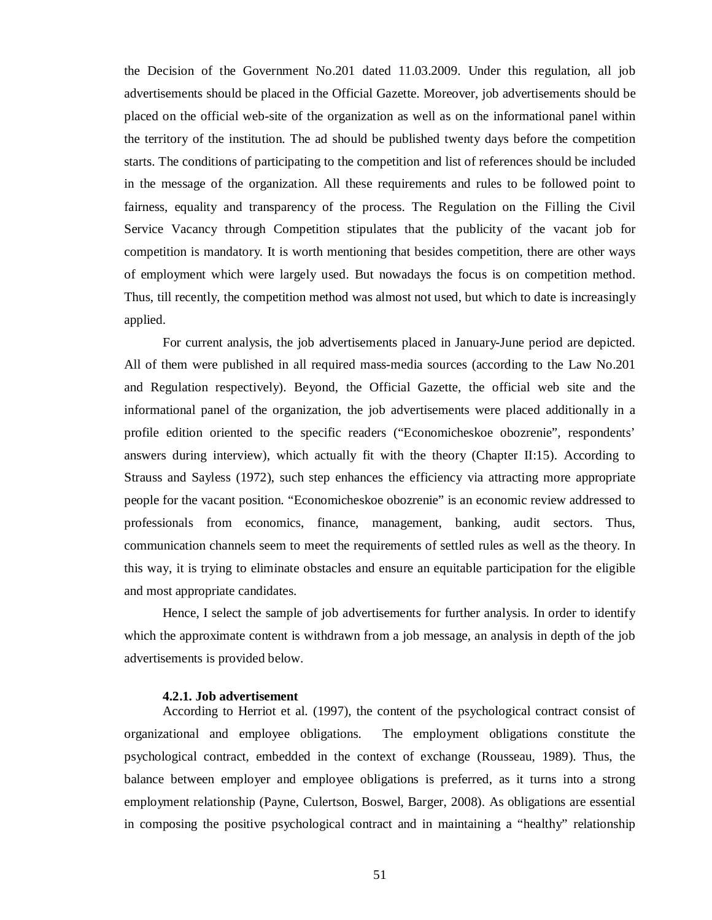the Decision of the Government No.201 dated 11.03.2009. Under this regulation, all job advertisements should be placed in the Official Gazette. Moreover, job advertisements should be placed on the official web-site of the organization as well as on the informational panel within the territory of the institution. The ad should be published twenty days before the competition starts. The conditions of participating to the competition and list of references should be included in the message of the organization. All these requirements and rules to be followed point to fairness, equality and transparency of the process. The Regulation on the Filling the Civil Service Vacancy through Competition stipulates that the publicity of the vacant job for competition is mandatory. It is worth mentioning that besides competition, there are other ways of employment which were largely used. But nowadays the focus is on competition method. Thus, till recently, the competition method was almost not used, but which to date is increasingly applied.

For current analysis, the job advertisements placed in January-June period are depicted. All of them were published in all required mass-media sources (according to the Law No.201 and Regulation respectively). Beyond, the Official Gazette, the official web site and the informational panel of the organization, the job advertisements were placed additionally in a profile edition oriented to the specific readers ("Economicheskoe obozrenie", respondents' answers during interview), which actually fit with the theory (Chapter II:15). According to Strauss and Sayless (1972), such step enhances the efficiency via attracting more appropriate people for the vacant position. "Economicheskoe obozrenie" is an economic review addressed to professionals from economics, finance, management, banking, audit sectors. Thus, communication channels seem to meet the requirements of settled rules as well as the theory. In this way, it is trying to eliminate obstacles and ensure an equitable participation for the eligible and most appropriate candidates.

Hence, I select the sample of job advertisements for further analysis. In order to identify which the approximate content is withdrawn from a job message, an analysis in depth of the job advertisements is provided below.

#### 4.2.1. Job advertisement

According to Herriot et al. (1997), the content of the psychological contract consist of organizational and employee obligations. The employment obligations constitute the psychological contract, embedded in the context of exchange (Rousseau, 1989). Thus, the balance between employer and employee obligations is preferred, as it turns into a strong employment relationship (Payne, Culertson, Boswel, Barger, 2008). As obligations are essential in composing the positive psychological contract and in maintaining a "healthy" relationship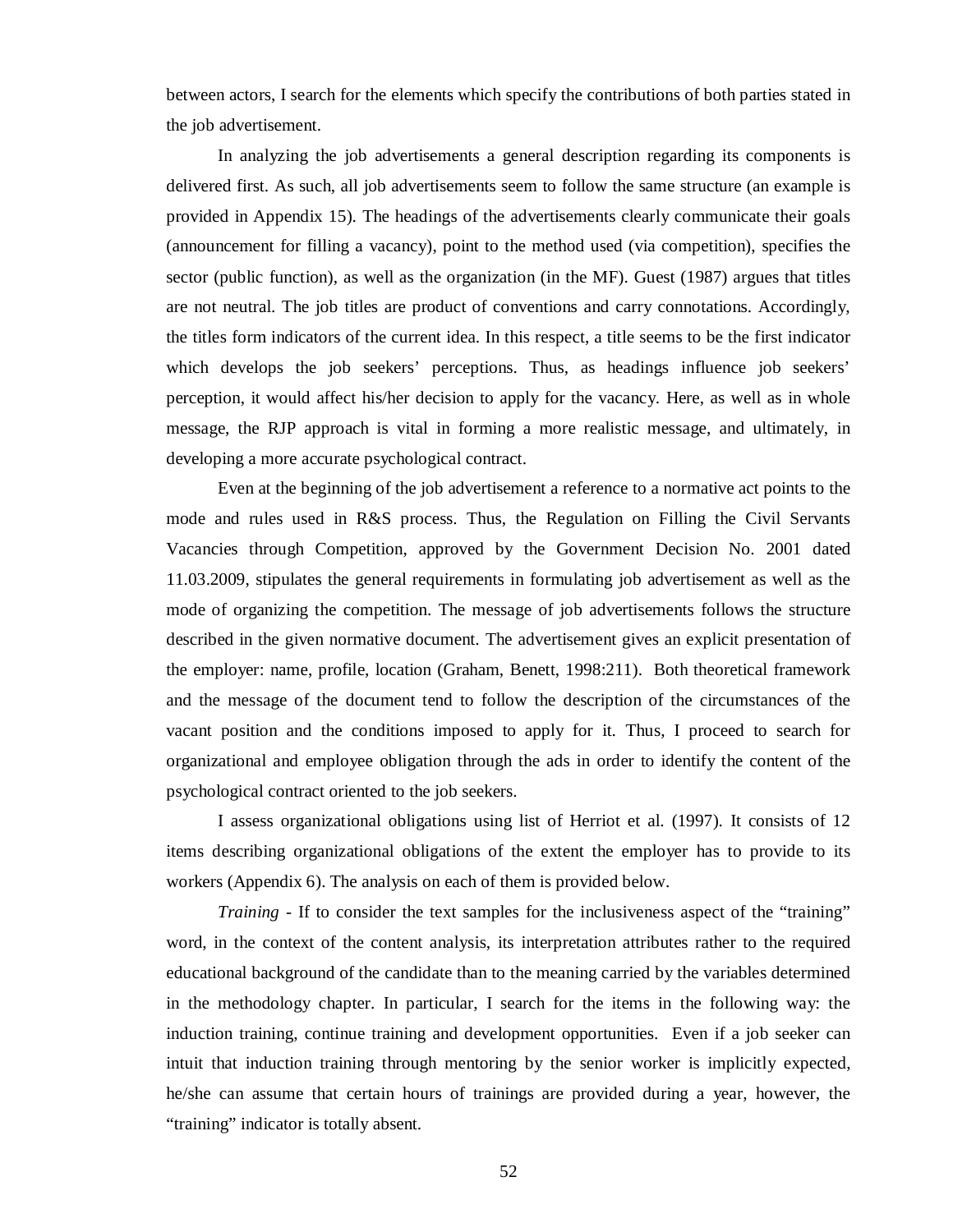between actors, I search for the elements which specify the contributions of both parties stated in the job advertisement.

In analyzing the job advertisements a general description regarding its components is delivered first. As such, all job advertisements seem to follow the same structure (an example is provided in Appendix 15). The headings of the advertisements clearly communicate their goals (announcement for filling a vacancy), point to the method used (via competition), specifies the sector (public function), as well as the organization (in the MF). Guest (1987) argues that titles are not neutral. The job titles are product of conventions and carry connotations. Accordingly, the titles form indicators of the current idea. In this respect, a title seems to be the first indicator which develops the job seekers' perceptions. Thus, as headings influence job seekers' perception, it would affect his/her decision to apply for the vacancy. Here, as well as in whole message, the RJP approach is vital in forming a more realistic message, and ultimately, in developing a more accurate psychological contract.

Even at the beginning of the job advertisement a reference to a normative act points to the mode and rules used in R&S process. Thus, the Regulation on Filling the Civil Servants Vacancies through Competition, approved by the Government Decision No. 2001 dated 11.03.2009, stipulates the general requirements in formulating job advertisement as well as the mode of organizing the competition. The message of job advertisements follows the structure described in the given normative document. The advertisement gives an explicit presentation of the employer: name, profile, location (Graham, Benett, 1998:211). Both theoretical framework and the message of the document tend to follow the description of the circumstances of the vacant position and the conditions imposed to apply for it. Thus, I proceed to search for organizational and employee obligation through the ads in order to identify the content of the psychological contract oriented to the job seekers.

I assess organizational obligations using list of Herriot et al. (1997). It consists of 12 items describing organizational obligations of the extent the employer has to provide to its workers (Appendix 6). The analysis on each of them is provided below.

*Training* - If to consider the text samples for the inclusiveness aspect of the "training" word, in the context of the content analysis, its interpretation attributes rather to the required educational background of the candidate than to the meaning carried by the variables determined in the methodology chapter. In particular, I search for the items in the following way: the induction training, continue training and development opportunities. Even if a job seeker can intuit that induction training through mentoring by the senior worker is implicitly expected, he/she can assume that certain hours of trainings are provided during a year, however, the "training" indicator is totally absent.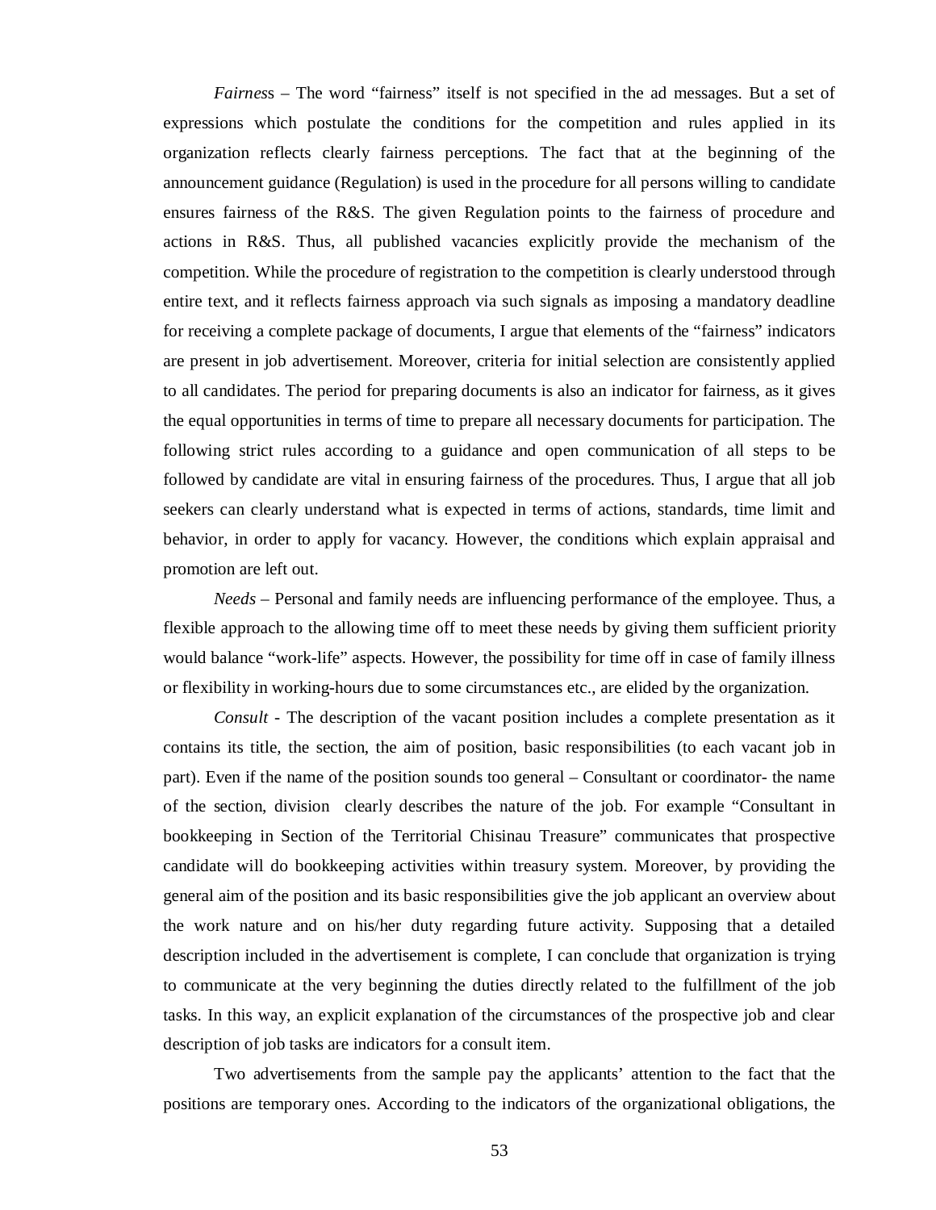*Fairness* – The word “fairness” itself is not specified in the ad messages. But a set of expressions which postulate the conditions for the competition and rules applied in its organization reflects clearly fairness perceptions. The fact that at the beginning of the announcement guidance (Regulation) is used in the procedure for all persons willing to candidate ensures fairness of the R&S. The given Regulation points to the fairness of procedure and actions in R&S. Thus, all published vacancies explicitly provide the mechanism of the competition. While the procedure of registration to the competition is clearly understood through entire text, and it reflects fairness approach via such signals as imposing a mandatory deadline for receiving a complete package of documents, I argue that elements of the “fairness” indicators are present in job advertisement. Moreover, criteria for initial selection are consistently applied to all candidates. The period for preparing documents is also an indicator for fairness, as it gives the equal opportunities in terms of time to prepare all necessary documents for participation. The following strict rules according to a guidance and open communication of all steps to be followed by candidate are vital in ensuring fairness of the procedures. Thus, I argue that all job seekers can clearly understand what is expected in terms of actions, standards, time limit and behavior, in order to apply for vacancy. However, the conditions which explain appraisal and promotion are left out.

*Needs* – Personal and family needs are influencing performance of the employee. Thus, a flexible approach to the allowing time off to meet these needs by giving them sufficient priority would balance “work-life” aspects. However, the possibility for time off in case of family illness or flexibility in working-hours due to some circumstances etc., are elided by the organization.

*Consult* - The description of the vacant position includes a complete presentation as it contains its title, the section, the aim of position, basic responsibilities (to each vacant job in part). Even if the name of the position sounds too general – Consultant or coordinator- the name of the section, division clearly describes the nature of the job. For example “Consultant in bookkeeping in Section of the Territorial Chisinau Treasure” communicates that prospective candidate will do bookkeeping activities within treasury system. Moreover, by providing the general aim of the position and its basic responsibilities give the job applicant an overview about the work nature and on his/her duty regarding future activity. Supposing that a detailed description included in the advertisement is complete, I can conclude that organization is trying to communicate at the very beginning the duties directly related to the fulfillment of the job tasks. In this way, an explicit explanation of the circumstances of the prospective job and clear description of job tasks are indicators for a consult item.

Two advertisements from the sample pay the applicants’ attention to the fact that the positions are temporary ones. According to the indicators of the organizational obligations, the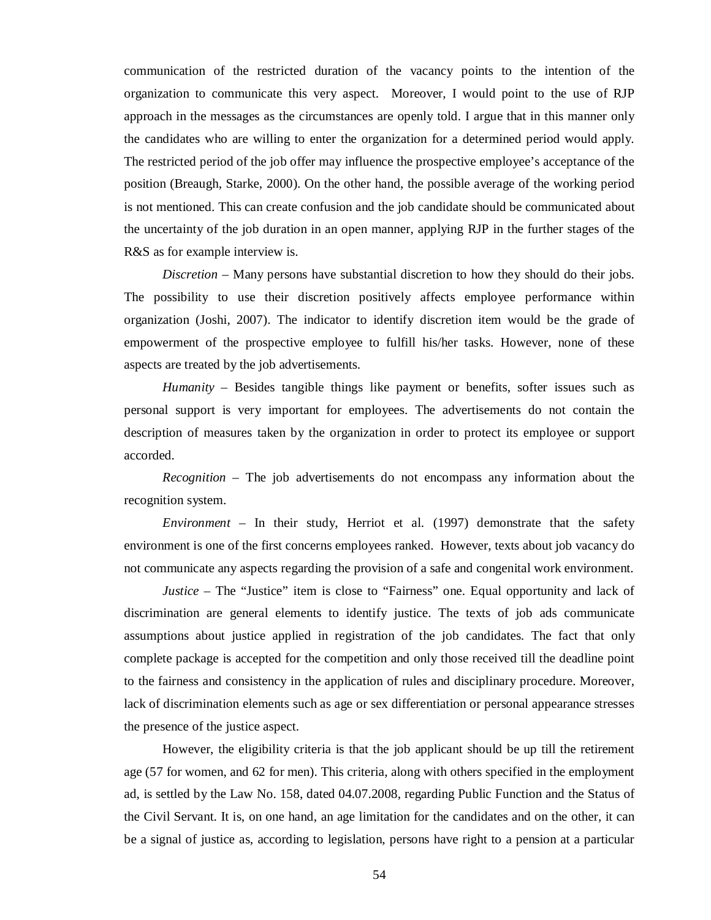communication of the restricted duration of the vacancy points to the intention of the organization to communicate this very aspect. Moreover, I would point to the use of RJP approach in the messages as the circumstances are openly told. I argue that in this manner only the candidates who are willing to enter the organization for a determined period would apply. The restricted period of the job offer may influence the prospective employee's acceptance of the position (Breaugh, Starke, 2000). On the other hand, the possible average of the working period is not mentioned. This can create confusion and the job candidate should be communicated about the uncertainty of the job duration in an open manner, applying RJP in the further stages of the R&S as for example interview is.

*Discretion* – Many persons have substantial discretion to how they should do their jobs. The possibility to use their discretion positively affects employee performance within organization (Joshi, 2007). The indicator to identify discretion item would be the grade of empowerment of the prospective employee to fulfill his/her tasks. However, none of these aspects are treated by the job advertisements.

*Humanity* – Besides tangible things like payment or benefits, softer issues such as personal support is very important for employees. The advertisements do not contain the description of measures taken by the organization in order to protect its employee or support accorded.

*Recognition* – The job advertisements do not encompass any information about the recognition system.

*Environment* – In their study, Herriot et al. (1997) demonstrate that the safety environment is one of the first concerns employees ranked. However, texts about job vacancy do not communicate any aspects regarding the provision of a safe and congenital work environment.

*Justice* – The "Justice" item is close to "Fairness" one. Equal opportunity and lack of discrimination are general elements to identify justice. The texts of job ads communicate assumptions about justice applied in registration of the job candidates. The fact that only complete package is accepted for the competition and only those received till the deadline point to the fairness and consistency in the application of rules and disciplinary procedure. Moreover, lack of discrimination elements such as age or sex differentiation or personal appearance stresses the presence of the justice aspect.

However, the eligibility criteria is that the job applicant should be up till the retirement age (57 for women, and 62 for men). This criteria, along with others specified in the employment ad, is settled by the Law No. 158, dated 04.07.2008, regarding Public Function and the Status of the Civil Servant. It is, on one hand, an age limitation for the candidates and on the other, it can be a signal of justice as, according to legislation, persons have right to a pension at a particular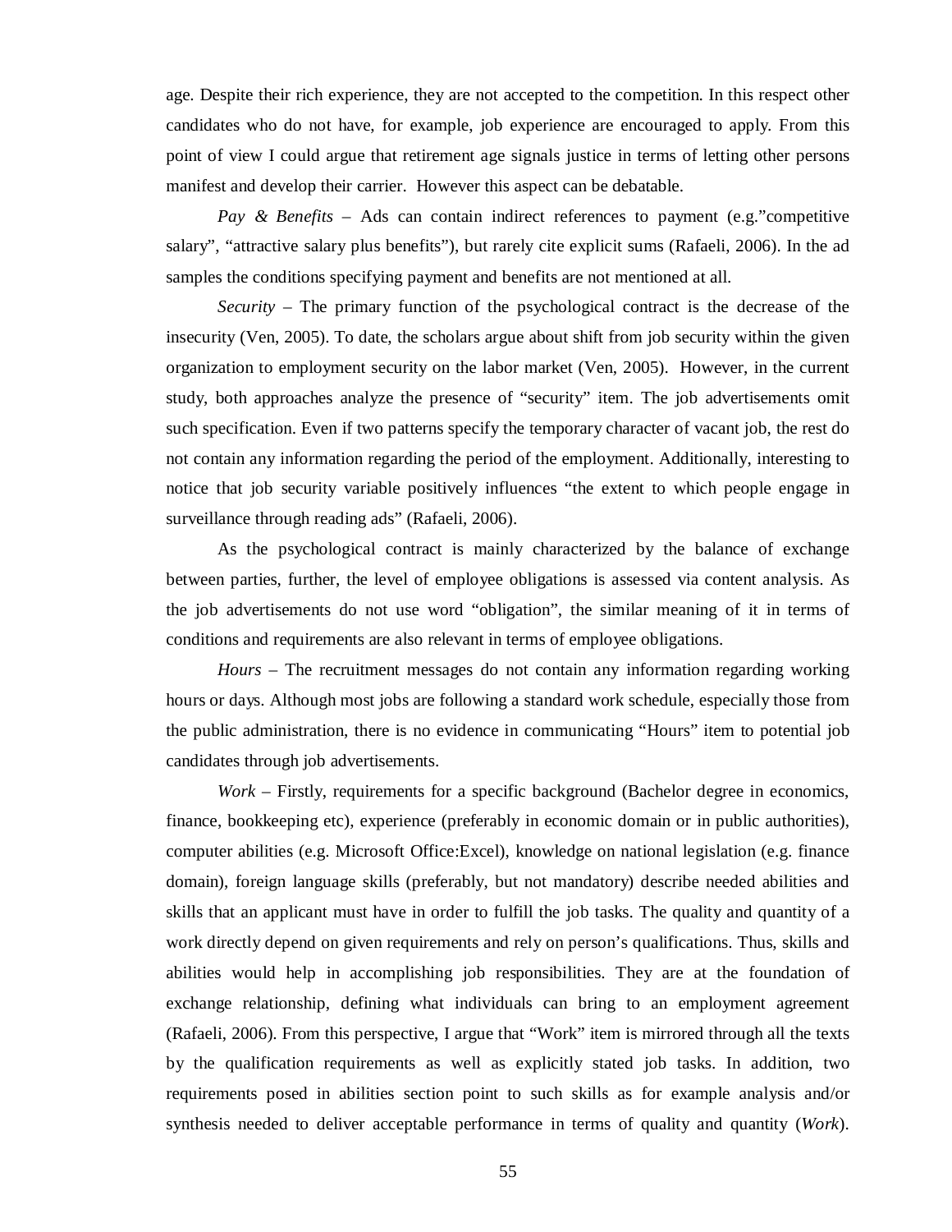age. Despite their rich experience, they are not accepted to the competition. In this respect other candidates who do not have, for example, job experience are encouraged to apply. From this point of view I could argue that retirement age signals justice in terms of letting other persons manifest and develop their carrier. However this aspect can be debatable.

*Pay & Benefits* – Ads can contain indirect references to payment (e.g."competitive salary", "attractive salary plus benefits"), but rarely cite explicit sums (Rafaeli, 2006). In the ad samples the conditions specifying payment and benefits are not mentioned at all.

*Security* – The primary function of the psychological contract is the decrease of the insecurity (Ven, 2005). To date, the scholars argue about shift from job security within the given organization to employment security on the labor market (Ven, 2005). However, in the current study, both approaches analyze the presence of "security" item. The job advertisements omit such specification. Even if two patterns specify the temporary character of vacant job, the rest do not contain any information regarding the period of the employment. Additionally, interesting to notice that job security variable positively influences "the extent to which people engage in surveillance through reading ads" (Rafaeli, 2006).

As the psychological contract is mainly characterized by the balance of exchange between parties, further, the level of employee obligations is assessed via content analysis. As the job advertisements do not use word "obligation", the similar meaning of it in terms of conditions and requirements are also relevant in terms of employee obligations.

*Hours* – The recruitment messages do not contain any information regarding working hours or days. Although most jobs are following a standard work schedule, especially those from the public administration, there is no evidence in communicating "Hours" item to potential job candidates through job advertisements.

*Work* – Firstly, requirements for a specific background (Bachelor degree in economics, finance, bookkeeping etc), experience (preferably in economic domain or in public authorities), computer abilities (e.g. Microsoft Office:Excel), knowledge on national legislation (e.g. finance domain), foreign language skills (preferably, but not mandatory) describe needed abilities and skills that an applicant must have in order to fulfill the job tasks. The quality and quantity of a work directly depend on given requirements and rely on person's qualifications. Thus, skills and abilities would help in accomplishing job responsibilities. They are at the foundation of exchange relationship, defining what individuals can bring to an employment agreement (Rafaeli, 2006). From this perspective, I argue that "Work" item is mirrored through all the texts by the qualification requirements as well as explicitly stated job tasks. In addition, two requirements posed in abilities section point to such skills as for example analysis and/or synthesis needed to deliver acceptable performance in terms of quality and quantity (*Work*).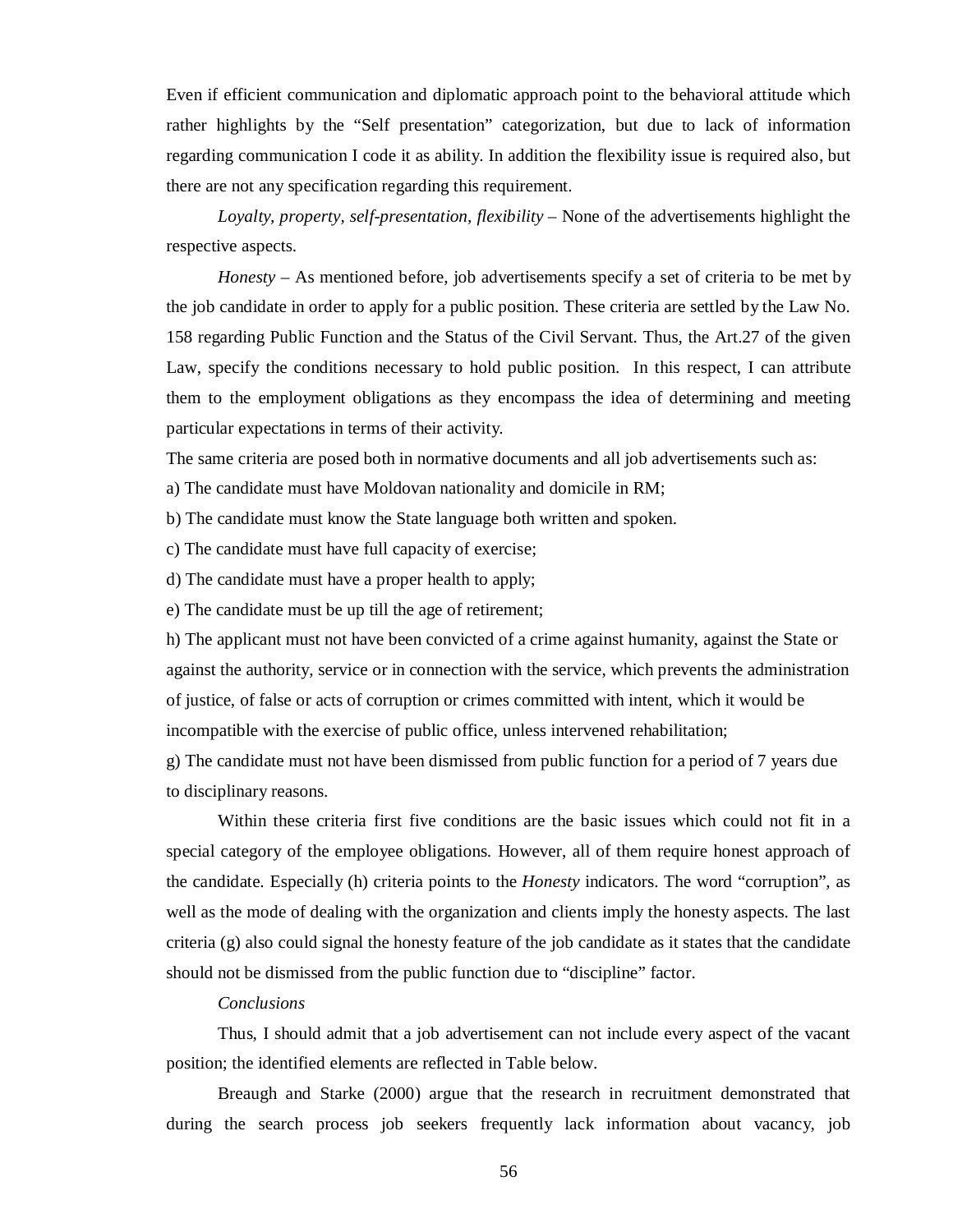Even if efficient communication and diplomatic approach point to the behavioral attitude which rather highlights by the "Self presentation" categorization, but due to lack of information regarding communication I code it as ability. In addition the flexibility issue is required also, but there are not any specification regarding this requirement.

*Loyalty, property, self-presentation, flexibility* – None of the advertisements highlight the respective aspects.

*Honesty* – As mentioned before, job advertisements specify a set of criteria to be met by the job candidate in order to apply for a public position. These criteria are settled by the Law No. 158 regarding Public Function and the Status of the Civil Servant. Thus, the Art.27 of the given Law, specify the conditions necessary to hold public position. In this respect, I can attribute them to the employment obligations as they encompass the idea of determining and meeting particular expectations in terms of their activity.

The same criteria are posed both in normative documents and all job advertisements such as:

a) The candidate must have Moldovan nationality and domicile in RM;

b) The candidate must know the State language both written and spoken.

c) The candidate must have full capacity of exercise;

d) The candidate must have a proper health to apply;

e) The candidate must be up till the age of retirement;

h) The applicant must not have been convicted of a crime against humanity, against the State or against the authority, service or in connection with the service, which prevents the administration of justice, of false or acts of corruption or crimes committed with intent, which it would be incompatible with the exercise of public office, unless intervened rehabilitation;

g) The candidate must not have been dismissed from public function for a period of 7 years due to disciplinary reasons.

Within these criteria first five conditions are the basic issues which could not fit in a special category of the employee obligations. However, all of them require honest approach of the candidate. Especially (h) criteria points to the *Honesty* indicators. The word "corruption", as well as the mode of dealing with the organization and clients imply the honesty aspects. The last criteria (g) also could signal the honesty feature of the job candidate as it states that the candidate should not be dismissed from the public function due to "discipline" factor.

*Conclusions*

Thus, I should admit that a job advertisement can not include every aspect of the vacant position; the identified elements are reflected in Table below.

Breaugh and Starke (2000) argue that the research in recruitment demonstrated that during the search process job seekers frequently lack information about vacancy, job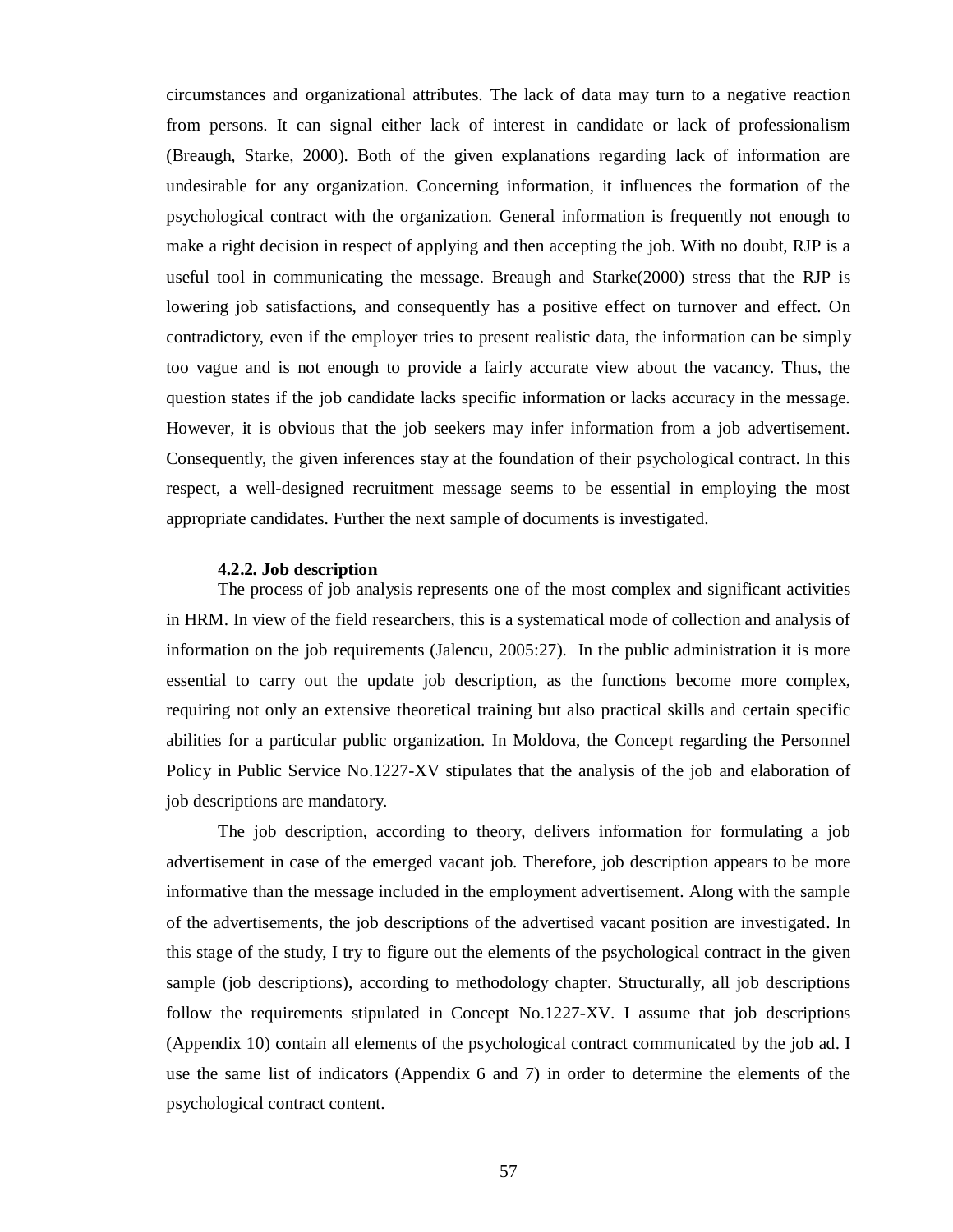circumstances and organizational attributes. The lack of data may turn to a negative reaction from persons. It can signal either lack of interest in candidate or lack of professionalism (Breaugh, Starke, 2000). Both of the given explanations regarding lack of information are undesirable for any organization. Concerning information, it influences the formation of the psychological contract with the organization. General information is frequently not enough to make a right decision in respect of applying and then accepting the job. With no doubt, RJP is a useful tool in communicating the message. Breaugh and Starke(2000) stress that the RJP is lowering job satisfactions, and consequently has a positive effect on turnover and effect. On contradictory, even if the employer tries to present realistic data, the information can be simply too vague and is not enough to provide a fairly accurate view about the vacancy. Thus, the question states if the job candidate lacks specific information or lacks accuracy in the message. However, it is obvious that the job seekers may infer information from a job advertisement. Consequently, the given inferences stay at the foundation of their psychological contract. In this respect, a well-designed recruitment message seems to be essential in employing the most appropriate candidates. Further the next sample of documents is investigated.

#### 4.2.2. Job description

The process of job analysis represents one of the most complex and significant activities in HRM. In view of the field researchers, this is a systematical mode of collection and analysis of information on the job requirements (Jalencu, 2005:27). In the public administration it is more essential to carry out the update job description, as the functions become more complex, requiring not only an extensive theoretical training but also practical skills and certain specific abilities for a particular public organization. In Moldova, the Concept regarding the Personnel Policy in Public Service No.1227-XV stipulates that the analysis of the job and elaboration of job descriptions are mandatory.

The job description, according to theory, delivers information for formulating a job advertisement in case of the emerged vacant job. Therefore, job description appears to be more informative than the message included in the employment advertisement. Along with the sample of the advertisements, the job descriptions of the advertised vacant position are investigated. In this stage of the study, I try to figure out the elements of the psychological contract in the given sample (job descriptions), according to methodology chapter. Structurally, all job descriptions follow the requirements stipulated in Concept No.1227-XV. I assume that job descriptions (Appendix 10) contain all elements of the psychological contract communicated by the job ad. I use the same list of indicators (Appendix 6 and 7) in order to determine the elements of the psychological contract content.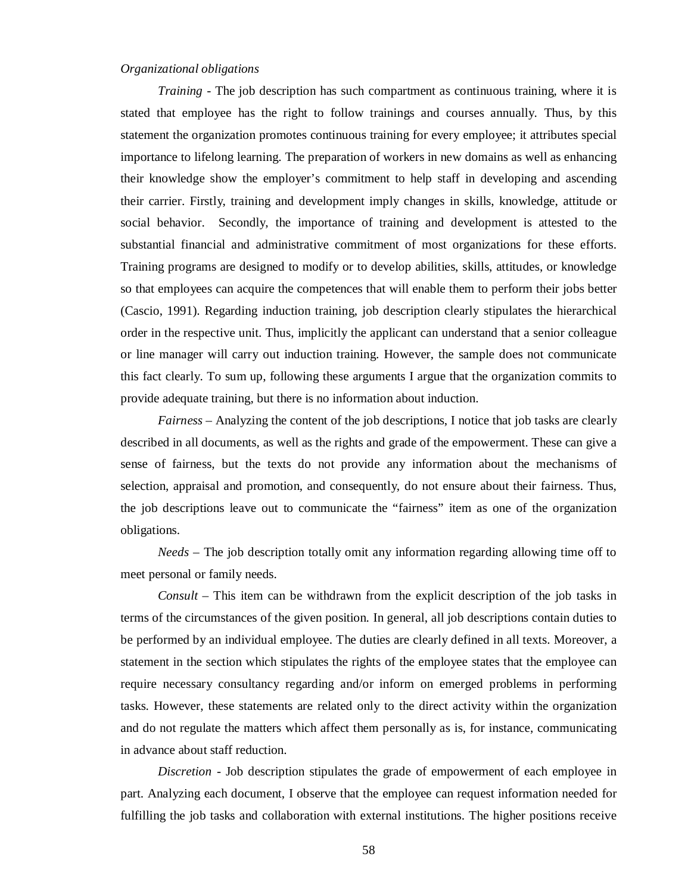*Organizational obligations*

*Training* - The job description has such compartment as continuous training, where it is stated that employee has the right to follow trainings and courses annually. Thus, by this statement the organization promotes continuous training for every employee; it attributes special importance to lifelong learning. The preparation of workers in new domains as well as enhancing their knowledge show the employer's commitment to help staff in developing and ascending their carrier. Firstly, training and development imply changes in skills, knowledge, attitude or social behavior. Secondly, the importance of training and development is attested to the substantial financial and administrative commitment of most organizations for these efforts. Training programs are designed to modify or to develop abilities, skills, attitudes, or knowledge so that employees can acquire the competences that will enable them to perform their jobs better (Cascio, 1991). Regarding induction training, job description clearly stipulates the hierarchical order in the respective unit. Thus, implicitly the applicant can understand that a senior colleague or line manager will carry out induction training. However, the sample does not communicate this fact clearly. To sum up, following these arguments I argue that the organization commits to provide adequate training, but there is no information about induction.

*Fairness* – Analyzing the content of the job descriptions, I notice that job tasks are clearly described in all documents, as well as the rights and grade of the empowerment. These can give a sense of fairness, but the texts do not provide any information about the mechanisms of selection, appraisal and promotion, and consequently, do not ensure about their fairness. Thus, the job descriptions leave out to communicate the "fairness" item as one of the organization obligations.

*Needs* – The job description totally omit any information regarding allowing time off to meet personal or family needs.

*Consult* – This item can be withdrawn from the explicit description of the job tasks in terms of the circumstances of the given position. In general, all job descriptions contain duties to be performed by an individual employee. The duties are clearly defined in all texts. Moreover, a statement in the section which stipulates the rights of the employee states that the employee can require necessary consultancy regarding and/or inform on emerged problems in performing tasks. However, these statements are related only to the direct activity within the organization and do not regulate the matters which affect them personally as is, for instance, communicating in advance about staff reduction.

*Discretion* - Job description stipulates the grade of empowerment of each employee in part. Analyzing each document, I observe that the employee can request information needed for fulfilling the job tasks and collaboration with external institutions. The higher positions receive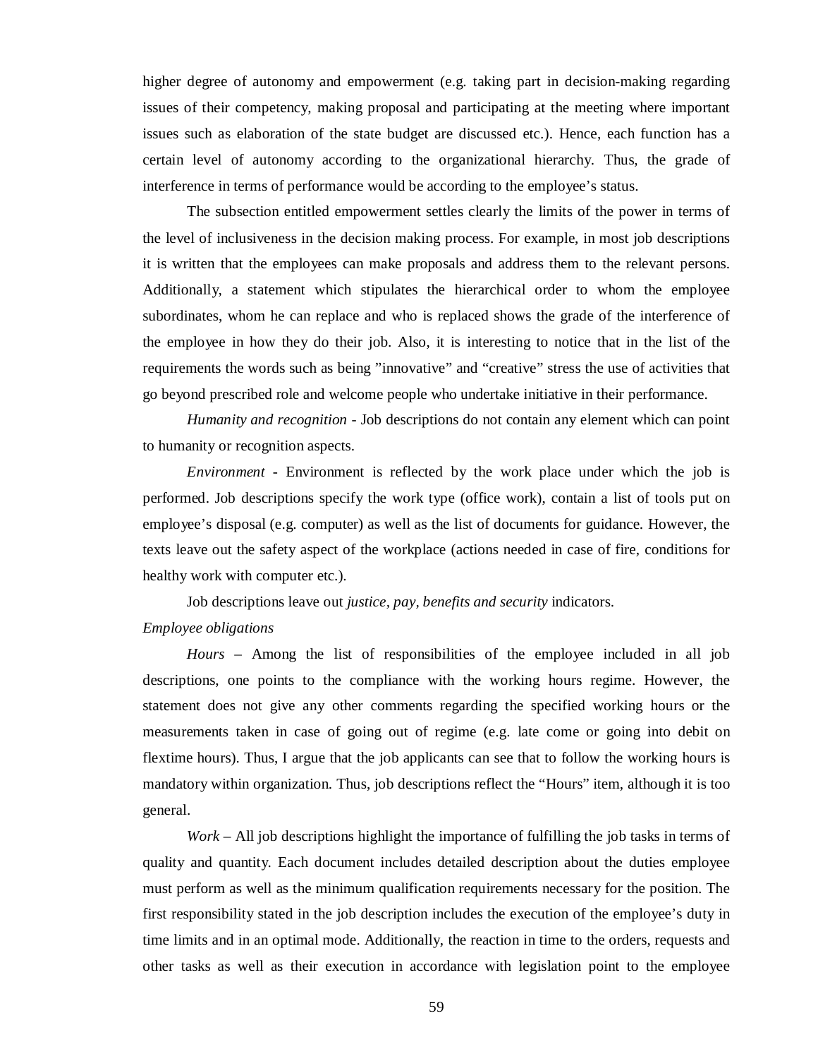higher degree of autonomy and empowerment (e.g. taking part in decision-making regarding issues of their competency, making proposal and participating at the meeting where important issues such as elaboration of the state budget are discussed etc.). Hence, each function has a certain level of autonomy according to the organizational hierarchy. Thus, the grade of interference in terms of performance would be according to the employee's status.

The subsection entitled empowerment settles clearly the limits of the power in terms of the level of inclusiveness in the decision making process. For example, in most job descriptions it is written that the employees can make proposals and address them to the relevant persons. Additionally, a statement which stipulates the hierarchical order to whom the employee subordinates, whom he can replace and who is replaced shows the grade of the interference of the employee in how they do their job. Also, it is interesting to notice that in the list of the requirements the words such as being "innovative" and "creative" stress the use of activities that go beyond prescribed role and welcome people who undertake initiative in their performance.

*Humanity and recognition* - Job descriptions do not contain any element which can point to humanity or recognition aspects.

*Environment* - Environment is reflected by the work place under which the job is performed. Job descriptions specify the work type (office work), contain a list of tools put on employee's disposal (e.g. computer) as well as the list of documents for guidance. However, the texts leave out the safety aspect of the workplace (actions needed in case of fire, conditions for healthy work with computer etc.).

Job descriptions leave out *justice, pay, benefits and security* indicators.

*Employee obligations*

*Hours* – Among the list of responsibilities of the employee included in all job descriptions, one points to the compliance with the working hours regime. However, the statement does not give any other comments regarding the specified working hours or the measurements taken in case of going out of regime (e.g. late come or going into debit on flextime hours). Thus, I argue that the job applicants can see that to follow the working hours is mandatory within organization. Thus, job descriptions reflect the "Hours" item, although it is too general.

*Work* – All job descriptions highlight the importance of fulfilling the job tasks in terms of quality and quantity. Each document includes detailed description about the duties employee must perform as well as the minimum qualification requirements necessary for the position. The first responsibility stated in the job description includes the execution of the employee's duty in time limits and in an optimal mode. Additionally, the reaction in time to the orders, requests and other tasks as well as their execution in accordance with legislation point to the employee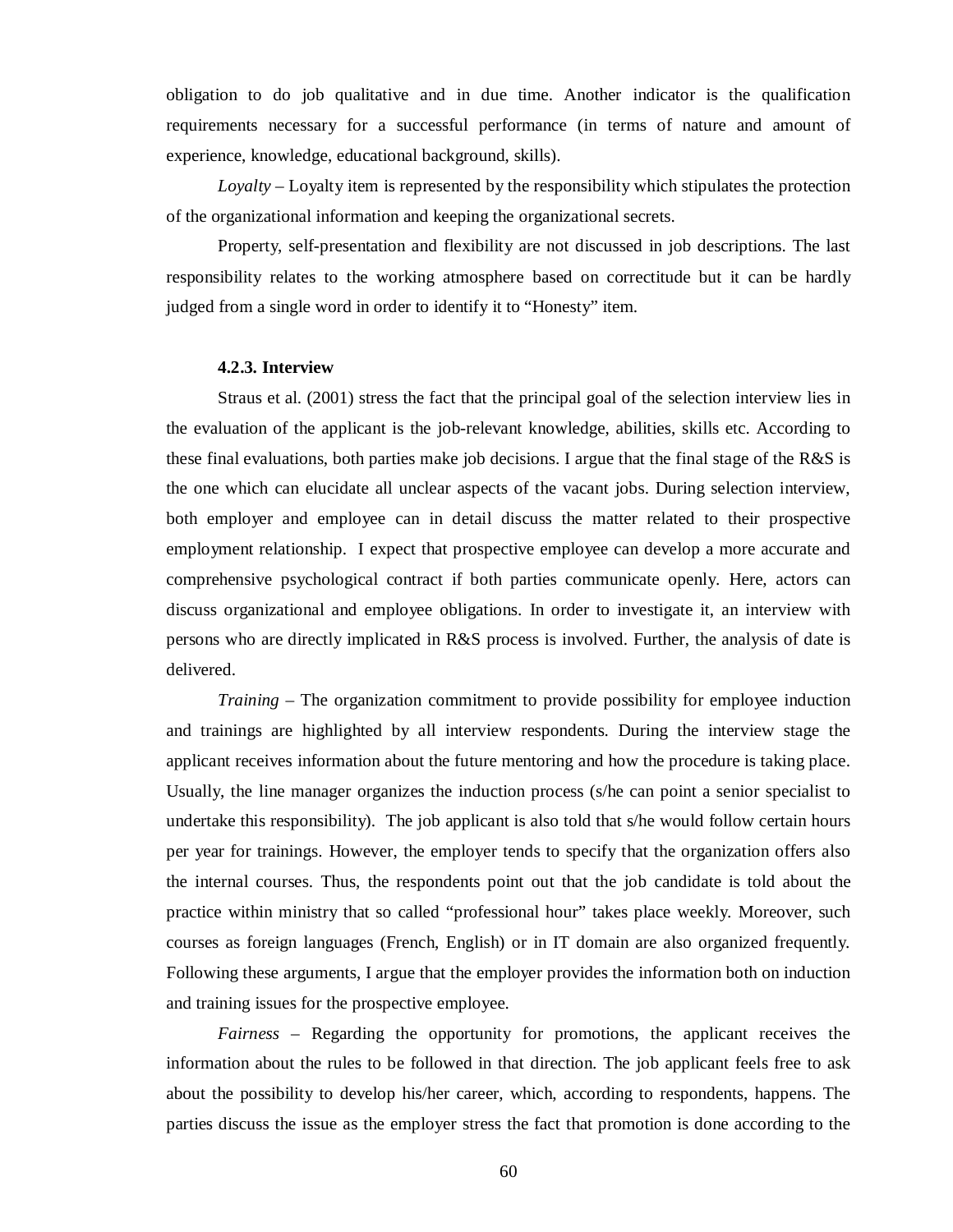obligation to do job qualitative and in due time. Another indicator is the qualification requirements necessary for a successful performance (in terms of nature and amount of experience, knowledge, educational background, skills).

*Loyalty* – Loyalty item is represented by the responsibility which stipulates the protection of the organizational information and keeping the organizational secrets.

Property, self-presentation and flexibility are not discussed in job descriptions. The last responsibility relates to the working atmosphere based on correctitude but it can be hardly judged from a single word in order to identify it to "Honesty" item.

#### 4.2.3. Interview

Straus et al. (2001) stress the fact that the principal goal of the selection interview lies in the evaluation of the applicant is the job-relevant knowledge, abilities, skills etc. According to these final evaluations, both parties make job decisions. I argue that the final stage of the R&S is the one which can elucidate all unclear aspects of the vacant jobs. During selection interview, both employer and employee can in detail discuss the matter related to their prospective employment relationship. I expect that prospective employee can develop a more accurate and comprehensive psychological contract if both parties communicate openly. Here, actors can discuss organizational and employee obligations. In order to investigate it, an interview with persons who are directly implicated in R&S process is involved. Further, the analysis of date is delivered.

*Training* – The organization commitment to provide possibility for employee induction and trainings are highlighted by all interview respondents. During the interview stage the applicant receives information about the future mentoring and how the procedure is taking place. Usually, the line manager organizes the induction process (s/he can point a senior specialist to undertake this responsibility). The job applicant is also told that s/he would follow certain hours per year for trainings. However, the employer tends to specify that the organization offers also the internal courses. Thus, the respondents point out that the job candidate is told about the practice within ministry that so called "professional hour" takes place weekly. Moreover, such courses as foreign languages (French, English) or in IT domain are also organized frequently. Following these arguments, I argue that the employer provides the information both on induction and training issues for the prospective employee.

*Fairness* – Regarding the opportunity for promotions, the applicant receives the information about the rules to be followed in that direction. The job applicant feels free to ask about the possibility to develop his/her career, which, according to respondents, happens. The parties discuss the issue as the employer stress the fact that promotion is done according to the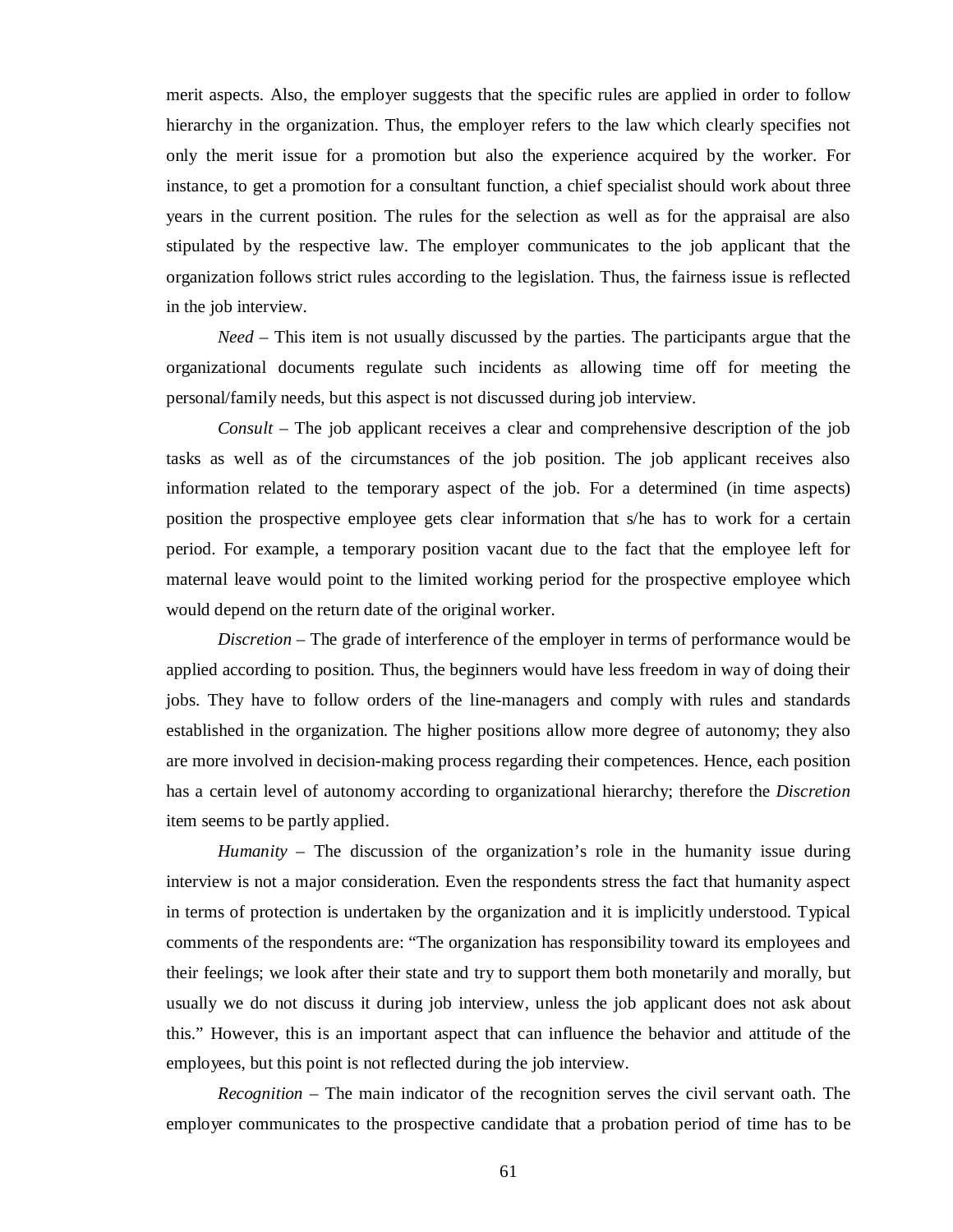merit aspects. Also, the employer suggests that the specific rules are applied in order to follow hierarchy in the organization. Thus, the employer refers to the law which clearly specifies not only the merit issue for a promotion but also the experience acquired by the worker. For instance, to get a promotion for a consultant function, a chief specialist should work about three years in the current position. The rules for the selection as well as for the appraisal are also stipulated by the respective law. The employer communicates to the job applicant that the organization follows strict rules according to the legislation. Thus, the fairness issue is reflected in the job interview.

*Need* – This item is not usually discussed by the parties. The participants argue that the organizational documents regulate such incidents as allowing time off for meeting the personal/family needs, but this aspect is not discussed during job interview.

*Consult* – The job applicant receives a clear and comprehensive description of the job tasks as well as of the circumstances of the job position. The job applicant receives also information related to the temporary aspect of the job. For a determined (in time aspects) position the prospective employee gets clear information that s/he has to work for a certain period. For example, a temporary position vacant due to the fact that the employee left for maternal leave would point to the limited working period for the prospective employee which would depend on the return date of the original worker.

*Discretion* – The grade of interference of the employer in terms of performance would be applied according to position. Thus, the beginners would have less freedom in way of doing their jobs. They have to follow orders of the line-managers and comply with rules and standards established in the organization. The higher positions allow more degree of autonomy; they also are more involved in decision-making process regarding their competences. Hence, each position has a certain level of autonomy according to organizational hierarchy; therefore the *Discretion* item seems to be partly applied.

*Humanity* – The discussion of the organization's role in the humanity issue during interview is not a major consideration. Even the respondents stress the fact that humanity aspect in terms of protection is undertaken by the organization and it is implicitly understood. Typical comments of the respondents are: "The organization has responsibility toward its employees and their feelings; we look after their state and try to support them both monetarily and morally, but usually we do not discuss it during job interview, unless the job applicant does not ask about this." However, this is an important aspect that can influence the behavior and attitude of the employees, but this point is not reflected during the job interview.

*Recognition* – The main indicator of the recognition serves the civil servant oath. The employer communicates to the prospective candidate that a probation period of time has to be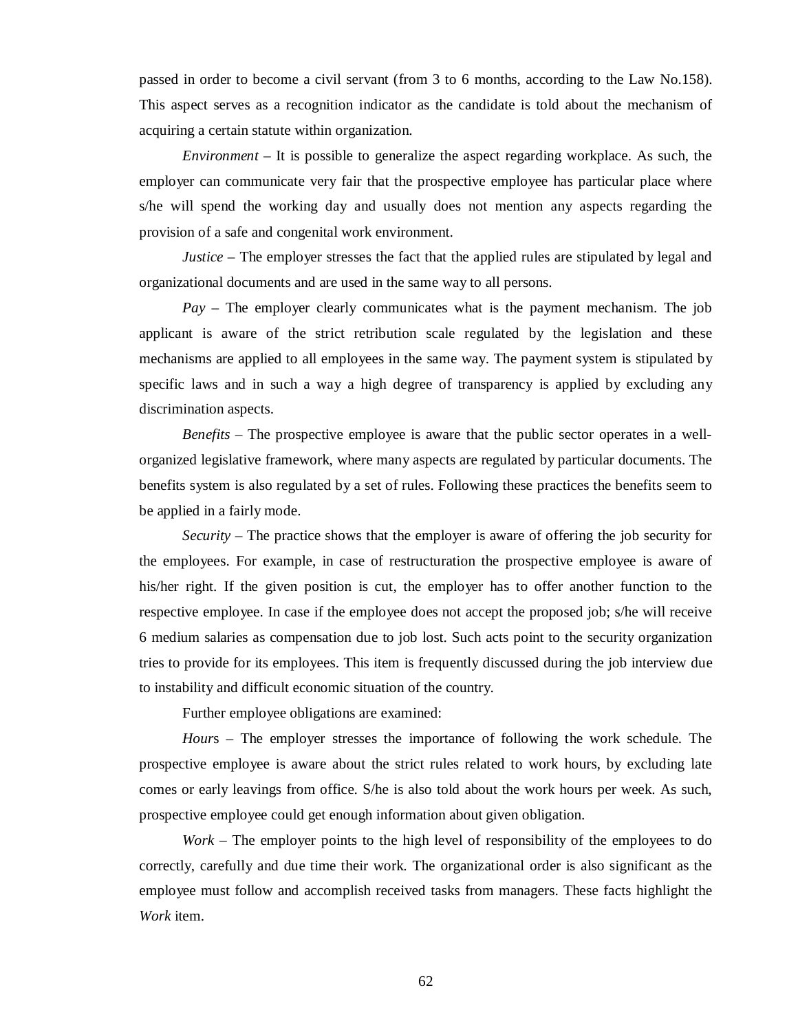passed in order to become a civil servant (from 3 to 6 months, according to the Law No.158). This aspect serves as a recognition indicator as the candidate is told about the mechanism of acquiring a certain statute within organization.

*Environment* – It is possible to generalize the aspect regarding workplace. As such, the employer can communicate very fair that the prospective employee has particular place where s/he will spend the working day and usually does not mention any aspects regarding the provision of a safe and congenital work environment.

*Justice* – The employer stresses the fact that the applied rules are stipulated by legal and organizational documents and are used in the same way to all persons.

*Pay* – The employer clearly communicates what is the payment mechanism. The job applicant is aware of the strict retribution scale regulated by the legislation and these mechanisms are applied to all employees in the same way. The payment system is stipulated by specific laws and in such a way a high degree of transparency is applied by excluding any discrimination aspects.

*Benefits* – The prospective employee is aware that the public sector operates in a well-organized legislative framework, where many aspects are regulated by particular documents. The benefits system is also regulated by a set of rules. Following these practices the benefits seem to be applied in a fairly mode.

*Security* – The practice shows that the employer is aware of offering the job security for the employees. For example, in case of restructuration the prospective employee is aware of his/her right. If the given position is cut, the employer has to offer another function to the respective employee. In case if the employee does not accept the proposed job; s/he will receive 6 medium salaries as compensation due to job lost. Such acts point to the security organization tries to provide for its employees. This item is frequently discussed during the job interview due to instability and difficult economic situation of the country.

Further employee obligations are examined:

*Hours* – The employer stresses the importance of following the work schedule. The prospective employee is aware about the strict rules related to work hours, by excluding late comes or early leavings from office. S/he is also told about the work hours per week. As such, prospective employee could get enough information about given obligation.

*Work* – The employer points to the high level of responsibility of the employees to do correctly, carefully and due time their work. The organizational order is also significant as the employee must follow and accomplish received tasks from managers. These facts highlight the *Work* item.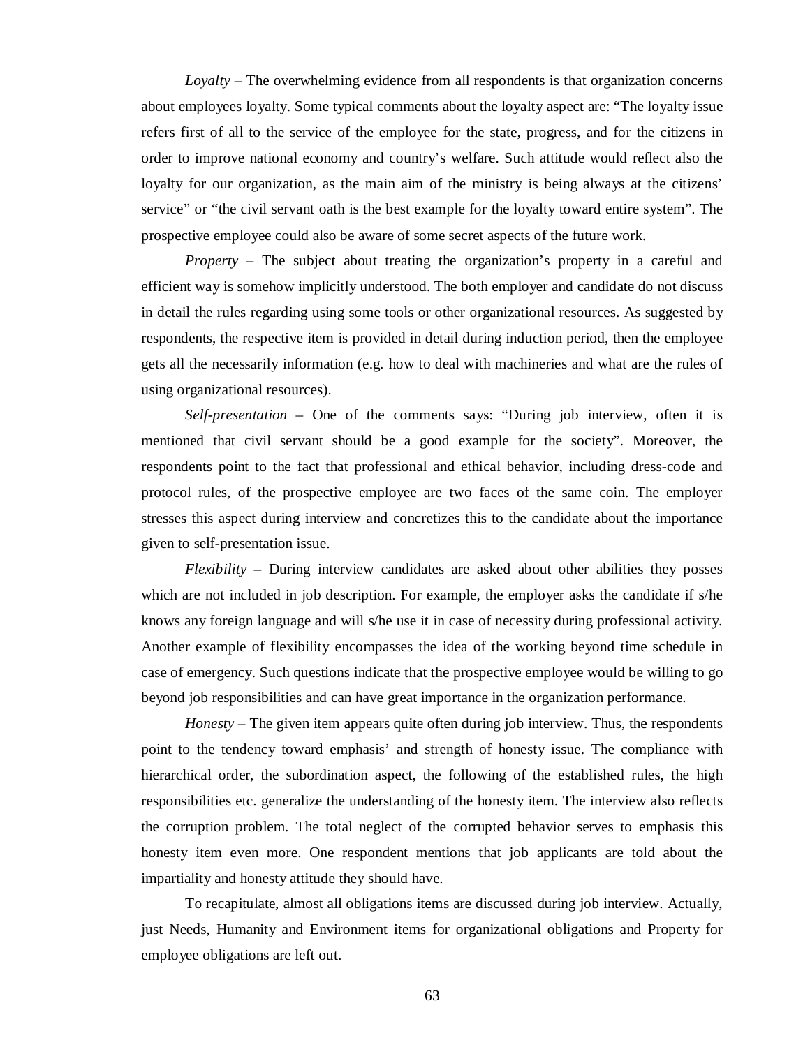*Loyalty* – The overwhelming evidence from all respondents is that organization concerns about employees loyalty. Some typical comments about the loyalty aspect are: "The loyalty issue refers first of all to the service of the employee for the state, progress, and for the citizens in order to improve national economy and country's welfare. Such attitude would reflect also the loyalty for our organization, as the main aim of the ministry is being always at the citizens' service" or "the civil servant oath is the best example for the loyalty toward entire system". The prospective employee could also be aware of some secret aspects of the future work.

*Property* – The subject about treating the organization's property in a careful and efficient way is somehow implicitly understood. The both employer and candidate do not discuss in detail the rules regarding using some tools or other organizational resources. As suggested by respondents, the respective item is provided in detail during induction period, then the employee gets all the necessarily information (e.g. how to deal with machineries and what are the rules of using organizational resources).

*Self-presentation* – One of the comments says: "During job interview, often it is mentioned that civil servant should be a good example for the society". Moreover, the respondents point to the fact that professional and ethical behavior, including dress-code and protocol rules, of the prospective employee are two faces of the same coin. The employer stresses this aspect during interview and concretizes this to the candidate about the importance given to self-presentation issue.

*Flexibility* – During interview candidates are asked about other abilities they posses which are not included in job description. For example, the employer asks the candidate if s/he knows any foreign language and will s/he use it in case of necessity during professional activity. Another example of flexibility encompasses the idea of the working beyond time schedule in case of emergency. Such questions indicate that the prospective employee would be willing to go beyond job responsibilities and can have great importance in the organization performance.

*Honesty* – The given item appears quite often during job interview. Thus, the respondents point to the tendency toward emphasis' and strength of honesty issue. The compliance with hierarchical order, the subordination aspect, the following of the established rules, the high responsibilities etc. generalize the understanding of the honesty item. The interview also reflects the corruption problem. The total neglect of the corrupted behavior serves to emphasis this honesty item even more. One respondent mentions that job applicants are told about the impartiality and honesty attitude they should have.

To recapitulate, almost all obligations items are discussed during job interview. Actually, just Needs, Humanity and Environment items for organizational obligations and Property for employee obligations are left out.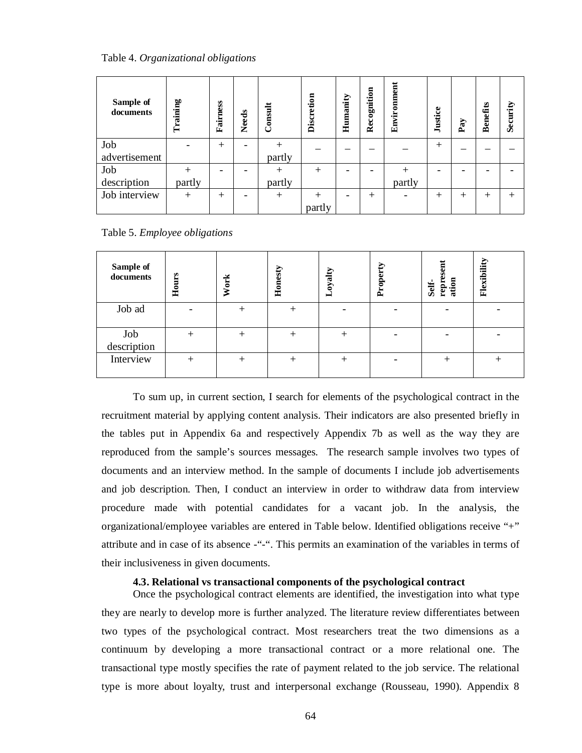Table 4. *Organizational obligations*

| Sample of documents | Training | Fairness | Needs | Consult | Discretion | Humanity | Recognition | Environment | Justice | Pay | Benefits | Security |
|---|---|---|---|---|---|---|---|---|---|---|---|---|
| Job advertisement | - | + | - | + partly | – | – | – | – | + | – | – | – |
| Job description | + partly | - | - | + partly | + | - | - | + partly | - | - | - | - |
| Job interview | + | + | - | + | + partly | - | + | - | + | + | + | + |

Table 5. *Employee obligations*

| Sample of documents | Hours | Work | Honesty | Loyalty | Property | Self-representation | Flexibility |
|---|---|---|---|---|---|---|---|
| Job ad | - | + | + | - | - | - | - |
| Job description | + | + | + | + | - | - | - |
| Interview | + | + | + | + | - | + | + |

To sum up, in current section, I search for elements of the psychological contract in the recruitment material by applying content analysis. Their indicators are also presented briefly in the tables put in Appendix 6a and respectively Appendix 7b as well as the way they are reproduced from the sample's sources messages. The research sample involves two types of documents and an interview method. In the sample of documents I include job advertisements and job description. Then, I conduct an interview in order to withdraw data from interview procedure made with potential candidates for a vacant job. In the analysis, the organizational/employee variables are entered in Table below. Identified obligations receive "+" attribute and in case of its absence -"-". This permits an examination of the variables in terms of their inclusiveness in given documents.

### 4.3. Relational vs transactional components of the psychological contract

Once the psychological contract elements are identified, the investigation into what type they are nearly to develop more is further analyzed. The literature review differentiates between two types of the psychological contract. Most researchers treat the two dimensions as a continuum by developing a more transactional contract or a more relational one. The transactional type mostly specifies the rate of payment related to the job service. The relational type is more about loyalty, trust and interpersonal exchange (Rousseau, 1990). Appendix 8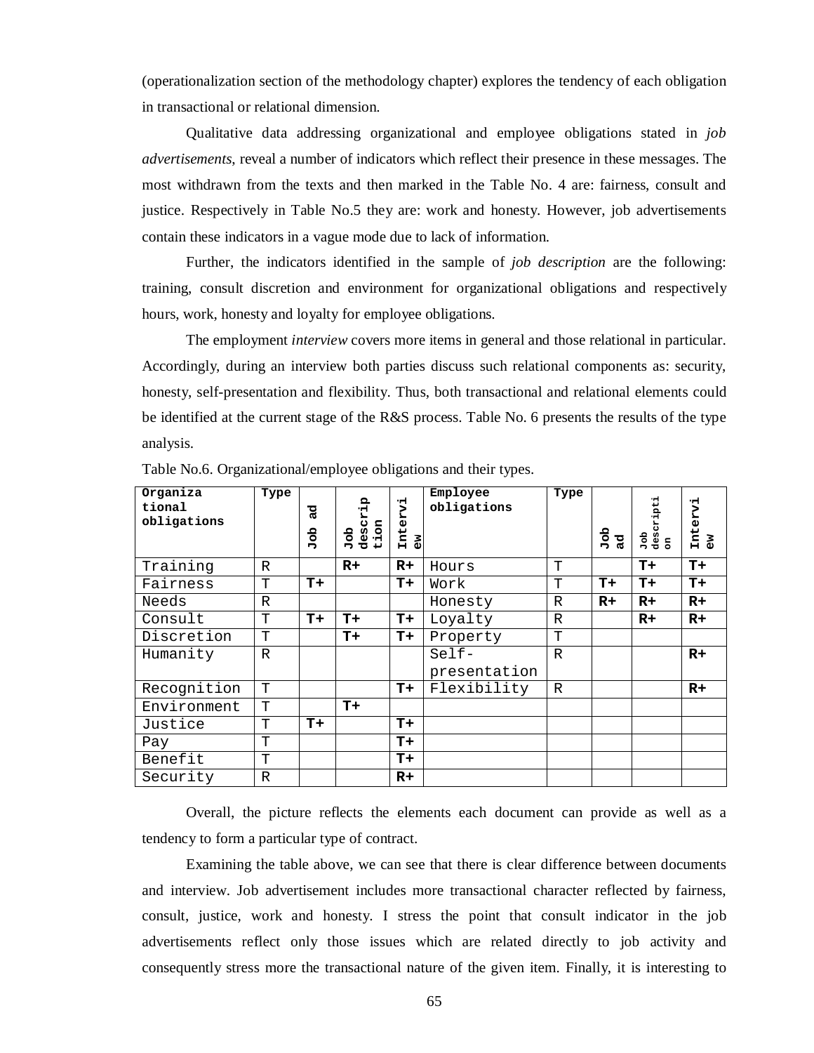(operationalization section of the methodology chapter) explores the tendency of each obligation in transactional or relational dimension.

Qualitative data addressing organizational and employee obligations stated in *job advertisements*, reveal a number of indicators which reflect their presence in these messages. The most withdrawn from the texts and then marked in the Table No. 4 are: fairness, consult and justice. Respectively in Table No.5 they are: work and honesty. However, job advertisements contain these indicators in a vague mode due to lack of information.

Further, the indicators identified in the sample of *job description* are the following: training, consult discretion and environment for organizational obligations and respectively hours, work, honesty and loyalty for employee obligations.

The employment *interview* covers more items in general and those relational in particular. Accordingly, during an interview both parties discuss such relational components as: security, honesty, self-presentation and flexibility. Thus, both transactional and relational elements could be identified at the current stage of the R&S process. Table No. 6 presents the results of the type analysis.

Table No.6. Organizational/employee obligations and their types.

| Organizational obligations | Type | Job ad | Job description | Interview | Employee obligations | Type | Job ad | Job description | Interview |
|---|---|---|---|---|---|---|---|---|---|
| Training | R | | **R+** | **R+** | Hours | T | | **T+** | **T+** |
| Fairness | T | **T+** | | **T+** | Work | T | **T+** | **T+** | **T+** |
| Needs | R | | | | Honesty | R | **R+** | **R+** | **R+** |
| Consult | T | **T+** | **T+** | **T+** | Loyalty | R | | **R+** | **R+** |
| Discretion | T | | **T+** | **T+** | Property | T | | | |
| Humanity | R | | | | Self-presentation | R | | | **R+** |
| Recognition | T | | | **T+** | Flexibility | R | | | **R+** |
| Environment | T | | **T+** | | | | | | |
| Justice | T | **T+** | | **T+** | | | | | |
| Pay | T | | | **T+** | | | | | |
| Benefit | T | | | **T+** | | | | | |
| Security | R | | | **R+** | | | | | |

Overall, the picture reflects the elements each document can provide as well as a tendency to form a particular type of contract.

Examining the table above, we can see that there is clear difference between documents and interview. Job advertisement includes more transactional character reflected by fairness, consult, justice, work and honesty. I stress the point that consult indicator in the job advertisements reflect only those issues which are related directly to job activity and consequently stress more the transactional nature of the given item. Finally, it is interesting to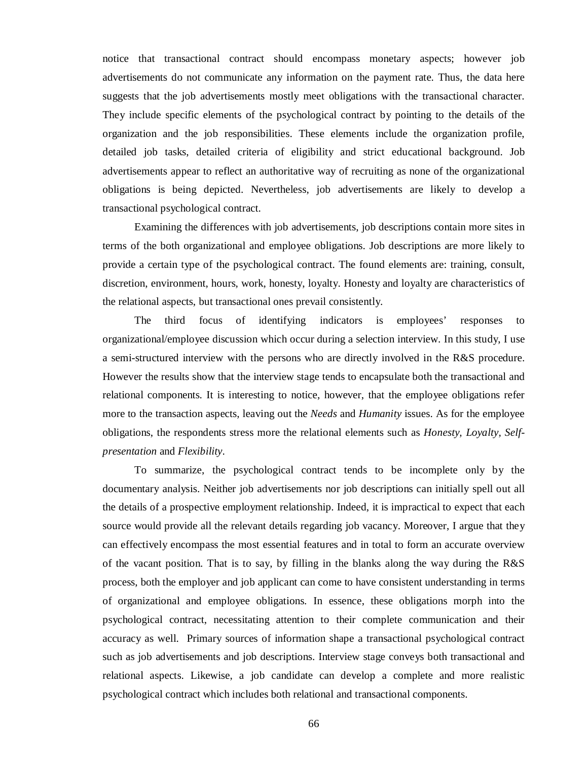notice that transactional contract should encompass monetary aspects; however job advertisements do not communicate any information on the payment rate. Thus, the data here suggests that the job advertisements mostly meet obligations with the transactional character. They include specific elements of the psychological contract by pointing to the details of the organization and the job responsibilities. These elements include the organization profile, detailed job tasks, detailed criteria of eligibility and strict educational background. Job advertisements appear to reflect an authoritative way of recruiting as none of the organizational obligations is being depicted. Nevertheless, job advertisements are likely to develop a transactional psychological contract.

Examining the differences with job advertisements, job descriptions contain more sites in terms of the both organizational and employee obligations. Job descriptions are more likely to provide a certain type of the psychological contract. The found elements are: training, consult, discretion, environment, hours, work, honesty, loyalty. Honesty and loyalty are characteristics of the relational aspects, but transactional ones prevail consistently.

The third focus of identifying indicators is employees' responses to organizational/employee discussion which occur during a selection interview. In this study, I use a semi-structured interview with the persons who are directly involved in the R&S procedure. However the results show that the interview stage tends to encapsulate both the transactional and relational components. It is interesting to notice, however, that the employee obligations refer more to the transaction aspects, leaving out the *Needs* and *Humanity* issues. As for the employee obligations, the respondents stress more the relational elements such as *Honesty, Loyalty, Self-presentation* and *Flexibility*.

To summarize, the psychological contract tends to be incomplete only by the documentary analysis. Neither job advertisements nor job descriptions can initially spell out all the details of a prospective employment relationship. Indeed, it is impractical to expect that each source would provide all the relevant details regarding job vacancy. Moreover, I argue that they can effectively encompass the most essential features and in total to form an accurate overview of the vacant position. That is to say, by filling in the blanks along the way during the R&S process, both the employer and job applicant can come to have consistent understanding in terms of organizational and employee obligations. In essence, these obligations morph into the psychological contract, necessitating attention to their complete communication and their accuracy as well. Primary sources of information shape a transactional psychological contract such as job advertisements and job descriptions. Interview stage conveys both transactional and relational aspects. Likewise, a job candidate can develop a complete and more realistic psychological contract which includes both relational and transactional components.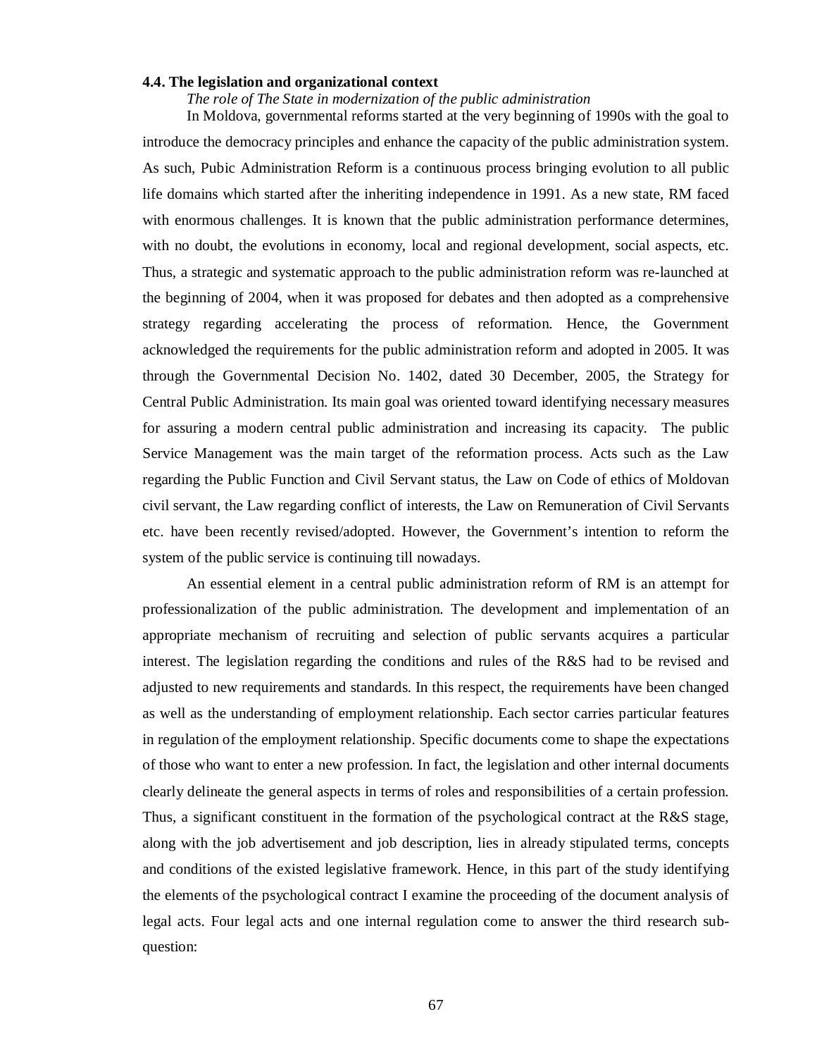### 4.4. The legislation and organizational context

*The role of The State in modernization of the public administration*

In Moldova, governmental reforms started at the very beginning of 1990s with the goal to introduce the democracy principles and enhance the capacity of the public administration system. As such, Pubic Administration Reform is a continuous process bringing evolution to all public life domains which started after the inheriting independence in 1991. As a new state, RM faced with enormous challenges. It is known that the public administration performance determines, with no doubt, the evolutions in economy, local and regional development, social aspects, etc. Thus, a strategic and systematic approach to the public administration reform was re-launched at the beginning of 2004, when it was proposed for debates and then adopted as a comprehensive strategy regarding accelerating the process of reformation. Hence, the Government acknowledged the requirements for the public administration reform and adopted in 2005. It was through the Governmental Decision No. 1402, dated 30 December, 2005, the Strategy for Central Public Administration. Its main goal was oriented toward identifying necessary measures for assuring a modern central public administration and increasing its capacity. The public Service Management was the main target of the reformation process. Acts such as the Law regarding the Public Function and Civil Servant status, the Law on Code of ethics of Moldovan civil servant, the Law regarding conflict of interests, the Law on Remuneration of Civil Servants etc. have been recently revised/adopted. However, the Government's intention to reform the system of the public service is continuing till nowadays.

An essential element in a central public administration reform of RM is an attempt for professionalization of the public administration. The development and implementation of an appropriate mechanism of recruiting and selection of public servants acquires a particular interest. The legislation regarding the conditions and rules of the R&S had to be revised and adjusted to new requirements and standards. In this respect, the requirements have been changed as well as the understanding of employment relationship. Each sector carries particular features in regulation of the employment relationship. Specific documents come to shape the expectations of those who want to enter a new profession. In fact, the legislation and other internal documents clearly delineate the general aspects in terms of roles and responsibilities of a certain profession. Thus, a significant constituent in the formation of the psychological contract at the R&S stage, along with the job advertisement and job description, lies in already stipulated terms, concepts and conditions of the existed legislative framework. Hence, in this part of the study identifying the elements of the psychological contract I examine the proceeding of the document analysis of legal acts. Four legal acts and one internal regulation come to answer the third research sub-question: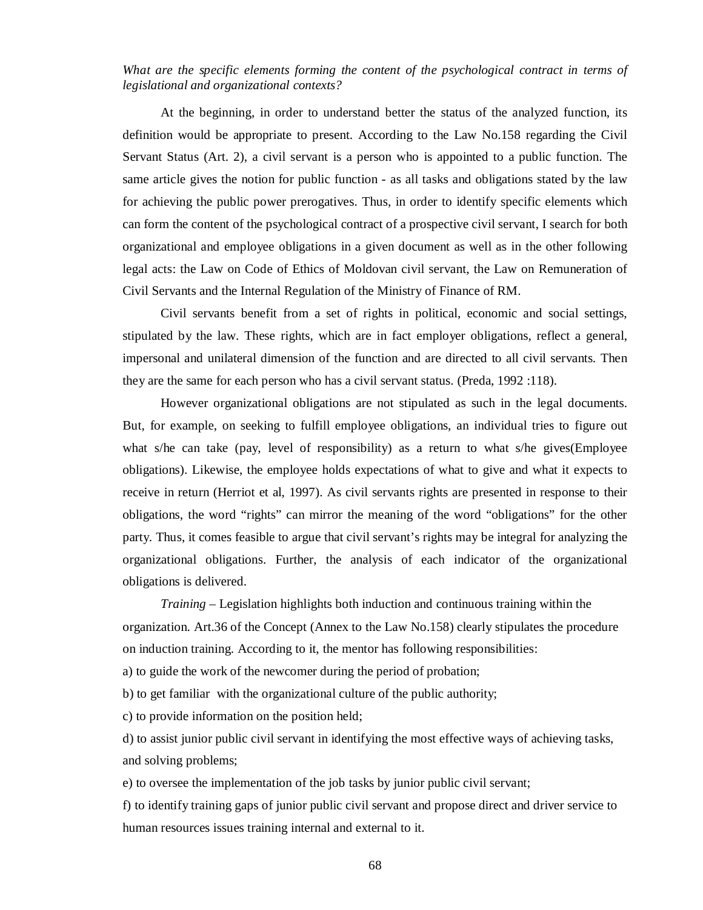*What are the specific elements forming the content of the psychological contract in terms of legislational and organizational contexts?*

At the beginning, in order to understand better the status of the analyzed function, its definition would be appropriate to present. According to the Law No.158 regarding the Civil Servant Status (Art. 2), a civil servant is a person who is appointed to a public function. The same article gives the notion for public function - as all tasks and obligations stated by the law for achieving the public power prerogatives. Thus, in order to identify specific elements which can form the content of the psychological contract of a prospective civil servant, I search for both organizational and employee obligations in a given document as well as in the other following legal acts: the Law on Code of Ethics of Moldovan civil servant, the Law on Remuneration of Civil Servants and the Internal Regulation of the Ministry of Finance of RM.

Civil servants benefit from a set of rights in political, economic and social settings, stipulated by the law. These rights, which are in fact employer obligations, reflect a general, impersonal and unilateral dimension of the function and are directed to all civil servants. Then they are the same for each person who has a civil servant status. (Preda, 1992 :118).

However organizational obligations are not stipulated as such in the legal documents. But, for example, on seeking to fulfill employee obligations, an individual tries to figure out what s/he can take (pay, level of responsibility) as a return to what s/he gives(Employee obligations). Likewise, the employee holds expectations of what to give and what it expects to receive in return (Herriot et al, 1997). As civil servants rights are presented in response to their obligations, the word "rights" can mirror the meaning of the word "obligations" for the other party. Thus, it comes feasible to argue that civil servant's rights may be integral for analyzing the organizational obligations. Further, the analysis of each indicator of the organizational obligations is delivered.

*Training* – Legislation highlights both induction and continuous training within the organization. Art.36 of the Concept (Annex to the Law No.158) clearly stipulates the procedure on induction training. According to it, the mentor has following responsibilities:

a) to guide the work of the newcomer during the period of probation;

b) to get familiar with the organizational culture of the public authority;

c) to provide information on the position held;

d) to assist junior public civil servant in identifying the most effective ways of achieving tasks, and solving problems;

e) to oversee the implementation of the job tasks by junior public civil servant;

f) to identify training gaps of junior public civil servant and propose direct and driver service to human resources issues training internal and external to it.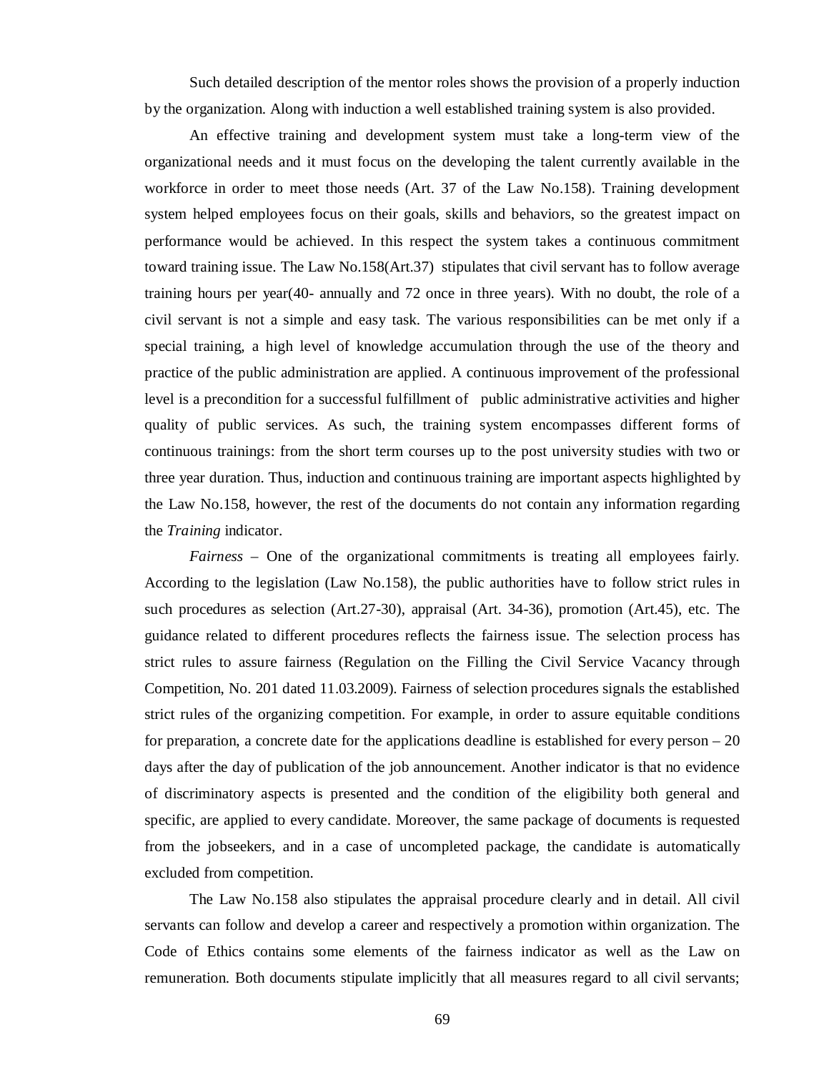Such detailed description of the mentor roles shows the provision of a properly induction by the organization. Along with induction a well established training system is also provided.

An effective training and development system must take a long-term view of the organizational needs and it must focus on the developing the talent currently available in the workforce in order to meet those needs (Art. 37 of the Law No.158). Training development system helped employees focus on their goals, skills and behaviors, so the greatest impact on performance would be achieved. In this respect the system takes a continuous commitment toward training issue. The Law No.158(Art.37) stipulates that civil servant has to follow average training hours per year(40- annually and 72 once in three years). With no doubt, the role of a civil servant is not a simple and easy task. The various responsibilities can be met only if a special training, a high level of knowledge accumulation through the use of the theory and practice of the public administration are applied. A continuous improvement of the professional level is a precondition for a successful fulfillment of public administrative activities and higher quality of public services. As such, the training system encompasses different forms of continuous trainings: from the short term courses up to the post university studies with two or three year duration. Thus, induction and continuous training are important aspects highlighted by the Law No.158, however, the rest of the documents do not contain any information regarding the *Training* indicator.

*Fairness* – One of the organizational commitments is treating all employees fairly. According to the legislation (Law No.158), the public authorities have to follow strict rules in such procedures as selection (Art.27-30), appraisal (Art. 34-36), promotion (Art.45), etc. The guidance related to different procedures reflects the fairness issue. The selection process has strict rules to assure fairness (Regulation on the Filling the Civil Service Vacancy through Competition, No. 201 dated 11.03.2009). Fairness of selection procedures signals the established strict rules of the organizing competition. For example, in order to assure equitable conditions for preparation, a concrete date for the applications deadline is established for every person – 20 days after the day of publication of the job announcement. Another indicator is that no evidence of discriminatory aspects is presented and the condition of the eligibility both general and specific, are applied to every candidate. Moreover, the same package of documents is requested from the jobseekers, and in a case of uncompleted package, the candidate is automatically excluded from competition.

The Law No.158 also stipulates the appraisal procedure clearly and in detail. All civil servants can follow and develop a career and respectively a promotion within organization. The Code of Ethics contains some elements of the fairness indicator as well as the Law on remuneration. Both documents stipulate implicitly that all measures regard to all civil servants;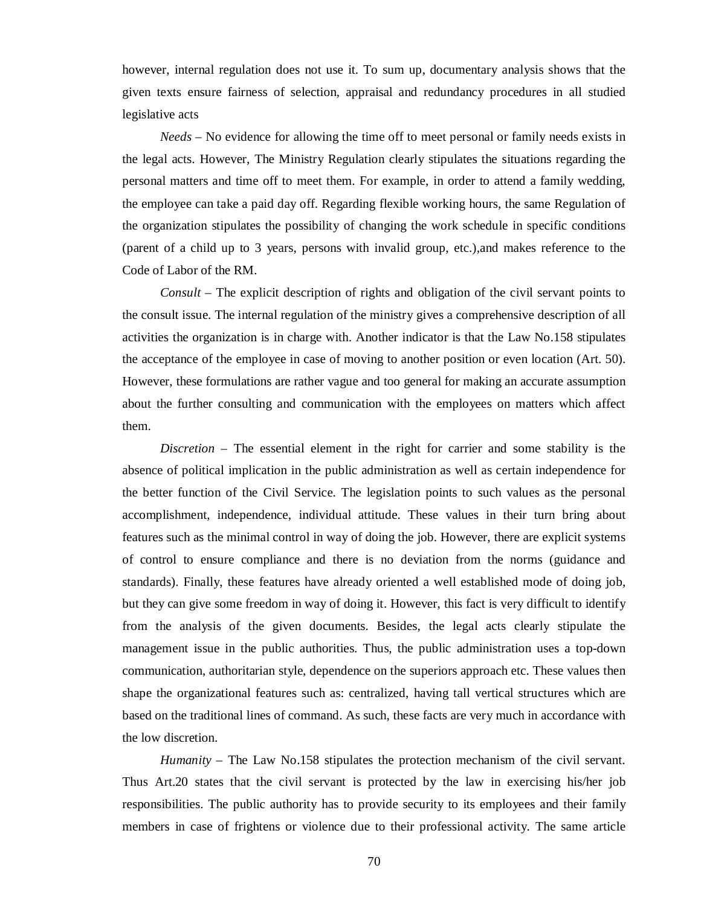however, internal regulation does not use it. To sum up, documentary analysis shows that the given texts ensure fairness of selection, appraisal and redundancy procedures in all studied legislative acts

*Needs* – No evidence for allowing the time off to meet personal or family needs exists in the legal acts. However, The Ministry Regulation clearly stipulates the situations regarding the personal matters and time off to meet them. For example, in order to attend a family wedding, the employee can take a paid day off. Regarding flexible working hours, the same Regulation of the organization stipulates the possibility of changing the work schedule in specific conditions (parent of a child up to 3 years, persons with invalid group, etc.),and makes reference to the Code of Labor of the RM.

*Consult* – The explicit description of rights and obligation of the civil servant points to the consult issue. The internal regulation of the ministry gives a comprehensive description of all activities the organization is in charge with. Another indicator is that the Law No.158 stipulates the acceptance of the employee in case of moving to another position or even location (Art. 50). However, these formulations are rather vague and too general for making an accurate assumption about the further consulting and communication with the employees on matters which affect them.

*Discretion* – The essential element in the right for carrier and some stability is the absence of political implication in the public administration as well as certain independence for the better function of the Civil Service. The legislation points to such values as the personal accomplishment, independence, individual attitude. These values in their turn bring about features such as the minimal control in way of doing the job. However, there are explicit systems of control to ensure compliance and there is no deviation from the norms (guidance and standards). Finally, these features have already oriented a well established mode of doing job, but they can give some freedom in way of doing it. However, this fact is very difficult to identify from the analysis of the given documents. Besides, the legal acts clearly stipulate the management issue in the public authorities. Thus, the public administration uses a top-down communication, authoritarian style, dependence on the superiors approach etc. These values then shape the organizational features such as: centralized, having tall vertical structures which are based on the traditional lines of command. As such, these facts are very much in accordance with the low discretion.

*Humanity* – The Law No.158 stipulates the protection mechanism of the civil servant. Thus Art.20 states that the civil servant is protected by the law in exercising his/her job responsibilities. The public authority has to provide security to its employees and their family members in case of frightens or violence due to their professional activity. The same article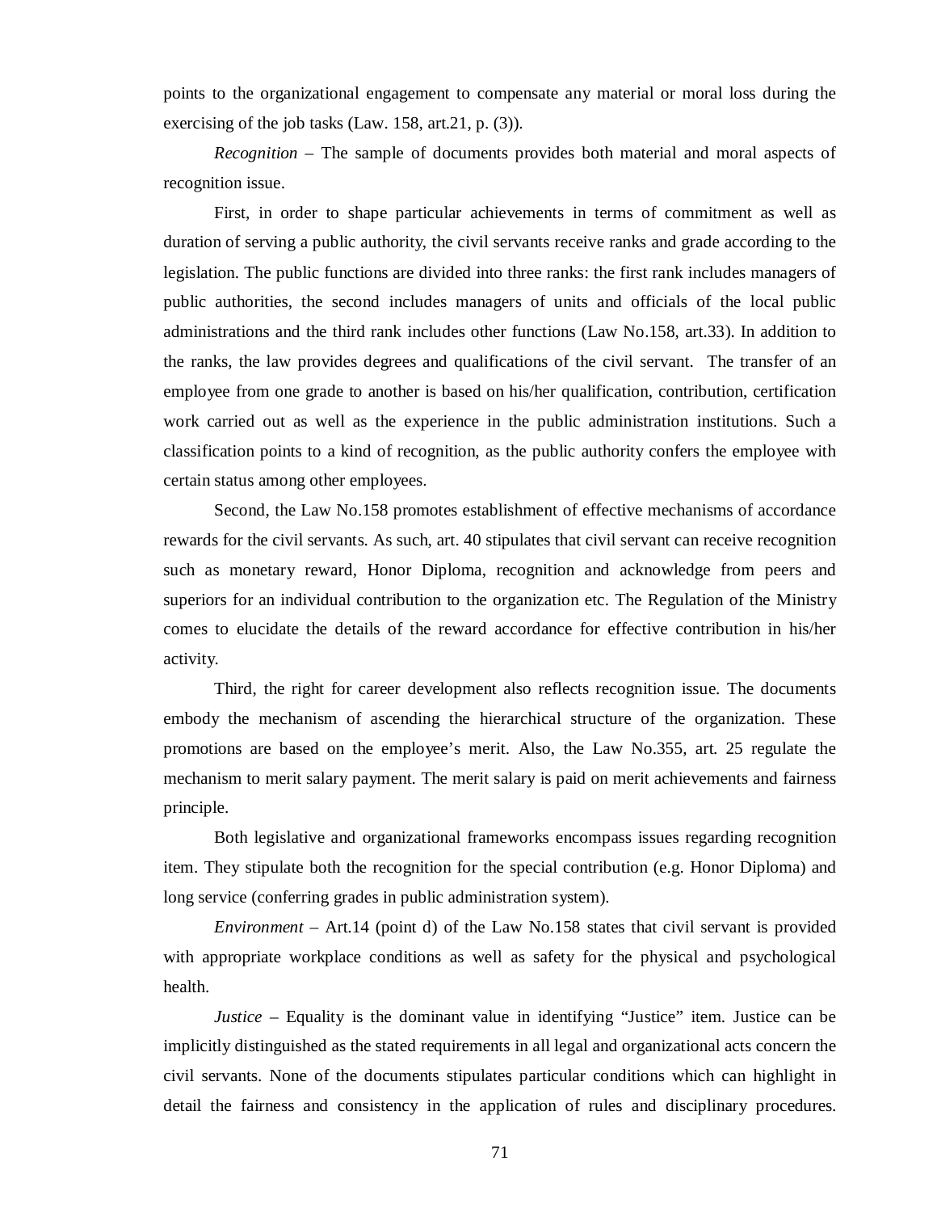points to the organizational engagement to compensate any material or moral loss during the exercising of the job tasks (Law. 158, art.21, p. (3)).

*Recognition* – The sample of documents provides both material and moral aspects of recognition issue.

First, in order to shape particular achievements in terms of commitment as well as duration of serving a public authority, the civil servants receive ranks and grade according to the legislation. The public functions are divided into three ranks: the first rank includes managers of public authorities, the second includes managers of units and officials of the local public administrations and the third rank includes other functions (Law No.158, art.33). In addition to the ranks, the law provides degrees and qualifications of the civil servant. The transfer of an employee from one grade to another is based on his/her qualification, contribution, certification work carried out as well as the experience in the public administration institutions. Such a classification points to a kind of recognition, as the public authority confers the employee with certain status among other employees.

Second, the Law No.158 promotes establishment of effective mechanisms of accordance rewards for the civil servants. As such, art. 40 stipulates that civil servant can receive recognition such as monetary reward, Honor Diploma, recognition and acknowledge from peers and superiors for an individual contribution to the organization etc. The Regulation of the Ministry comes to elucidate the details of the reward accordance for effective contribution in his/her activity.

Third, the right for career development also reflects recognition issue. The documents embody the mechanism of ascending the hierarchical structure of the organization. These promotions are based on the employee's merit. Also, the Law No.355, art. 25 regulate the mechanism to merit salary payment. The merit salary is paid on merit achievements and fairness principle.

Both legislative and organizational frameworks encompass issues regarding recognition item. They stipulate both the recognition for the special contribution (e.g. Honor Diploma) and long service (conferring grades in public administration system).

*Environment* – Art.14 (point d) of the Law No.158 states that civil servant is provided with appropriate workplace conditions as well as safety for the physical and psychological health.

*Justice* – Equality is the dominant value in identifying "Justice" item. Justice can be implicitly distinguished as the stated requirements in all legal and organizational acts concern the civil servants. None of the documents stipulates particular conditions which can highlight in detail the fairness and consistency in the application of rules and disciplinary procedures.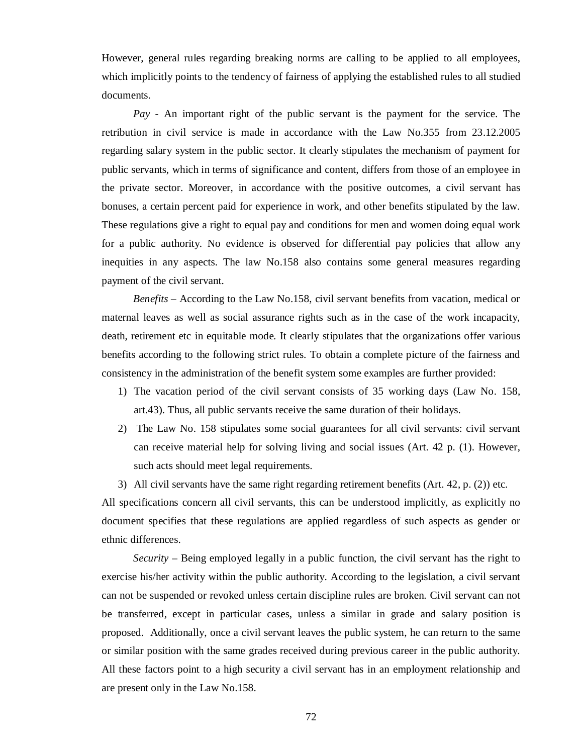However, general rules regarding breaking norms are calling to be applied to all employees, which implicitly points to the tendency of fairness of applying the established rules to all studied documents.

*Pay* - An important right of the public servant is the payment for the service. The retribution in civil service is made in accordance with the Law No.355 from 23.12.2005 regarding salary system in the public sector. It clearly stipulates the mechanism of payment for public servants, which in terms of significance and content, differs from those of an employee in the private sector. Moreover, in accordance with the positive outcomes, a civil servant has bonuses, a certain percent paid for experience in work, and other benefits stipulated by the law. These regulations give a right to equal pay and conditions for men and women doing equal work for a public authority. No evidence is observed for differential pay policies that allow any inequities in any aspects. The law No.158 also contains some general measures regarding payment of the civil servant.

*Benefits* – According to the Law No.158, civil servant benefits from vacation, medical or maternal leaves as well as social assurance rights such as in the case of the work incapacity, death, retirement etc in equitable mode. It clearly stipulates that the organizations offer various benefits according to the following strict rules. To obtain a complete picture of the fairness and consistency in the administration of the benefit system some examples are further provided:

1) The vacation period of the civil servant consists of 35 working days (Law No. 158, art.43). Thus, all public servants receive the same duration of their holidays.
2) The Law No. 158 stipulates some social guarantees for all civil servants: civil servant can receive material help for solving living and social issues (Art. 42 p. (1). However, such acts should meet legal requirements.
3) All civil servants have the same right regarding retirement benefits (Art. 42, p. (2)) etc.

All specifications concern all civil servants, this can be understood implicitly, as explicitly no document specifies that these regulations are applied regardless of such aspects as gender or ethnic differences.

*Security* – Being employed legally in a public function, the civil servant has the right to exercise his/her activity within the public authority. According to the legislation, a civil servant can not be suspended or revoked unless certain discipline rules are broken. Civil servant can not be transferred, except in particular cases, unless a similar in grade and salary position is proposed. Additionally, once a civil servant leaves the public system, he can return to the same or similar position with the same grades received during previous career in the public authority. All these factors point to a high security a civil servant has in an employment relationship and are present only in the Law No.158.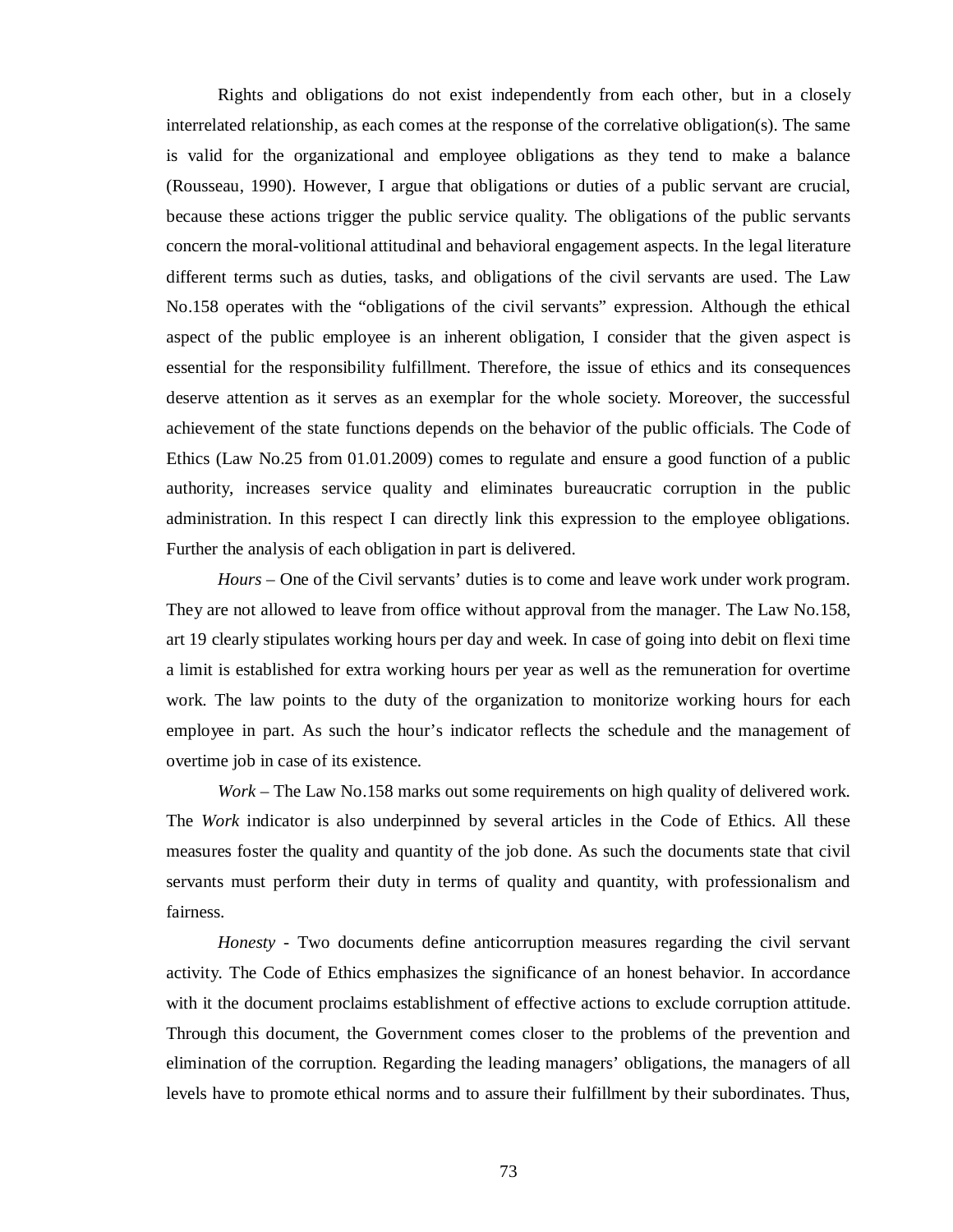Rights and obligations do not exist independently from each other, but in a closely interrelated relationship, as each comes at the response of the correlative obligation(s). The same is valid for the organizational and employee obligations as they tend to make a balance (Rousseau, 1990). However, I argue that obligations or duties of a public servant are crucial, because these actions trigger the public service quality. The obligations of the public servants concern the moral-volitional attitudinal and behavioral engagement aspects. In the legal literature different terms such as duties, tasks, and obligations of the civil servants are used. The Law No.158 operates with the "obligations of the civil servants" expression. Although the ethical aspect of the public employee is an inherent obligation, I consider that the given aspect is essential for the responsibility fulfillment. Therefore, the issue of ethics and its consequences deserve attention as it serves as an exemplar for the whole society. Moreover, the successful achievement of the state functions depends on the behavior of the public officials. The Code of Ethics (Law No.25 from 01.01.2009) comes to regulate and ensure a good function of a public authority, increases service quality and eliminates bureaucratic corruption in the public administration. In this respect I can directly link this expression to the employee obligations. Further the analysis of each obligation in part is delivered.

*Hours* – One of the Civil servants' duties is to come and leave work under work program. They are not allowed to leave from office without approval from the manager. The Law No.158, art 19 clearly stipulates working hours per day and week. In case of going into debit on flexi time a limit is established for extra working hours per year as well as the remuneration for overtime work. The law points to the duty of the organization to monitorize working hours for each employee in part. As such the hour's indicator reflects the schedule and the management of overtime job in case of its existence.

*Work* – The Law No.158 marks out some requirements on high quality of delivered work. The *Work* indicator is also underpinned by several articles in the Code of Ethics. All these measures foster the quality and quantity of the job done. As such the documents state that civil servants must perform their duty in terms of quality and quantity, with professionalism and fairness.

*Honesty* - Two documents define anticorruption measures regarding the civil servant activity. The Code of Ethics emphasizes the significance of an honest behavior. In accordance with it the document proclaims establishment of effective actions to exclude corruption attitude. Through this document, the Government comes closer to the problems of the prevention and elimination of the corruption. Regarding the leading managers' obligations, the managers of all levels have to promote ethical norms and to assure their fulfillment by their subordinates. Thus,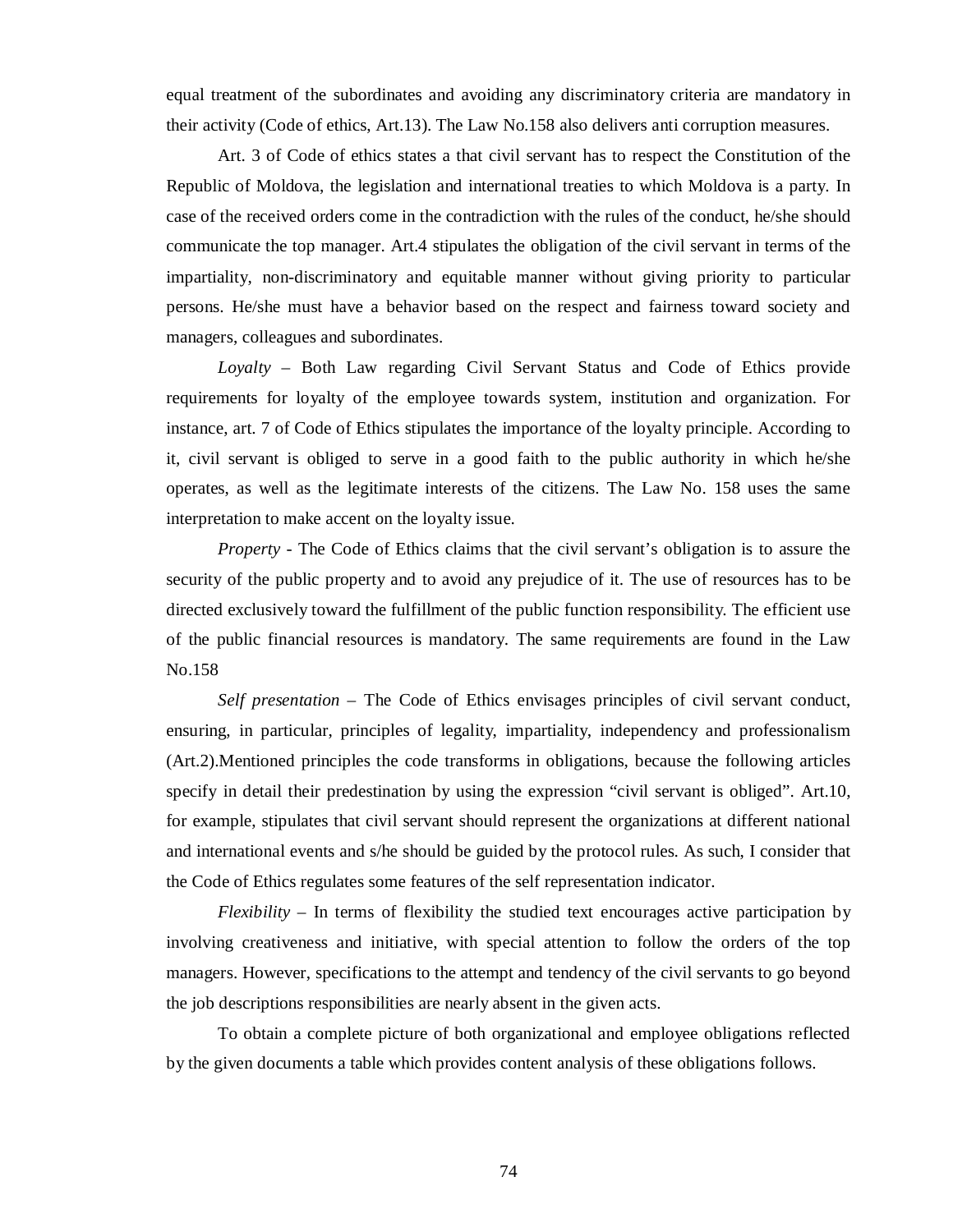equal treatment of the subordinates and avoiding any discriminatory criteria are mandatory in their activity (Code of ethics, Art.13). The Law No.158 also delivers anti corruption measures.

Art. 3 of Code of ethics states a that civil servant has to respect the Constitution of the Republic of Moldova, the legislation and international treaties to which Moldova is a party. In case of the received orders come in the contradiction with the rules of the conduct, he/she should communicate the top manager. Art.4 stipulates the obligation of the civil servant in terms of the impartiality, non-discriminatory and equitable manner without giving priority to particular persons. He/she must have a behavior based on the respect and fairness toward society and managers, colleagues and subordinates.

*Loyalty* – Both Law regarding Civil Servant Status and Code of Ethics provide requirements for loyalty of the employee towards system, institution and organization. For instance, art. 7 of Code of Ethics stipulates the importance of the loyalty principle. According to it, civil servant is obliged to serve in a good faith to the public authority in which he/she operates, as well as the legitimate interests of the citizens. The Law No. 158 uses the same interpretation to make accent on the loyalty issue.

*Property* - The Code of Ethics claims that the civil servant's obligation is to assure the security of the public property and to avoid any prejudice of it. The use of resources has to be directed exclusively toward the fulfillment of the public function responsibility. The efficient use of the public financial resources is mandatory. The same requirements are found in the Law No.158

*Self presentation* – The Code of Ethics envisages principles of civil servant conduct, ensuring, in particular, principles of legality, impartiality, independency and professionalism (Art.2).Mentioned principles the code transforms in obligations, because the following articles specify in detail their predestination by using the expression "civil servant is obliged". Art.10, for example, stipulates that civil servant should represent the organizations at different national and international events and s/he should be guided by the protocol rules. As such, I consider that the Code of Ethics regulates some features of the self representation indicator.

*Flexibility* – In terms of flexibility the studied text encourages active participation by involving creativeness and initiative, with special attention to follow the orders of the top managers. However, specifications to the attempt and tendency of the civil servants to go beyond the job descriptions responsibilities are nearly absent in the given acts.

To obtain a complete picture of both organizational and employee obligations reflected by the given documents a table which provides content analysis of these obligations follows.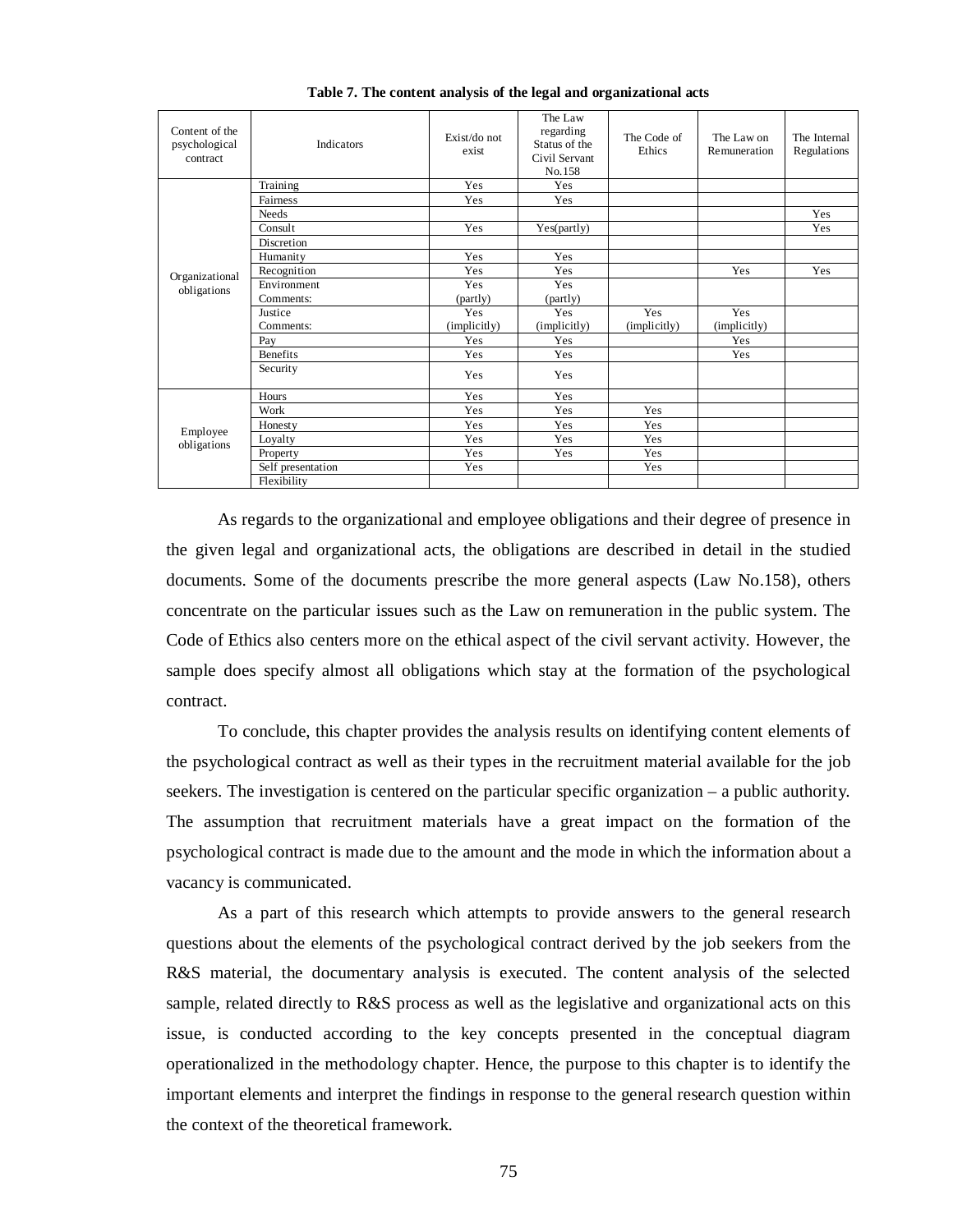**Table 7. The content analysis of the legal and organizational acts**

| Content of the psychological contract | Indicators | Exist/do not exist | The Law regarding Status of the Civil Servant No.158 | The Code of Ethics | The Law on Remuneration | The Internal Regulations |
|---|---|---|---|---|---|---|
| Organizational obligations | Training | Yes | Yes | | | |
| | Fairness | Yes | Yes | | | |
| | Needs | | | | | Yes |
| | Consult | Yes | Yes(partly) | | | Yes |
| | Discretion | | | | | |
| | Humanity | Yes | Yes | | | |
| | Recognition | Yes | Yes | | Yes | Yes |
| | Environment Comments: | Yes (partly) | Yes (partly) | | | |
| | Justice Comments: | Yes (implicitly) | Yes (implicitly) | Yes (implicitly) | Yes (implicitly) | |
| | Pay | Yes | Yes | | Yes | |
| | Benefits | Yes | Yes | | Yes | |
| | Security | Yes | Yes | | | |
| Employee obligations | Hours | Yes | Yes | | | |
| | Work | Yes | Yes | Yes | | |
| | Honesty | Yes | Yes | Yes | | |
| | Loyalty | Yes | Yes | Yes | | |
| | Property | Yes | Yes | Yes | | |
| | Self presentation | Yes | | Yes | | |
| | Flexibility | | | | | |

As regards to the organizational and employee obligations and their degree of presence in the given legal and organizational acts, the obligations are described in detail in the studied documents. Some of the documents prescribe the more general aspects (Law No.158), others concentrate on the particular issues such as the Law on remuneration in the public system. The Code of Ethics also centers more on the ethical aspect of the civil servant activity. However, the sample does specify almost all obligations which stay at the formation of the psychological contract.

To conclude, this chapter provides the analysis results on identifying content elements of the psychological contract as well as their types in the recruitment material available for the job seekers. The investigation is centered on the particular specific organization – a public authority. The assumption that recruitment materials have a great impact on the formation of the psychological contract is made due to the amount and the mode in which the information about a vacancy is communicated.

As a part of this research which attempts to provide answers to the general research questions about the elements of the psychological contract derived by the job seekers from the R&S material, the documentary analysis is executed. The content analysis of the selected sample, related directly to R&S process as well as the legislative and organizational acts on this issue, is conducted according to the key concepts presented in the conceptual diagram operationalized in the methodology chapter. Hence, the purpose to this chapter is to identify the important elements and interpret the findings in response to the general research question within the context of the theoretical framework.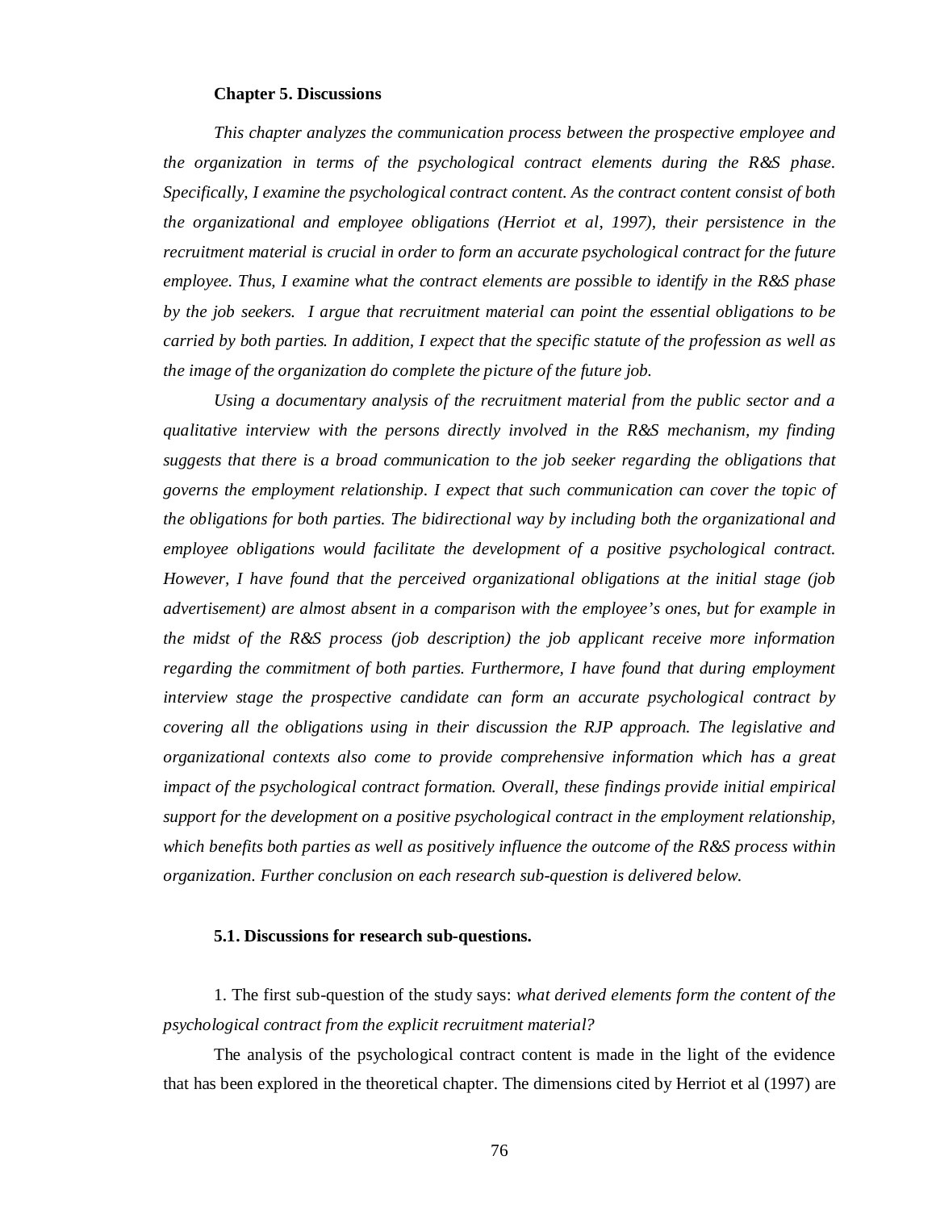## Chapter 5. Discussions

*This chapter analyzes the communication process between the prospective employee and the organization in terms of the psychological contract elements during the R&S phase. Specifically, I examine the psychological contract content. As the contract content consist of both the organizational and employee obligations (Herriot et al, 1997), their persistence in the recruitment material is crucial in order to form an accurate psychological contract for the future employee. Thus, I examine what the contract elements are possible to identify in the R&S phase by the job seekers. I argue that recruitment material can point the essential obligations to be carried by both parties. In addition, I expect that the specific statute of the profession as well as the image of the organization do complete the picture of the future job.*

*Using a documentary analysis of the recruitment material from the public sector and a qualitative interview with the persons directly involved in the R&S mechanism, my finding suggests that there is a broad communication to the job seeker regarding the obligations that governs the employment relationship. I expect that such communication can cover the topic of the obligations for both parties. The bidirectional way by including both the organizational and employee obligations would facilitate the development of a positive psychological contract. However, I have found that the perceived organizational obligations at the initial stage (job advertisement) are almost absent in a comparison with the employee's ones, but for example in the midst of the R&S process (job description) the job applicant receive more information regarding the commitment of both parties. Furthermore, I have found that during employment interview stage the prospective candidate can form an accurate psychological contract by covering all the obligations using in their discussion the RJP approach. The legislative and organizational contexts also come to provide comprehensive information which has a great impact of the psychological contract formation. Overall, these findings provide initial empirical support for the development on a positive psychological contract in the employment relationship, which benefits both parties as well as positively influence the outcome of the R&S process within organization. Further conclusion on each research sub-question is delivered below.*

### 5.1. Discussions for research sub-questions.

1. The first sub-question of the study says: *what derived elements form the content of the psychological contract from the explicit recruitment material?*

The analysis of the psychological contract content is made in the light of the evidence that has been explored in the theoretical chapter. The dimensions cited by Herriot et al (1997) are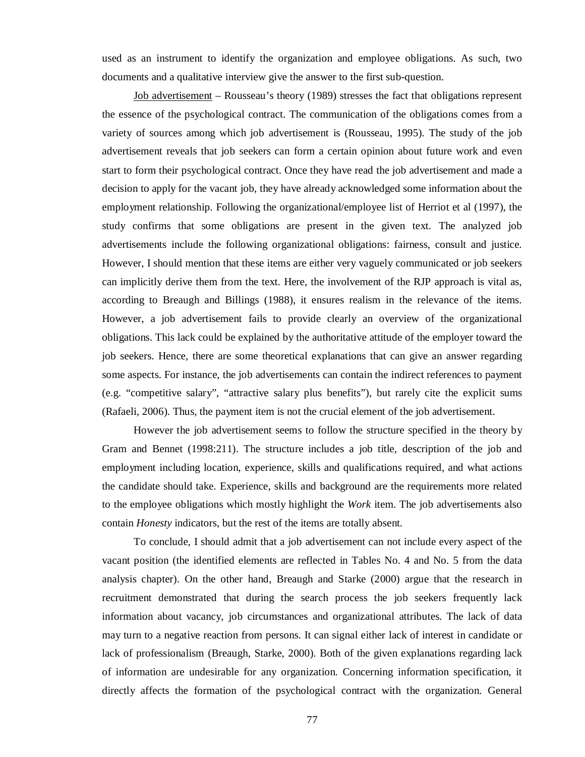used as an instrument to identify the organization and employee obligations. As such, two documents and a qualitative interview give the answer to the first sub-question.

Job advertisement – Rousseau's theory (1989) stresses the fact that obligations represent the essence of the psychological contract. The communication of the obligations comes from a variety of sources among which job advertisement is (Rousseau, 1995). The study of the job advertisement reveals that job seekers can form a certain opinion about future work and even start to form their psychological contract. Once they have read the job advertisement and made a decision to apply for the vacant job, they have already acknowledged some information about the employment relationship. Following the organizational/employee list of Herriot et al (1997), the study confirms that some obligations are present in the given text. The analyzed job advertisements include the following organizational obligations: fairness, consult and justice. However, I should mention that these items are either very vaguely communicated or job seekers can implicitly derive them from the text. Here, the involvement of the RJP approach is vital as, according to Breaugh and Billings (1988), it ensures realism in the relevance of the items. However, a job advertisement fails to provide clearly an overview of the organizational obligations. This lack could be explained by the authoritative attitude of the employer toward the job seekers. Hence, there are some theoretical explanations that can give an answer regarding some aspects. For instance, the job advertisements can contain the indirect references to payment (e.g. "competitive salary", "attractive salary plus benefits"), but rarely cite the explicit sums (Rafaeli, 2006). Thus, the payment item is not the crucial element of the job advertisement.

However the job advertisement seems to follow the structure specified in the theory by Gram and Bennet (1998:211). The structure includes a job title, description of the job and employment including location, experience, skills and qualifications required, and what actions the candidate should take. Experience, skills and background are the requirements more related to the employee obligations which mostly highlight the *Work* item. The job advertisements also contain *Honesty* indicators, but the rest of the items are totally absent.

To conclude, I should admit that a job advertisement can not include every aspect of the vacant position (the identified elements are reflected in Tables No. 4 and No. 5 from the data analysis chapter). On the other hand, Breaugh and Starke (2000) argue that the research in recruitment demonstrated that during the search process the job seekers frequently lack information about vacancy, job circumstances and organizational attributes. The lack of data may turn to a negative reaction from persons. It can signal either lack of interest in candidate or lack of professionalism (Breaugh, Starke, 2000). Both of the given explanations regarding lack of information are undesirable for any organization. Concerning information specification, it directly affects the formation of the psychological contract with the organization. General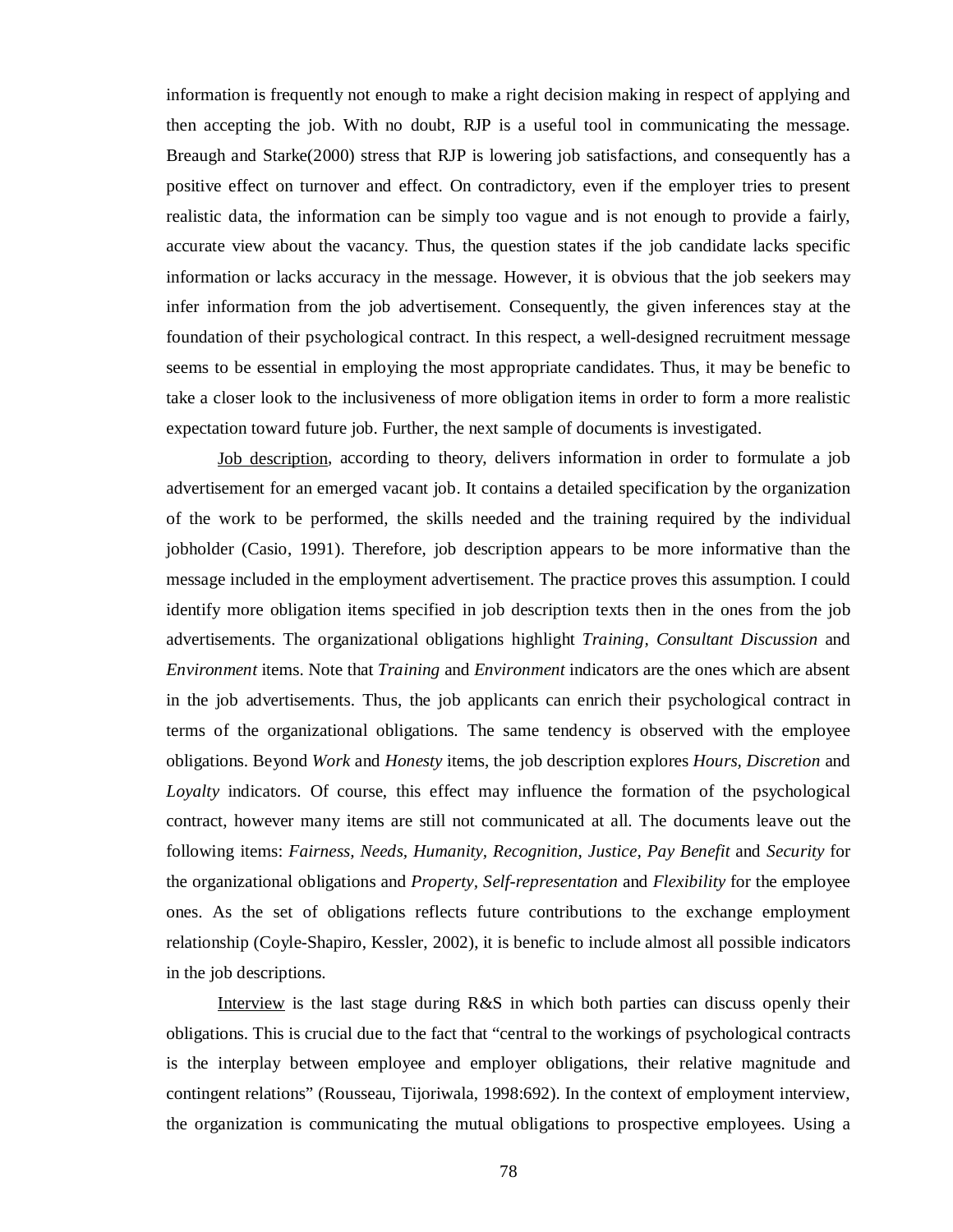information is frequently not enough to make a right decision making in respect of applying and then accepting the job. With no doubt, RJP is a useful tool in communicating the message. Breaugh and Starke(2000) stress that RJP is lowering job satisfactions, and consequently has a positive effect on turnover and effect. On contradictory, even if the employer tries to present realistic data, the information can be simply too vague and is not enough to provide a fairly, accurate view about the vacancy. Thus, the question states if the job candidate lacks specific information or lacks accuracy in the message. However, it is obvious that the job seekers may infer information from the job advertisement. Consequently, the given inferences stay at the foundation of their psychological contract. In this respect, a well-designed recruitment message seems to be essential in employing the most appropriate candidates. Thus, it may be benefic to take a closer look to the inclusiveness of more obligation items in order to form a more realistic expectation toward future job. Further, the next sample of documents is investigated.

<u>Job description</u>, according to theory, delivers information in order to formulate a job advertisement for an emerged vacant job. It contains a detailed specification by the organization of the work to be performed, the skills needed and the training required by the individual jobholder (Casio, 1991). Therefore, job description appears to be more informative than the message included in the employment advertisement. The practice proves this assumption. I could identify more obligation items specified in job description texts then in the ones from the job advertisements. The organizational obligations highlight *Training*, *Consultant Discussion* and *Environment* items. Note that *Training* and *Environment* indicators are the ones which are absent in the job advertisements. Thus, the job applicants can enrich their psychological contract in terms of the organizational obligations. The same tendency is observed with the employee obligations. Beyond *Work* and *Honesty* items, the job description explores *Hours*, *Discretion* and *Loyalty* indicators. Of course, this effect may influence the formation of the psychological contract, however many items are still not communicated at all. The documents leave out the following items: *Fairness*, *Needs*, *Humanity*, *Recognition*, *Justice*, *Pay Benefit* and *Security* for the organizational obligations and *Property*, *Self-representation* and *Flexibility* for the employee ones. As the set of obligations reflects future contributions to the exchange employment relationship (Coyle-Shapiro, Kessler, 2002), it is benefic to include almost all possible indicators in the job descriptions.

<u>Interview</u> is the last stage during R&S in which both parties can discuss openly their obligations. This is crucial due to the fact that "central to the workings of psychological contracts is the interplay between employee and employer obligations, their relative magnitude and contingent relations" (Rousseau, Tijoriwala, 1998:692). In the context of employment interview, the organization is communicating the mutual obligations to prospective employees. Using a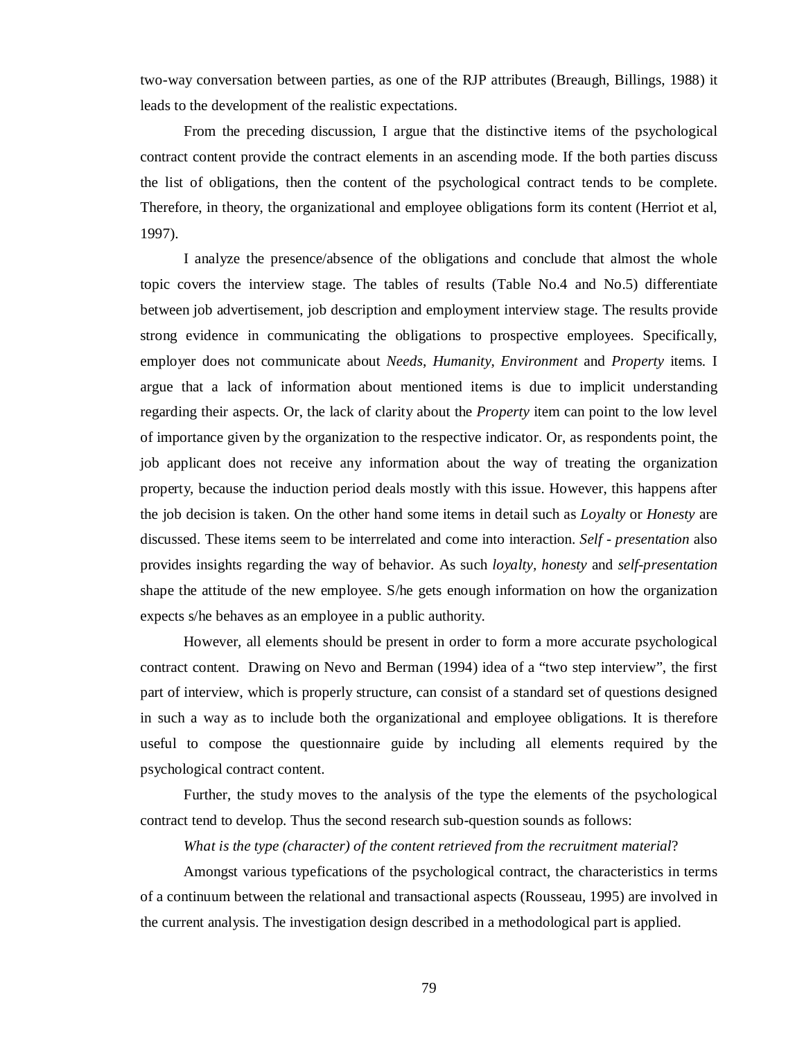two-way conversation between parties, as one of the RJP attributes (Breaugh, Billings, 1988) it leads to the development of the realistic expectations.

From the preceding discussion, I argue that the distinctive items of the psychological contract content provide the contract elements in an ascending mode. If the both parties discuss the list of obligations, then the content of the psychological contract tends to be complete. Therefore, in theory, the organizational and employee obligations form its content (Herriot et al, 1997).

I analyze the presence/absence of the obligations and conclude that almost the whole topic covers the interview stage. The tables of results (Table No.4 and No.5) differentiate between job advertisement, job description and employment interview stage. The results provide strong evidence in communicating the obligations to prospective employees. Specifically, employer does not communicate about *Needs*, *Humanity*, *Environment* and *Property* items. I argue that a lack of information about mentioned items is due to implicit understanding regarding their aspects. Or, the lack of clarity about the *Property* item can point to the low level of importance given by the organization to the respective indicator. Or, as respondents point, the job applicant does not receive any information about the way of treating the organization property, because the induction period deals mostly with this issue. However, this happens after the job decision is taken. On the other hand some items in detail such as *Loyalty* or *Honesty* are discussed. These items seem to be interrelated and come into interaction. *Self - presentation* also provides insights regarding the way of behavior. As such *loyalty, honesty* and *self-presentation* shape the attitude of the new employee. S/he gets enough information on how the organization expects s/he behaves as an employee in a public authority.

However, all elements should be present in order to form a more accurate psychological contract content. Drawing on Nevo and Berman (1994) idea of a "two step interview", the first part of interview, which is properly structure, can consist of a standard set of questions designed in such a way as to include both the organizational and employee obligations. It is therefore useful to compose the questionnaire guide by including all elements required by the psychological contract content.

Further, the study moves to the analysis of the type the elements of the psychological contract tend to develop. Thus the second research sub-question sounds as follows:

*What is the type (character) of the content retrieved from the recruitment material*?

Amongst various typefications of the psychological contract, the characteristics in terms of a continuum between the relational and transactional aspects (Rousseau, 1995) are involved in the current analysis. The investigation design described in a methodological part is applied.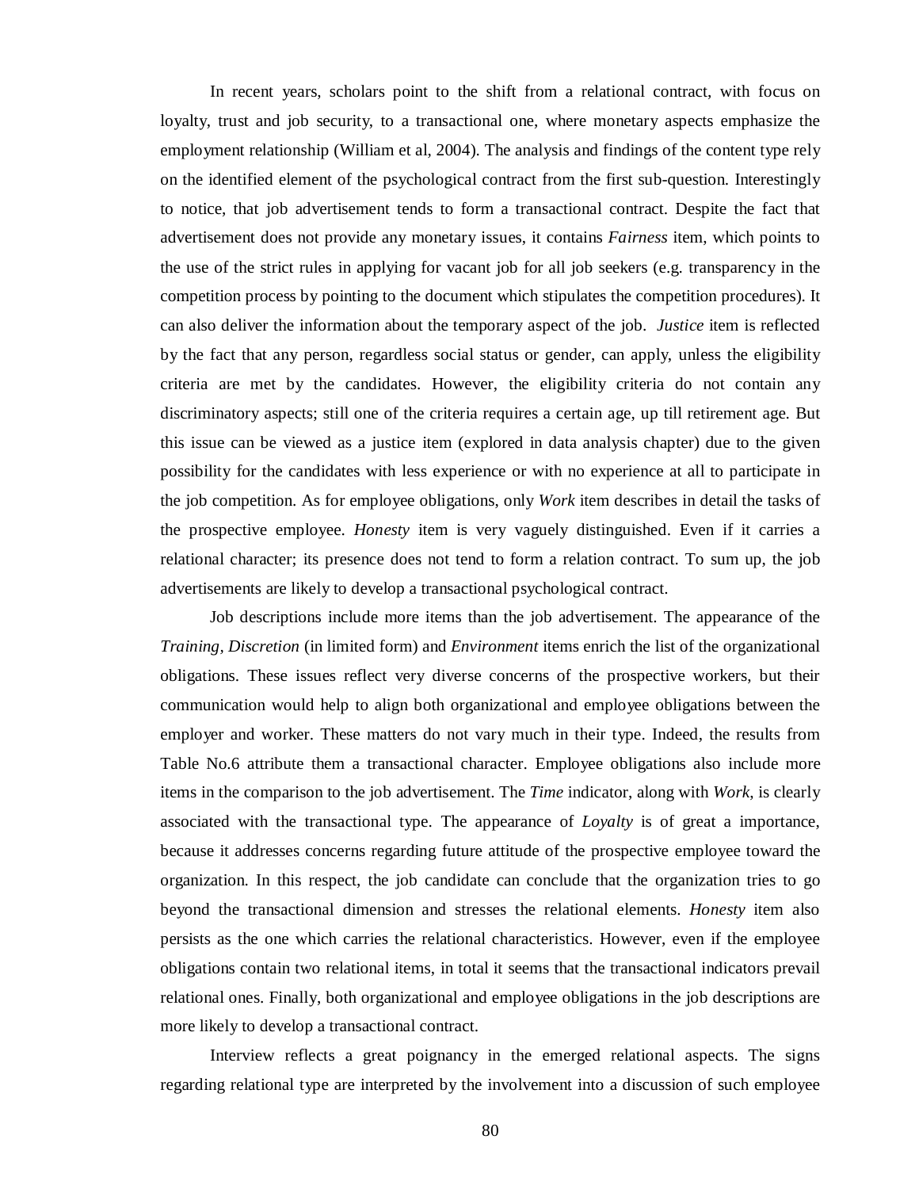In recent years, scholars point to the shift from a relational contract, with focus on loyalty, trust and job security, to a transactional one, where monetary aspects emphasize the employment relationship (William et al, 2004). The analysis and findings of the content type rely on the identified element of the psychological contract from the first sub-question. Interestingly to notice, that job advertisement tends to form a transactional contract. Despite the fact that advertisement does not provide any monetary issues, it contains *Fairness* item, which points to the use of the strict rules in applying for vacant job for all job seekers (e.g. transparency in the competition process by pointing to the document which stipulates the competition procedures). It can also deliver the information about the temporary aspect of the job. *Justice* item is reflected by the fact that any person, regardless social status or gender, can apply, unless the eligibility criteria are met by the candidates. However, the eligibility criteria do not contain any discriminatory aspects; still one of the criteria requires a certain age, up till retirement age. But this issue can be viewed as a justice item (explored in data analysis chapter) due to the given possibility for the candidates with less experience or with no experience at all to participate in the job competition. As for employee obligations, only *Work* item describes in detail the tasks of the prospective employee. *Honesty* item is very vaguely distinguished. Even if it carries a relational character; its presence does not tend to form a relation contract. To sum up, the job advertisements are likely to develop a transactional psychological contract.

Job descriptions include more items than the job advertisement. The appearance of the *Training*, *Discretion* (in limited form) and *Environment* items enrich the list of the organizational obligations. These issues reflect very diverse concerns of the prospective workers, but their communication would help to align both organizational and employee obligations between the employer and worker. These matters do not vary much in their type. Indeed, the results from Table No.6 attribute them a transactional character. Employee obligations also include more items in the comparison to the job advertisement. The *Time* indicator, along with *Work*, is clearly associated with the transactional type. The appearance of *Loyalty* is of great a importance, because it addresses concerns regarding future attitude of the prospective employee toward the organization. In this respect, the job candidate can conclude that the organization tries to go beyond the transactional dimension and stresses the relational elements. *Honesty* item also persists as the one which carries the relational characteristics. However, even if the employee obligations contain two relational items, in total it seems that the transactional indicators prevail relational ones. Finally, both organizational and employee obligations in the job descriptions are more likely to develop a transactional contract.

Interview reflects a great poignancy in the emerged relational aspects. The signs regarding relational type are interpreted by the involvement into a discussion of such employee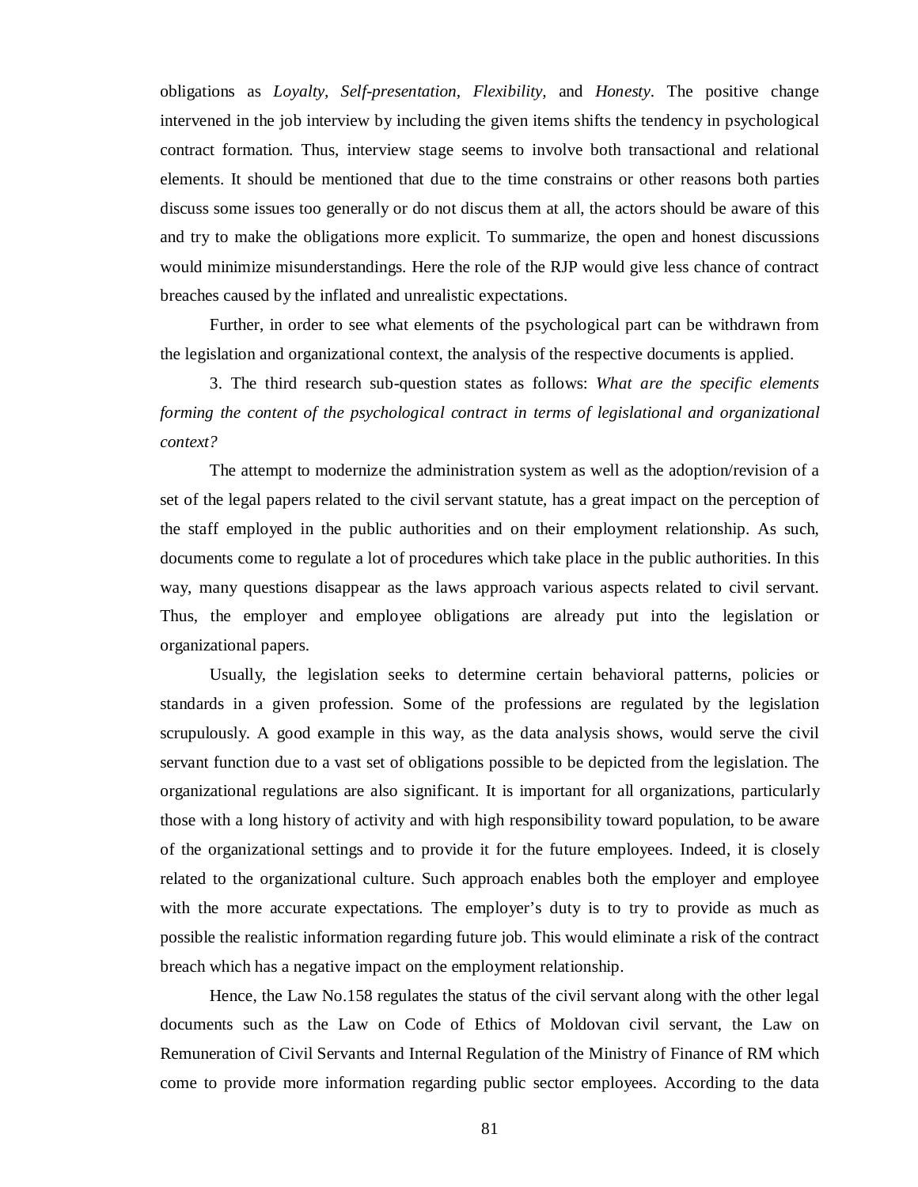obligations as *Loyalty*, *Self-presentation*, *Flexibility*, and *Honesty*. The positive change intervened in the job interview by including the given items shifts the tendency in psychological contract formation. Thus, interview stage seems to involve both transactional and relational elements. It should be mentioned that due to the time constrains or other reasons both parties discuss some issues too generally or do not discus them at all, the actors should be aware of this and try to make the obligations more explicit. To summarize, the open and honest discussions would minimize misunderstandings. Here the role of the RJP would give less chance of contract breaches caused by the inflated and unrealistic expectations.

Further, in order to see what elements of the psychological part can be withdrawn from the legislation and organizational context, the analysis of the respective documents is applied.

3. The third research sub-question states as follows: *What are the specific elements forming the content of the psychological contract in terms of legislational and organizational context?*

The attempt to modernize the administration system as well as the adoption/revision of a set of the legal papers related to the civil servant statute, has a great impact on the perception of the staff employed in the public authorities and on their employment relationship. As such, documents come to regulate a lot of procedures which take place in the public authorities. In this way, many questions disappear as the laws approach various aspects related to civil servant. Thus, the employer and employee obligations are already put into the legislation or organizational papers.

Usually, the legislation seeks to determine certain behavioral patterns, policies or standards in a given profession. Some of the professions are regulated by the legislation scrupulously. A good example in this way, as the data analysis shows, would serve the civil servant function due to a vast set of obligations possible to be depicted from the legislation. The organizational regulations are also significant. It is important for all organizations, particularly those with a long history of activity and with high responsibility toward population, to be aware of the organizational settings and to provide it for the future employees. Indeed, it is closely related to the organizational culture. Such approach enables both the employer and employee with the more accurate expectations. The employer's duty is to try to provide as much as possible the realistic information regarding future job. This would eliminate a risk of the contract breach which has a negative impact on the employment relationship.

Hence, the Law No.158 regulates the status of the civil servant along with the other legal documents such as the Law on Code of Ethics of Moldovan civil servant, the Law on Remuneration of Civil Servants and Internal Regulation of the Ministry of Finance of RM which come to provide more information regarding public sector employees. According to the data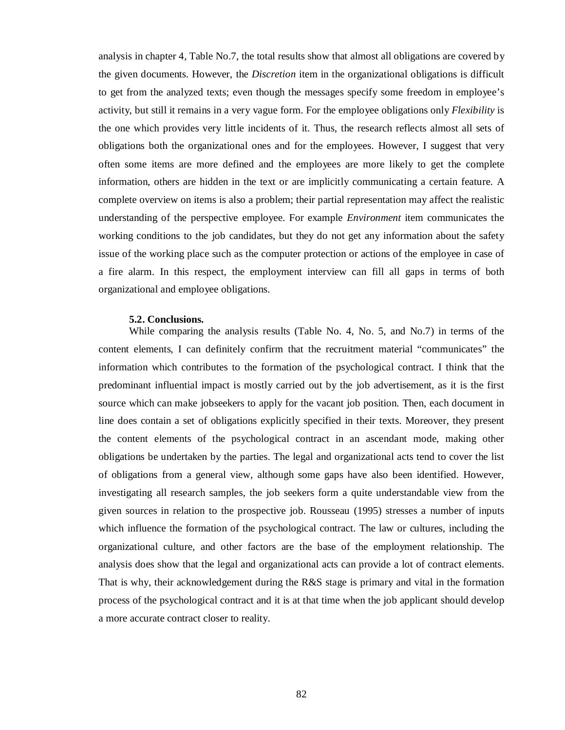analysis in chapter 4, Table No.7, the total results show that almost all obligations are covered by the given documents. However, the *Discretion* item in the organizational obligations is difficult to get from the analyzed texts; even though the messages specify some freedom in employee's activity, but still it remains in a very vague form. For the employee obligations only *Flexibility* is the one which provides very little incidents of it. Thus, the research reflects almost all sets of obligations both the organizational ones and for the employees. However, I suggest that very often some items are more defined and the employees are more likely to get the complete information, others are hidden in the text or are implicitly communicating a certain feature. A complete overview on items is also a problem; their partial representation may affect the realistic understanding of the perspective employee. For example *Environment* item communicates the working conditions to the job candidates, but they do not get any information about the safety issue of the working place such as the computer protection or actions of the employee in case of a fire alarm. In this respect, the employment interview can fill all gaps in terms of both organizational and employee obligations.

### 5.2. Conclusions.

While comparing the analysis results (Table No. 4, No. 5, and No.7) in terms of the content elements, I can definitely confirm that the recruitment material "communicates" the information which contributes to the formation of the psychological contract. I think that the predominant influential impact is mostly carried out by the job advertisement, as it is the first source which can make jobseekers to apply for the vacant job position. Then, each document in line does contain a set of obligations explicitly specified in their texts. Moreover, they present the content elements of the psychological contract in an ascendant mode, making other obligations be undertaken by the parties. The legal and organizational acts tend to cover the list of obligations from a general view, although some gaps have also been identified. However, investigating all research samples, the job seekers form a quite understandable view from the given sources in relation to the prospective job. Rousseau (1995) stresses a number of inputs which influence the formation of the psychological contract. The law or cultures, including the organizational culture, and other factors are the base of the employment relationship. The analysis does show that the legal and organizational acts can provide a lot of contract elements. That is why, their acknowledgement during the R&S stage is primary and vital in the formation process of the psychological contract and it is at that time when the job applicant should develop a more accurate contract closer to reality.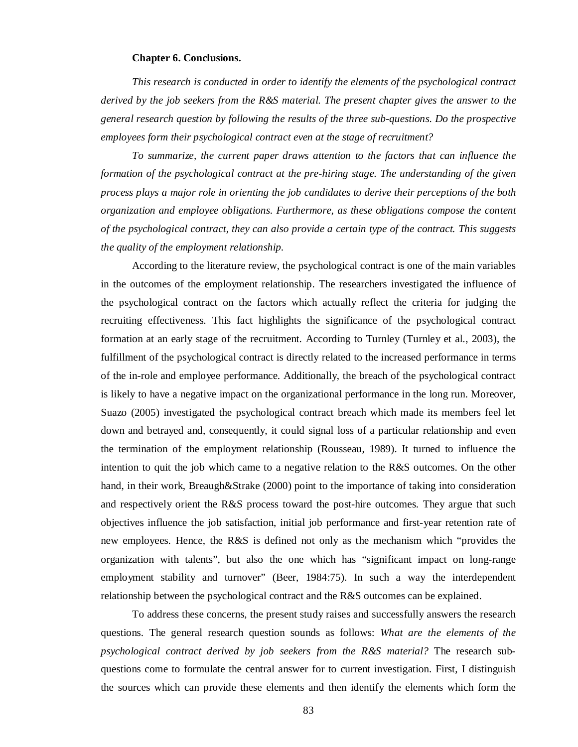## Chapter 6. Conclusions.

*This research is conducted in order to identify the elements of the psychological contract derived by the job seekers from the R&S material. The present chapter gives the answer to the general research question by following the results of the three sub-questions. Do the prospective employees form their psychological contract even at the stage of recruitment?*

*To summarize, the current paper draws attention to the factors that can influence the formation of the psychological contract at the pre-hiring stage. The understanding of the given process plays a major role in orienting the job candidates to derive their perceptions of the both organization and employee obligations. Furthermore, as these obligations compose the content of the psychological contract, they can also provide a certain type of the contract. This suggests the quality of the employment relationship.*

According to the literature review, the psychological contract is one of the main variables in the outcomes of the employment relationship. The researchers investigated the influence of the psychological contract on the factors which actually reflect the criteria for judging the recruiting effectiveness. This fact highlights the significance of the psychological contract formation at an early stage of the recruitment. According to Turnley (Turnley et al., 2003), the fulfillment of the psychological contract is directly related to the increased performance in terms of the in-role and employee performance. Additionally, the breach of the psychological contract is likely to have a negative impact on the organizational performance in the long run. Moreover, Suazo (2005) investigated the psychological contract breach which made its members feel let down and betrayed and, consequently, it could signal loss of a particular relationship and even the termination of the employment relationship (Rousseau, 1989). It turned to influence the intention to quit the job which came to a negative relation to the R&S outcomes. On the other hand, in their work, Breaugh&Strake (2000) point to the importance of taking into consideration and respectively orient the R&S process toward the post-hire outcomes. They argue that such objectives influence the job satisfaction, initial job performance and first-year retention rate of new employees. Hence, the R&S is defined not only as the mechanism which "provides the organization with talents", but also the one which has "significant impact on long-range employment stability and turnover" (Beer, 1984:75). In such a way the interdependent relationship between the psychological contract and the R&S outcomes can be explained.

To address these concerns, the present study raises and successfully answers the research questions. The general research question sounds as follows: *What are the elements of the psychological contract derived by job seekers from the R&S material?* The research sub-questions come to formulate the central answer for to current investigation. First, I distinguish the sources which can provide these elements and then identify the elements which form the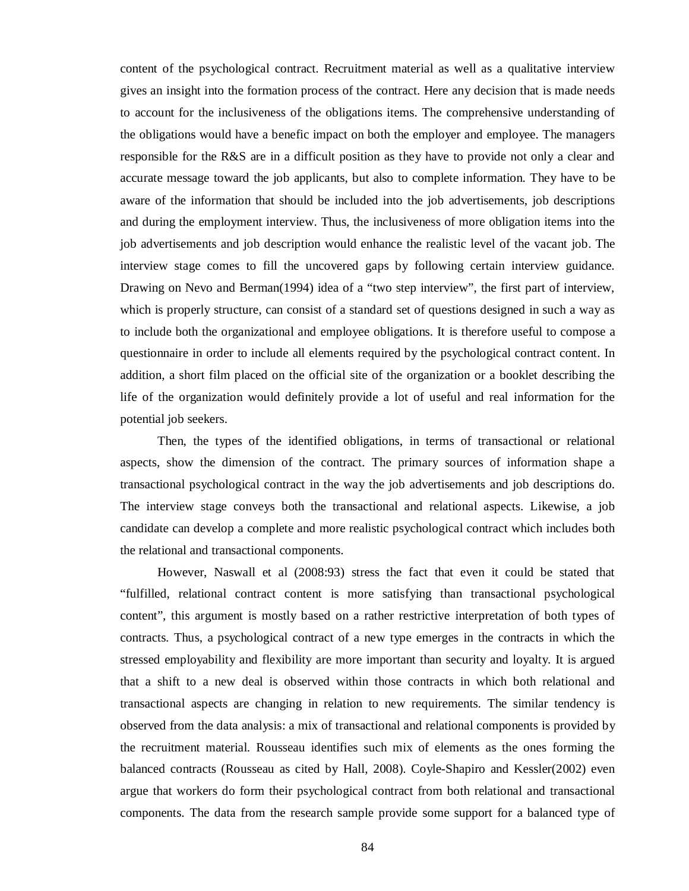content of the psychological contract. Recruitment material as well as a qualitative interview gives an insight into the formation process of the contract. Here any decision that is made needs to account for the inclusiveness of the obligations items. The comprehensive understanding of the obligations would have a benefic impact on both the employer and employee. The managers responsible for the R&S are in a difficult position as they have to provide not only a clear and accurate message toward the job applicants, but also to complete information. They have to be aware of the information that should be included into the job advertisements, job descriptions and during the employment interview. Thus, the inclusiveness of more obligation items into the job advertisements and job description would enhance the realistic level of the vacant job. The interview stage comes to fill the uncovered gaps by following certain interview guidance. Drawing on Nevo and Berman(1994) idea of a "two step interview", the first part of interview, which is properly structure, can consist of a standard set of questions designed in such a way as to include both the organizational and employee obligations. It is therefore useful to compose a questionnaire in order to include all elements required by the psychological contract content. In addition, a short film placed on the official site of the organization or a booklet describing the life of the organization would definitely provide a lot of useful and real information for the potential job seekers.

Then, the types of the identified obligations, in terms of transactional or relational aspects, show the dimension of the contract. The primary sources of information shape a transactional psychological contract in the way the job advertisements and job descriptions do. The interview stage conveys both the transactional and relational aspects. Likewise, a job candidate can develop a complete and more realistic psychological contract which includes both the relational and transactional components.

However, Naswall et al (2008:93) stress the fact that even it could be stated that "fulfilled, relational contract content is more satisfying than transactional psychological content", this argument is mostly based on a rather restrictive interpretation of both types of contracts. Thus, a psychological contract of a new type emerges in the contracts in which the stressed employability and flexibility are more important than security and loyalty. It is argued that a shift to a new deal is observed within those contracts in which both relational and transactional aspects are changing in relation to new requirements. The similar tendency is observed from the data analysis: a mix of transactional and relational components is provided by the recruitment material. Rousseau identifies such mix of elements as the ones forming the balanced contracts (Rousseau as cited by Hall, 2008). Coyle-Shapiro and Kessler(2002) even argue that workers do form their psychological contract from both relational and transactional components. The data from the research sample provide some support for a balanced type of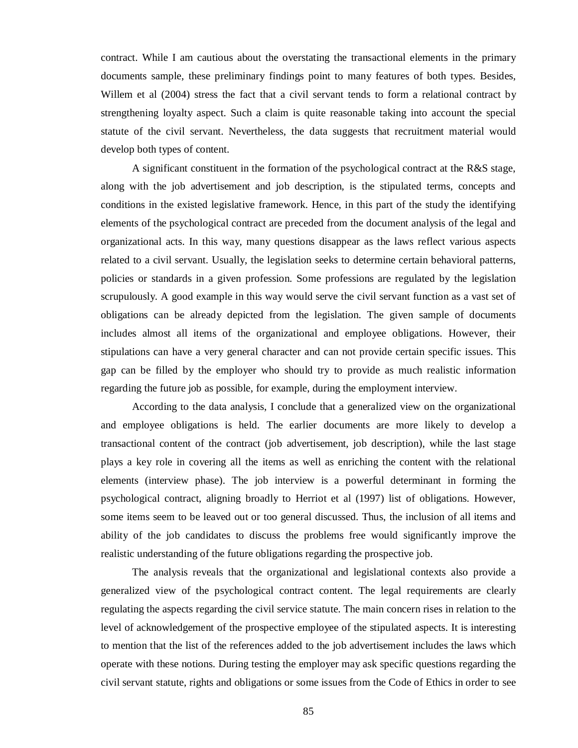contract. While I am cautious about the overstating the transactional elements in the primary documents sample, these preliminary findings point to many features of both types. Besides, Willem et al (2004) stress the fact that a civil servant tends to form a relational contract by strengthening loyalty aspect. Such a claim is quite reasonable taking into account the special statute of the civil servant. Nevertheless, the data suggests that recruitment material would develop both types of content.

A significant constituent in the formation of the psychological contract at the R&S stage, along with the job advertisement and job description, is the stipulated terms, concepts and conditions in the existed legislative framework. Hence, in this part of the study the identifying elements of the psychological contract are preceded from the document analysis of the legal and organizational acts. In this way, many questions disappear as the laws reflect various aspects related to a civil servant. Usually, the legislation seeks to determine certain behavioral patterns, policies or standards in a given profession. Some professions are regulated by the legislation scrupulously. A good example in this way would serve the civil servant function as a vast set of obligations can be already depicted from the legislation. The given sample of documents includes almost all items of the organizational and employee obligations. However, their stipulations can have a very general character and can not provide certain specific issues. This gap can be filled by the employer who should try to provide as much realistic information regarding the future job as possible, for example, during the employment interview.

According to the data analysis, I conclude that a generalized view on the organizational and employee obligations is held. The earlier documents are more likely to develop a transactional content of the contract (job advertisement, job description), while the last stage plays a key role in covering all the items as well as enriching the content with the relational elements (interview phase). The job interview is a powerful determinant in forming the psychological contract, aligning broadly to Herriot et al (1997) list of obligations. However, some items seem to be leaved out or too general discussed. Thus, the inclusion of all items and ability of the job candidates to discuss the problems free would significantly improve the realistic understanding of the future obligations regarding the prospective job.

The analysis reveals that the organizational and legislational contexts also provide a generalized view of the psychological contract content. The legal requirements are clearly regulating the aspects regarding the civil service statute. The main concern rises in relation to the level of acknowledgement of the prospective employee of the stipulated aspects. It is interesting to mention that the list of the references added to the job advertisement includes the laws which operate with these notions. During testing the employer may ask specific questions regarding the civil servant statute, rights and obligations or some issues from the Code of Ethics in order to see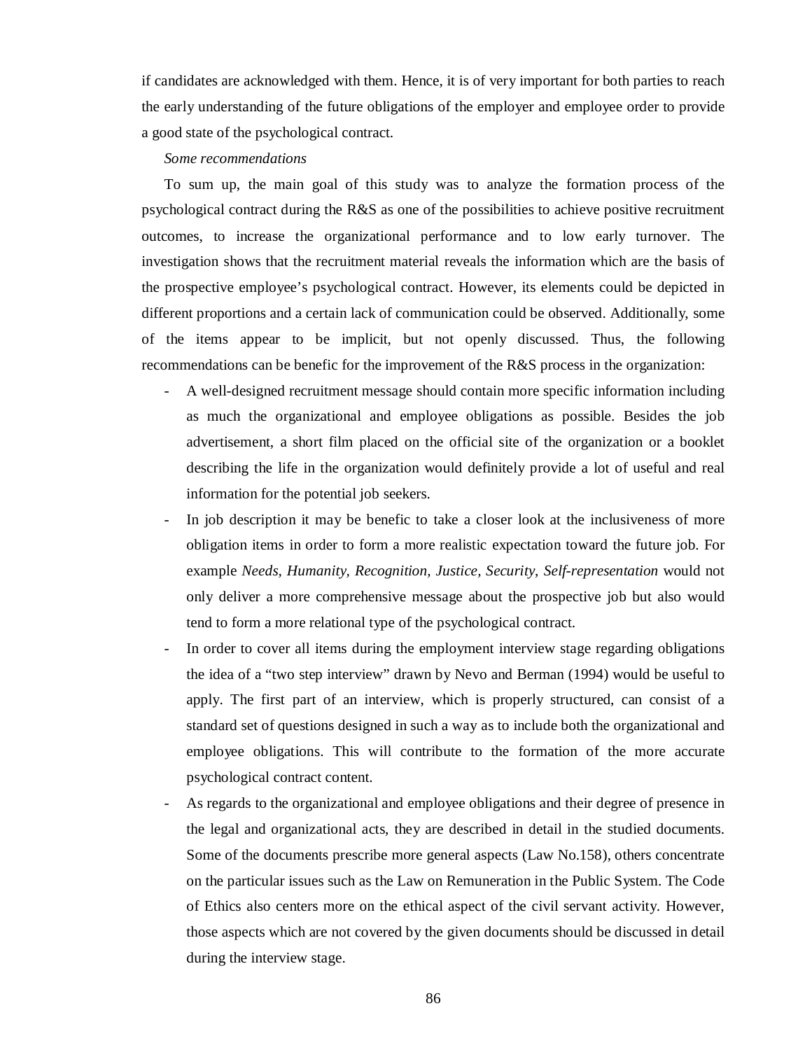if candidates are acknowledged with them. Hence, it is of very important for both parties to reach the early understanding of the future obligations of the employer and employee order to provide a good state of the psychological contract.

*Some recommendations*

To sum up, the main goal of this study was to analyze the formation process of the psychological contract during the R&S as one of the possibilities to achieve positive recruitment outcomes, to increase the organizational performance and to low early turnover. The investigation shows that the recruitment material reveals the information which are the basis of the prospective employee's psychological contract. However, its elements could be depicted in different proportions and a certain lack of communication could be observed. Additionally, some of the items appear to be implicit, but not openly discussed. Thus, the following recommendations can be benefic for the improvement of the R&S process in the organization:

- A well-designed recruitment message should contain more specific information including as much the organizational and employee obligations as possible. Besides the job advertisement, a short film placed on the official site of the organization or a booklet describing the life in the organization would definitely provide a lot of useful and real information for the potential job seekers.
- In job description it may be benefic to take a closer look at the inclusiveness of more obligation items in order to form a more realistic expectation toward the future job. For example *Needs, Humanity, Recognition, Justice, Security, Self-representation* would not only deliver a more comprehensive message about the prospective job but also would tend to form a more relational type of the psychological contract.
- In order to cover all items during the employment interview stage regarding obligations the idea of a "two step interview" drawn by Nevo and Berman (1994) would be useful to apply. The first part of an interview, which is properly structured, can consist of a standard set of questions designed in such a way as to include both the organizational and employee obligations. This will contribute to the formation of the more accurate psychological contract content.
- As regards to the organizational and employee obligations and their degree of presence in the legal and organizational acts, they are described in detail in the studied documents. Some of the documents prescribe more general aspects (Law No.158), others concentrate on the particular issues such as the Law on Remuneration in the Public System. The Code of Ethics also centers more on the ethical aspect of the civil servant activity. However, those aspects which are not covered by the given documents should be discussed in detail during the interview stage.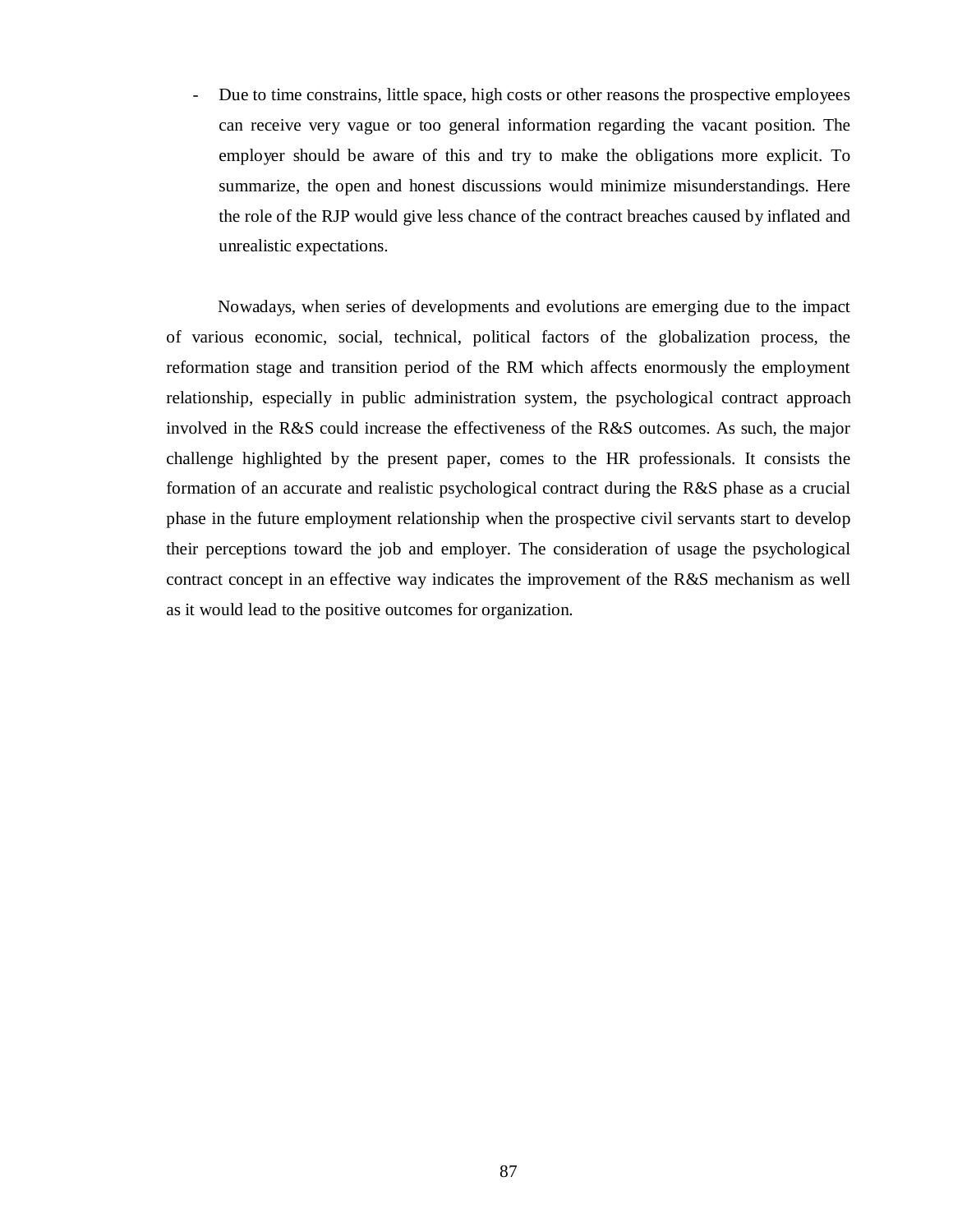- Due to time constrains, little space, high costs or other reasons the prospective employees can receive very vague or too general information regarding the vacant position. The employer should be aware of this and try to make the obligations more explicit. To summarize, the open and honest discussions would minimize misunderstandings. Here the role of the RJP would give less chance of the contract breaches caused by inflated and unrealistic expectations.

Nowadays, when series of developments and evolutions are emerging due to the impact of various economic, social, technical, political factors of the globalization process, the reformation stage and transition period of the RM which affects enormously the employment relationship, especially in public administration system, the psychological contract approach involved in the R&S could increase the effectiveness of the R&S outcomes. As such, the major challenge highlighted by the present paper, comes to the HR professionals. It consists the formation of an accurate and realistic psychological contract during the R&S phase as a crucial phase in the future employment relationship when the prospective civil servants start to develop their perceptions toward the job and employer. The consideration of usage the psychological contract concept in an effective way indicates the improvement of the R&S mechanism as well as it would lead to the positive outcomes for organization.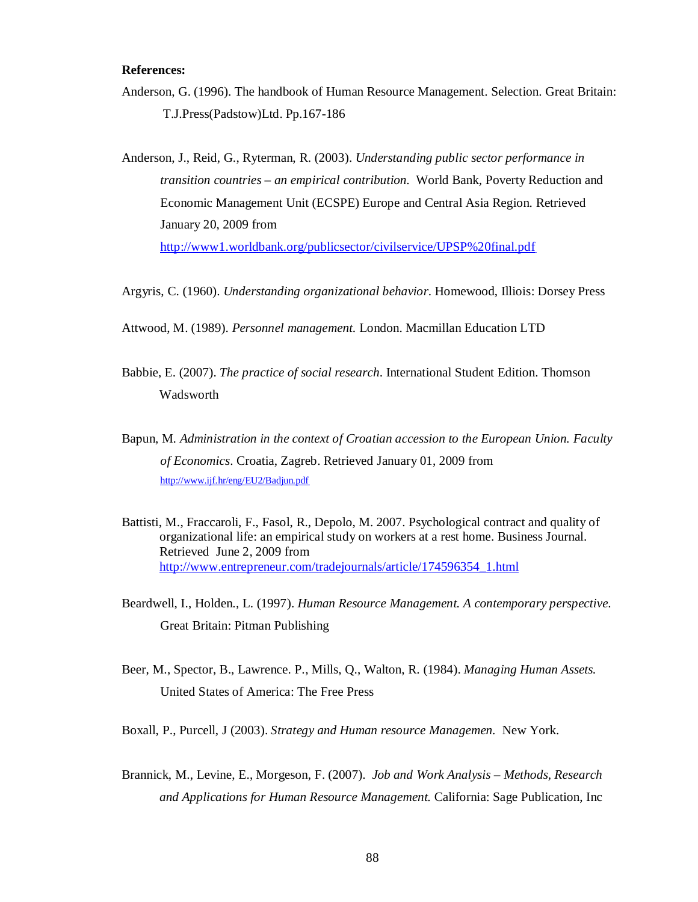**References:**

Anderson, G. (1996). The handbook of Human Resource Management. Selection. Great Britain: T.J.Press(Padstow)Ltd. Pp.167-186

Anderson, J., Reid, G., Ryterman, R. (2003). *Understanding public sector performance in transition countries – an empirical contribution*. World Bank, Poverty Reduction and Economic Management Unit (ECSPE) Europe and Central Asia Region. Retrieved January 20, 2009 from http://www1.worldbank.org/publicsector/civilservice/UPSP%20final.pdf

Argyris, C. (1960). *Understanding organizational behavior*. Homewood, Illiois: Dorsey Press

Attwood, M. (1989). *Personnel management.* London. Macmillan Education LTD

Babbie, E. (2007). *The practice of social research*. International Student Edition. Thomson Wadsworth

Bapun, M. *Administration in the context of Croatian accession to the European Union. Faculty of Economics*. Croatia, Zagreb. Retrieved January 01, 2009 from http://www.ijf.hr/eng/EU2/Badjun.pdf

Battisti, M., Fraccaroli, F., Fasol, R., Depolo, M. 2007. Psychological contract and quality of organizational life: an empirical study on workers at a rest home. Business Journal. Retrieved June 2, 2009 from http://www.entrepreneur.com/tradejournals/article/174596354_1.html

Beardwell, I., Holden., L. (1997). *Human Resource Management. A contemporary perspective.* Great Britain: Pitman Publishing

Beer, M., Spector, B., Lawrence. P., Mills, Q., Walton, R. (1984). *Managing Human Assets.* United States of America: The Free Press

Boxall, P., Purcell, J (2003). *Strategy and Human resource Managemen.* New York.

Brannick, M., Levine, E., Morgeson, F. (2007). *Job and Work Analysis – Methods, Research and Applications for Human Resource Management.* California: Sage Publication, Inc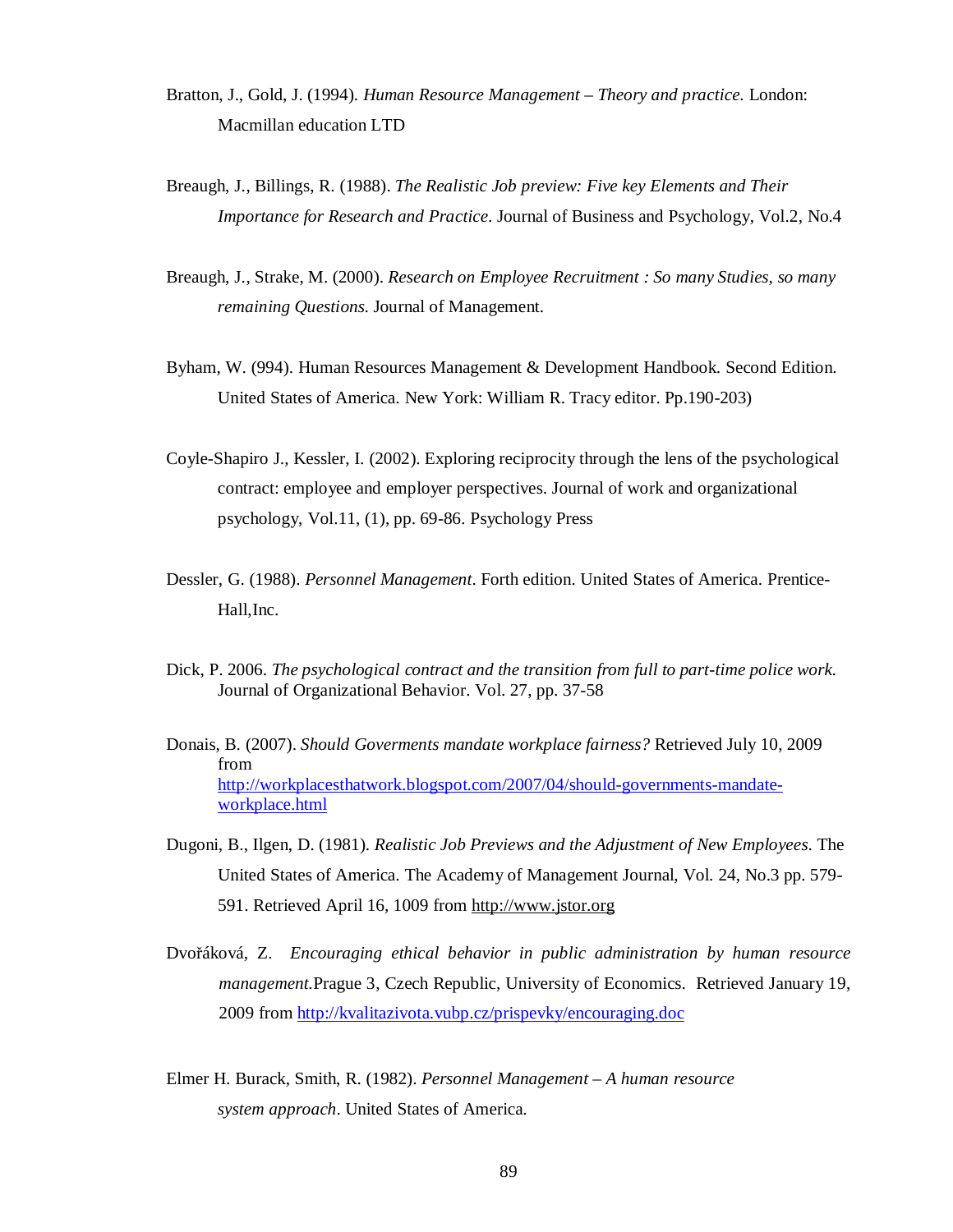Bratton, J., Gold, J. (1994). *Human Resource Management – Theory and practice.* London: Macmillan education LTD

Breaugh, J., Billings, R. (1988). *The Realistic Job preview: Five key Elements and Their Importance for Research and Practice*. Journal of Business and Psychology, Vol.2, No.4

Breaugh, J., Strake, M. (2000). *Research on Employee Recruitment : So many Studies, so many remaining Questions.* Journal of Management.

Byham, W. (994). Human Resources Management & Development Handbook. Second Edition. United States of America. New York: William R. Tracy editor. Pp.190-203)

Coyle-Shapiro J., Kessler, I. (2002). Exploring reciprocity through the lens of the psychological contract: employee and employer perspectives. Journal of work and organizational psychology, Vol.11, (1), pp. 69-86. Psychology Press

Dessler, G. (1988). *Personnel Management*. Forth edition. United States of America. Prentice-Hall,Inc.

Dick, P. 2006. *The psychological contract and the transition from full to part-time police work.* Journal of Organizational Behavior. Vol. 27, pp. 37-58

Donais, B. (2007). *Should Goverments mandate workplace fairness?* Retrieved July 10, 2009 from http://workplacesthatwork.blogspot.com/2007/04/should-governments-mandate-workplace.html

Dugoni, B., Ilgen, D. (1981). *Realistic Job Previews and the Adjustment of New Employees.* The United States of America. The Academy of Management Journal, Vol. 24, No.3 pp. 579-591. Retrieved April 16, 1009 from http://www.jstor.org

Dvořáková, Z. *Encouraging ethical behavior in public administration by human resource management.*Prague 3, Czech Republic, University of Economics. Retrieved January 19, 2009 from http://kvalitazivota.vubp.cz/prispevky/encouraging.doc

Elmer H. Burack, Smith, R. (1982). *Personnel Management – A human resource system approach*. United States of America.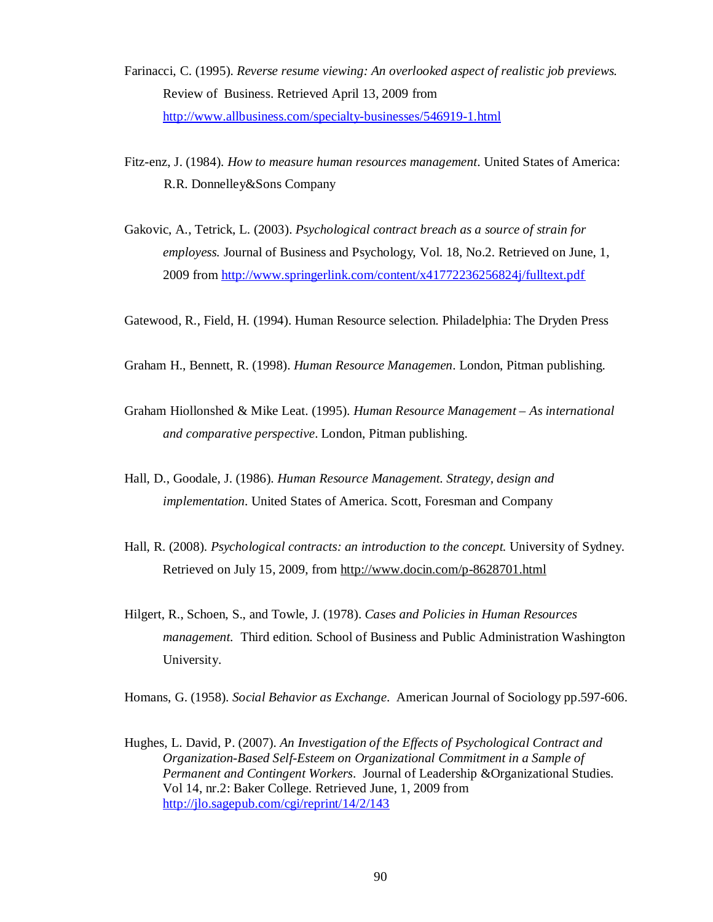Farinacci, C. (1995). *Reverse resume viewing: An overlooked aspect of realistic job previews.* Review of Business. Retrieved April 13, 2009 from http://www.allbusiness.com/specialty-businesses/546919-1.html

Fitz-enz, J. (1984). *How to measure human resources management*. United States of America: R.R. Donnelley&Sons Company

Gakovic, A., Tetrick, L. (2003). *Psychological contract breach as a source of strain for employess.* Journal of Business and Psychology, Vol. 18, No.2. Retrieved on June, 1, 2009 from http://www.springerlink.com/content/x41772236256824j/fulltext.pdf

Gatewood, R., Field, H. (1994). Human Resource selection. Philadelphia: The Dryden Press

Graham H., Bennett, R. (1998). *Human Resource Managemen*. London, Pitman publishing.

Graham Hiollonshed & Mike Leat. (1995). *Human Resource Management – As international and comparative perspective*. London, Pitman publishing.

Hall, D., Goodale, J. (1986). *Human Resource Management. Strategy, design and implementation*. United States of America. Scott, Foresman and Company

Hall, R. (2008). *Psychological contracts: an introduction to the concept.* University of Sydney. Retrieved on July 15, 2009, from http://www.docin.com/p-8628701.html

Hilgert, R., Schoen, S., and Towle, J. (1978). *Cases and Policies in Human Resources management.* Third edition. School of Business and Public Administration Washington University.

Homans, G. (1958). *Social Behavior as Exchange*. American Journal of Sociology pp.597-606.

Hughes, L. David, P. (2007). *An Investigation of the Effects of Psychological Contract and Organization-Based Self-Esteem on Organizational Commitment in a Sample of Permanent and Contingent Workers*. Journal of Leadership &Organizational Studies. Vol 14, nr.2: Baker College. Retrieved June, 1, 2009 from http://jlo.sagepub.com/cgi/reprint/14/2/143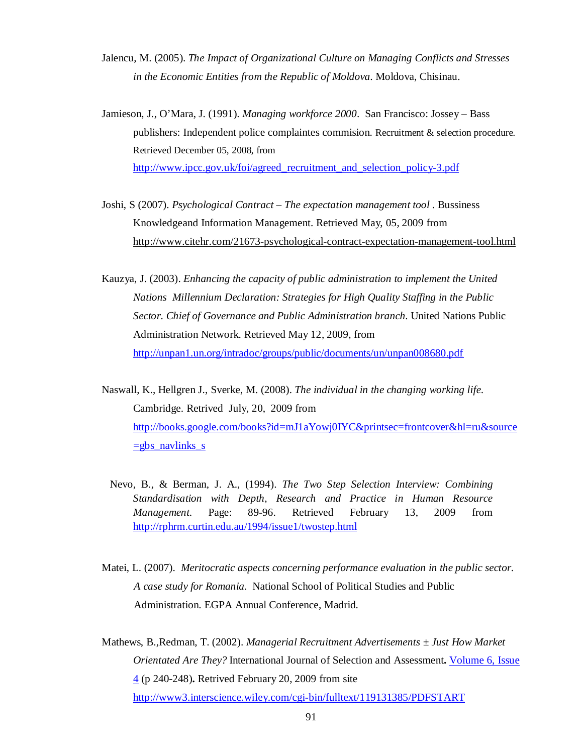Jalencu, M. (2005). *The Impact of Organizational Culture on Managing Conflicts and Stresses in the Economic Entities from the Republic of Moldova*. Moldova, Chisinau.

Jamieson, J., O'Mara, J. (1991). *Managing workforce 2000*. San Francisco: Jossey – Bass publishers: Independent police complaintes commision. Recruitment & selection procedure. Retrieved December 05, 2008, from http://www.ipcc.gov.uk/foi/agreed_recruitment_and_selection_policy-3.pdf

Joshi, S (2007). *Psychological Contract – The expectation management tool* . Bussiness Knowledgeand Information Management. Retrieved May, 05, 2009 from http://www.citehr.com/21673-psychological-contract-expectation-management-tool.html

Kauzya, J. (2003). *Enhancing the capacity of public administration to implement the United Nations Millennium Declaration: Strategies for High Quality Staffing in the Public Sector. Chief of Governance and Public Administration branch*. United Nations Public Administration Network. Retrieved May 12, 2009, from http://unpan1.un.org/intradoc/groups/public/documents/un/unpan008680.pdf

Naswall, K., Hellgren J., Sverke, M. (2008). *The individual in the changing working life.* Cambridge. Retrived July, 20, 2009 from http://books.google.com/books?id=mJ1aYowj0IYC&printsec=frontcover&hl=ru&source=gbs_navlinks_s

Nevo, B., & Berman, J. A., (1994). *The Two Step Selection Interview: Combining Standardisation with Depth*, *Research and Practice in Human Resource Management*. Page: 89-96. Retrieved February 13, 2009 from http://rphrm.curtin.edu.au/1994/issue1/twostep.html

Matei, L. (2007). *Meritocratic aspects concerning performance evaluation in the public sector. A case study for Romania*. National School of Political Studies and Public Administration. EGPA Annual Conference, Madrid.

Mathews, B.,Redman, T. (2002). *Managerial Recruitment Advertisements ± Just How Market Orientated Are They?* International Journal of Selection and Assessment**.** Volume 6, Issue 4 (p 240-248)**.** Retrived February 20, 2009 from site http://www3.interscience.wiley.com/cgi-bin/fulltext/119131385/PDFSTART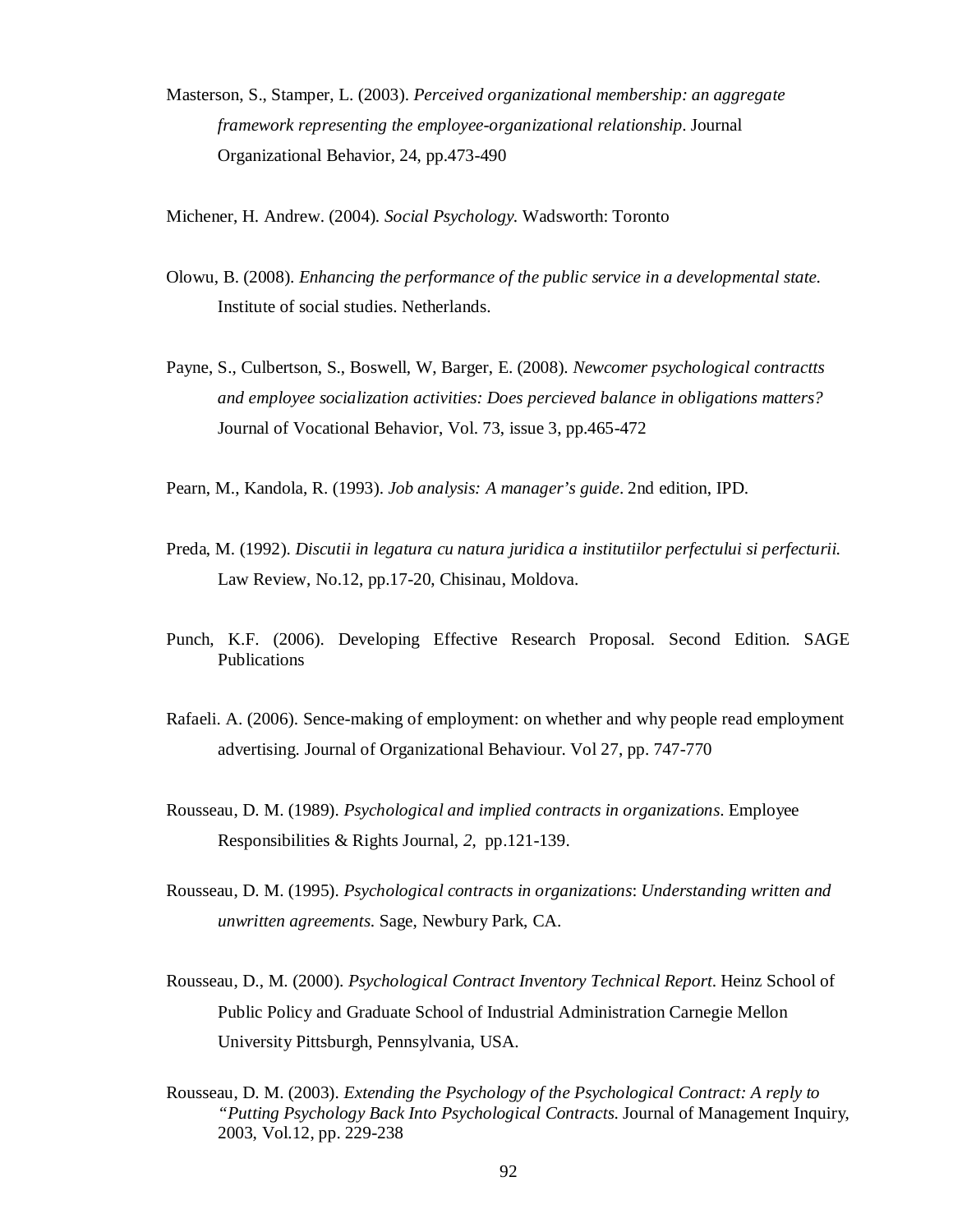Masterson, S., Stamper, L. (2003). *Perceived organizational membership: an aggregate framework representing the employee-organizational relationship*. Journal Organizational Behavior, 24, pp.473-490

Michener, H. Andrew. (2004). *Social Psychology*. Wadsworth: Toronto

Olowu, B. (2008). *Enhancing the performance of the public service in a developmental state.* Institute of social studies. Netherlands.

Payne, S., Culbertson, S., Boswell, W, Barger, E. (2008). *Newcomer psychological contractts and employee socialization activities: Does percieved balance in obligations matters?* Journal of Vocational Behavior, Vol. 73, issue 3, pp.465-472

Pearn, M., Kandola, R. (1993). *Job analysis: A manager's guide*. 2nd edition, IPD.

Preda, M. (1992). *Discutii in legatura cu natura juridica a institutiilor perfectului si perfecturii.* Law Review, No.12, pp.17-20, Chisinau, Moldova.

Punch, K.F. (2006). Developing Effective Research Proposal. Second Edition. SAGE Publications

Rafaeli. A. (2006). Sence-making of employment: on whether and why people read employment advertising. Journal of Organizational Behaviour. Vol 27, pp. 747-770

Rousseau, D. M. (1989). *Psychological and implied contracts in organizations*. Employee Responsibilities & Rights Journal, *2*, pp.121-139.

Rousseau, D. M. (1995). *Psychological contracts in organizations*: *Understanding written and unwritten agreements*. Sage, Newbury Park, CA.

Rousseau, D., M. (2000). *Psychological Contract Inventory Technical Report*. Heinz School of Public Policy and Graduate School of Industrial Administration Carnegie Mellon University Pittsburgh, Pennsylvania, USA.

Rousseau, D. M. (2003). *Extending the Psychology of the Psychological Contract: A reply to "Putting Psychology Back Into Psychological Contracts.* Journal of Management Inquiry, 2003, Vol.12, pp. 229-238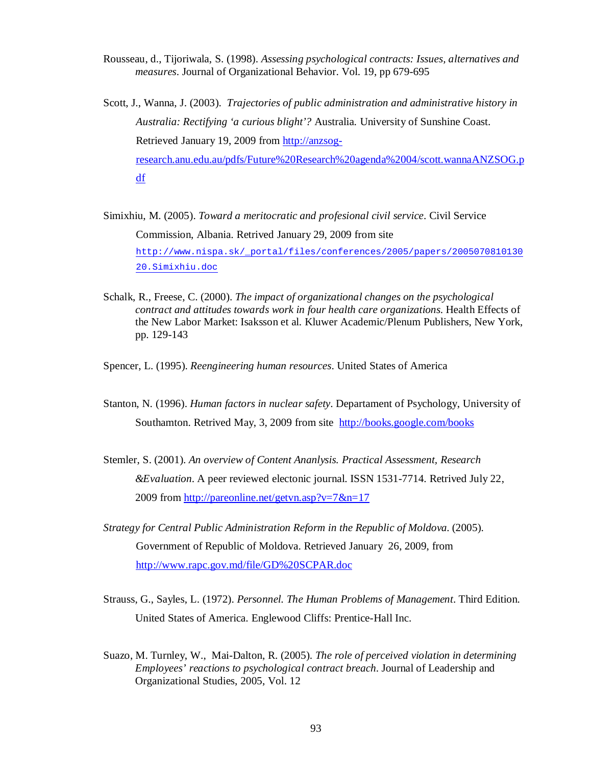Rousseau, d., Tijoriwala, S. (1998). *Assessing psychological contracts: Issues, alternatives and measures*. Journal of Organizational Behavior. Vol. 19, pp 679-695

Scott, J., Wanna, J. (2003). *Trajectories of public administration and administrative history in Australia: Rectifying 'a curious blight'?* Australia. University of Sunshine Coast. Retrieved January 19, 2009 from http://anzsog-research.anu.edu.au/pdfs/Future%20Research%20agenda%2004/scott.wannaANZSOG.pdf

Simixhiu, M. (2005). *Toward a meritocratic and profesional civil service*. Civil Service Commission, Albania. Retrived January 29, 2009 from site http://www.nispa.sk/_portal/files/conferences/2005/papers/200507081013020.Simixhiu.doc

Schalk, R., Freese, C. (2000). *The impact of organizational changes on the psychological contract and attitudes towards work in four health care organizations*. Health Effects of the New Labor Market: Isaksson et al. Kluwer Academic/Plenum Publishers, New York, pp. 129-143

Spencer, L. (1995). *Reengineering human resources*. United States of America

Stanton, N. (1996). *Human factors in nuclear safety*. Departament of Psychology, University of Southamton. Retrived May, 3, 2009 from site http://books.google.com/books

Stemler, S. (2001). *An overview of Content Ananlysis. Practical Assessment, Research &Evaluation*. A peer reviewed electonic journal. ISSN 1531-7714. Retrived July 22, 2009 from http://pareonline.net/getvn.asp?v=7&n=17

*Strategy for Central Public Administration Reform in the Republic of Moldova*. (2005). Government of Republic of Moldova. Retrieved January 26, 2009, from http://www.rapc.gov.md/file/GD%20SCPAR.doc

Strauss, G., Sayles, L. (1972). *Personnel. The Human Problems of Management*. Third Edition. United States of America. Englewood Cliffs: Prentice-Hall Inc.

Suazo, M. Turnley, W., Mai-Dalton, R. (2005). *The role of perceived violation in determining Employees' reactions to psychological contract breach*. Journal of Leadership and Organizational Studies, 2005, Vol. 12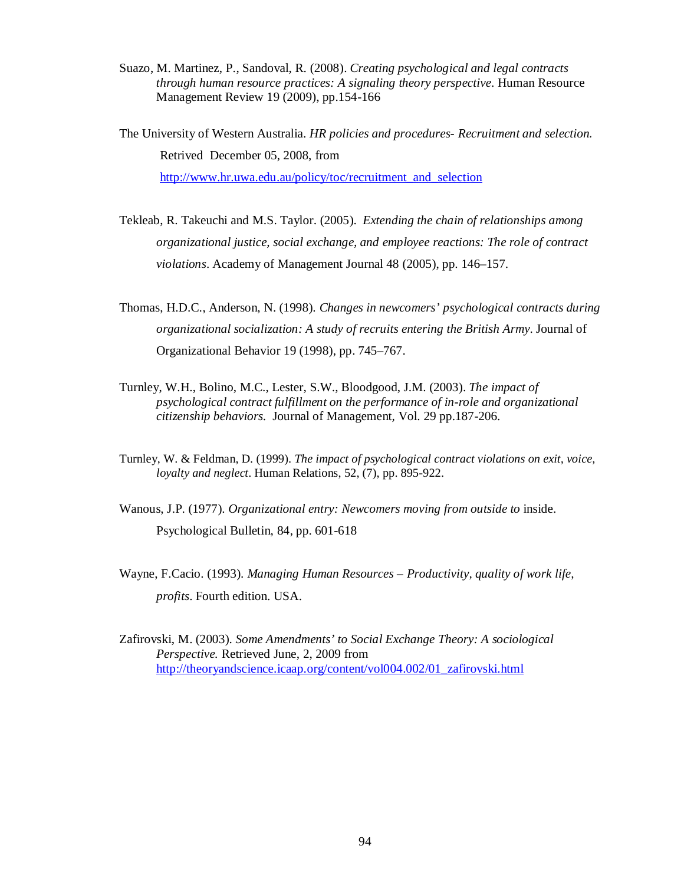Suazo, M. Martinez, P., Sandoval, R. (2008). *Creating psychological and legal contracts through human resource practices: A signaling theory perspective*. Human Resource Management Review 19 (2009), pp.154-166

The University of Western Australia. *HR policies and procedures- Recruitment and selection.* Retrived December 05, 2008, from http://www.hr.uwa.edu.au/policy/toc/recruitment_and_selection

Tekleab, R. Takeuchi and M.S. Taylor. (2005). *Extending the chain of relationships among organizational justice, social exchange, and employee reactions: The role of contract violations*. Academy of Management Journal 48 (2005), pp. 146–157.

Thomas, H.D.C., Anderson, N. (1998). *Changes in newcomers' psychological contracts during organizational socialization: A study of recruits entering the British Army*. Journal of Organizational Behavior 19 (1998), pp. 745–767.

Turnley, W.H., Bolino, M.C., Lester, S.W., Bloodgood, J.M. (2003). *The impact of psychological contract fulfillment on the performance of in-role and organizational citizenship behaviors.* Journal of Management, Vol. 29 pp.187-206.

Turnley, W. & Feldman, D. (1999). *The impact of psychological contract violations on exit, voice, loyalty and neglect*. Human Relations, 52, (7), pp. 895-922.

Wanous, J.P. (1977). *Organizational entry: Newcomers moving from outside to* inside. Psychological Bulletin, 84, pp. 601-618

Wayne, F.Cacio. (1993). *Managing Human Resources – Productivity, quality of work life, profits*. Fourth edition. USA.

Zafirovski, M. (2003). *Some Amendments' to Social Exchange Theory: A sociological Perspective.* Retrieved June, 2, 2009 from http://theoryandscience.icaap.org/content/vol004.002/01_zafirovski.html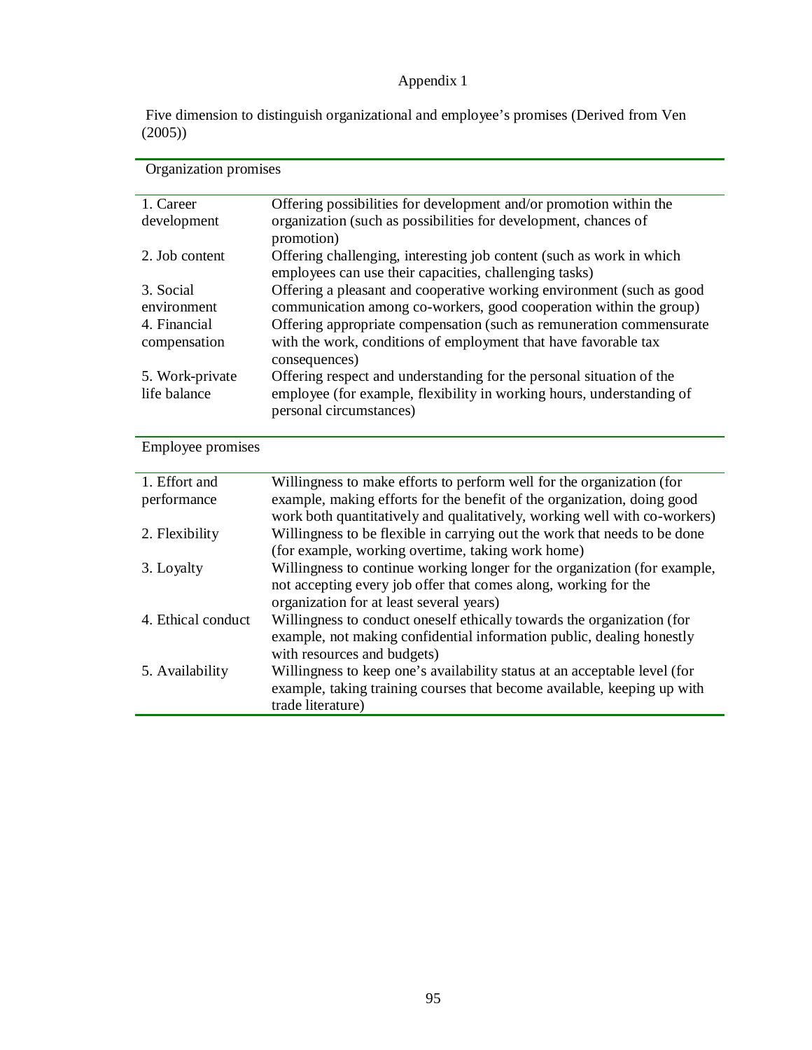# Appendix 1

Five dimension to distinguish organizational and employee's promises (Derived from Ven (2005))

| Organization promises | |
|---|---|
| 1. Career development | Offering possibilities for development and/or promotion within the organization (such as possibilities for development, chances of promotion) |
| 2. Job content | Offering challenging, interesting job content (such as work in which employees can use their capacities, challenging tasks) |
| 3. Social environment | Offering a pleasant and cooperative working environment (such as good communication among co-workers, good cooperation within the group) |
| 4. Financial compensation | Offering appropriate compensation (such as remuneration commensurate with the work, conditions of employment that have favorable tax consequences) |
| 5. Work-private life balance | Offering respect and understanding for the personal situation of the employee (for example, flexibility in working hours, understanding of personal circumstances) |
| **Employee promises** | |
| 1. Effort and performance | Willingness to make efforts to perform well for the organization (for example, making efforts for the benefit of the organization, doing good work both quantitatively and qualitatively, working well with co-workers) |
| 2. Flexibility | Willingness to be flexible in carrying out the work that needs to be done (for example, working overtime, taking work home) |
| 3. Loyalty | Willingness to continue working longer for the organization (for example, not accepting every job offer that comes along, working for the organization for at least several years) |
| 4. Ethical conduct | Willingness to conduct oneself ethically towards the organization (for example, not making confidential information public, dealing honestly with resources and budgets) |
| 5. Availability | Willingness to keep one's availability status at an acceptable level (for example, taking training courses that become available, keeping up with trade literature) |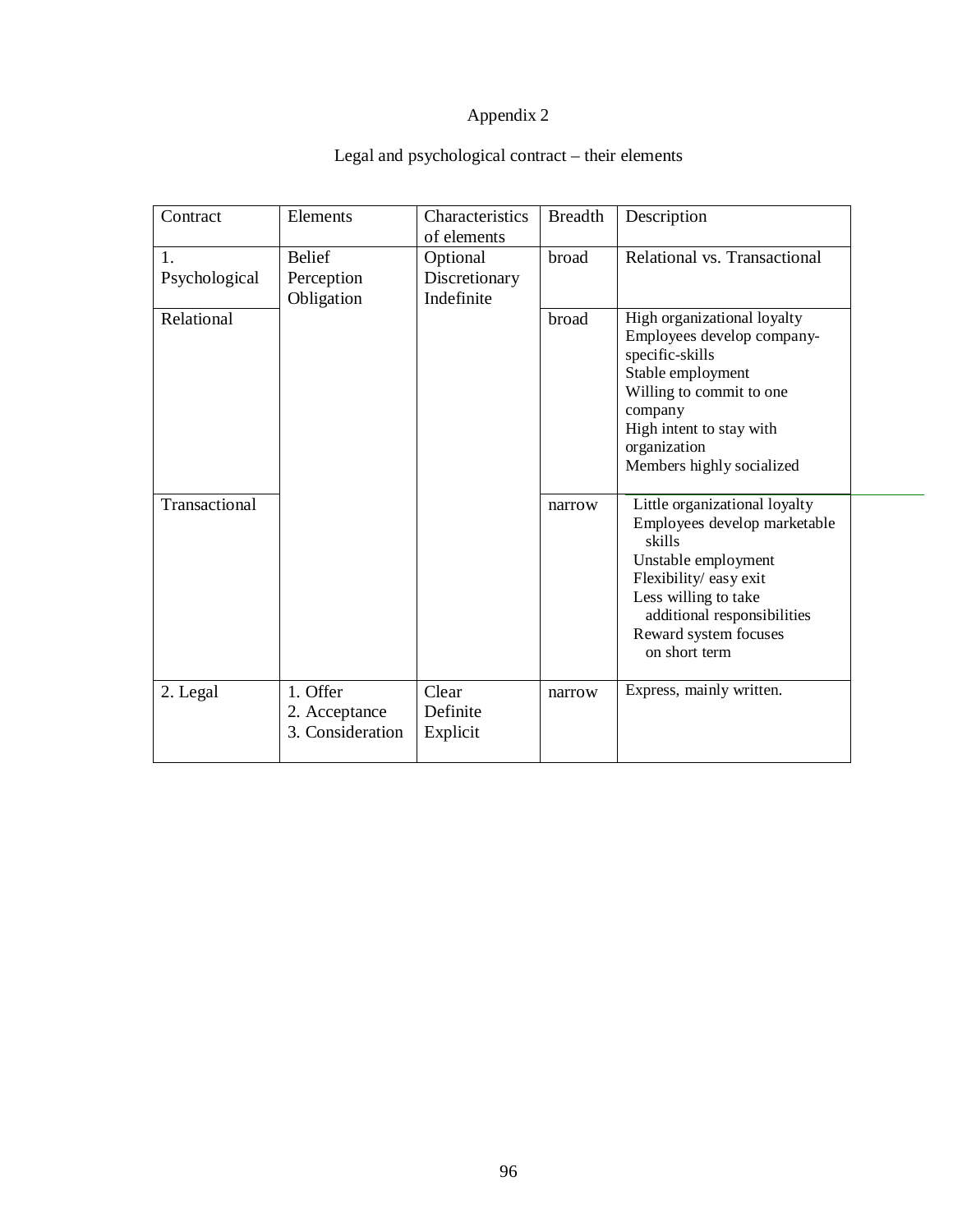Appendix 2

Legal and psychological contract – their elements

| Contract | Elements | Characteristics of elements | Breadth | Description |
|---|---|---|---|---|
| 1. Psychological | Belief<br>Perception<br>Obligation | Optional<br>Discretionary<br>Indefinite | broad | Relational vs. Transactional |
| Relational | | | broad | High organizational loyalty<br>Employees develop company-specific-skills<br>Stable employment<br>Willing to commit to one company<br>High intent to stay with organization<br>Members highly socialized |
| Transactional | | | narrow | Little organizational loyalty<br>Employees develop marketable skills<br>Unstable employment<br>Flexibility/ easy exit<br>Less willing to take additional responsibilities<br>Reward system focuses on short term |
| 2. Legal | 1. Offer<br>2. Acceptance<br>3. Consideration | Clear<br>Definite<br>Explicit | narrow | Express, mainly written. |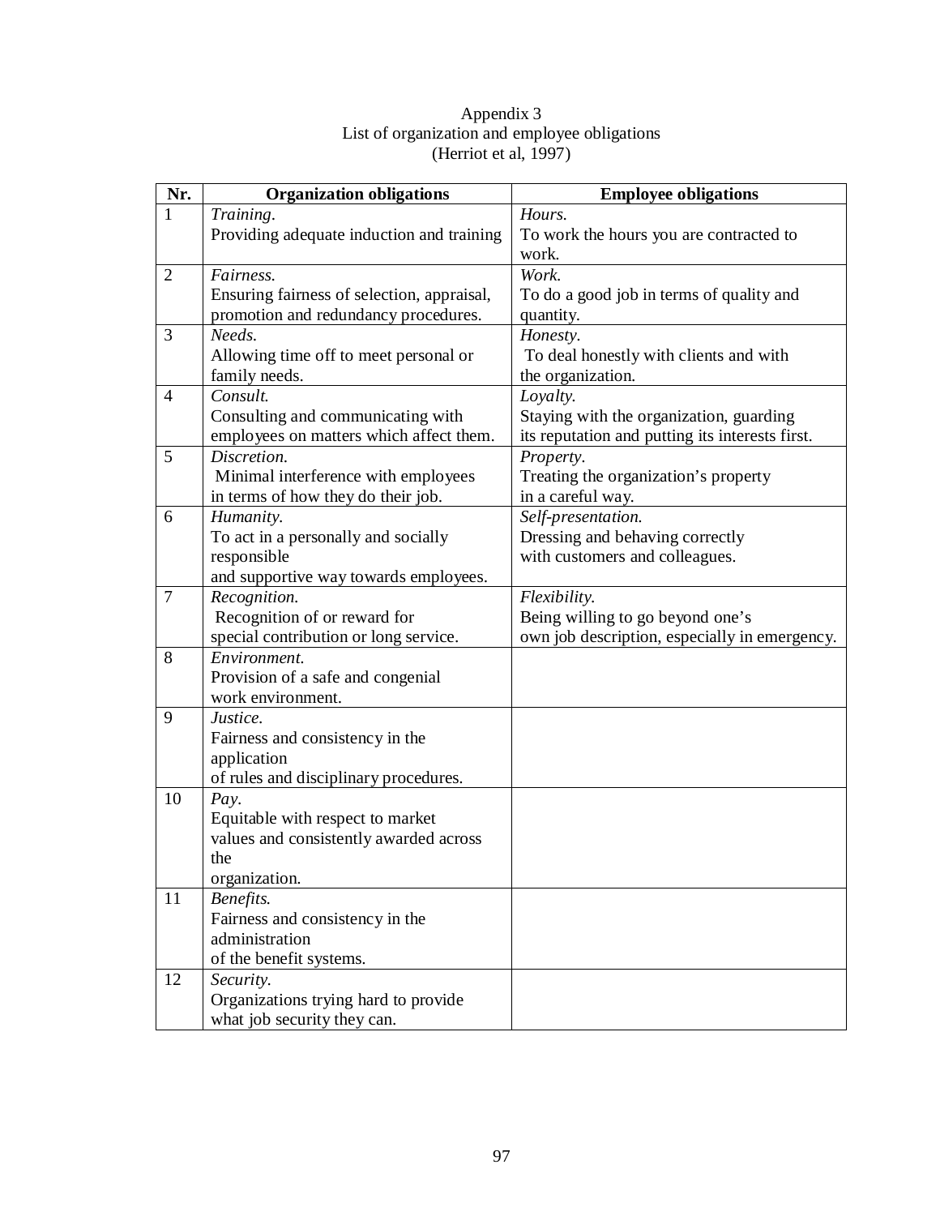Appendix 3
List of organization and employee obligations
(Herriot et al, 1997)

| Nr. | Organization obligations | Employee obligations |
|---|---|---|
| 1 | *Training.* Providing adequate induction and training | *Hours.* To work the hours you are contracted to work. |
| 2 | *Fairness.* Ensuring fairness of selection, appraisal, promotion and redundancy procedures. | *Work.* To do a good job in terms of quality and quantity. |
| 3 | *Needs.* Allowing time off to meet personal or family needs. | *Honesty.* To deal honestly with clients and with the organization. |
| 4 | *Consult.* Consulting and communicating with employees on matters which affect them. | *Loyalty.* Staying with the organization, guarding its reputation and putting its interests first. |
| 5 | *Discretion.* Minimal interference with employees in terms of how they do their job. | *Property.* Treating the organization's property in a careful way. |
| 6 | *Humanity.* To act in a personally and socially responsible and supportive way towards employees. | *Self-presentation.* Dressing and behaving correctly with customers and colleagues. |
| 7 | *Recognition.* Recognition of or reward for special contribution or long service. | *Flexibility.* Being willing to go beyond one's own job description, especially in emergency. |
| 8 | *Environment.* Provision of a safe and congenial work environment. | |
| 9 | *Justice.* Fairness and consistency in the application of rules and disciplinary procedures. | |
| 10 | *Pay.* Equitable with respect to market values and consistently awarded across the organization. | |
| 11 | *Benefits.* Fairness and consistency in the administration of the benefit systems. | |
| 12 | *Security.* Organizations trying hard to provide what job security they can. | |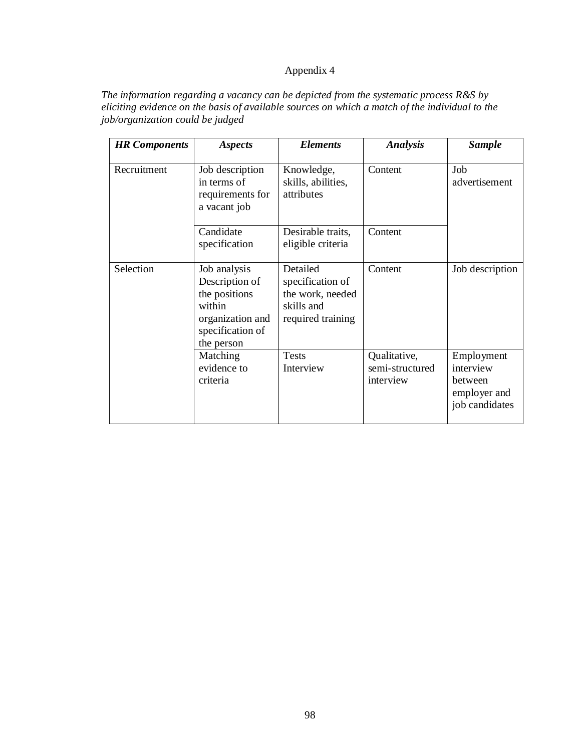Appendix 4

*The information regarding a vacancy can be depicted from the systematic process R&S by eliciting evidence on the basis of available sources on which a match of the individual to the job/organization could be judged*

| ***HR Components*** | ***Aspects*** | ***Elements*** | ***Analysis*** | ***Sample*** |
|---|---|---|---|---|
| Recruitment | Job description in terms of requirements for a vacant job | Knowledge, skills, abilities, attributes | Content | Job advertisement |
| | Candidate specification | Desirable traits, eligible criteria | Content | |
| Selection | Job analysis Description of the positions within organization and specification of the person | Detailed specification of the work, needed skills and required training | Content | Job description |
| | Matching evidence to criteria | Tests Interview | Qualitative, semi-structured interview | Employment interview between employer and job candidates |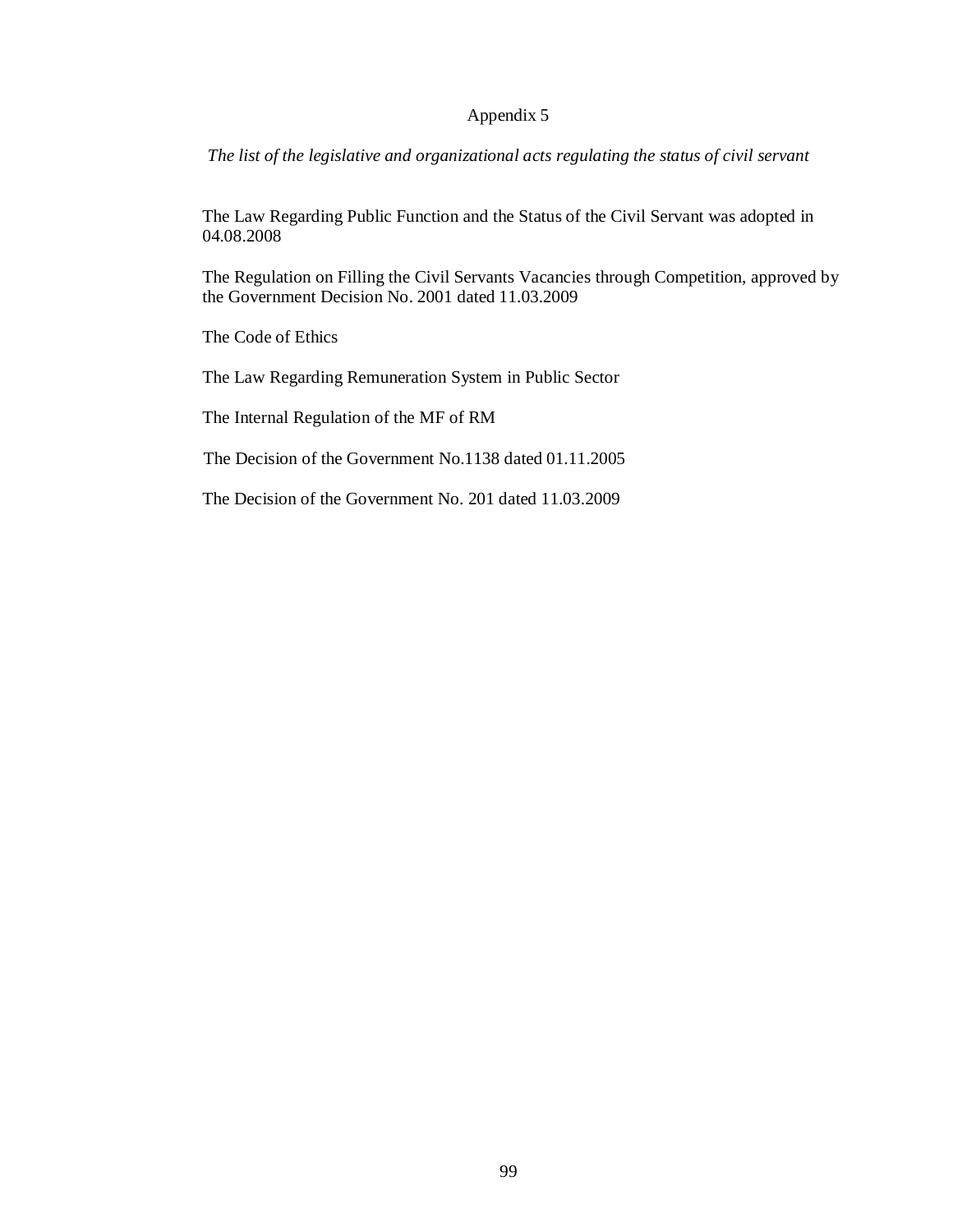# Appendix 5

*The list of the legislative and organizational acts regulating the status of civil servant*

The Law Regarding Public Function and the Status of the Civil Servant was adopted in 04.08.2008

The Regulation on Filling the Civil Servants Vacancies through Competition, approved by the Government Decision No. 2001 dated 11.03.2009

The Code of Ethics

The Law Regarding Remuneration System in Public Sector

The Internal Regulation of the MF of RM

The Decision of the Government No.1138 dated 01.11.2005

The Decision of the Government No. 201 dated 11.03.2009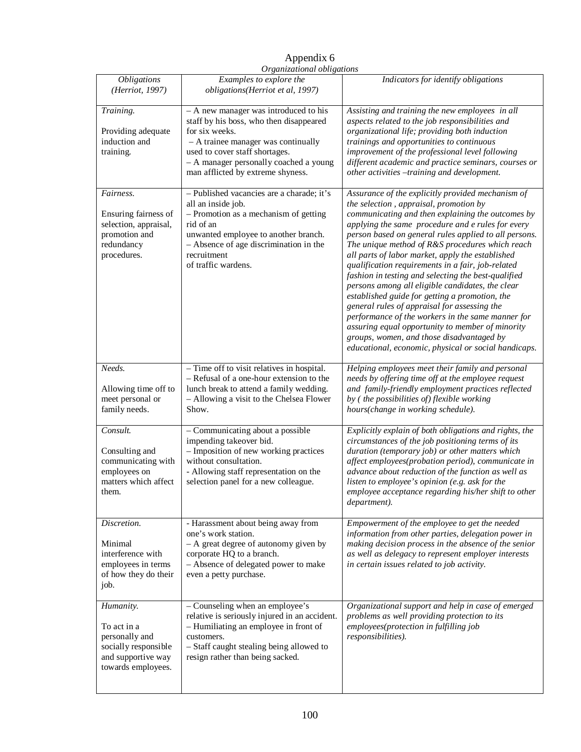# Appendix 6

*Organizational obligations*

| *Obligations (Herriot, 1997)* | *Examples to explore the obligations(Herriot et al, 1997)* | *Indicators for identify obligations* |
|---|---|---|
| *Training.* <br><br> Providing adequate induction and training. | – A new manager was introduced to his staff by his boss, who then disappeared for six weeks. <br> – A trainee manager was continually used to cover staff shortages. <br> – A manager personally coached a young man afflicted by extreme shyness. | *Assisting and training the new employees in all aspects related to the job responsibilities and organizational life; providing both induction trainings and opportunities to continuous improvement of the professional level following different academic and practice seminars, courses or other activities –training and development.* |
| *Fairness.* <br><br> Ensuring fairness of selection, appraisal, promotion and redundancy procedures. | – Published vacancies are a charade; it's all an inside job. <br> – Promotion as a mechanism of getting rid of an unwanted employee to another branch. <br> – Absence of age discrimination in the recruitment of traffic wardens. | *Assurance of the explicitly provided mechanism of the selection , appraisal, promotion by communicating and then explaining the outcomes by applying the same procedure and e rules for every person based on general rules applied to all persons. The unique method of R&S procedures which reach all parts of labor market, apply the established qualification requirements in a fair, job-related fashion in testing and selecting the best-qualified persons among all eligible candidates, the clear established guide for getting a promotion, the general rules of appraisal for assessing the performance of the workers in the same manner for assuring equal opportunity to member of minority groups, women, and those disadvantaged by educational, economic, physical or social handicaps.* |
| *Needs.* <br><br> Allowing time off to meet personal or family needs. | – Time off to visit relatives in hospital. <br> – Refusal of a one-hour extension to the lunch break to attend a family wedding. <br> – Allowing a visit to the Chelsea Flower Show. | *Helping employees meet their family and personal needs by offering time off at the employee request and family-friendly employment practices reflected by ( the possibilities of) flexible working hours(change in working schedule).* |
| *Consult.* <br><br> Consulting and communicating with employees on matters which affect them. | – Communicating about a possible impending takeover bid. <br> – Imposition of new working practices without consultation. <br> - Allowing staff representation on the selection panel for a new colleague. | *Explicitly explain of both obligations and rights, the circumstances of the job positioning terms of its duration (temporary job) or other matters which affect employees(probation period), communicate in advance about reduction of the function as well as listen to employee's opinion (e.g. ask for the employee acceptance regarding his/her shift to other department).* |
| *Discretion.* <br><br> Minimal interference with employees in terms of how they do their job. | - Harassment about being away from one's work station. <br> – A great degree of autonomy given by corporate HQ to a branch. <br> – Absence of delegated power to make even a petty purchase. | *Empowerment of the employee to get the needed information from other parties, delegation power in making decision process in the absence of the senior as well as delegacy to represent employer interests in certain issues related to job activity.* |
| *Humanity.* <br><br> To act in a personally and socially responsible and supportive way towards employees. | – Counseling when an employee's relative is seriously injured in an accident. <br> – Humiliating an employee in front of customers. <br> – Staff caught stealing being allowed to resign rather than being sacked. | *Organizational support and help in case of emerged problems as well providing protection to its employees(protection in fulfilling job responsibilities).* |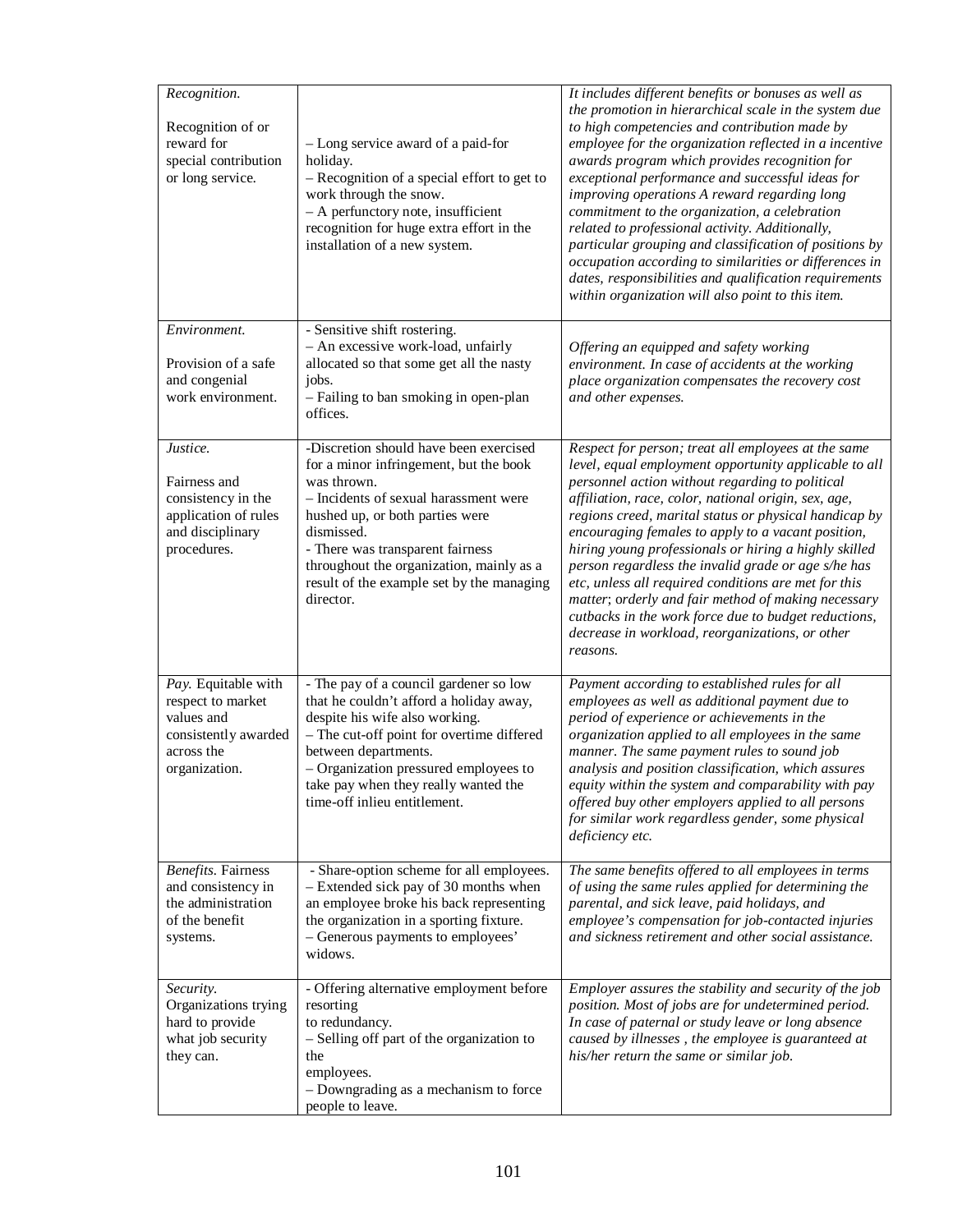| | | |
|---|---|---|
| *Recognition.*<br><br>Recognition of or reward for special contribution or long service. | – Long service award of a paid-for holiday.<br>– Recognition of a special effort to get to work through the snow.<br>– A perfunctory note, insufficient recognition for huge extra effort in the installation of a new system. | *It includes different benefits or bonuses as well as the promotion in hierarchical scale in the system due to high competencies and contribution made by employee for the organization reflected in a incentive awards program which provides recognition for exceptional performance and successful ideas for improving operations A reward regarding long commitment to the organization, a celebration related to professional activity. Additionally, particular grouping and classification of positions by occupation according to similarities or differences in dates, responsibilities and qualification requirements within organization will also point to this item.* |
| *Environment.*<br><br>Provision of a safe and congenial work environment. | - Sensitive shift rostering.<br>– An excessive work-load, unfairly allocated so that some get all the nasty jobs.<br>– Failing to ban smoking in open-plan offices. | *Offering an equipped and safety working environment. In case of accidents at the working place organization compensates the recovery cost and other expenses.* |
| *Justice.*<br><br>Fairness and consistency in the application of rules and disciplinary procedures. | -Discretion should have been exercised for a minor infringement, but the book was thrown.<br>– Incidents of sexual harassment were hushed up, or both parties were dismissed.<br>- There was transparent fairness throughout the organization, mainly as a result of the example set by the managing director. | *Respect for person; treat all employees at the same level, equal employment opportunity applicable to all personnel action without regarding to political affiliation, race, color, national origin, sex, age, regions creed, marital status or physical handicap by encouraging females to apply to a vacant position, hiring young professionals or hiring a highly skilled person regardless the invalid grade or age s/he has etc, unless all required conditions are met for this matter; orderly and fair method of making necessary cutbacks in the work force due to budget reductions, decrease in workload, reorganizations, or other reasons.* |
| *Pay.* Equitable with respect to market values and consistently awarded across the organization. | - The pay of a council gardener so low that he couldn't afford a holiday away, despite his wife also working.<br>– The cut-off point for overtime differed between departments.<br>– Organization pressured employees to take pay when they really wanted the time-off inlieu entitlement. | *Payment according to established rules for all employees as well as additional payment due to period of experience or achievements in the organization applied to all employees in the same manner. The same payment rules to sound job analysis and position classification, which assures equity within the system and comparability with pay offered buy other employers applied to all persons for similar work regardless gender, some physical deficiency etc.* |
| *Benefits.* Fairness and consistency in the administration of the benefit systems. | - Share-option scheme for all employees.<br>– Extended sick pay of 30 months when an employee broke his back representing the organization in a sporting fixture.<br>– Generous payments to employees' widows. | *The same benefits offered to all employees in terms of using the same rules applied for determining the parental, and sick leave, paid holidays, and employee's compensation for job-contacted injuries and sickness retirement and other social assistance.* |
| *Security.* Organizations trying hard to provide what job security they can. | - Offering alternative employment before resorting to redundancy.<br>– Selling off part of the organization to the employees.<br>– Downgrading as a mechanism to force people to leave. | *Employer assures the stability and security of the job position. Most of jobs are for undetermined period. In case of paternal or study leave or long absence caused by illnesses , the employee is guaranteed at his/her return the same or similar job.* |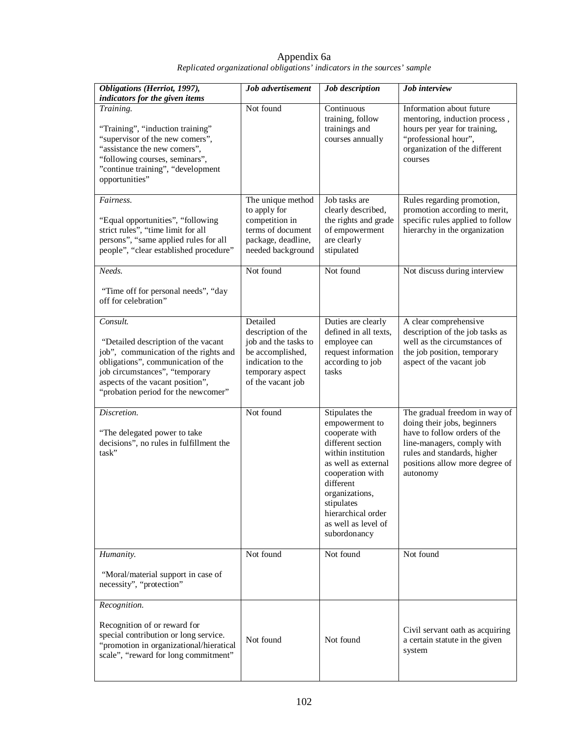Appendix 6a

*Replicated organizational obligations' indicators in the sources' sample*

| ***Obligations (Herriot, 1997), indicators for the given items*** | ***Job advertisement*** | ***Job description*** | ***Job interview*** |
|---|---|---|---|
| *Training.*<br><br>"Training", "induction training" "supervisor of the new comers", "assistance the new comers", "following courses, seminars", "continue training", "development opportunities" | Not found | Continuous training, follow trainings and courses annually | Information about future mentoring, induction process , hours per year for training, "professional hour", organization of the different courses |
| *Fairness.*<br><br>"Equal opportunities", "following strict rules", "time limit for all persons", "same applied rules for all people", "clear established procedure" | The unique method to apply for competition in terms of document package, deadline, needed background | Job tasks are clearly described, the rights and grade of empowerment are clearly stipulated | Rules regarding promotion, promotion according to merit, specific rules applied to follow hierarchy in the organization |
| *Needs.*<br><br>"Time off for personal needs", "day off for celebration" | Not found | Not found | Not discuss during interview |
| *Consult.*<br><br>"Detailed description of the vacant job", communication of the rights and obligations", communication of the job circumstances", "temporary aspects of the vacant position", "probation period for the newcomer" | Detailed description of the job and the tasks to be accomplished, indication to the temporary aspect of the vacant job | Duties are clearly defined in all texts, employee can request information according to job tasks | A clear comprehensive description of the job tasks as well as the circumstances of the job position, temporary aspect of the vacant job |
| *Discretion.*<br><br>"The delegated power to take decisions", no rules in fulfillment the task" | Not found | Stipulates the empowerment to cooperate with different section within institution as well as external cooperation with different organizations, stipulates hierarchical order as well as level of subordonancy | The gradual freedom in way of doing their jobs, beginners have to follow orders of the line-managers, comply with rules and standards, higher positions allow more degree of autonomy |
| *Humanity.*<br><br>"Moral/material support in case of necessity", "protection" | Not found | Not found | Not found |
| *Recognition.*<br><br>Recognition of or reward for special contribution or long service. "promotion in organizational/hieratical scale", "reward for long commitment" | Not found | Not found | Civil servant oath as acquiring a certain statute in the given system |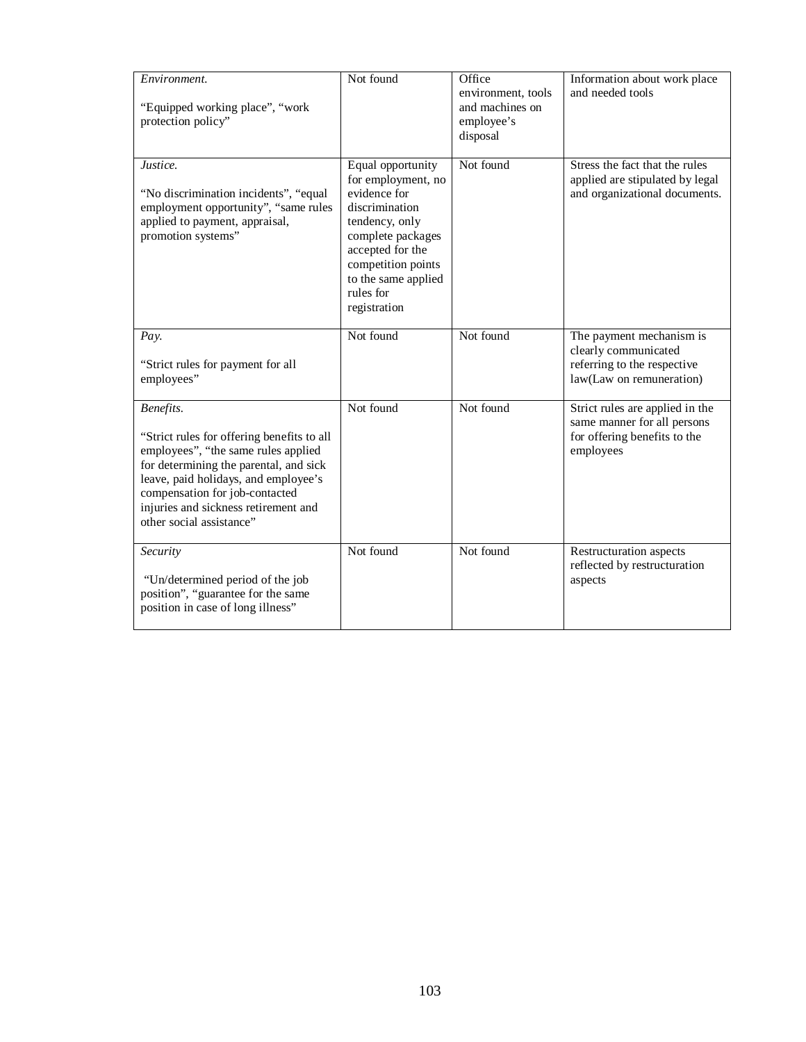| | | | |
|---|---|---|---|
| *Environment.*<br><br>“Equipped working place”, “work protection policy” | Not found | Office environment, tools and machines on employee’s disposal | Information about work place and needed tools |
| *Justice.*<br><br>“No discrimination incidents”, “equal employment opportunity”, “same rules applied to payment, appraisal, promotion systems” | Equal opportunity for employment, no evidence for discrimination tendency, only complete packages accepted for the competition points to the same applied rules for registration | Not found | Stress the fact that the rules applied are stipulated by legal and organizational documents. |
| *Pay.*<br><br>“Strict rules for payment for all employees” | Not found | Not found | The payment mechanism is clearly communicated referring to the respective law(Law on remuneration) |
| *Benefits.*<br><br>“Strict rules for offering benefits to all employees”, “the same rules applied for determining the parental, and sick leave, paid holidays, and employee’s compensation for job-contacted injuries and sickness retirement and other social assistance” | Not found | Not found | Strict rules are applied in the same manner for all persons for offering benefits to the employees |
| *Security*<br><br>“Un/determined period of the job position”, “guarantee for the same position in case of long illness” | Not found | Not found | Restructuration aspects reflected by restructuration aspects |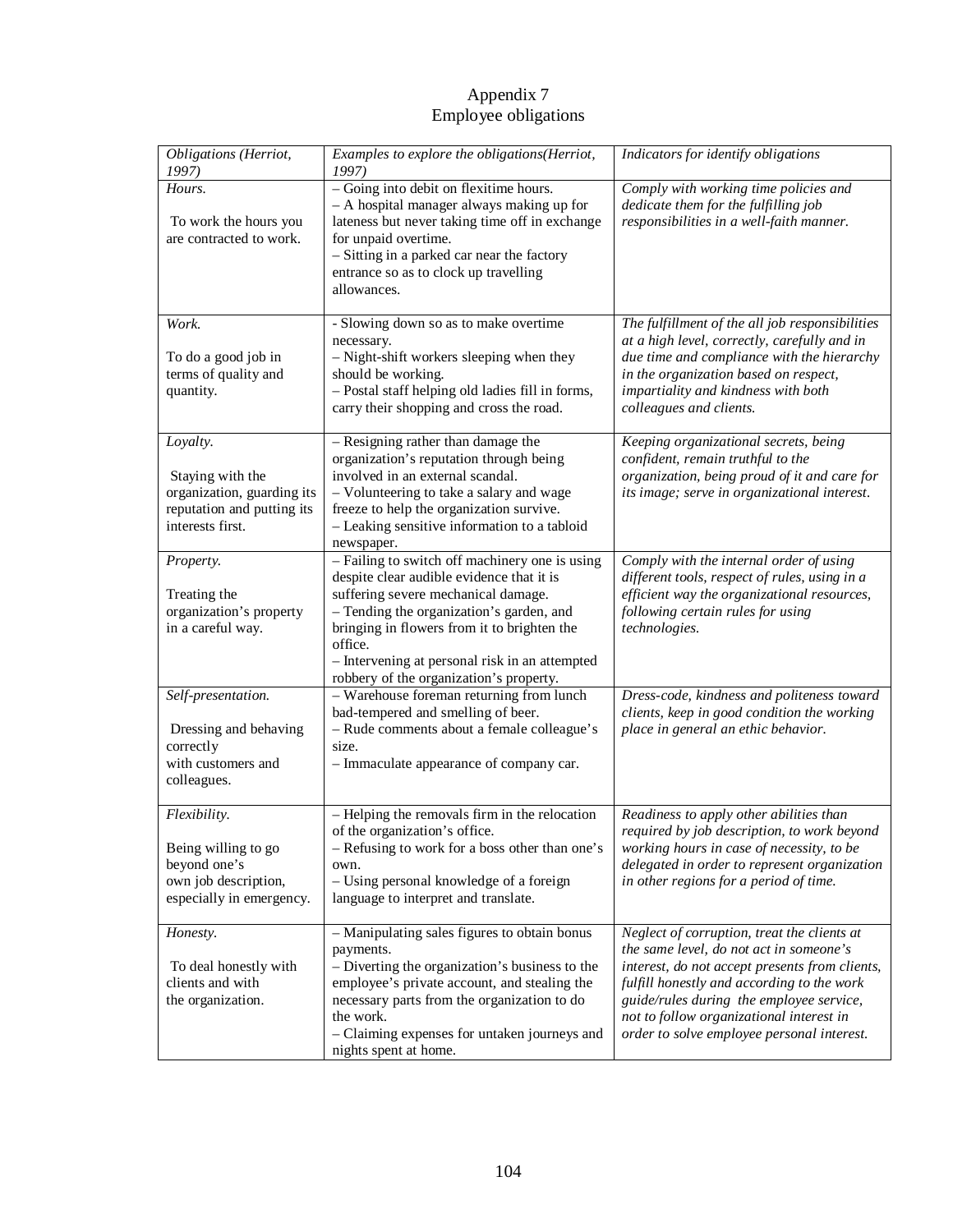# Appendix 7
## Employee obligations

| *Obligations (Herriot, 1997)* | *Examples to explore the obligations(Herriot, 1997)* | *Indicators for identify obligations* |
|---|---|---|
| *Hours.*<br><br>To work the hours you are contracted to work. | – Going into debit on flexitime hours.<br>– A hospital manager always making up for lateness but never taking time off in exchange for unpaid overtime.<br>– Sitting in a parked car near the factory entrance so as to clock up travelling allowances. | *Comply with working time policies and dedicate them for the fulfilling job responsibilities in a well-faith manner.* |
| *Work.*<br><br>To do a good job in terms of quality and quantity. | - Slowing down so as to make overtime necessary.<br>– Night-shift workers sleeping when they should be working.<br>– Postal staff helping old ladies fill in forms, carry their shopping and cross the road. | *The fulfillment of the all job responsibilities at a high level, correctly, carefully and in due time and compliance with the hierarchy in the organization based on respect, impartiality and kindness with both colleagues and clients.* |
| *Loyalty.*<br><br>Staying with the organization, guarding its reputation and putting its interests first. | – Resigning rather than damage the organization's reputation through being involved in an external scandal.<br>– Volunteering to take a salary and wage freeze to help the organization survive.<br>– Leaking sensitive information to a tabloid newspaper. | *Keeping organizational secrets, being confident, remain truthful to the organization, being proud of it and care for its image; serve in organizational interest.* |
| *Property.*<br><br>Treating the organization's property in a careful way. | – Failing to switch off machinery one is using despite clear audible evidence that it is suffering severe mechanical damage.<br>– Tending the organization's garden, and bringing in flowers from it to brighten the office.<br>– Intervening at personal risk in an attempted robbery of the organization's property. | *Comply with the internal order of using different tools, respect of rules, using in a efficient way the organizational resources, following certain rules for using technologies.* |
| *Self-presentation.*<br><br>Dressing and behaving correctly with customers and colleagues. | – Warehouse foreman returning from lunch bad-tempered and smelling of beer.<br>– Rude comments about a female colleague's size.<br>– Immaculate appearance of company car. | *Dress-code, kindness and politeness toward clients, keep in good condition the working place in general an ethic behavior.* |
| *Flexibility.*<br><br>Being willing to go beyond one's own job description, especially in emergency. | – Helping the removals firm in the relocation of the organization's office.<br>– Refusing to work for a boss other than one's own.<br>– Using personal knowledge of a foreign language to interpret and translate. | *Readiness to apply other abilities than required by job description, to work beyond working hours in case of necessity, to be delegated in order to represent organization in other regions for a period of time.* |
| *Honesty.*<br><br>To deal honestly with clients and with the organization. | – Manipulating sales figures to obtain bonus payments.<br>– Diverting the organization's business to the employee's private account, and stealing the necessary parts from the organization to do the work.<br>– Claiming expenses for untaken journeys and nights spent at home. | *Neglect of corruption, treat the clients at the same level, do not act in someone's interest, do not accept presents from clients, fulfill honestly and according to the work guide/rules during the employee service, not to follow organizational interest in order to solve employee personal interest.* |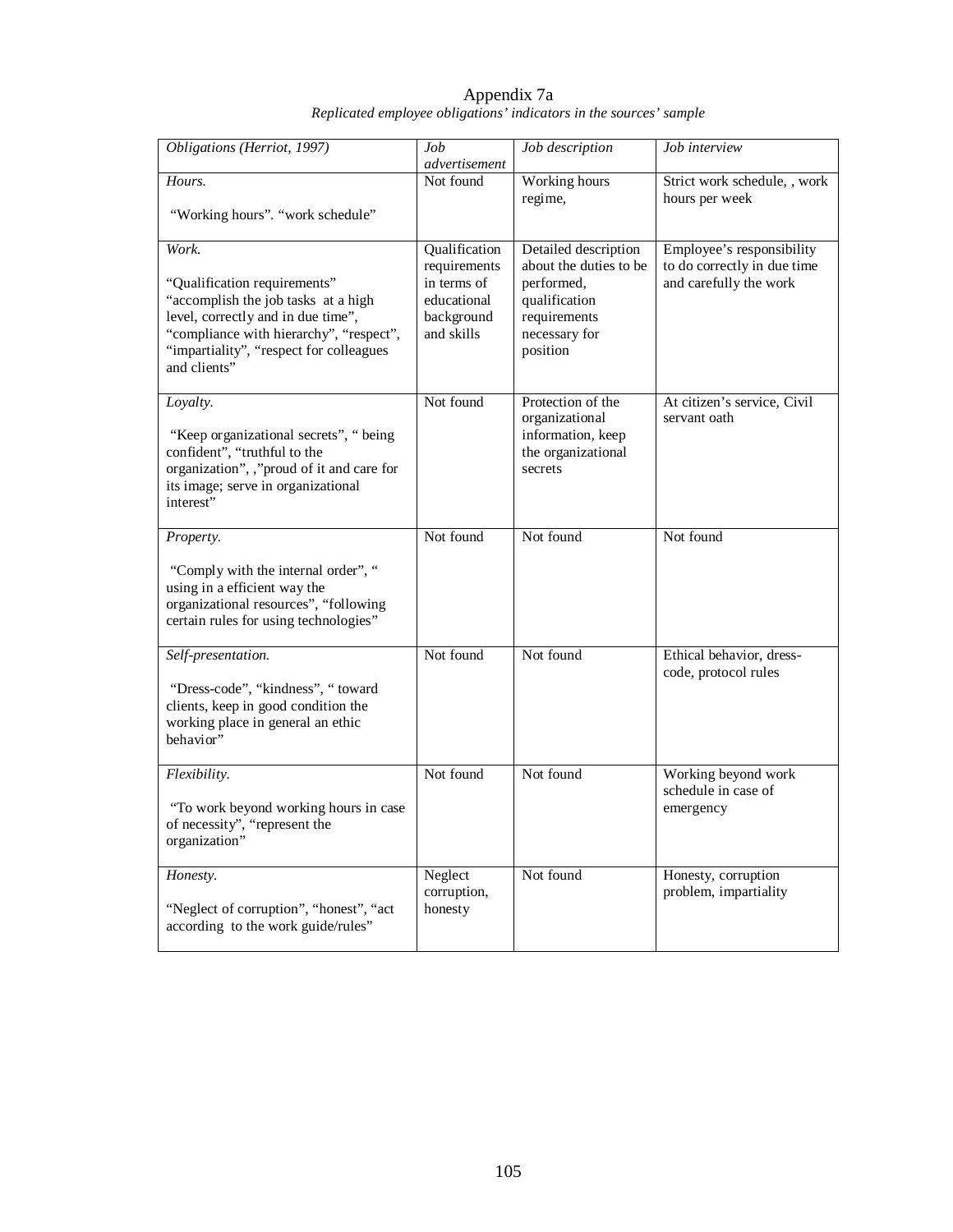Appendix 7a

*Replicated employee obligations' indicators in the sources' sample*

| *Obligations (Herriot, 1997)* | *Job advertisement* | *Job description* | *Job interview* |
|---|---|---|---|
| *Hours.* "Working hours". "work schedule" | Not found | Working hours regime, | Strict work schedule, , work hours per week |
| *Work.* "Qualification requirements" "accomplish the job tasks at a high level, correctly and in due time", "compliance with hierarchy", "respect", "impartiality", "respect for colleagues and clients" | Qualification requirements in terms of educational background and skills | Detailed description about the duties to be performed, qualification requirements necessary for position | Employee's responsibility to do correctly in due time and carefully the work |
| *Loyalty.* "Keep organizational secrets", " being confident", "truthful to the organization", ,"proud of it and care for its image; serve in organizational interest" | Not found | Protection of the organizational information, keep the organizational secrets | At citizen's service, Civil servant oath |
| *Property.* "Comply with the internal order", " using in a efficient way the organizational resources", "following certain rules for using technologies" | Not found | Not found | Not found |
| *Self-presentation.* "Dress-code", "kindness", " toward clients, keep in good condition the working place in general an ethic behavior" | Not found | Not found | Ethical behavior, dress-code, protocol rules |
| *Flexibility.* "To work beyond working hours in case of necessity", "represent the organization" | Not found | Not found | Working beyond work schedule in case of emergency |
| *Honesty.* "Neglect of corruption", "honest", "act according to the work guide/rules" | Neglect corruption, honesty | Not found | Honesty, corruption problem, impartiality |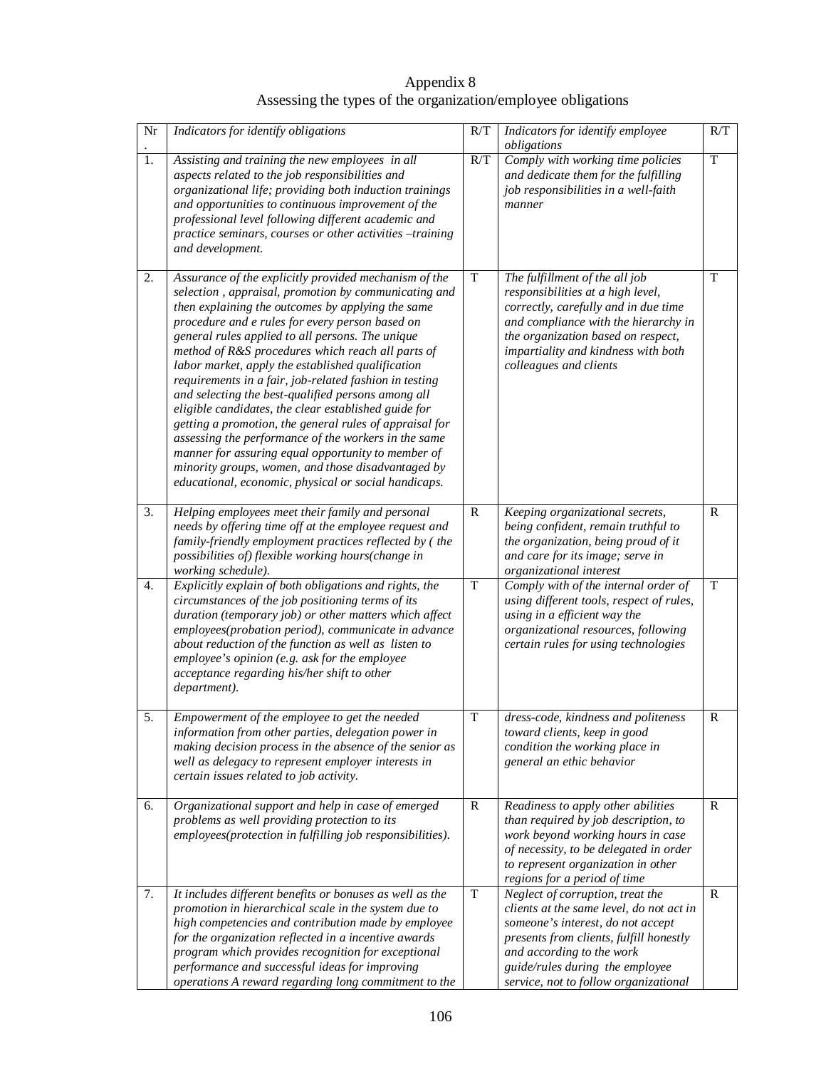# Appendix 8

## Assessing the types of the organization/employee obligations

| Nr. | *Indicators for identify obligations* | R/T | *Indicators for identify employee obligations* | R/T |
|---|---|---|---|---|
| 1. | *Assisting and training the new employees in all aspects related to the job responsibilities and organizational life; providing both induction trainings and opportunities to continuous improvement of the professional level following different academic and practice seminars, courses or other activities –training and development.* | R/T | *Comply with working time policies and dedicate them for the fulfilling job responsibilities in a well-faith manner* | T |
| 2. | *Assurance of the explicitly provided mechanism of the selection , appraisal, promotion by communicating and then explaining the outcomes by applying the same procedure and e rules for every person based on general rules applied to all persons. The unique method of R&S procedures which reach all parts of labor market, apply the established qualification requirements in a fair, job-related fashion in testing and selecting the best-qualified persons among all eligible candidates, the clear established guide for getting a promotion, the general rules of appraisal for assessing the performance of the workers in the same manner for assuring equal opportunity to member of minority groups, women, and those disadvantaged by educational, economic, physical or social handicaps.* | T | *The fulfillment of the all job responsibilities at a high level, correctly, carefully and in due time and compliance with the hierarchy in the organization based on respect, impartiality and kindness with both colleagues and clients* | T |
| 3. | *Helping employees meet their family and personal needs by offering time off at the employee request and family-friendly employment practices reflected by ( the possibilities of) flexible working hours(change in working schedule).* | R | *Keeping organizational secrets, being confident, remain truthful to the organization, being proud of it and care for its image; serve in organizational interest* | R |
| 4. | *Explicitly explain of both obligations and rights, the circumstances of the job positioning terms of its duration (temporary job) or other matters which affect employees(probation period), communicate in advance about reduction of the function as well as listen to employee's opinion (e.g. ask for the employee acceptance regarding his/her shift to other department).* | T | *Comply with of the internal order of using different tools, respect of rules, using in a efficient way the organizational resources, following certain rules for using technologies* | T |
| 5. | *Empowerment of the employee to get the needed information from other parties, delegation power in making decision process in the absence of the senior as well as delegacy to represent employer interests in certain issues related to job activity.* | T | *dress-code, kindness and politeness toward clients, keep in good condition the working place in general an ethic behavior* | R |
| 6. | *Organizational support and help in case of emerged problems as well providing protection to its employees(protection in fulfilling job responsibilities).* | R | *Readiness to apply other abilities than required by job description, to work beyond working hours in case of necessity, to be delegated in order to represent organization in other regions for a period of time* | R |
| 7. | *It includes different benefits or bonuses as well as the promotion in hierarchical scale in the system due to high competencies and contribution made by employee for the organization reflected in a incentive awards program which provides recognition for exceptional performance and successful ideas for improving operations A reward regarding long commitment to the* | T | *Neglect of corruption, treat the clients at the same level, do not act in someone's interest, do not accept presents from clients, fulfill honestly and according to the work guide/rules during the employee service, not to follow organizational* | R |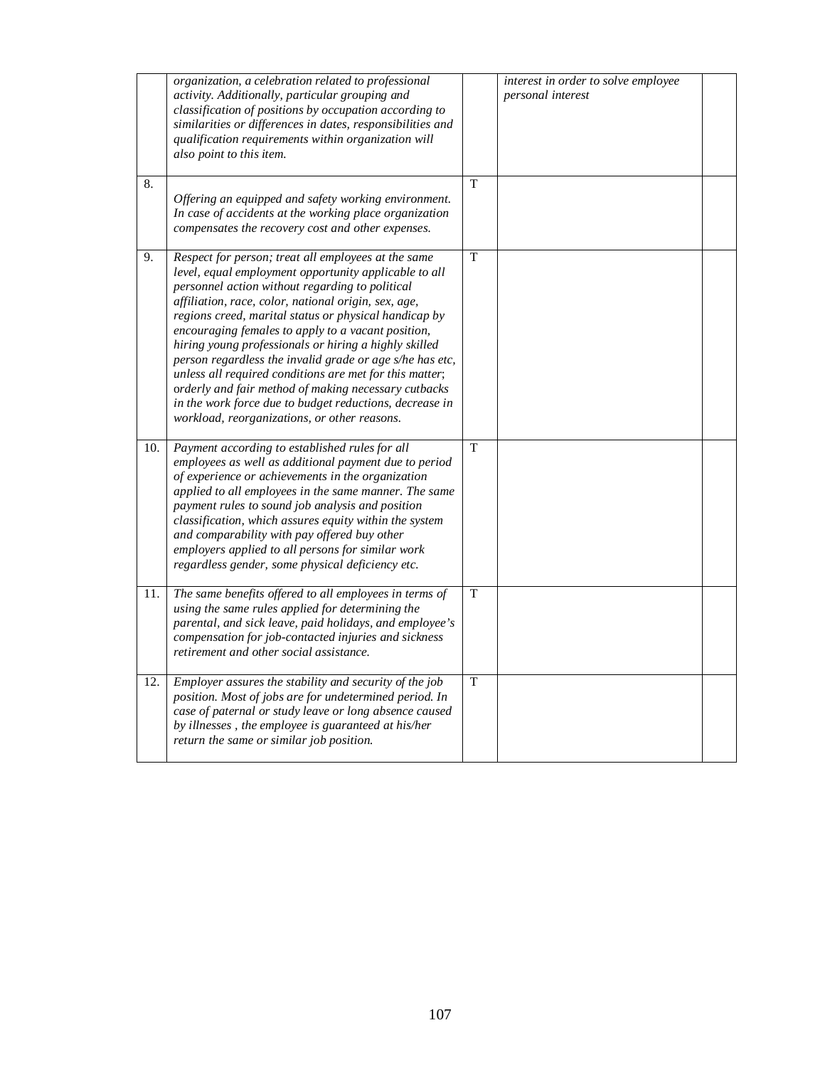| | | | | |
|---|---|---|---|---|
| | *organization, a celebration related to professional activity. Additionally, particular grouping and classification of positions by occupation according to similarities or differences in dates, responsibilities and qualification requirements within organization will also point to this item.* | | *interest in order to solve employee personal interest* | |
| 8. | *Offering an equipped and safety working environment. In case of accidents at the working place organization compensates the recovery cost and other expenses.* | T | | |
| 9. | *Respect for person; treat all employees at the same level, equal employment opportunity applicable to all personnel action without regarding to political affiliation, race, color, national origin, sex, age, regions creed, marital status or physical handicap by encouraging females to apply to a vacant position, hiring young professionals or hiring a highly skilled person regardless the invalid grade or age s/he has etc, unless all required conditions are met for this matter; orderly and fair method of making necessary cutbacks in the work force due to budget reductions, decrease in workload, reorganizations, or other reasons.* | T | | |
| 10. | *Payment according to established rules for all employees as well as additional payment due to period of experience or achievements in the organization applied to all employees in the same manner. The same payment rules to sound job analysis and position classification, which assures equity within the system and comparability with pay offered buy other employers applied to all persons for similar work regardless gender, some physical deficiency etc.* | T | | |
| 11. | *The same benefits offered to all employees in terms of using the same rules applied for determining the parental, and sick leave, paid holidays, and employee's compensation for job-contacted injuries and sickness retirement and other social assistance.* | T | | |
| 12. | *Employer assures the stability and security of the job position. Most of jobs are for undetermined period. In case of paternal or study leave or long absence caused by illnesses , the employee is guaranteed at his/her return the same or similar job position.* | T | | |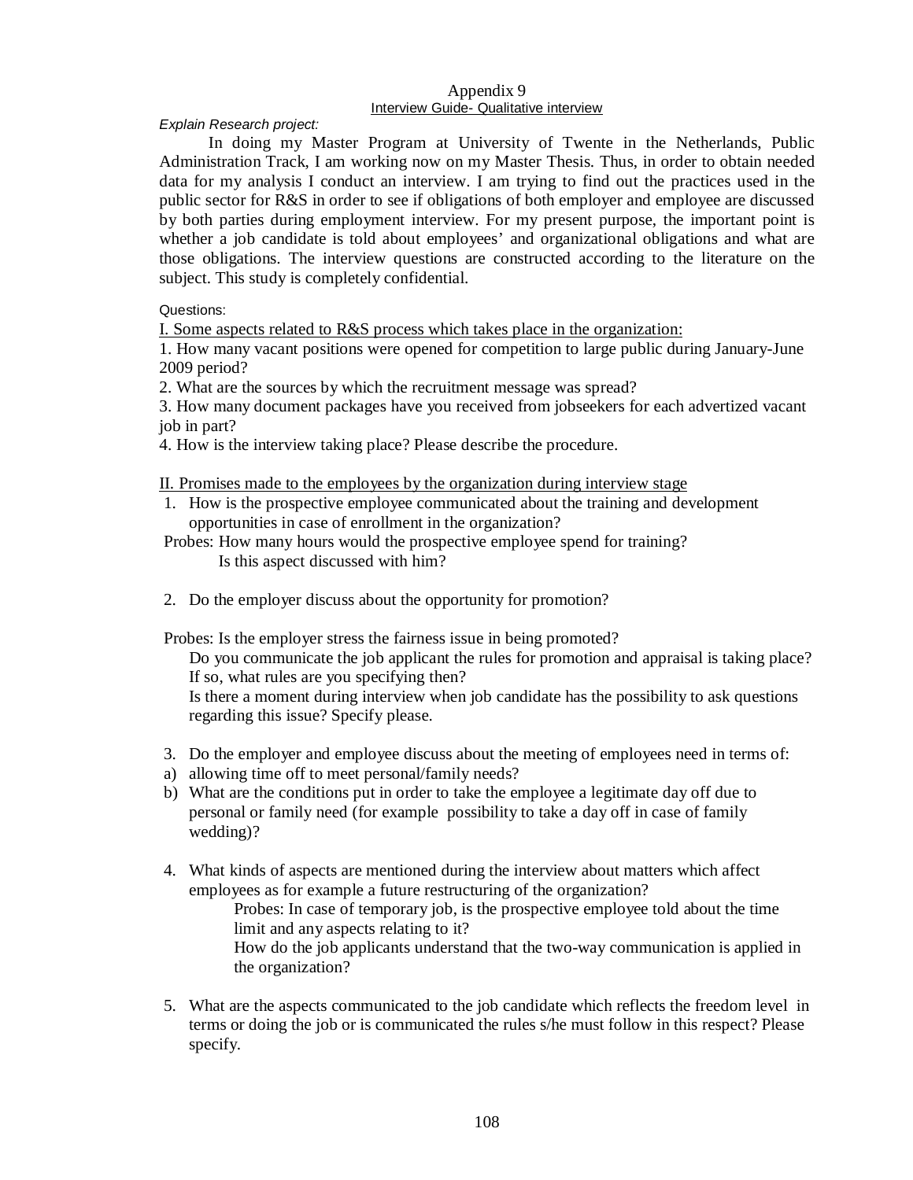# Appendix 9

## Interview Guide- Qualitative interview

*Explain Research project:*

In doing my Master Program at University of Twente in the Netherlands, Public Administration Track, I am working now on my Master Thesis. Thus, in order to obtain needed data for my analysis I conduct an interview. I am trying to find out the practices used in the public sector for R&S in order to see if obligations of both employer and employee are discussed by both parties during employment interview. For my present purpose, the important point is whether a job candidate is told about employees' and organizational obligations and what are those obligations. The interview questions are constructed according to the literature on the subject. This study is completely confidential.

Questions:

I. Some aspects related to R&S process which takes place in the organization:

1. How many vacant positions were opened for competition to large public during January-June 2009 period?
2. What are the sources by which the recruitment message was spread?
3. How many document packages have you received from jobseekers for each advertized vacant job in part?
4. How is the interview taking place? Please describe the procedure.

II. Promises made to the employees by the organization during interview stage

1. How is the prospective employee communicated about the training and development opportunities in case of enrollment in the organization?

Probes: How many hours would the prospective employee spend for training?
Is this aspect discussed with him?

2. Do the employer discuss about the opportunity for promotion?

Probes: Is the employer stress the fairness issue in being promoted?
Do you communicate the job applicant the rules for promotion and appraisal is taking place? If so, what rules are you specifying then?
Is there a moment during interview when job candidate has the possibility to ask questions regarding this issue? Specify please.

3. Do the employer and employee discuss about the meeting of employees need in terms of:
   a) allowing time off to meet personal/family needs?
   b) What are the conditions put in order to take the employee a legitimate day off due to personal or family need (for example possibility to take a day off in case of family wedding)?

4. What kinds of aspects are mentioned during the interview about matters which affect employees as for example a future restructuring of the organization?

   Probes: In case of temporary job, is the prospective employee told about the time limit and any aspects relating to it?
   How do the job applicants understand that the two-way communication is applied in the organization?

5. What are the aspects communicated to the job candidate which reflects the freedom level in terms or doing the job or is communicated the rules s/he must follow in this respect? Please specify.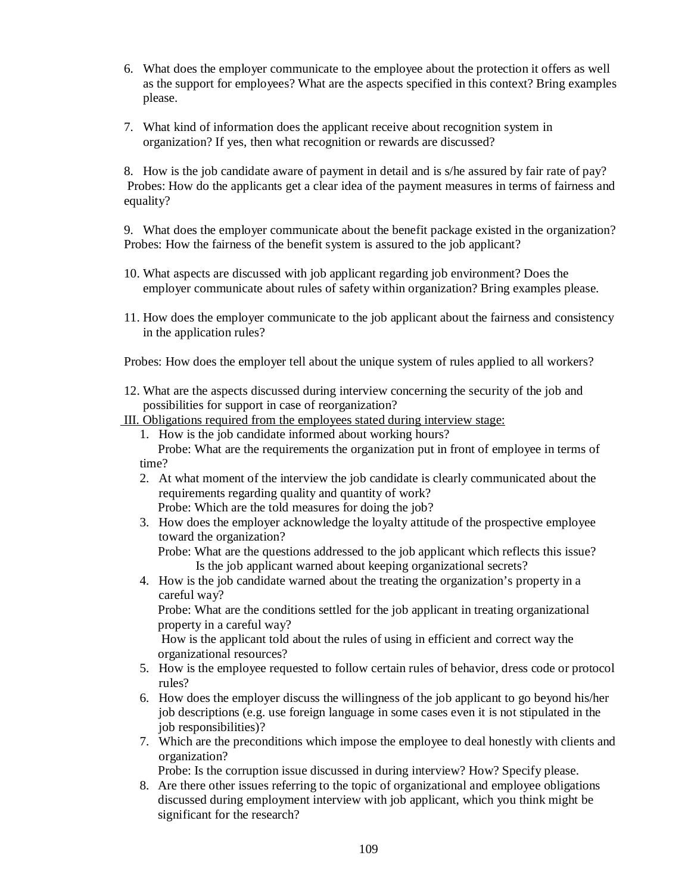6. What does the employer communicate to the employee about the protection it offers as well as the support for employees? What are the aspects specified in this context? Bring examples please.

7. What kind of information does the applicant receive about recognition system in organization? If yes, then what recognition or rewards are discussed?

8. How is the job candidate aware of payment in detail and is s/he assured by fair rate of pay?
Probes: How do the applicants get a clear idea of the payment measures in terms of fairness and equality?

9. What does the employer communicate about the benefit package existed in the organization?
Probes: How the fairness of the benefit system is assured to the job applicant?

10. What aspects are discussed with job applicant regarding job environment? Does the employer communicate about rules of safety within organization? Bring examples please.

11. How does the employer communicate to the job applicant about the fairness and consistency in the application rules?

Probes: How does the employer tell about the unique system of rules applied to all workers?

12. What are the aspects discussed during interview concerning the security of the job and possibilities for support in case of reorganization?

<u>III. Obligations required from the employees stated during interview stage:</u>

1. How is the job candidate informed about working hours?
   Probe: What are the requirements the organization put in front of employee in terms of time?
2. At what moment of the interview the job candidate is clearly communicated about the requirements regarding quality and quantity of work?
   Probe: Which are the told measures for doing the job?
3. How does the employer acknowledge the loyalty attitude of the prospective employee toward the organization?
   Probe: What are the questions addressed to the job applicant which reflects this issue?
   Is the job applicant warned about keeping organizational secrets?
4. How is the job candidate warned about the treating the organization's property in a careful way?
   Probe: What are the conditions settled for the job applicant in treating organizational property in a careful way?
   How is the applicant told about the rules of using in efficient and correct way the organizational resources?
5. How is the employee requested to follow certain rules of behavior, dress code or protocol rules?
6. How does the employer discuss the willingness of the job applicant to go beyond his/her job descriptions (e.g. use foreign language in some cases even it is not stipulated in the job responsibilities)?
7. Which are the preconditions which impose the employee to deal honestly with clients and organization?
   Probe: Is the corruption issue discussed in during interview? How? Specify please.
8. Are there other issues referring to the topic of organizational and employee obligations discussed during employment interview with job applicant, which you think might be significant for the research?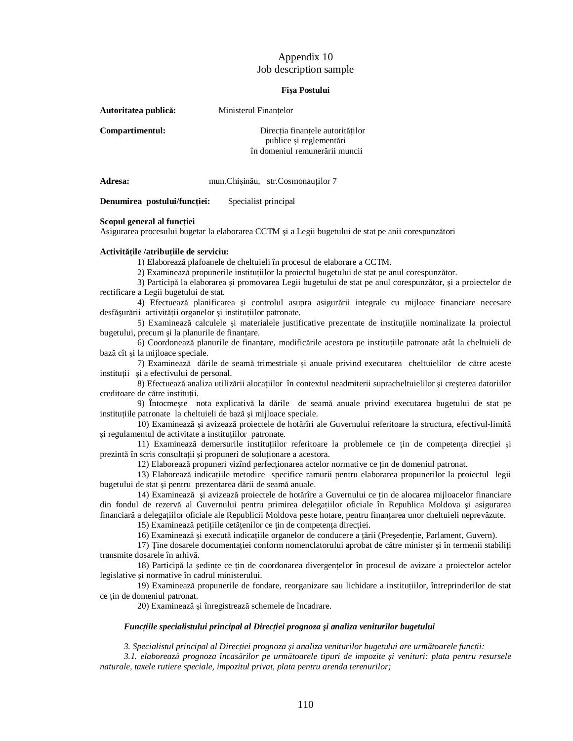Appendix 10
Job description sample

**Fişa Postului**

**Autoritatea publică:** Ministerul Finanțelor

**Compartimentul:** Direcția finanțele autorităților publice şi reglementări în domeniul remunerării muncii

**Adresa:** mun.Chişinău, str.Cosmonauților 7

**Denumirea postului/funcției:** Specialist principal

**Scopul general al funcției**
Asigurarea procesului bugetar la elaborarea CCTM şi a Legii bugetului de stat pe anii corespunzători

**Activitățile /atribuțiile de serviciu:**

1) Elaborează plafoanele de cheltuieli în procesul de elaborare a CCTM.
2) Examinează propunerile instituțiilor la proiectul bugetului de stat pe anul corespunzător.
3) Participă la elaborarea şi promovarea Legii bugetului de stat pe anul corespunzător, şi a proiectelor de rectificare a Legii bugetului de stat.
4) Efectuează planificarea şi controlul asupra asigurării integrale cu mijloace financiare necesare desfăşurării activității organelor şi instituțiilor patronate.
5) Examinează calculele şi materialele justificative prezentate de instituțiile nominalizate la proiectul bugetului, precum şi la planurile de finanțare.
6) Coordonează planurile de finanțare, modificările acestora pe instituțiile patronate atât la cheltuieli de bază cît şi la mijloace speciale.
7) Examinează dările de seamă trimestriale şi anuale privind executarea cheltuielilor de către aceste instituții şi a efectivului de personal.
8) Efectuează analiza utilizării alocațiilor în contextul neadmiterii supracheltuielilor şi creşterea datoriilor creditoare de către instituții.
9) Întocmeşte nota explicativă la dările de seamă anuale privind executarea bugetului de stat pe instituțiile patronate la cheltuieli de bază şi mijloace speciale.
10) Examinează şi avizează proiectele de hotărîri ale Guvernului referitoare la structura, efectivul-limită şi regulamentul de activitate a instituțiilor patronate.
11) Examinează demersurile instituțiilor referitoare la problemele ce țin de competența direcției şi prezintă în scris consultații şi propuneri de soluționare a acestora.
12) Elaborează propuneri vizînd perfecționarea actelor normative ce țin de domeniul patronat.
13) Elaborează indicațiile metodice specifice ramurii pentru elaborarea propunerilor la proiectul legii bugetului de stat şi pentru prezentarea dării de seamă anuale.
14) Examinează şi avizează proiectele de hotărîre a Guvernului ce țin de alocarea mijloacelor financiare din fondul de rezervă al Guvernului pentru primirea delegațiilor oficiale în Republica Moldova şi asigurarea financiară a delegațiilor oficiale ale Republicii Moldova peste hotare, pentru finanțarea unor cheltuieli neprevăzute.
15) Examinează petițiile cetățenilor ce țin de competența direcției.
16) Examinează şi execută indicațiile organelor de conducere a țării (Preşedenție, Parlament, Guvern).
17) Ține dosarele documentației conform nomenclatorului aprobat de către minister şi în termenii stabiliți transmite dosarele în arhivă.
18) Participă la şedințe ce țin de coordonarea divergențelor în procesul de avizare a proiectelor actelor legislative şi normative în cadrul ministerului.
19) Examinează propunerile de fondare, reorganizare sau lichidare a instituțiilor, întreprinderilor de stat ce țin de domeniul patronat.
20) Examinează şi înregistrează schemele de încadrare.

***Funcțiile specialistului principal al Direcției prognoza şi analiza veniturilor bugetului***

*3. Specialistul principal al Direcției prognoza şi analiza veniturilor bugetului are următoarele funcții:*

*3.1. elaborează prognoza încasărilor pe următoarele tipuri de impozite şi venituri: plata pentru resursele naturale, taxele rutiere speciale, impozitul privat, plata pentru arenda terenurilor;*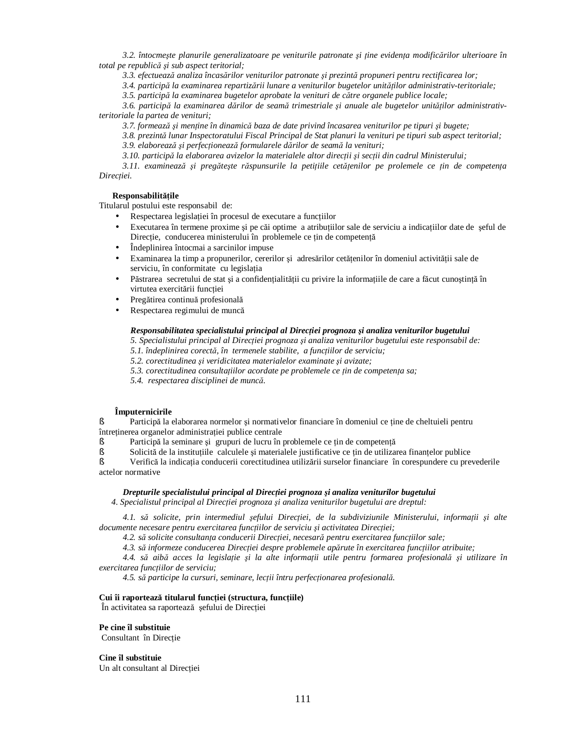*3.2. întocmeşte planurile generalizatoare pe veniturile patronate şi ţine evidenţa modificărilor ulterioare în total pe republică şi sub aspect teritorial;*

*3.3. efectuează analiza încasărilor veniturilor patronate şi prezintă propuneri pentru rectificarea lor;*

*3.4. participă la examinarea repartizării lunare a veniturilor bugetelor unităţilor administrativ-teritoriale;*

*3.5. participă la examinarea bugetelor aprobate la venituri de către organele publice locale;*

*3.6. participă la examinarea dărilor de seamă trimestriale şi anuale ale bugetelor unităţilor administrativ-teritoriale la partea de venituri;*

*3.7. formează şi menţine în dinamică baza de date privind încasarea veniturilor pe tipuri şi bugete;*

*3.8. prezintă lunar Inspectoratului Fiscal Principal de Stat planuri la venituri pe tipuri sub aspect teritorial;*

*3.9. elaborează şi perfecţionează formularele dărilor de seamă la venituri;*

*3.10. participă la elaborarea avizelor la materialele altor direcţii şi secţii din cadrul Ministerului;*

*3.11. examinează şi pregăteşte răspunsurile la petiţiile cetăţenilor pe prolemele ce ţin de competenţa Direcţiei.*

**Responsabilităţile**

Titularul postului este responsabil de:

- Respectarea legislaţiei în procesul de executare a funcţiilor
- Executarea în termene proxime şi pe căi optime a atribuţiilor sale de serviciu a indicaţiilor date de şeful de Direcţie, conducerea ministerului în problemele ce ţin de competenţă
- Îndeplinirea întocmai a sarcinilor impuse
- Examinarea la timp a propunerilor, cererilor şi adresărilor cetăţenilor în domeniul activităţii sale de serviciu, în conformitate cu legislaţia
- Păstrarea secretului de stat şi a confidenţialităţii cu privire la informaţiile de care a făcut cunoştinţă în virtutea exercitării funcţiei
- Pregătirea continuă profesională
- Respectarea regimului de muncă

***Responsabilitatea specialistului principal al Direcţiei prognoza şi analiza veniturilor bugetului***

*5. Specialistului principal al Direcţiei prognoza şi analiza veniturilor bugetului este responsabil de:*

*5.1. îndeplinirea corectă, în termenele stabilite, a funcţiilor de serviciu;*

*5.2. corectitudinea şi veridicitatea materialelor examinate şi avizate;*

*5.3. corectitudinea consultaţiilor acordate pe problemele ce ţin de competenţa sa;*

*5.4. respectarea disciplinei de muncă.*

**Împuternicirile**

§ Participă la elaborarea normelor şi normativelor financiare în domeniul ce ţine de cheltuieli pentru întreţinerea organelor administraţiei publice centrale

§ Participă la seminare şi grupuri de lucru în problemele ce ţin de competenţă

§ Solicită de la instituţiile calculele şi materialele justificative ce ţin de utilizarea finanţelor publice

§ Verifică la indicaţia conducerii corectitudinea utilizării surselor financiare în corespundere cu prevederile actelor normative

***Drepturile specialistului principal al Direcţiei prognoza şi analiza veniturilor bugetului***

*4. Specialistul principal al Direcţiei prognoza şi analiza veniturilor bugetului are dreptul:*

*4.1. să solicite, prin intermediul şefului Direcţiei, de la subdiviziunile Ministerului, informaţii şi alte documente necesare pentru exercitarea funcţiilor de serviciu şi activitatea Direcţiei;*

*4.2. să solicite consultanţa conducerii Direcţiei, necesară pentru exercitarea funcţiilor sale;*

*4.3. să informeze conducerea Direcţiei despre problemele apărute în exercitarea funcţiilor atribuite;*

*4.4. să aibă acces la legislaţie şi la alte informaţii utile pentru formarea profesională şi utilizare în exercitarea funcţiilor de serviciu;*

*4.5. să participe la cursuri, seminare, lecţii întru perfecţionarea profesională.*

**Cui îi raportează titularul funcţiei (structura, funcţiile)**

În activitatea sa raportează şefului de Direcţiei

**Pe cine îl substituie**

Consultant în Direcţie

**Cine îl substituie**

Un alt consultant al Direcţiei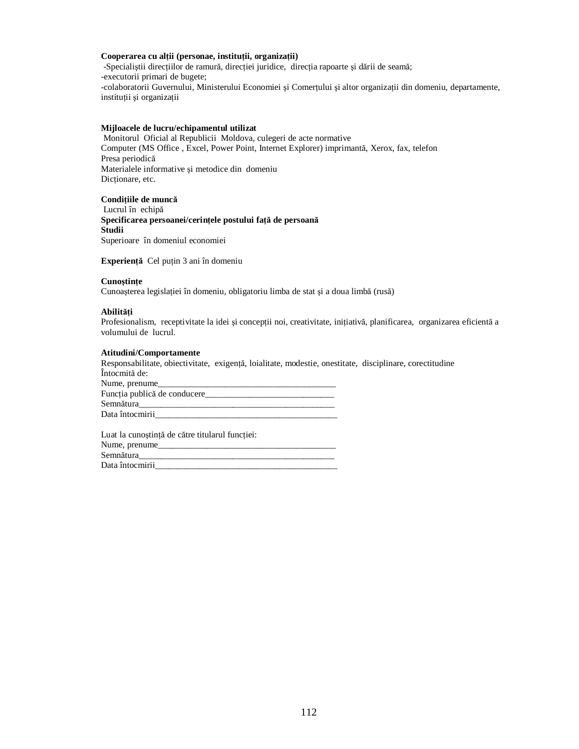**Cooperarea cu alții (personae, instituții, organizații)**
-Specialiștii direcțiilor de ramură, direcției juridice, direcția rapoarte și dării de seamă;
-executorii primari de bugete;
-colaboratorii Guvernului, Ministerului Economiei şi Comerțului și altor organizații din domeniu, departamente, instituții și organizații

**Mijloacele de lucru/echipamentul utilizat**
Monitorul Oficial al Republicii Moldova, culegeri de acte normative
Computer (MS Office , Excel, Power Point, Internet Explorer) imprimantă, Xerox, fax, telefon
Presa periodică
Materialele informative și metodice din domeniu
Dicționare, etc.

**Condițiile de muncă**
Lucrul în echipă
**Specificarea persoanei/cerințele postului față de persoană**
**Studii**
Superioare în domeniul economiei

**Experiență** Cel puțin 3 ani în domeniu

**Cunoștințe**
Cunoașterea legislației în domeniu, obligatoriu limba de stat și a doua limbă (rusă)

**Abilități**
Profesionalism, receptivitate la idei și concepții noi, creativitate, inițiativă, planificarea, organizarea eficientă a volumului de lucrul.

**Atitudini/Comportamente**
Responsabilitate, obiectivitate, exigență, loialitate, modestie, onestitate, disciplinare, corectitudine
Întocmită de:
Nume, prenume_________________________________________
Funcția publică de conducere_____________________________
Semnătura_____________________________________________
Data întocmirii__________________________________________

Luat la cunoștință de către titularul funcției:
Nume, prenume_________________________________________
Semnătura_____________________________________________
Data întocmirii__________________________________________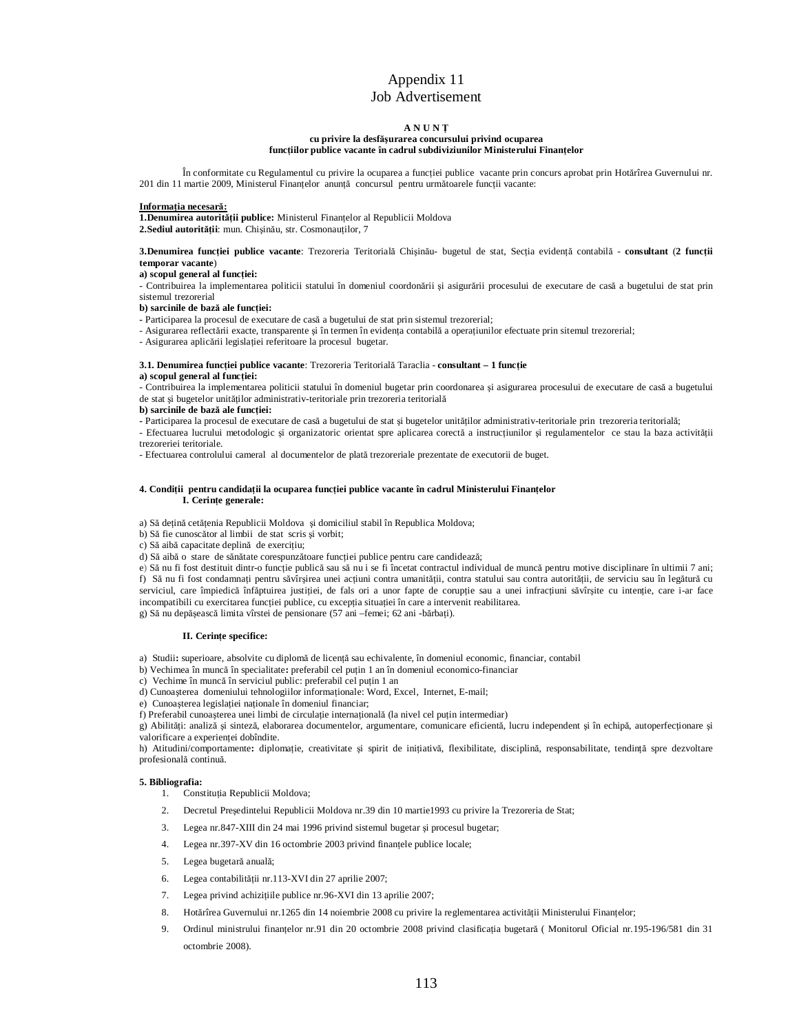# Appendix 11
# Job Advertisement

**A N U N Ţ**
**cu privire la desfăşurarea concursului privind ocuparea**
**funcţiilor publice vacante în cadrul subdiviziunilor Ministerului Finanţelor**

În conformitate cu Regulamentul cu privire la ocuparea a funcţiei publice vacante prin concurs aprobat prin Hotărîrea Guvernului nr. 201 din 11 martie 2009, Ministerul Finanţelor anunţă concursul pentru următoarele funcţii vacante:

**<u>Informaţia necesară:</u>**
**1.Denumirea autorităţii publice:** Ministerul Finanţelor al Republicii Moldova
**2.Sediul autorităţii**: mun. Chişinău, str. Cosmonauţilor, 7

**3.Denumirea funcţiei publice vacante**: Trezoreria Teritorială Chişinău- bugetul de stat, Secţia evidenţă contabilă - **consultant** (**2 funcţii temporar vacante**)
**a) scopul general al funcţiei:**
- Contribuirea la implementarea politicii statului în domeniul coordonării şi asigurării procesului de executare de casă a bugetului de stat prin sistemul trezorerial
**b) sarcinile de bază ale funcţiei:**
- Participarea la procesul de executare de casă a bugetului de stat prin sistemul trezorerial;
- Asigurarea reflectării exacte, transparente şi în termen în evidenţa contabilă a operaţiunilor efectuate prin sitemul trezorerial;
- Asigurarea aplicării legislaţiei referitoare la procesul bugetar.

**3.1. Denumirea funcţiei publice vacante**: Trezoreria Teritorială Taraclia - **consultant – 1 funcţie**
**a) scopul general al funcţiei:**
- Contribuirea la implementarea politicii statului în domeniul bugetar prin coordonarea şi asigurarea procesului de executare de casă a bugetului de stat şi bugetelor unităţilor administrativ-teritoriale prin trezoreria teritorială
**b) sarcinile de bază ale funcţiei:**
- Participarea la procesul de executare de casă a bugetului de stat şi bugetelor unităţilor administrativ-teritoriale prin trezoreria teritorială;
- Efectuarea lucrului metodologic şi organizatoric orientat spre aplicarea corectă a instrucţiunilor şi regulamentelor ce stau la baza activităţii trezoreriei teritoriale.
- Efectuarea controlului cameral al documentelor de plată trezoreriale prezentate de executorii de buget.

**4. Condiţii pentru candidaţii la ocuparea funcţiei publice vacante în cadrul Ministerului Finanţelor**
**I. Cerinţe generale:**

a) Să deţină cetăţenia Republicii Moldova şi domiciliul stabil în Republica Moldova;
b) Să fie cunoscător al limbii de stat scris şi vorbit;
c) Să aibă capacitate deplină de exerciţiu;
d) Să aibă o stare de sănătate corespunzătoare funcţiei publice pentru care candidează;
e) Să nu fi fost destituit dintr-o funcţie publică sau să nu i se fi încetat contractul individual de muncă pentru motive disciplinare în ultimii 7 ani;
f) Să nu fi fost condamnaţi pentru săvîrşirea unei acţiuni contra umanităţii, contra statului sau contra autorităţii, de serviciu sau în legătură cu serviciul, care împiedică înfăptuirea justiţiei, de fals ori a unor fapte de corupţie sau a unei infracţiuni săvîrşite cu intenţie, care i-ar face incompatibili cu exercitarea funcţiei publice, cu excepţia situaţiei în care a intervenit reabilitarea.
g) Să nu depăşească limita vîrstei de pensionare (57 ani –femei; 62 ani -bărbaţi).

**II. Cerinţe specifice:**

a) Studii**:** superioare, absolvite cu diplomă de licenţă sau echivalente, în domeniul economic, financiar, contabil
b) Vechimea în muncă în specialitate**:** preferabil cel puţin 1 an în domeniul economico-financiar
c) Vechime în muncă în serviciul public: preferabil cel puţin 1 an
d) Cunoaşterea domeniului tehnologiilor informaţionale: Word, Excel, Internet, E-mail;
e) Cunoaşterea legislaţiei naţionale în domeniul financiar;
f) Preferabil cunoaşterea unei limbi de circulaţie internaţională (la nivel cel puţin intermediar)
g) Abilităţi: analiză şi sinteză, elaborarea documentelor, argumentare, comunicare eficientă, lucru independent şi în echipă, autoperfecţionare şi valorificare a experienţei dobîndite.
h) Atitudini/comportamente**:** diplomaţie, creativitate şi spirit de iniţiativă, flexibilitate, disciplină, responsabilitate, tendinţă spre dezvoltare profesională continuă.

**5. Bibliografia:**
1. Constituţia Republicii Moldova;
2. Decretul Preşedintelui Republicii Moldova nr.39 din 10 martie1993 cu privire la Trezoreria de Stat;
3. Legea nr.847-XIII din 24 mai 1996 privind sistemul bugetar şi procesul bugetar;
4. Legea nr.397-XV din 16 octombrie 2003 privind finanţele publice locale;
5. Legea bugetară anuală;
6. Legea contabilităţii nr.113-XVI din 27 aprilie 2007;
7. Legea privind achiziţiile publice nr.96-XVI din 13 aprilie 2007;
8. Hotărîrea Guvernului nr.1265 din 14 noiembrie 2008 cu privire la reglementarea activităţii Ministerului Finanţelor;
9. Ordinul ministrului finanţelor nr.91 din 20 octombrie 2008 privind clasificaţia bugetară ( Monitorul Oficial nr.195-196/581 din 31 octombrie 2008).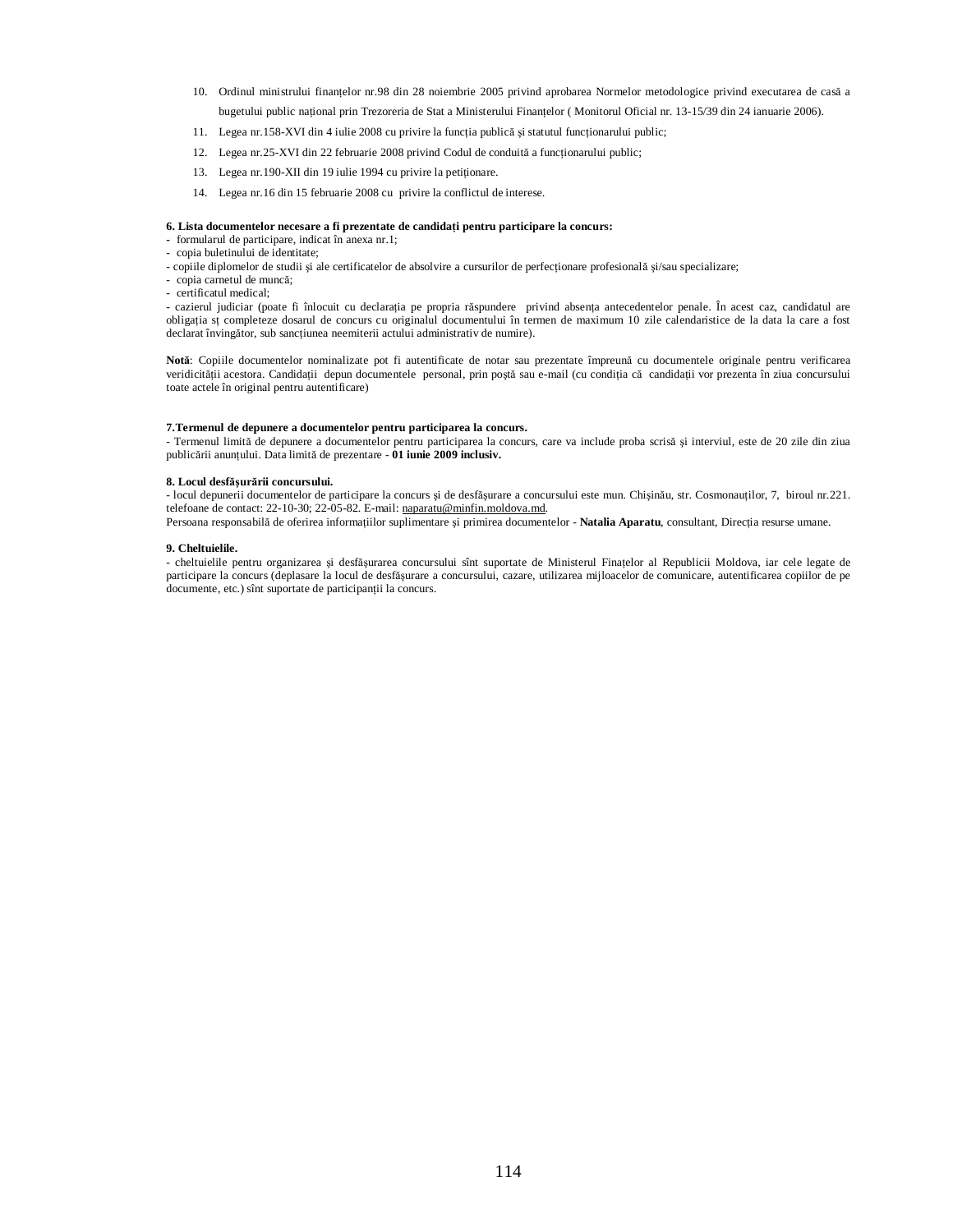10. Ordinul ministrului finanțelor nr.98 din 28 noiembrie 2005 privind aprobarea Normelor metodologice privind executarea de casă a bugetului public național prin Trezoreria de Stat a Ministerului Finanțelor ( Monitorul Oficial nr. 13-15/39 din 24 ianuarie 2006).
11. Legea nr.158-XVI din 4 iulie 2008 cu privire la funcția publică și statutul funcționarului public;
12. Legea nr.25-XVI din 22 februarie 2008 privind Codul de conduită a funcționarului public;
13. Legea nr.190-XII din 19 iulie 1994 cu privire la petiționare.
14. Legea nr.16 din 15 februarie 2008 cu privire la conflictul de interese.

**6. Lista documentelor necesare a fi prezentate de candidați pentru participare la concurs:**
- formularul de participare, indicat în anexa nr.1;
- copia buletinului de identitate;
- copiile diplomelor de studii şi ale certificatelor de absolvire a cursurilor de perfecționare profesională şi/sau specializare;
- copia carnetul de muncă;
- certificatul medical;
- cazierul judiciar (poate fi înlocuit cu declarația pe propria răspundere privind absența antecedentelor penale. În acest caz, candidatul are obligația sț completeze dosarul de concurs cu originalul documentului în termen de maximum 10 zile calendaristice de la data la care a fost declarat învingător, sub sancțiunea neemiterii actului administrativ de numire).

**Notă**: Copiile documentelor nominalizate pot fi autentificate de notar sau prezentate împreună cu documentele originale pentru verificarea veridicității acestora. Candidații depun documentele personal, prin poştă sau e-mail (cu condiția că candidații vor prezenta în ziua concursului toate actele în original pentru autentificare)

**7.Termenul de depunere a documentelor pentru participarea la concurs.**
- Termenul limită de depunere a documentelor pentru participarea la concurs, care va include proba scrisă și interviul, este de 20 zile din ziua publicării anunțului. Data limită de prezentare - **01 iunie 2009 inclusiv.**

**8. Locul desfăşurării concursului.**
- locul depunerii documentelor de participare la concurs și de desfășurare a concursului este mun. Chișinău, str. Cosmonauților, 7, biroul nr.221. telefoane de contact: 22-10-30; 22-05-82. E-mail: naparatu@minfin.moldova.md.
Persoana responsabilă de oferirea informațiilor suplimentare şi primirea documentelor - **Natalia Aparatu**, consultant, Direcția resurse umane.

**9. Cheltuielile.**
- cheltuielile pentru organizarea şi desfăşurarea concursului sînt suportate de Ministerul Finațelor al Republicii Moldova, iar cele legate de participare la concurs (deplasare la locul de desfăşurare a concursului, cazare, utilizarea mijloacelor de comunicare, autentificarea copiilor de pe documente, etc.) sînt suportate de participanții la concurs.